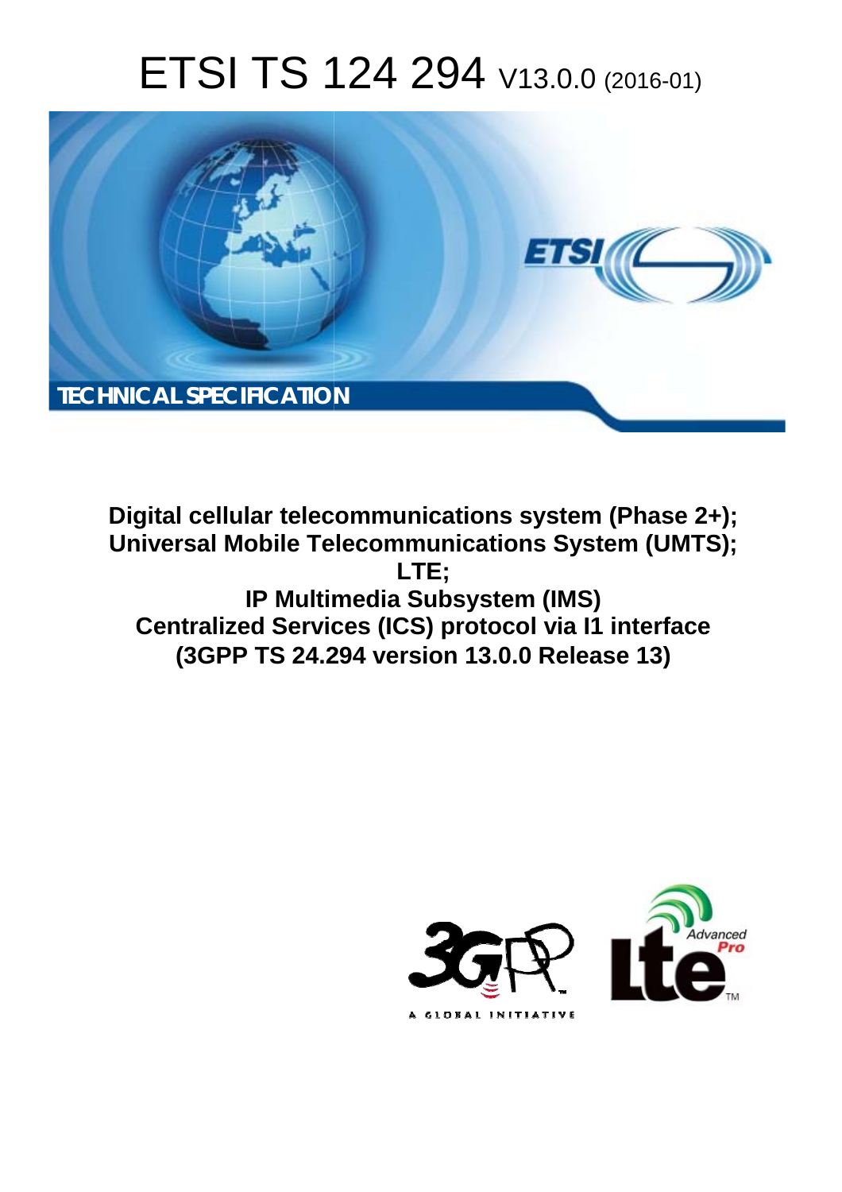# ETSI TS 124 294 V13.0.0 (2016-01)

TECHNICAL SPECIFICATION

**Digital cellular telecommunications system (Phase 2+); Universal Mobile Telecommunications System (UMTS); LTE; IP Multimedia Subsystem (IMS) Centralized Services (ICS) protocol via I1 interface (3GPP TS 24.294 version 13.0.0 Release 13)**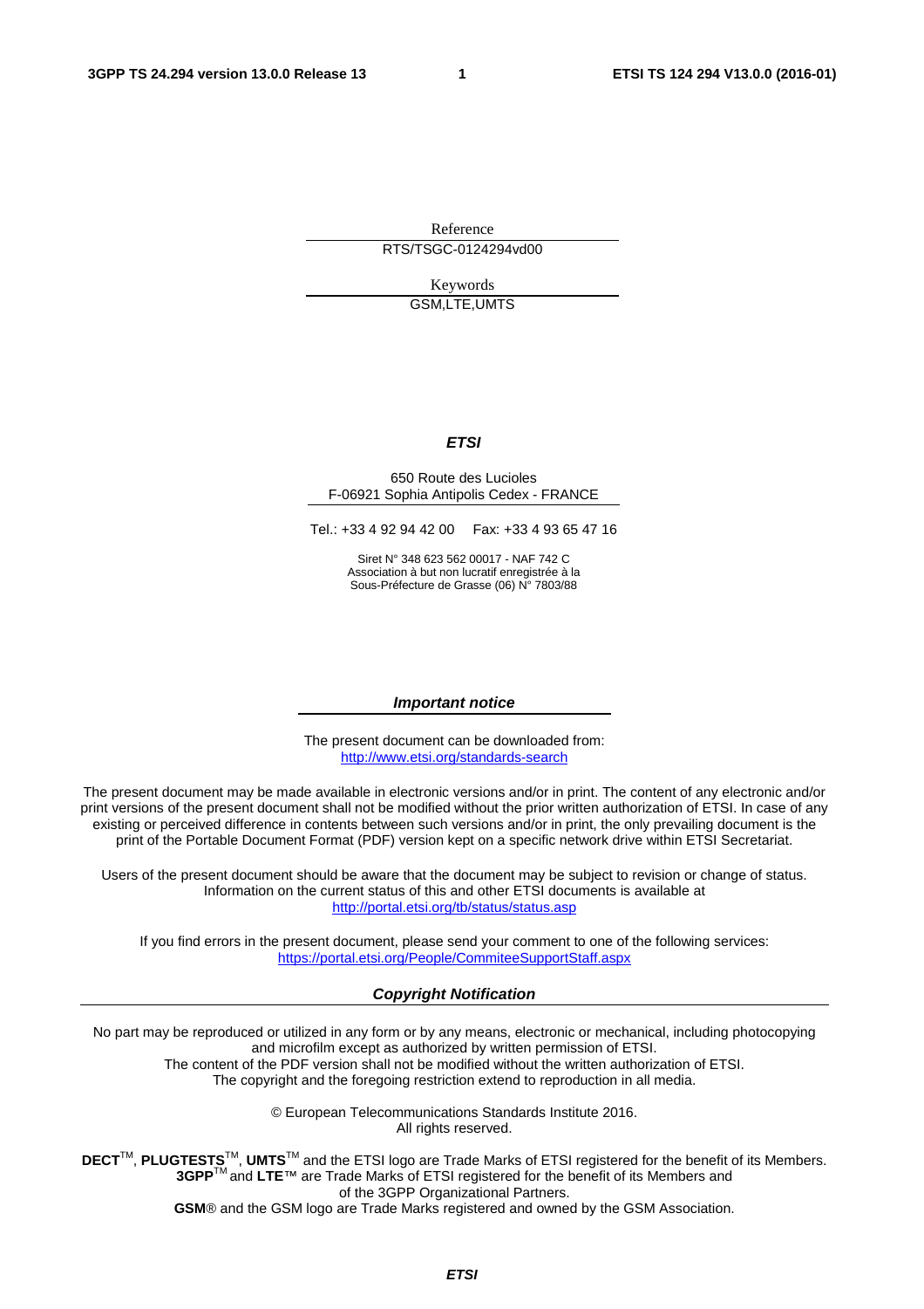Reference

RTS/TSGC-0124294vd00

Keywords

GSM,LTE,UMTS

***ETSI***

650 Route des Lucioles
F-06921 Sophia Antipolis Cedex - FRANCE

Tel.: +33 4 92 94 42 00   Fax: +33 4 93 65 47 16

Siret N° 348 623 562 00017 - NAF 742 C
Association à but non lucratif enregistrée à la
Sous-Préfecture de Grasse (06) N° 7803/88

***Important notice***

The present document can be downloaded from:
http://www.etsi.org/standards-search

The present document may be made available in electronic versions and/or in print. The content of any electronic and/or print versions of the present document shall not be modified without the prior written authorization of ETSI. In case of any existing or perceived difference in contents between such versions and/or in print, the only prevailing document is the print of the Portable Document Format (PDF) version kept on a specific network drive within ETSI Secretariat.

Users of the present document should be aware that the document may be subject to revision or change of status. Information on the current status of this and other ETSI documents is available at
http://portal.etsi.org/tb/status/status.asp

If you find errors in the present document, please send your comment to one of the following services:
https://portal.etsi.org/People/CommiteeSupportStaff.aspx

***Copyright Notification***

No part may be reproduced or utilized in any form or by any means, electronic or mechanical, including photocopying and microfilm except as authorized by written permission of ETSI.
The content of the PDF version shall not be modified without the written authorization of ETSI.
The copyright and the foregoing restriction extend to reproduction in all media.

© European Telecommunications Standards Institute 2016.
All rights reserved.

**DECT**™, **PLUGTESTS**™, **UMTS**™ and the ETSI logo are Trade Marks of ETSI registered for the benefit of its Members.
**3GPP**™ and **LTE**™ are Trade Marks of ETSI registered for the benefit of its Members and of the 3GPP Organizational Partners.
**GSM**® and the GSM logo are Trade Marks registered and owned by the GSM Association.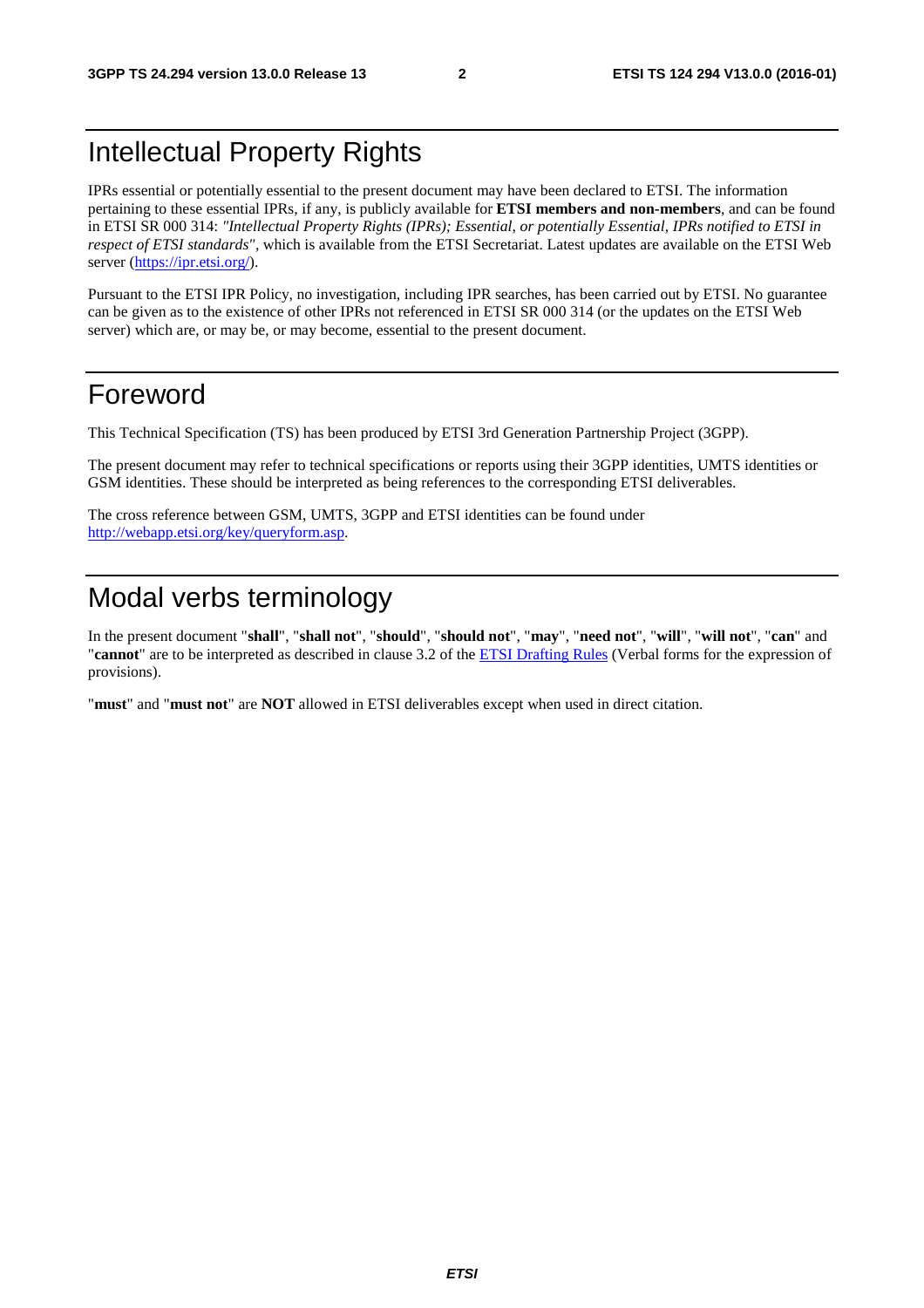# Intellectual Property Rights

IPRs essential or potentially essential to the present document may have been declared to ETSI. The information pertaining to these essential IPRs, if any, is publicly available for **ETSI members and non-members**, and can be found in ETSI SR 000 314: *"Intellectual Property Rights (IPRs); Essential, or potentially Essential, IPRs notified to ETSI in respect of ETSI standards"*, which is available from the ETSI Secretariat. Latest updates are available on the ETSI Web server (https://ipr.etsi.org/).

Pursuant to the ETSI IPR Policy, no investigation, including IPR searches, has been carried out by ETSI. No guarantee can be given as to the existence of other IPRs not referenced in ETSI SR 000 314 (or the updates on the ETSI Web server) which are, or may be, or may become, essential to the present document.

# Foreword

This Technical Specification (TS) has been produced by ETSI 3rd Generation Partnership Project (3GPP).

The present document may refer to technical specifications or reports using their 3GPP identities, UMTS identities or GSM identities. These should be interpreted as being references to the corresponding ETSI deliverables.

The cross reference between GSM, UMTS, 3GPP and ETSI identities can be found under http://webapp.etsi.org/key/queryform.asp.

# Modal verbs terminology

In the present document "**shall**", "**shall not**", "**should**", "**should not**", "**may**", "**need not**", "**will**", "**will not**", "**can**" and "**cannot**" are to be interpreted as described in clause 3.2 of the ETSI Drafting Rules (Verbal forms for the expression of provisions).

"**must**" and "**must not**" are **NOT** allowed in ETSI deliverables except when used in direct citation.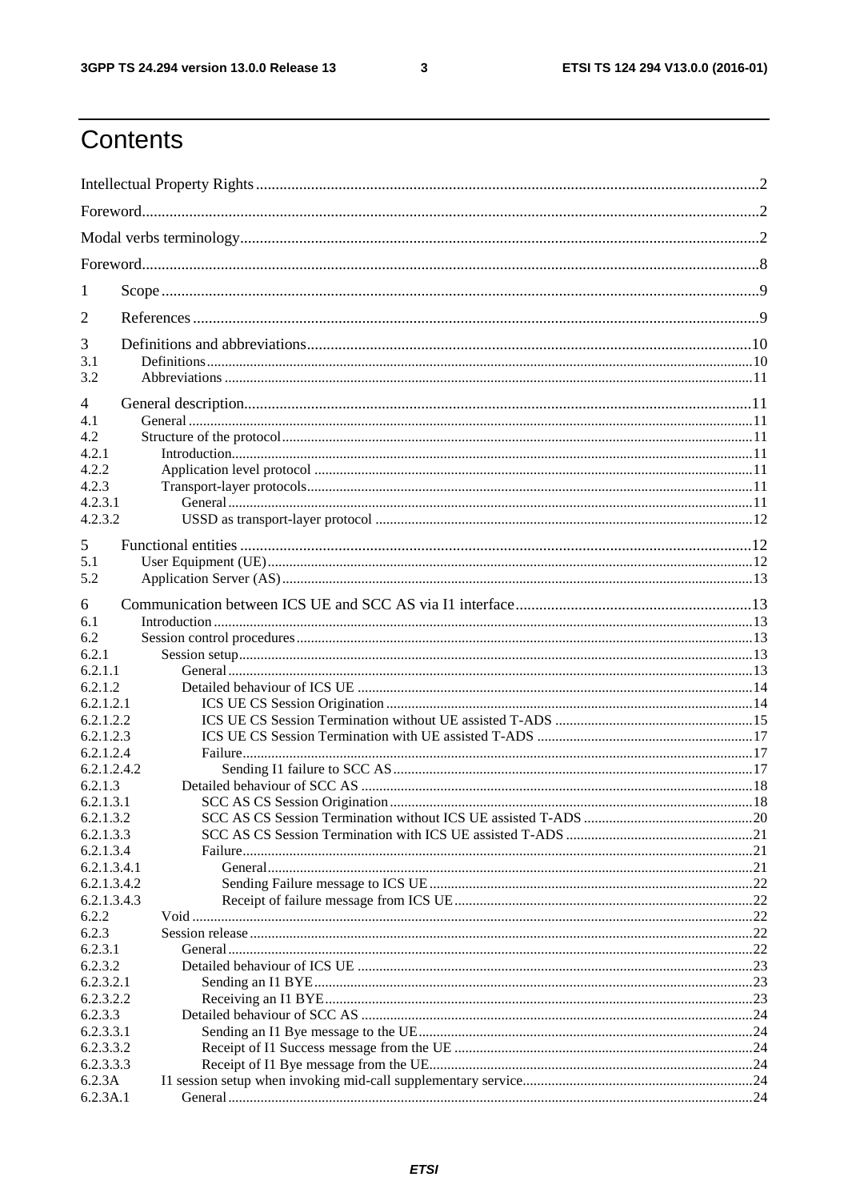# Contents

Intellectual Property Rights ....................................................................................................................................2

Foreword...................................................................................................................................................................2

Modal verbs terminology...........................................................................................................................................2

Foreword...................................................................................................................................................................8

1 Scope ......................................................................................................................................................................9

2 References ..............................................................................................................................................................9

3 Definitions and abbreviations.................................................................................................................................10
3.1 Definitions...........................................................................................................................................................10
3.2 Abbreviations .....................................................................................................................................................11

4 General description................................................................................................................................................11
4.1 General ..............................................................................................................................................................11
4.2 Structure of the protocol.....................................................................................................................................11
4.2.1 Introduction......................................................................................................................................................11
4.2.2 Application level protocol ................................................................................................................................11
4.2.3 Transport-layer protocols..................................................................................................................................11
4.2.3.1 General ..........................................................................................................................................................11
4.2.3.2 USSD as transport-layer protocol ..................................................................................................................12

5 Functional entities ..................................................................................................................................................12
5.1 User Equipment (UE)..........................................................................................................................................12
5.2 Application Server (AS).......................................................................................................................................13

6 Communication between ICS UE and SCC AS via I1 interface..............................................................................13
6.1 Introduction ........................................................................................................................................................13
6.2 Session control procedures..................................................................................................................................13
6.2.1 Session setup.....................................................................................................................................................13
6.2.1.1 General ...........................................................................................................................................................13
6.2.1.2 Detailed behaviour of ICS UE ........................................................................................................................14
6.2.1.2.1 ICS UE CS Session Origination ..................................................................................................................14
6.2.1.2.2 ICS UE CS Session Termination without UE assisted T-ADS ....................................................................15
6.2.1.2.3 ICS UE CS Session Termination with UE assisted T-ADS ..........................................................................17
6.2.1.2.4 Failure..........................................................................................................................................................17
6.2.1.2.4.2 Sending I1 failure to SCC AS.....................................................................................................................17
6.2.1.3 Detailed behaviour of SCC AS ........................................................................................................................18
6.2.1.3.1 SCC AS CS Session Origination .................................................................................................................18
6.2.1.3.2 SCC AS CS Session Termination without ICS UE assisted T-ADS .............................................................20
6.2.1.3.3 SCC AS CS Session Termination with ICS UE assisted T-ADS ..................................................................21
6.2.1.3.4 Failure..........................................................................................................................................................21
6.2.1.3.4.1 General.......................................................................................................................................................21
6.2.1.3.4.2 Sending Failure message to ICS UE...........................................................................................................22
6.2.1.3.4.3 Receipt of failure message from ICS UE....................................................................................................22
6.2.2 Void ..................................................................................................................................................................22
6.2.3 Session release ..................................................................................................................................................22
6.2.3.1 General ...........................................................................................................................................................22
6.2.3.2 Detailed behaviour of ICS UE ........................................................................................................................23
6.2.3.2.1 Sending an I1 BYE.......................................................................................................................................23
6.2.3.2.2 Receiving an I1 BYE....................................................................................................................................23
6.2.3.3 Detailed behaviour of SCC AS ........................................................................................................................24
6.2.3.3.1 Sending an I1 Bye message to the UE..........................................................................................................24
6.2.3.3.2 Receipt of I1 Success message from the UE ................................................................................................24
6.2.3.3.3 Receipt of I1 Bye message from the UE.......................................................................................................24
6.2.3A I1 session setup when invoking mid-call supplementary service.........................................................................24
6.2.3A.1 General ..........................................................................................................................................................24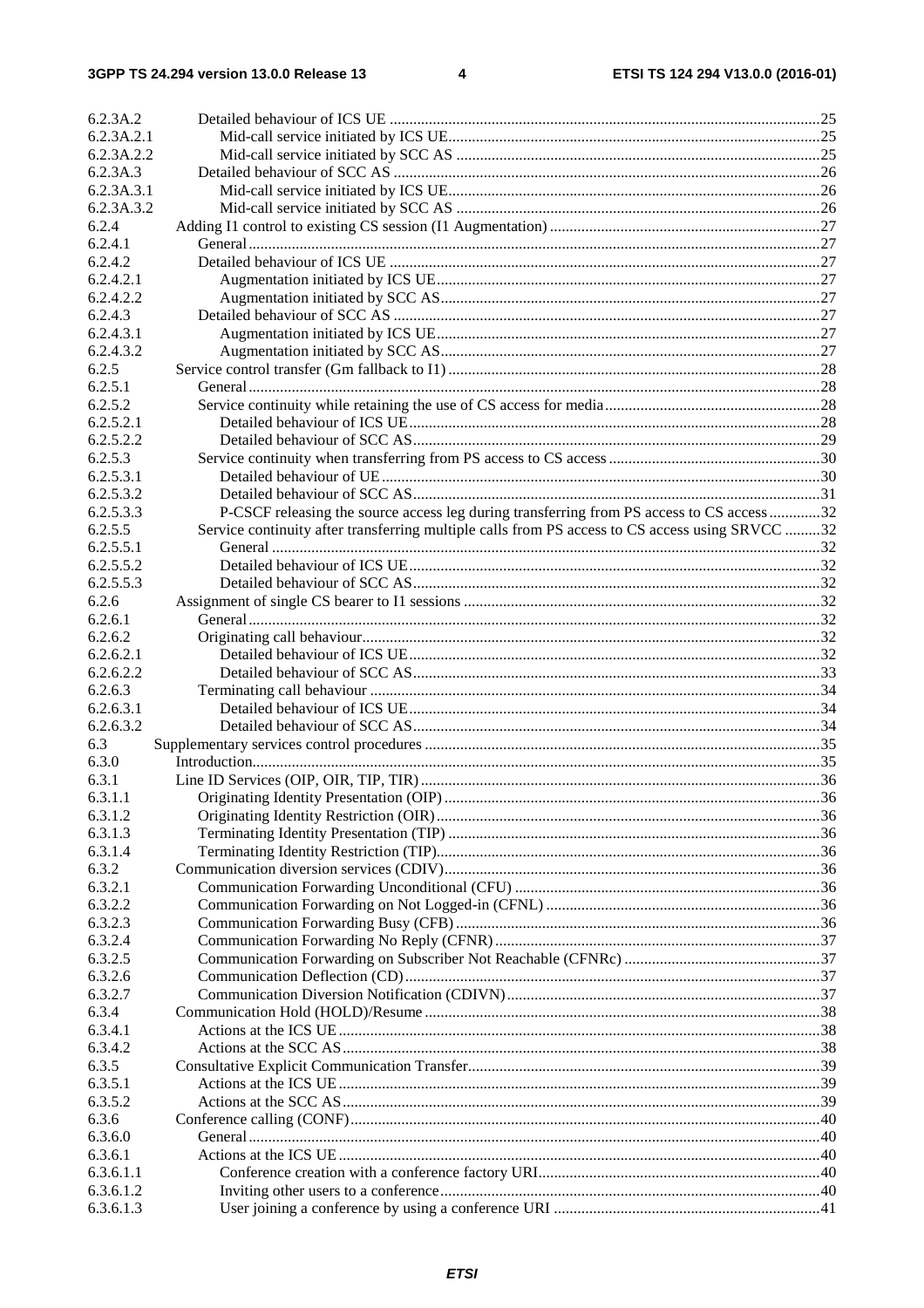6.2.3A.2 Detailed behaviour of ICS UE ..... 25
6.2.3A.2.1 Mid-call service initiated by ICS UE ..... 25
6.2.3A.2.2 Mid-call service initiated by SCC AS ..... 25
6.2.3A.3 Detailed behaviour of SCC AS ..... 26
6.2.3A.3.1 Mid-call service initiated by ICS UE ..... 26
6.2.3A.3.2 Mid-call service initiated by SCC AS ..... 26
6.2.4 Adding I1 control to existing CS session (I1 Augmentation) ..... 27
6.2.4.1 General ..... 27
6.2.4.2 Detailed behaviour of ICS UE ..... 27
6.2.4.2.1 Augmentation initiated by ICS UE ..... 27
6.2.4.2.2 Augmentation initiated by SCC AS ..... 27
6.2.4.3 Detailed behaviour of SCC AS ..... 27
6.2.4.3.1 Augmentation initiated by ICS UE ..... 27
6.2.4.3.2 Augmentation initiated by SCC AS ..... 27
6.2.5 Service control transfer (Gm fallback to I1) ..... 28
6.2.5.1 General ..... 28
6.2.5.2 Service continuity while retaining the use of CS access for media ..... 28
6.2.5.2.1 Detailed behaviour of ICS UE ..... 28
6.2.5.2.2 Detailed behaviour of SCC AS ..... 29
6.2.5.3 Service continuity when transferring from PS access to CS access ..... 30
6.2.5.3.1 Detailed behaviour of UE ..... 30
6.2.5.3.2 Detailed behaviour of SCC AS ..... 31
6.2.5.3.3 P-CSCF releasing the source access leg during transferring from PS access to CS access ..... 32
6.2.5.5 Service continuity after transferring multiple calls from PS access to CS access using SRVCC ..... 32
6.2.5.5.1 General ..... 32
6.2.5.5.2 Detailed behaviour of ICS UE ..... 32
6.2.5.5.3 Detailed behaviour of SCC AS ..... 32
6.2.6 Assignment of single CS bearer to I1 sessions ..... 32
6.2.6.1 General ..... 32
6.2.6.2 Originating call behaviour ..... 32
6.2.6.2.1 Detailed behaviour of ICS UE ..... 32
6.2.6.2.2 Detailed behaviour of SCC AS ..... 33
6.2.6.3 Terminating call behaviour ..... 34
6.2.6.3.1 Detailed behaviour of ICS UE ..... 34
6.2.6.3.2 Detailed behaviour of SCC AS ..... 34
6.3 Supplementary services control procedures ..... 35
6.3.0 Introduction ..... 35
6.3.1 Line ID Services (OIP, OIR, TIP, TIR) ..... 36
6.3.1.1 Originating Identity Presentation (OIP) ..... 36
6.3.1.2 Originating Identity Restriction (OIR) ..... 36
6.3.1.3 Terminating Identity Presentation (TIP) ..... 36
6.3.1.4 Terminating Identity Restriction (TIP) ..... 36
6.3.2 Communication diversion services (CDIV) ..... 36
6.3.2.1 Communication Forwarding Unconditional (CFU) ..... 36
6.3.2.2 Communication Forwarding on Not Logged-in (CFNL) ..... 36
6.3.2.3 Communication Forwarding Busy (CFB) ..... 36
6.3.2.4 Communication Forwarding No Reply (CFNR) ..... 37
6.3.2.5 Communication Forwarding on Subscriber Not Reachable (CFNRc) ..... 37
6.3.2.6 Communication Deflection (CD) ..... 37
6.3.2.7 Communication Diversion Notification (CDIVN) ..... 37
6.3.4 Communication Hold (HOLD)/Resume ..... 38
6.3.4.1 Actions at the ICS UE ..... 38
6.3.4.2 Actions at the SCC AS ..... 38
6.3.5 Consultative Explicit Communication Transfer ..... 39
6.3.5.1 Actions at the ICS UE ..... 39
6.3.5.2 Actions at the SCC AS ..... 39
6.3.6 Conference calling (CONF) ..... 40
6.3.6.0 General ..... 40
6.3.6.1 Actions at the ICS UE ..... 40
6.3.6.1.1 Conference creation with a conference factory URI ..... 40
6.3.6.1.2 Inviting other users to a conference ..... 40
6.3.6.1.3 User joining a conference by using a conference URI ..... 41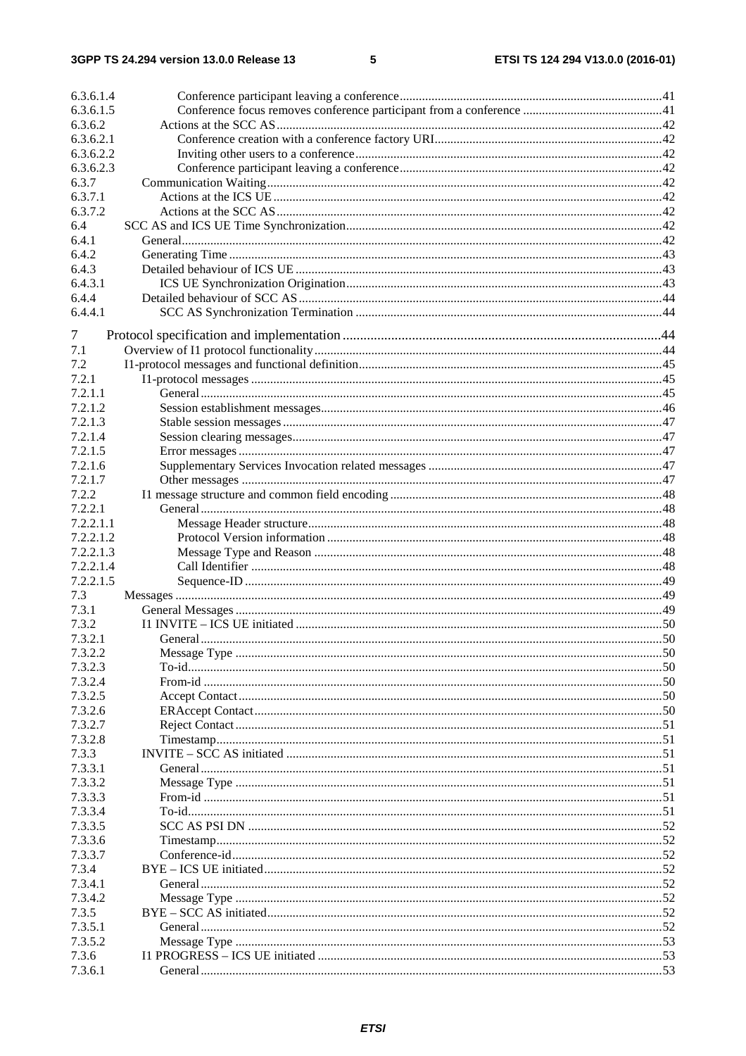6.3.6.1.4 Conference participant leaving a conference ..................................................................................41
6.3.6.1.5 Conference focus removes conference participant from a conference ...........................................41
6.3.6.2 Actions at the SCC AS.........................................................................................................................42
6.3.6.2.1 Conference creation with a conference factory URI.......................................................................42
6.3.6.2.2 Inviting other users to a conference................................................................................................42
6.3.6.2.3 Conference participant leaving a conference..................................................................................42
6.3.7 Communication Waiting...........................................................................................................................42
6.3.7.1 Actions at the ICS UE .........................................................................................................................42
6.3.7.2 Actions at the SCC AS.........................................................................................................................42
6.4 SCC AS and ICS UE Time Synchronization...................................................................................................42
6.4.1 General......................................................................................................................................................42
6.4.2 Generating Time .......................................................................................................................................43
6.4.3 Detailed behaviour of ICS UE ..................................................................................................................43
6.4.3.1 ICS UE Synchronization Origination..................................................................................................43
6.4.4 Detailed behaviour of SCC AS..................................................................................................................44
6.4.4.1 SCC AS Synchronization Termination ................................................................................................44

7 Protocol specification and implementation ..........................................................................................44
7.1 Overview of I1 protocol functionality.............................................................................................................44
7.2 I1-protocol messages and functional definition...............................................................................................45
7.2.1 I1-protocol messages ................................................................................................................................45
7.2.1.1 General................................................................................................................................................45
7.2.1.2 Session establishment messages..........................................................................................................46
7.2.1.3 Stable session messages ......................................................................................................................47
7.2.1.4 Session clearing messages...................................................................................................................47
7.2.1.5 Error messages ....................................................................................................................................47
7.2.1.6 Supplementary Services Invocation related messages .........................................................................47
7.2.1.7 Other messages ...................................................................................................................................47
7.2.2 I1 message structure and common field encoding .....................................................................................48
7.2.2.1 General................................................................................................................................................48
7.2.2.1.1 Message Header structure..............................................................................................................48
7.2.2.1.2 Protocol Version information .........................................................................................................48
7.2.2.1.3 Message Type and Reason ............................................................................................................48
7.2.2.1.4 Call Identifier ................................................................................................................................48
7.2.2.1.5 Sequence-ID ..................................................................................................................................49
7.3 Messages ........................................................................................................................................................49
7.3.1 General Messages .....................................................................................................................................49
7.3.2 I1 INVITE – ICS UE initiated ..................................................................................................................50
7.3.2.1 General................................................................................................................................................50
7.3.2.2 Message Type .....................................................................................................................................50
7.3.2.3 To-id....................................................................................................................................................50
7.3.2.4 From-id ...............................................................................................................................................50
7.3.2.5 Accept Contact....................................................................................................................................50
7.3.2.6 ERAccept Contact...............................................................................................................................50
7.3.2.7 Reject Contact.....................................................................................................................................51
7.3.2.8 Timestamp...........................................................................................................................................51
7.3.3 INVITE – SCC AS initiated .....................................................................................................................51
7.3.3.1 General................................................................................................................................................51
7.3.3.2 Message Type .....................................................................................................................................51
7.3.3.3 From-id ...............................................................................................................................................51
7.3.3.4 To-id....................................................................................................................................................51
7.3.3.5 SCC AS PSI DN .................................................................................................................................52
7.3.3.6 Timestamp...........................................................................................................................................52
7.3.3.7 Conference-id......................................................................................................................................52
7.3.4 BYE – ICS UE initiated............................................................................................................................52
7.3.4.1 General................................................................................................................................................52
7.3.4.2 Message Type .....................................................................................................................................52
7.3.5 BYE – SCC AS initiated...........................................................................................................................52
7.3.5.1 General................................................................................................................................................52
7.3.5.2 Message Type .....................................................................................................................................53
7.3.6 I1 PROGRESS – ICS UE initiated ...........................................................................................................53
7.3.6.1 General................................................................................................................................................53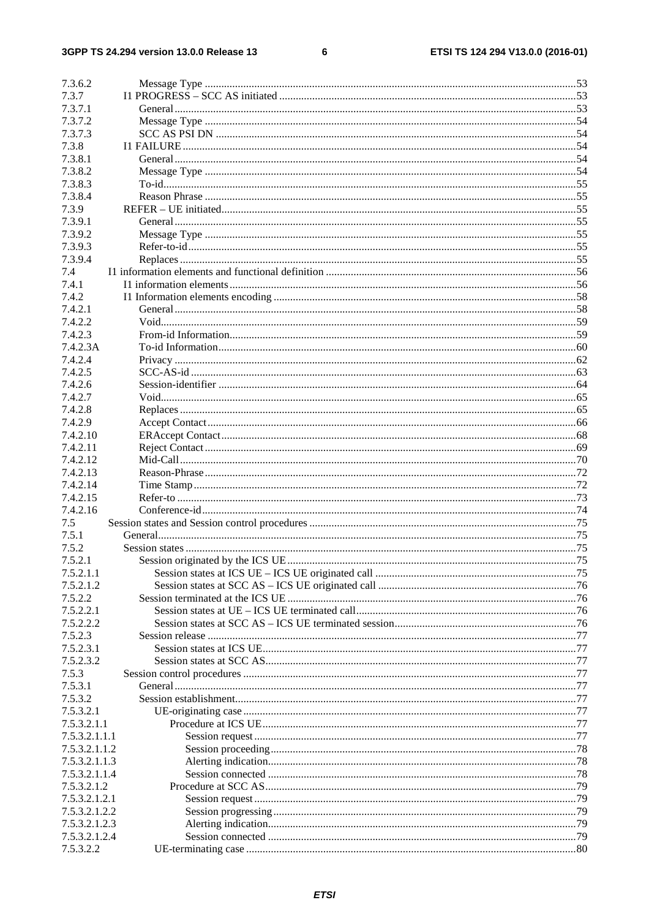7.3.6.2 Message Type ....................................................................................................................................53
7.3.7 I1 PROGRESS – SCC AS initiated ..........................................................................................................53
7.3.7.1 General .................................................................................................................................................53
7.3.7.2 Message Type ......................................................................................................................................54
7.3.7.3 SCC AS PSI DN ..................................................................................................................................54
7.3.8 I1 FAILURE ..............................................................................................................................................54
7.3.8.1 General .................................................................................................................................................54
7.3.8.2 Message Type ......................................................................................................................................54
7.3.8.3 To-id.....................................................................................................................................................55
7.3.8.4 Reason Phrase ......................................................................................................................................55
7.3.9 REFER – UE initiated...............................................................................................................................55
7.3.9.1 General .................................................................................................................................................55
7.3.9.2 Message Type ......................................................................................................................................55
7.3.9.3 Refer-to-id............................................................................................................................................55
7.3.9.4 Replaces ...............................................................................................................................................55
7.4 I1 information elements and functional definition ..........................................................................................56
7.4.1 I1 information elements.............................................................................................................................56
7.4.2 I1 Information elements encoding .............................................................................................................58
7.4.2.1 General .................................................................................................................................................58
7.4.2.2 Void......................................................................................................................................................59
7.4.2.3 From-id Information.............................................................................................................................59
7.4.2.3A To-id Information.................................................................................................................................60
7.4.2.4 Privacy .................................................................................................................................................62
7.4.2.5 SCC-AS-id ...........................................................................................................................................63
7.4.2.6 Session-identifier .................................................................................................................................64
7.4.2.7 Void......................................................................................................................................................65
7.4.2.8 Replaces ...............................................................................................................................................65
7.4.2.9 Accept Contact .....................................................................................................................................66
7.4.2.10 ERAccept Contact ................................................................................................................................68
7.4.2.11 Reject Contact ......................................................................................................................................69
7.4.2.12 Mid-Call...............................................................................................................................................70
7.4.2.13 Reason-Phrase ......................................................................................................................................72
7.4.2.14 Time Stamp ..........................................................................................................................................72
7.4.2.15 Refer-to ................................................................................................................................................73
7.4.2.16 Conference-id .......................................................................................................................................74
7.5 Session states and Session control procedures ................................................................................................75
7.5.1 General.......................................................................................................................................................75
7.5.2 Session states ............................................................................................................................................75
7.5.2.1 Session originated by the ICS UE ........................................................................................................75
7.5.2.1.1 Session states at ICS UE – ICS UE originated call .........................................................................75
7.5.2.1.2 Session states at SCC AS – ICS UE originated call ........................................................................76
7.5.2.2 Session terminated at the ICS UE ........................................................................................................76
7.5.2.2.1 Session states at UE – ICS UE terminated call...............................................................................76
7.5.2.2.2 Session states at SCC AS – ICS UE terminated session.................................................................76
7.5.2.3 Session release .....................................................................................................................................77
7.5.2.3.1 Session states at ICS UE.................................................................................................................77
7.5.2.3.2 Session states at SCC AS................................................................................................................77
7.5.3 Session control procedures ........................................................................................................................77
7.5.3.1 General .................................................................................................................................................77
7.5.3.2 Session establishment...........................................................................................................................77
7.5.3.2.1 UE-originating case ........................................................................................................................77
7.5.3.2.1.1 Procedure at ICS UE..................................................................................................................77
7.5.3.2.1.1.1 Session request ....................................................................................................................77
7.5.3.2.1.1.2 Session proceeding..............................................................................................................78
7.5.3.2.1.1.3 Alerting indication...............................................................................................................78
7.5.3.2.1.1.4 Session connected ...............................................................................................................78
7.5.3.2.1.2 Procedure at SCC AS.................................................................................................................79
7.5.3.2.1.2.1 Session request ....................................................................................................................79
7.5.3.2.1.2.2 Session progressing.............................................................................................................79
7.5.3.2.1.2.3 Alerting indication...............................................................................................................79
7.5.3.2.1.2.4 Session connected ...............................................................................................................79
7.5.3.2.2 UE-terminating case .......................................................................................................................80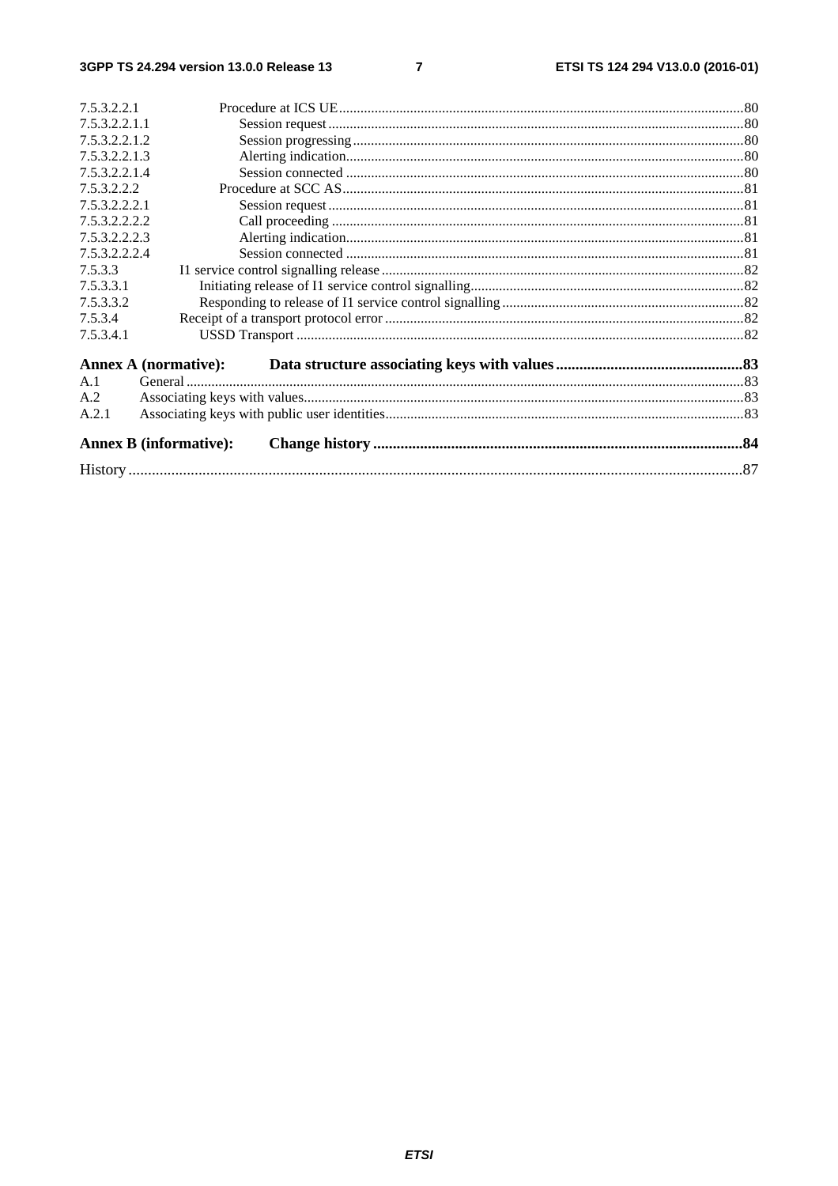7.5.3.2.2.1 Procedure at ICS UE ....................................................................................................................80
7.5.3.2.2.1.1 Session request ....................................................................................................................80
7.5.3.2.2.1.2 Session progressing.............................................................................................................80
7.5.3.2.2.1.3 Alerting indication...............................................................................................................80
7.5.3.2.2.1.4 Session connected ...............................................................................................................80
7.5.3.2.2.2 Procedure at SCC AS.................................................................................................................81
7.5.3.2.2.2.1 Session request ....................................................................................................................81
7.5.3.2.2.2.2 Call proceeding ...................................................................................................................81
7.5.3.2.2.2.3 Alerting indication...............................................................................................................81
7.5.3.2.2.2.4 Session connected ...............................................................................................................81
7.5.3.3 I1 service control signalling release .......................................................................................................82
7.5.3.3.1 Initiating release of I1 service control signalling...............................................................................82
7.5.3.3.2 Responding to release of I1 service control signalling .....................................................................82
7.5.3.4 Receipt of a transport protocol error .......................................................................................................82
7.5.3.4.1 USSD Transport .................................................................................................................................82

**Annex A (normative): Data structure associating keys with values ...............................................83**

A.1 General .............................................................................................................................................................83
A.2 Associating keys with values............................................................................................................................83
A.2.1 Associating keys with public user identities.....................................................................................................83

**Annex B (informative): Change history ..............................................................................................84**

History ..............................................................................................................................................................87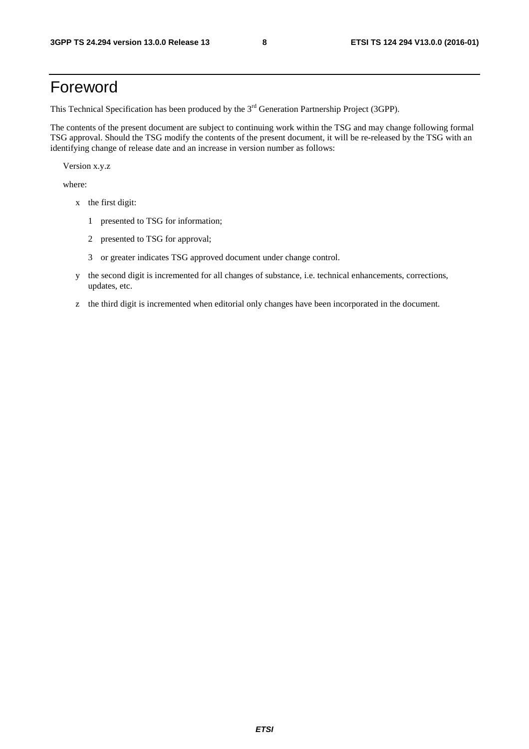# Foreword

This Technical Specification has been produced by the 3rd Generation Partnership Project (3GPP).

The contents of the present document are subject to continuing work within the TSG and may change following formal TSG approval. Should the TSG modify the contents of the present document, it will be re-released by the TSG with an identifying change of release date and an increase in version number as follows:

Version x.y.z

where:

- x the first digit:
  - 1 presented to TSG for information;
  - 2 presented to TSG for approval;
  - 3 or greater indicates TSG approved document under change control.
- y the second digit is incremented for all changes of substance, i.e. technical enhancements, corrections, updates, etc.
- z the third digit is incremented when editorial only changes have been incorporated in the document.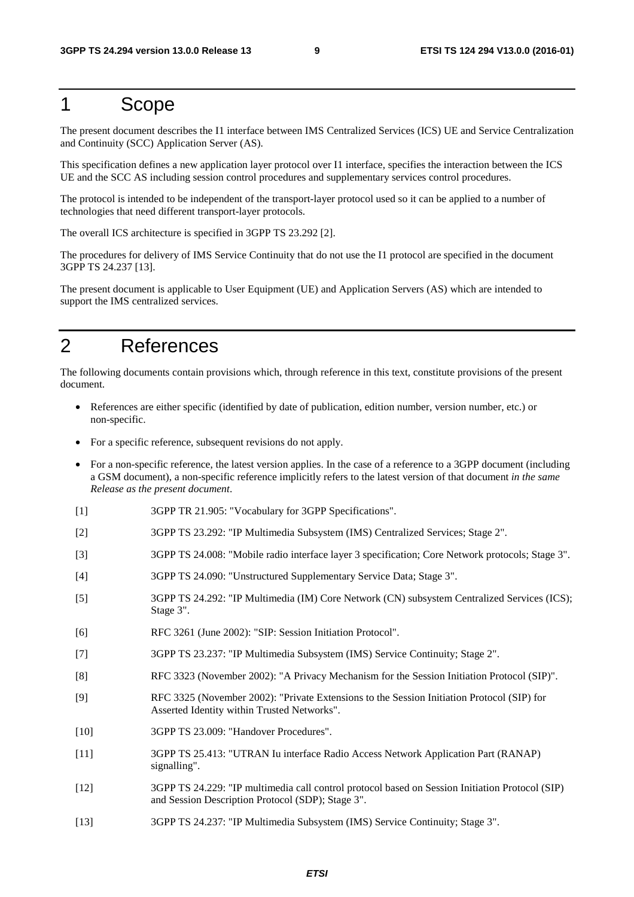# 1 Scope

The present document describes the I1 interface between IMS Centralized Services (ICS) UE and Service Centralization and Continuity (SCC) Application Server (AS).

This specification defines a new application layer protocol over I1 interface, specifies the interaction between the ICS UE and the SCC AS including session control procedures and supplementary services control procedures.

The protocol is intended to be independent of the transport-layer protocol used so it can be applied to a number of technologies that need different transport-layer protocols.

The overall ICS architecture is specified in 3GPP TS 23.292 [2].

The procedures for delivery of IMS Service Continuity that do not use the I1 protocol are specified in the document 3GPP TS 24.237 [13].

The present document is applicable to User Equipment (UE) and Application Servers (AS) which are intended to support the IMS centralized services.

# 2 References

The following documents contain provisions which, through reference in this text, constitute provisions of the present document.

- References are either specific (identified by date of publication, edition number, version number, etc.) or non-specific.
- For a specific reference, subsequent revisions do not apply.
- For a non-specific reference, the latest version applies. In the case of a reference to a 3GPP document (including a GSM document), a non-specific reference implicitly refers to the latest version of that document *in the same Release as the present document*.

[1] 3GPP TR 21.905: "Vocabulary for 3GPP Specifications".

[2] 3GPP TS 23.292: "IP Multimedia Subsystem (IMS) Centralized Services; Stage 2".

[3] 3GPP TS 24.008: "Mobile radio interface layer 3 specification; Core Network protocols; Stage 3".

[4] 3GPP TS 24.090: "Unstructured Supplementary Service Data; Stage 3".

[5] 3GPP TS 24.292: "IP Multimedia (IM) Core Network (CN) subsystem Centralized Services (ICS); Stage 3".

[6] RFC 3261 (June 2002): "SIP: Session Initiation Protocol".

[7] 3GPP TS 23.237: "IP Multimedia Subsystem (IMS) Service Continuity; Stage 2".

[8] RFC 3323 (November 2002): "A Privacy Mechanism for the Session Initiation Protocol (SIP)".

[9] RFC 3325 (November 2002): "Private Extensions to the Session Initiation Protocol (SIP) for Asserted Identity within Trusted Networks".

[10] 3GPP TS 23.009: "Handover Procedures".

[11] 3GPP TS 25.413: "UTRAN Iu interface Radio Access Network Application Part (RANAP) signalling".

[12] 3GPP TS 24.229: "IP multimedia call control protocol based on Session Initiation Protocol (SIP) and Session Description Protocol (SDP); Stage 3".

[13] 3GPP TS 24.237: "IP Multimedia Subsystem (IMS) Service Continuity; Stage 3".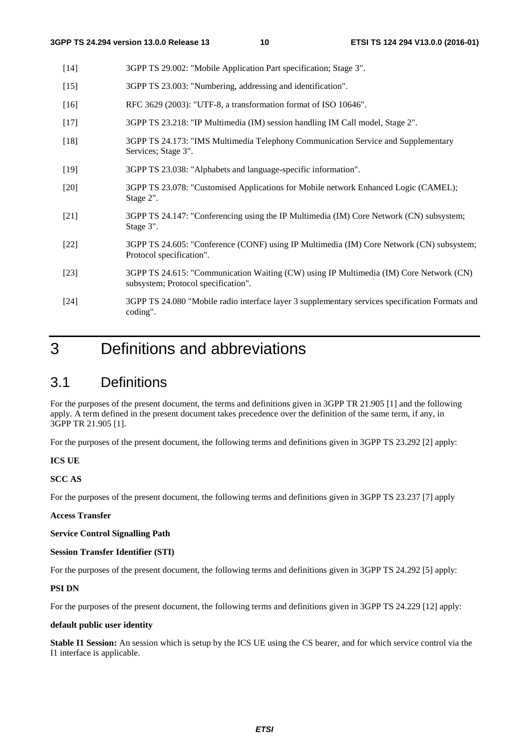[14] 3GPP TS 29.002: "Mobile Application Part specification; Stage 3".

[15] 3GPP TS 23.003: "Numbering, addressing and identification".

[16] RFC 3629 (2003): "UTF-8, a transformation format of ISO 10646".

[17] 3GPP TS 23.218: "IP Multimedia (IM) session handling IM Call model, Stage 2".

[18] 3GPP TS 24.173: "IMS Multimedia Telephony Communication Service and Supplementary Services; Stage 3".

[19] 3GPP TS 23.038: "Alphabets and language-specific information".

[20] 3GPP TS 23.078: "Customised Applications for Mobile network Enhanced Logic (CAMEL); Stage 2".

[21] 3GPP TS 24.147: "Conferencing using the IP Multimedia (IM) Core Network (CN) subsystem; Stage 3".

[22] 3GPP TS 24.605: "Conference (CONF) using IP Multimedia (IM) Core Network (CN) subsystem; Protocol specification".

[23] 3GPP TS 24.615: "Communication Waiting (CW) using IP Multimedia (IM) Core Network (CN) subsystem; Protocol specification".

[24] 3GPP TS 24.080 "Mobile radio interface layer 3 supplementary services specification Formats and coding".

# 3 Definitions and abbreviations

## 3.1 Definitions

For the purposes of the present document, the terms and definitions given in 3GPP TR 21.905 [1] and the following apply. A term defined in the present document takes precedence over the definition of the same term, if any, in 3GPP TR 21.905 [1].

For the purposes of the present document, the following terms and definitions given in 3GPP TS 23.292 [2] apply:

**ICS UE**

**SCC AS**

For the purposes of the present document, the following terms and definitions given in 3GPP TS 23.237 [7] apply

**Access Transfer**

**Service Control Signalling Path**

**Session Transfer Identifier (STI)**

For the purposes of the present document, the following terms and definitions given in 3GPP TS 24.292 [5] apply:

**PSI DN**

For the purposes of the present document, the following terms and definitions given in 3GPP TS 24.229 [12] apply:

**default public user identity**

**Stable I1 Session:** An session which is setup by the ICS UE using the CS bearer, and for which service control via the I1 interface is applicable.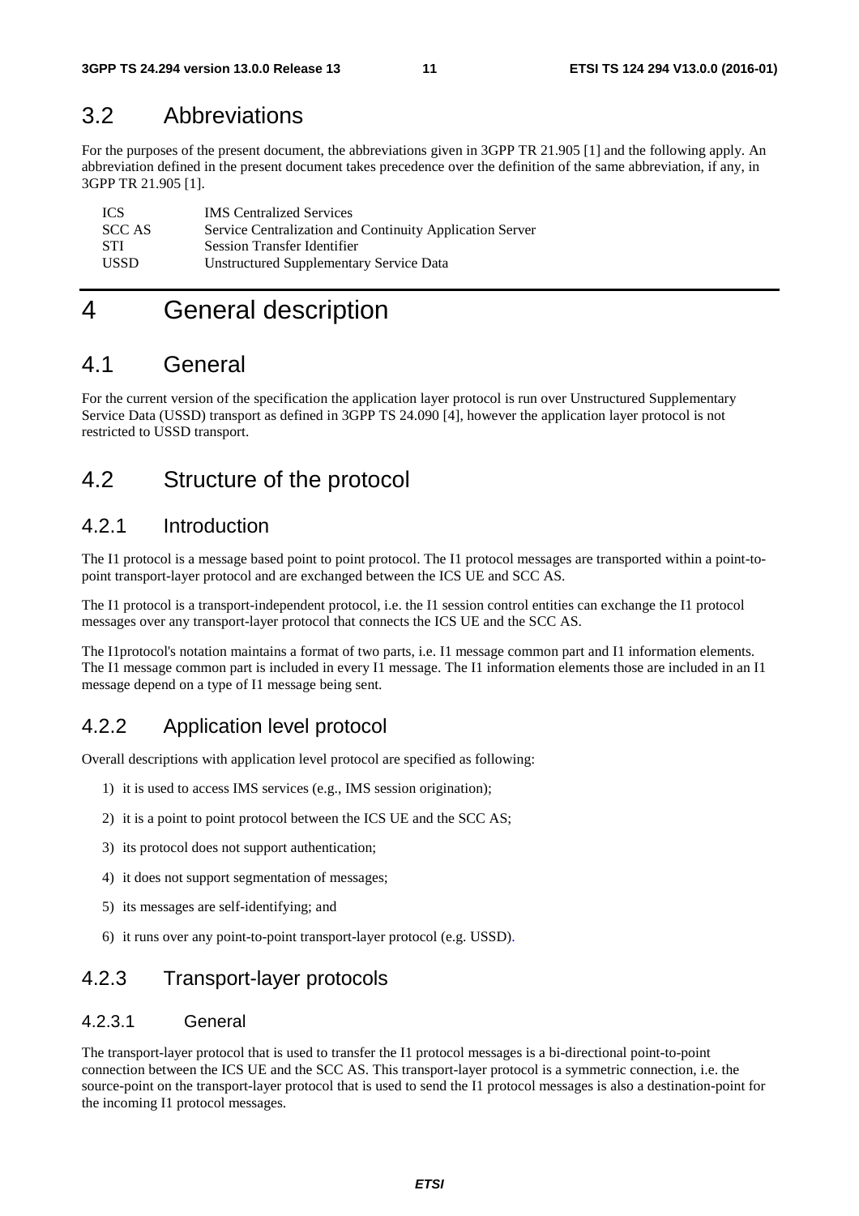## 3.2 Abbreviations

For the purposes of the present document, the abbreviations given in 3GPP TR 21.905 [1] and the following apply. An abbreviation defined in the present document takes precedence over the definition of the same abbreviation, if any, in 3GPP TR 21.905 [1].

| | |
|---|---|
| ICS | IMS Centralized Services |
| SCC AS | Service Centralization and Continuity Application Server |
| STI | Session Transfer Identifier |
| USSD | Unstructured Supplementary Service Data |

# 4 General description

## 4.1 General

For the current version of the specification the application layer protocol is run over Unstructured Supplementary Service Data (USSD) transport as defined in 3GPP TS 24.090 [4], however the application layer protocol is not restricted to USSD transport.

## 4.2 Structure of the protocol

### 4.2.1 Introduction

The I1 protocol is a message based point to point protocol. The I1 protocol messages are transported within a point-to-point transport-layer protocol and are exchanged between the ICS UE and SCC AS.

The I1 protocol is a transport-independent protocol, i.e. the I1 session control entities can exchange the I1 protocol messages over any transport-layer protocol that connects the ICS UE and the SCC AS.

The I1protocol's notation maintains a format of two parts, i.e. I1 message common part and I1 information elements. The I1 message common part is included in every I1 message. The I1 information elements those are included in an I1 message depend on a type of I1 message being sent.

### 4.2.2 Application level protocol

Overall descriptions with application level protocol are specified as following:

1) it is used to access IMS services (e.g., IMS session origination);

2) it is a point to point protocol between the ICS UE and the SCC AS;

3) its protocol does not support authentication;

4) it does not support segmentation of messages;

5) its messages are self-identifying; and

6) it runs over any point-to-point transport-layer protocol (e.g. USSD).

### 4.2.3 Transport-layer protocols

#### 4.2.3.1 General

The transport-layer protocol that is used to transfer the I1 protocol messages is a bi-directional point-to-point connection between the ICS UE and the SCC AS. This transport-layer protocol is a symmetric connection, i.e. the source-point on the transport-layer protocol that is used to send the I1 protocol messages is also a destination-point for the incoming I1 protocol messages.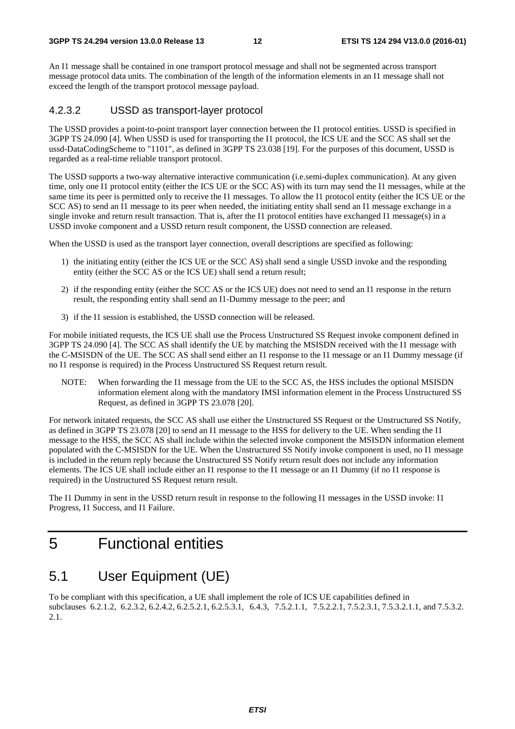An I1 message shall be contained in one transport protocol message and shall not be segmented across transport message protocol data units. The combination of the length of the information elements in an I1 message shall not exceed the length of the transport protocol message payload.

#### 4.2.3.2 USSD as transport-layer protocol

The USSD provides a point-to-point transport layer connection between the I1 protocol entities. USSD is specified in 3GPP TS 24.090 [4]. When USSD is used for transporting the I1 protocol, the ICS UE and the SCC AS shall set the ussd-DataCodingScheme to "1101", as defined in 3GPP TS 23.038 [19]. For the purposes of this document, USSD is regarded as a real-time reliable transport protocol.

The USSD supports a two-way alternative interactive communication (i.e.semi-duplex communication). At any given time, only one I1 protocol entity (either the ICS UE or the SCC AS) with its turn may send the I1 messages, while at the same time its peer is permitted only to receive the I1 messages. To allow the I1 protocol entity (either the ICS UE or the SCC AS) to send an I1 message to its peer when needed, the initiating entity shall send an I1 message exchange in a single invoke and return result transaction. That is, after the I1 protocol entities have exchanged I1 message(s) in a USSD invoke component and a USSD return result component, the USSD connection are released.

When the USSD is used as the transport layer connection, overall descriptions are specified as following:

1) the initiating entity (either the ICS UE or the SCC AS) shall send a single USSD invoke and the responding entity (either the SCC AS or the ICS UE) shall send a return result;
2) if the responding entity (either the SCC AS or the ICS UE) does not need to send an I1 response in the return result, the responding entity shall send an I1-Dummy message to the peer; and
3) if the I1 session is established, the USSD connection will be released.

For mobile initiated requests, the ICS UE shall use the Process Unstructured SS Request invoke component defined in 3GPP TS 24.090 [4]. The SCC AS shall identify the UE by matching the MSISDN received with the I1 message with the C-MSISDN of the UE. The SCC AS shall send either an I1 response to the I1 message or an I1 Dummy message (if no I1 response is required) in the Process Unstructured SS Request return result.

NOTE: When forwarding the I1 message from the UE to the SCC AS, the HSS includes the optional MSISDN information element along with the mandatory IMSI information element in the Process Unstructured SS Request, as defined in 3GPP TS 23.078 [20].

For network initated requests, the SCC AS shall use either the Unstructured SS Request or the Unstructured SS Notify, as defined in 3GPP TS 23.078 [20] to send an I1 message to the HSS for delivery to the UE. When sending the I1 message to the HSS, the SCC AS shall include within the selected invoke component the MSISDN information element populated with the C-MSISDN for the UE. When the Unstructured SS Notify invoke component is used, no I1 message is included in the return reply because the Unstructured SS Notify return result does not include any information elements. The ICS UE shall include either an I1 response to the I1 message or an I1 Dummy (if no I1 response is required) in the Unstructured SS Request return result.

The I1 Dummy in sent in the USSD return result in response to the following I1 messages in the USSD invoke: I1 Progress, I1 Success, and I1 Failure.

# 5 Functional entities

## 5.1 User Equipment (UE)

To be compliant with this specification, a UE shall implement the role of ICS UE capabilities defined in subclauses 6.2.1.2, 6.2.3.2, 6.2.4.2, 6.2.5.2.1, 6.2.5.3.1, 6.4.3, 7.5.2.1.1, 7.5.2.2.1, 7.5.2.3.1, 7.5.3.2.1.1, and 7.5.3.2.2.1.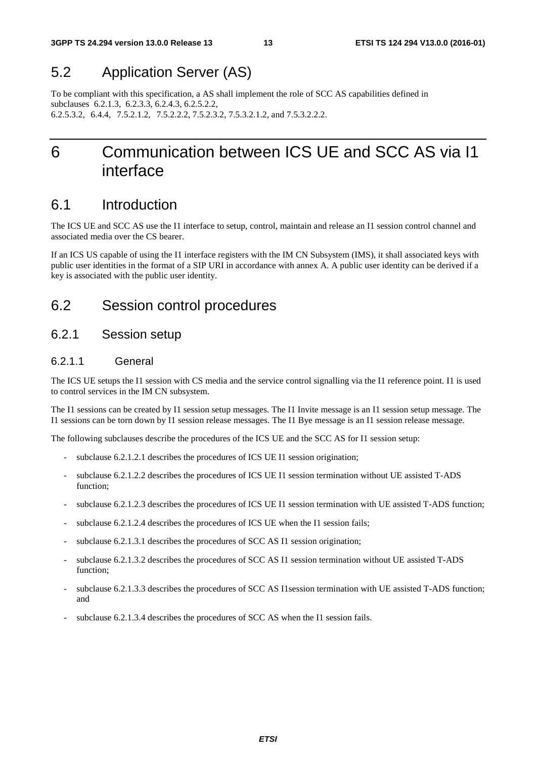## 5.2 Application Server (AS)

To be compliant with this specification, a AS shall implement the role of SCC AS capabilities defined in subclauses 6.2.1.3, 6.2.3.3, 6.2.4.3, 6.2.5.2.2, 6.2.5.3.2, 6.4.4, 7.5.2.1.2, 7.5.2.2.2, 7.5.2.3.2, 7.5.3.2.1.2, and 7.5.3.2.2.2.

# 6 Communication between ICS UE and SCC AS via I1 interface

## 6.1 Introduction

The ICS UE and SCC AS use the I1 interface to setup, control, maintain and release an I1 session control channel and associated media over the CS bearer.

If an ICS US capable of using the I1 interface registers with the IM CN Subsystem (IMS), it shall associated keys with public user identities in the format of a SIP URI in accordance with annex A. A public user identity can be derived if a key is associated with the public user identity.

## 6.2 Session control procedures

### 6.2.1 Session setup

#### 6.2.1.1 General

The ICS UE setups the I1 session with CS media and the service control signalling via the I1 reference point. I1 is used to control services in the IM CN subsystem.

The I1 sessions can be created by I1 session setup messages. The I1 Invite message is an I1 session setup message. The I1 sessions can be torn down by I1 session release messages. The I1 Bye message is an I1 session release message.

The following subclauses describe the procedures of the ICS UE and the SCC AS for I1 session setup:

- subclause 6.2.1.2.1 describes the procedures of ICS UE I1 session origination;
- subclause 6.2.1.2.2 describes the procedures of ICS UE I1 session termination without UE assisted T-ADS function;
- subclause 6.2.1.2.3 describes the procedures of ICS UE I1 session termination with UE assisted T-ADS function;
- subclause 6.2.1.2.4 describes the procedures of ICS UE when the I1 session fails;
- subclause 6.2.1.3.1 describes the procedures of SCC AS I1 session origination;
- subclause 6.2.1.3.2 describes the procedures of SCC AS I1 session termination without UE assisted T-ADS function;
- subclause 6.2.1.3.3 describes the procedures of SCC AS I1session termination with UE assisted T-ADS function; and
- subclause 6.2.1.3.4 describes the procedures of SCC AS when the I1 session fails.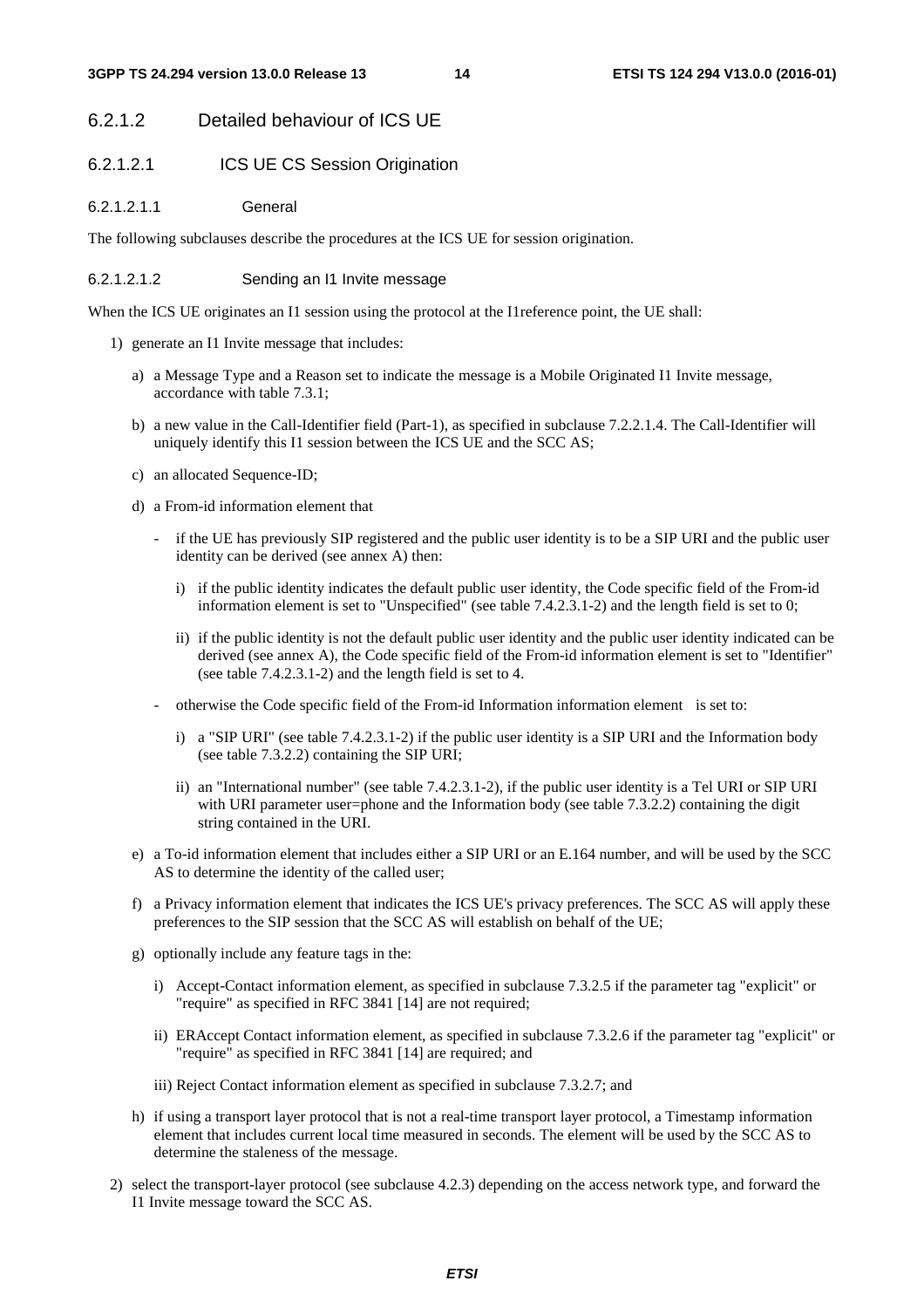#### 6.2.1.2 Detailed behaviour of ICS UE

##### 6.2.1.2.1 ICS UE CS Session Origination

###### 6.2.1.2.1.1 General

The following subclauses describe the procedures at the ICS UE for session origination.

###### 6.2.1.2.1.2 Sending an I1 Invite message

When the ICS UE originates an I1 session using the protocol at the I1reference point, the UE shall:

1) generate an I1 Invite message that includes:

   a) a Message Type and a Reason set to indicate the message is a Mobile Originated I1 Invite message, accordance with table 7.3.1;

   b) a new value in the Call-Identifier field (Part-1), as specified in subclause 7.2.2.1.4. The Call-Identifier will uniquely identify this I1 session between the ICS UE and the SCC AS;

   c) an allocated Sequence-ID;

   d) a From-id information element that

      - if the UE has previously SIP registered and the public user identity is to be a SIP URI and the public user identity can be derived (see annex A) then:

         i) if the public identity indicates the default public user identity, the Code specific field of the From-id information element is set to "Unspecified" (see table 7.4.2.3.1-2) and the length field is set to 0;

         ii) if the public identity is not the default public user identity and the public user identity indicated can be derived (see annex A), the Code specific field of the From-id information element is set to "Identifier" (see table 7.4.2.3.1-2) and the length field is set to 4.

      - otherwise the Code specific field of the From-id Information information element is set to:

         i) a "SIP URI" (see table 7.4.2.3.1-2) if the public user identity is a SIP URI and the Information body (see table 7.3.2.2) containing the SIP URI;

         ii) an "International number" (see table 7.4.2.3.1-2), if the public user identity is a Tel URI or SIP URI with URI parameter user=phone and the Information body (see table 7.3.2.2) containing the digit string contained in the URI.

   e) a To-id information element that includes either a SIP URI or an E.164 number, and will be used by the SCC AS to determine the identity of the called user;

   f) a Privacy information element that indicates the ICS UE's privacy preferences. The SCC AS will apply these preferences to the SIP session that the SCC AS will establish on behalf of the UE;

   g) optionally include any feature tags in the:

      i) Accept-Contact information element, as specified in subclause 7.3.2.5 if the parameter tag "explicit" or "require" as specified in RFC 3841 [14] are not required;

      ii) ERAccept Contact information element, as specified in subclause 7.3.2.6 if the parameter tag "explicit" or "require" as specified in RFC 3841 [14] are required; and

      iii) Reject Contact information element as specified in subclause 7.3.2.7; and

   h) if using a transport layer protocol that is not a real-time transport layer protocol, a Timestamp information element that includes current local time measured in seconds. The element will be used by the SCC AS to determine the staleness of the message.

2) select the transport-layer protocol (see subclause 4.2.3) depending on the access network type, and forward the I1 Invite message toward the SCC AS.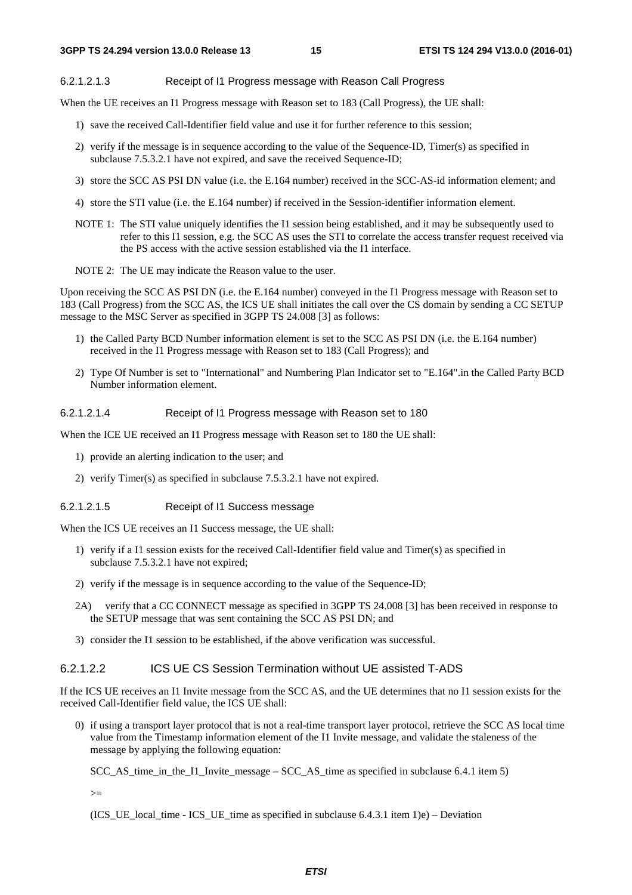#### 6.2.1.2.1.3 Receipt of I1 Progress message with Reason Call Progress

When the UE receives an I1 Progress message with Reason set to 183 (Call Progress), the UE shall:

1) save the received Call-Identifier field value and use it for further reference to this session;

2) verify if the message is in sequence according to the value of the Sequence-ID, Timer(s) as specified in subclause 7.5.3.2.1 have not expired, and save the received Sequence-ID;

3) store the SCC AS PSI DN value (i.e. the E.164 number) received in the SCC-AS-id information element; and

4) store the STI value (i.e. the E.164 number) if received in the Session-identifier information element.

NOTE 1: The STI value uniquely identifies the I1 session being established, and it may be subsequently used to refer to this I1 session, e.g. the SCC AS uses the STI to correlate the access transfer request received via the PS access with the active session established via the I1 interface.

NOTE 2: The UE may indicate the Reason value to the user.

Upon receiving the SCC AS PSI DN (i.e. the E.164 number) conveyed in the I1 Progress message with Reason set to 183 (Call Progress) from the SCC AS, the ICS UE shall initiates the call over the CS domain by sending a CC SETUP message to the MSC Server as specified in 3GPP TS 24.008 [3] as follows:

1) the Called Party BCD Number information element is set to the SCC AS PSI DN (i.e. the E.164 number) received in the I1 Progress message with Reason set to 183 (Call Progress); and

2) Type Of Number is set to "International" and Numbering Plan Indicator set to "E.164".in the Called Party BCD Number information element.

#### 6.2.1.2.1.4 Receipt of I1 Progress message with Reason set to 180

When the ICE UE received an I1 Progress message with Reason set to 180 the UE shall:

1) provide an alerting indication to the user; and

2) verify Timer(s) as specified in subclause 7.5.3.2.1 have not expired.

#### 6.2.1.2.1.5 Receipt of I1 Success message

When the ICS UE receives an I1 Success message, the UE shall:

1) verify if a I1 session exists for the received Call-Identifier field value and Timer(s) as specified in subclause 7.5.3.2.1 have not expired;

2) verify if the message is in sequence according to the value of the Sequence-ID;

2A) verify that a CC CONNECT message as specified in 3GPP TS 24.008 [3] has been received in response to the SETUP message that was sent containing the SCC AS PSI DN; and

3) consider the I1 session to be established, if the above verification was successful.

### 6.2.1.2.2 ICS UE CS Session Termination without UE assisted T-ADS

If the ICS UE receives an I1 Invite message from the SCC AS, and the UE determines that no I1 session exists for the received Call-Identifier field value, the ICS UE shall:

0) if using a transport layer protocol that is not a real-time transport layer protocol, retrieve the SCC AS local time value from the Timestamp information element of the I1 Invite message, and validate the staleness of the message by applying the following equation:

SCC_AS_time_in_the_I1_Invite_message – SCC_AS_time as specified in subclause 6.4.1 item 5)

>=

(ICS_UE_local_time - ICS_UE_time as specified in subclause 6.4.3.1 item 1)e) – Deviation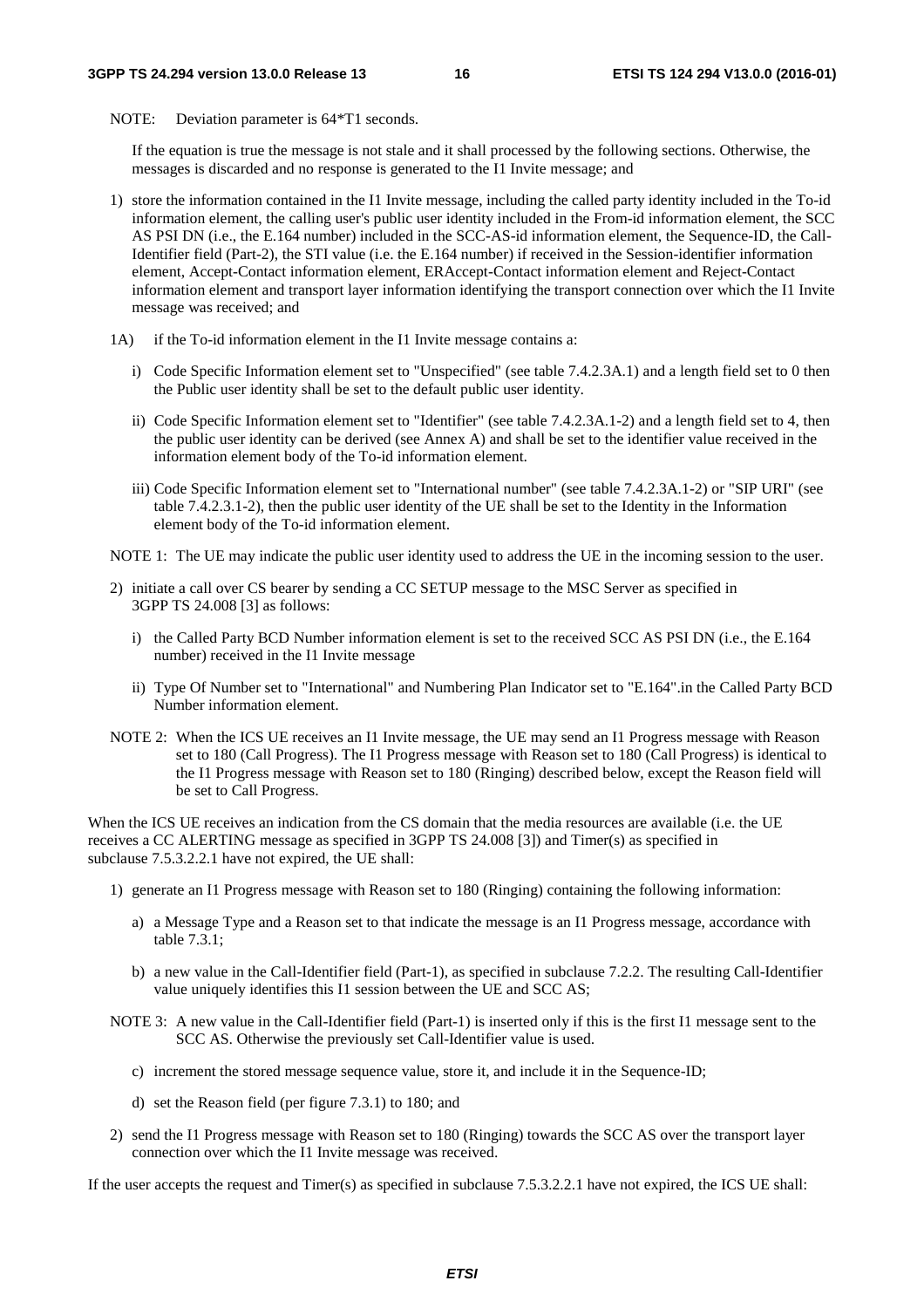NOTE: Deviation parameter is 64*T1 seconds.

If the equation is true the message is not stale and it shall processed by the following sections. Otherwise, the messages is discarded and no response is generated to the I1 Invite message; and

1) store the information contained in the I1 Invite message, including the called party identity included in the To-id information element, the calling user's public user identity included in the From-id information element, the SCC AS PSI DN (i.e., the E.164 number) included in the SCC-AS-id information element, the Sequence-ID, the Call-Identifier field (Part-2), the STI value (i.e. the E.164 number) if received in the Session-identifier information element, Accept-Contact information element, ERAccept-Contact information element and Reject-Contact information element and transport layer information identifying the transport connection over which the I1 Invite message was received; and

1A) if the To-id information element in the I1 Invite message contains a:

   i) Code Specific Information element set to "Unspecified" (see table 7.4.2.3A.1) and a length field set to 0 then the Public user identity shall be set to the default public user identity.

   ii) Code Specific Information element set to "Identifier" (see table 7.4.2.3A.1-2) and a length field set to 4, then the public user identity can be derived (see Annex A) and shall be set to the identifier value received in the information element body of the To-id information element.

   iii) Code Specific Information element set to "International number" (see table 7.4.2.3A.1-2) or "SIP URI" (see table 7.4.2.3.1-2), then the public user identity of the UE shall be set to the Identity in the Information element body of the To-id information element.

NOTE 1: The UE may indicate the public user identity used to address the UE in the incoming session to the user.

2) initiate a call over CS bearer by sending a CC SETUP message to the MSC Server as specified in 3GPP TS 24.008 [3] as follows:

   i) the Called Party BCD Number information element is set to the received SCC AS PSI DN (i.e., the E.164 number) received in the I1 Invite message

   ii) Type Of Number set to "International" and Numbering Plan Indicator set to "E.164".in the Called Party BCD Number information element.

NOTE 2: When the ICS UE receives an I1 Invite message, the UE may send an I1 Progress message with Reason set to 180 (Call Progress). The I1 Progress message with Reason set to 180 (Call Progress) is identical to the I1 Progress message with Reason set to 180 (Ringing) described below, except the Reason field will be set to Call Progress.

When the ICS UE receives an indication from the CS domain that the media resources are available (i.e. the UE receives a CC ALERTING message as specified in 3GPP TS 24.008 [3]) and Timer(s) as specified in subclause 7.5.3.2.2.1 have not expired, the UE shall:

1) generate an I1 Progress message with Reason set to 180 (Ringing) containing the following information:

   a) a Message Type and a Reason set to that indicate the message is an I1 Progress message, accordance with table 7.3.1;

   b) a new value in the Call-Identifier field (Part-1), as specified in subclause 7.2.2. The resulting Call-Identifier value uniquely identifies this I1 session between the UE and SCC AS;

NOTE 3: A new value in the Call-Identifier field (Part-1) is inserted only if this is the first I1 message sent to the SCC AS. Otherwise the previously set Call-Identifier value is used.

   c) increment the stored message sequence value, store it, and include it in the Sequence-ID;

   d) set the Reason field (per figure 7.3.1) to 180; and

2) send the I1 Progress message with Reason set to 180 (Ringing) towards the SCC AS over the transport layer connection over which the I1 Invite message was received.

If the user accepts the request and Timer(s) as specified in subclause 7.5.3.2.2.1 have not expired, the ICS UE shall: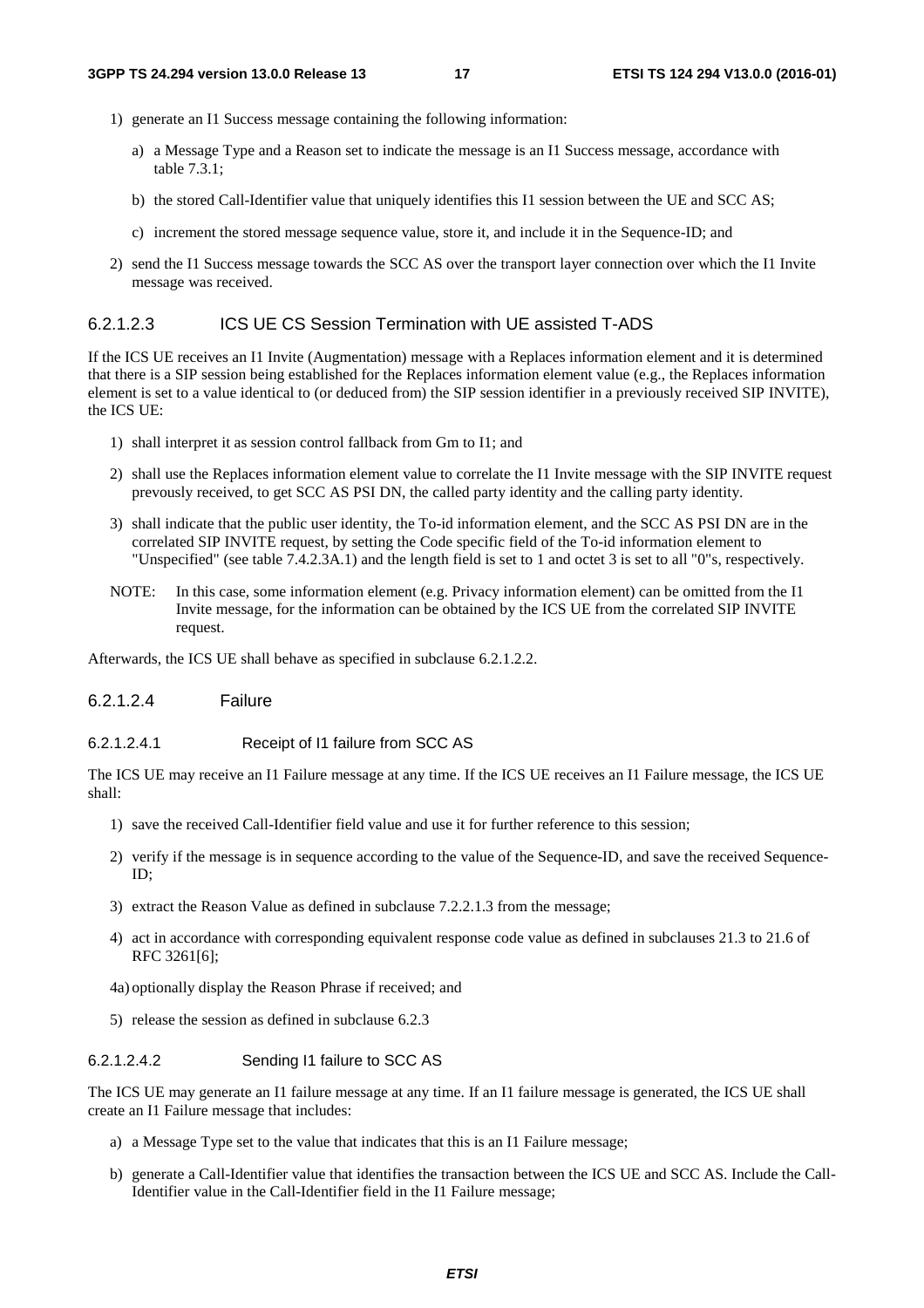1) generate an I1 Success message containing the following information:

   a) a Message Type and a Reason set to indicate the message is an I1 Success message, accordance with table 7.3.1;

   b) the stored Call-Identifier value that uniquely identifies this I1 session between the UE and SCC AS;

   c) increment the stored message sequence value, store it, and include it in the Sequence-ID; and

2) send the I1 Success message towards the SCC AS over the transport layer connection over which the I1 Invite message was received.

#### 6.2.1.2.3 ICS UE CS Session Termination with UE assisted T-ADS

If the ICS UE receives an I1 Invite (Augmentation) message with a Replaces information element and it is determined that there is a SIP session being established for the Replaces information element value (e.g., the Replaces information element is set to a value identical to (or deduced from) the SIP session identifier in a previously received SIP INVITE), the ICS UE:

1) shall interpret it as session control fallback from Gm to I1; and

2) shall use the Replaces information element value to correlate the I1 Invite message with the SIP INVITE request prevously received, to get SCC AS PSI DN, the called party identity and the calling party identity.

3) shall indicate that the public user identity, the To-id information element, and the SCC AS PSI DN are in the correlated SIP INVITE request, by setting the Code specific field of the To-id information element to "Unspecified" (see table 7.4.2.3A.1) and the length field is set to 1 and octet 3 is set to all "0"s, respectively.

NOTE: In this case, some information element (e.g. Privacy information element) can be omitted from the I1 Invite message, for the information can be obtained by the ICS UE from the correlated SIP INVITE request.

Afterwards, the ICS UE shall behave as specified in subclause 6.2.1.2.2.

#### 6.2.1.2.4 Failure

##### 6.2.1.2.4.1 Receipt of I1 failure from SCC AS

The ICS UE may receive an I1 Failure message at any time. If the ICS UE receives an I1 Failure message, the ICS UE shall:

1) save the received Call-Identifier field value and use it for further reference to this session;

2) verify if the message is in sequence according to the value of the Sequence-ID, and save the received Sequence-ID;

3) extract the Reason Value as defined in subclause 7.2.2.1.3 from the message;

4) act in accordance with corresponding equivalent response code value as defined in subclauses 21.3 to 21.6 of RFC 3261[6];

4a) optionally display the Reason Phrase if received; and

5) release the session as defined in subclause 6.2.3

##### 6.2.1.2.4.2 Sending I1 failure to SCC AS

The ICS UE may generate an I1 failure message at any time. If an I1 failure message is generated, the ICS UE shall create an I1 Failure message that includes:

a) a Message Type set to the value that indicates that this is an I1 Failure message;

b) generate a Call-Identifier value that identifies the transaction between the ICS UE and SCC AS. Include the Call-Identifier value in the Call-Identifier field in the I1 Failure message;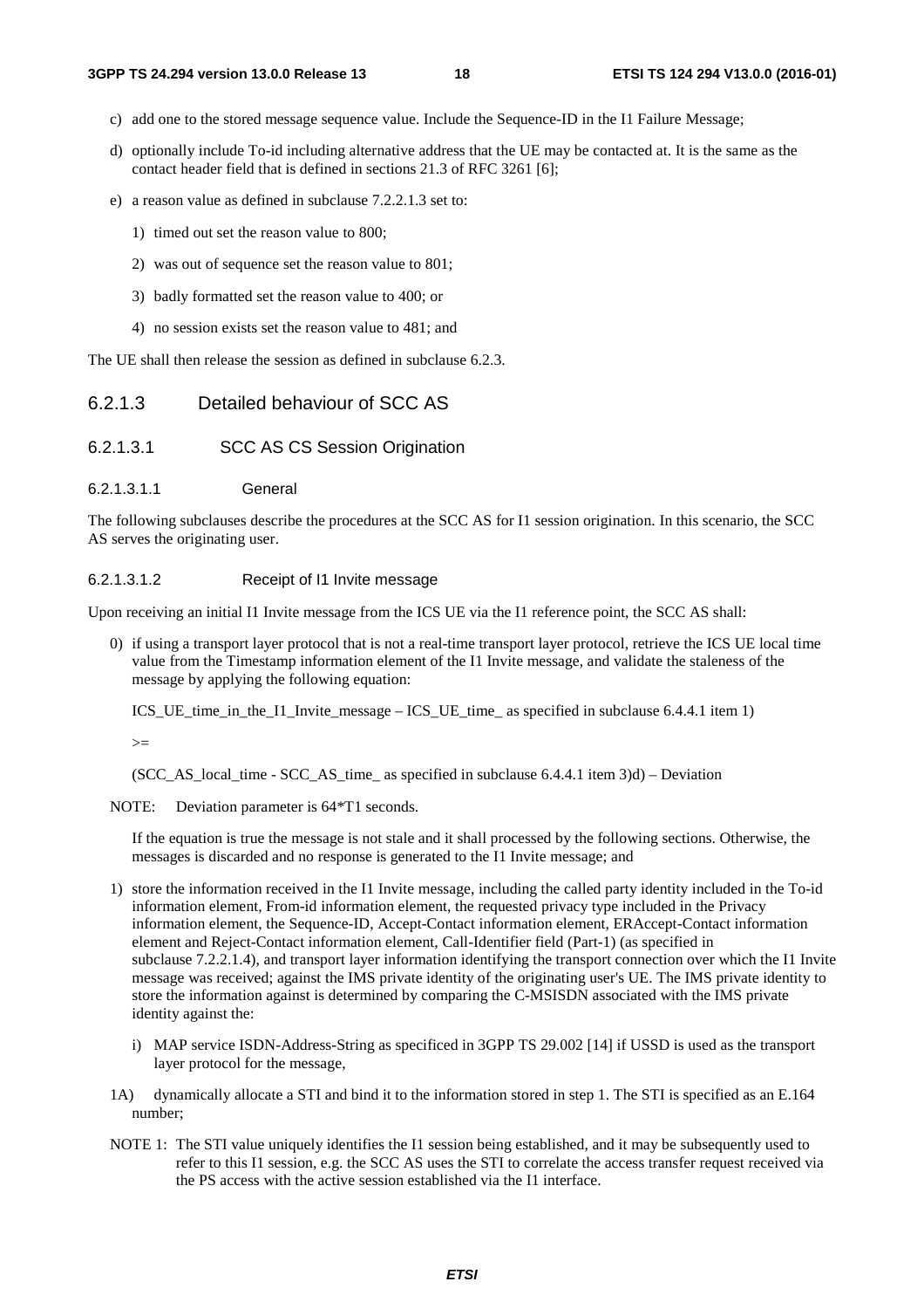c) add one to the stored message sequence value. Include the Sequence-ID in the I1 Failure Message;

d) optionally include To-id including alternative address that the UE may be contacted at. It is the same as the contact header field that is defined in sections 21.3 of RFC 3261 [6];

e) a reason value as defined in subclause 7.2.2.1.3 set to:

   1) timed out set the reason value to 800;

   2) was out of sequence set the reason value to 801;

   3) badly formatted set the reason value to 400; or

   4) no session exists set the reason value to 481; and

The UE shall then release the session as defined in subclause 6.2.3.

### 6.2.1.3 Detailed behaviour of SCC AS

#### 6.2.1.3.1 SCC AS CS Session Origination

##### 6.2.1.3.1.1 General

The following subclauses describe the procedures at the SCC AS for I1 session origination. In this scenario, the SCC AS serves the originating user.

##### 6.2.1.3.1.2 Receipt of I1 Invite message

Upon receiving an initial I1 Invite message from the ICS UE via the I1 reference point, the SCC AS shall:

0) if using a transport layer protocol that is not a real-time transport layer protocol, retrieve the ICS UE local time value from the Timestamp information element of the I1 Invite message, and validate the staleness of the message by applying the following equation:

   ICS_UE_time_in_the_I1_Invite_message – ICS_UE_time_ as specified in subclause 6.4.4.1 item 1)

   >=

   (SCC_AS_local_time - SCC_AS_time_ as specified in subclause 6.4.4.1 item 3)d) – Deviation

NOTE: Deviation parameter is 64*T1 seconds.

   If the equation is true the message is not stale and it shall processed by the following sections. Otherwise, the messages is discarded and no response is generated to the I1 Invite message; and

1) store the information received in the I1 Invite message, including the called party identity included in the To-id information element, From-id information element, the requested privacy type included in the Privacy information element, the Sequence-ID, Accept-Contact information element, ERAccept-Contact information element and Reject-Contact information element, Call-Identifier field (Part-1) (as specified in subclause 7.2.2.1.4), and transport layer information identifying the transport connection over which the I1 Invite message was received; against the IMS private identity of the originating user's UE. The IMS private identity to store the information against is determined by comparing the C-MSISDN associated with the IMS private identity against the:

   i) MAP service ISDN-Address-String as specificed in 3GPP TS 29.002 [14] if USSD is used as the transport layer protocol for the message,

1A) dynamically allocate a STI and bind it to the information stored in step 1. The STI is specified as an E.164 number;

NOTE 1: The STI value uniquely identifies the I1 session being established, and it may be subsequently used to refer to this I1 session, e.g. the SCC AS uses the STI to correlate the access transfer request received via the PS access with the active session established via the I1 interface.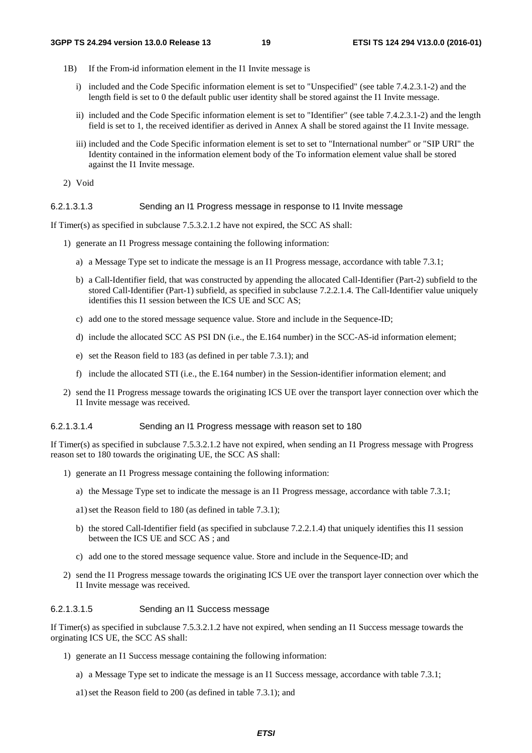1B) If the From-id information element in the I1 Invite message is

   i) included and the Code Specific information element is set to "Unspecified" (see table 7.4.2.3.1-2) and the length field is set to 0 the default public user identity shall be stored against the I1 Invite message.

   ii) included and the Code Specific information element is set to "Identifier" (see table 7.4.2.3.1-2) and the length field is set to 1, the received identifier as derived in Annex A shall be stored against the I1 Invite message.

   iii) included and the Code Specific information element is set to set to "International number" or "SIP URI" the Identity contained in the information element body of the To information element value shall be stored against the I1 Invite message.

2) Void

#### 6.2.1.3.1.3 Sending an I1 Progress message in response to I1 Invite message

If Timer(s) as specified in subclause 7.5.3.2.1.2 have not expired, the SCC AS shall:

1) generate an I1 Progress message containing the following information:

   a) a Message Type set to indicate the message is an I1 Progress message, accordance with table 7.3.1;

   b) a Call-Identifier field, that was constructed by appending the allocated Call-Identifier (Part-2) subfield to the stored Call-Identifier (Part-1) subfield, as specified in subclause 7.2.2.1.4. The Call-Identifier value uniquely identifies this I1 session between the ICS UE and SCC AS;

   c) add one to the stored message sequence value. Store and include in the Sequence-ID;

   d) include the allocated SCC AS PSI DN (i.e., the E.164 number) in the SCC-AS-id information element;

   e) set the Reason field to 183 (as defined in per table 7.3.1); and

   f) include the allocated STI (i.e., the E.164 number) in the Session-identifier information element; and

2) send the I1 Progress message towards the originating ICS UE over the transport layer connection over which the I1 Invite message was received.

#### 6.2.1.3.1.4 Sending an I1 Progress message with reason set to 180

If Timer(s) as specified in subclause 7.5.3.2.1.2 have not expired, when sending an I1 Progress message with Progress reason set to 180 towards the originating UE, the SCC AS shall:

1) generate an I1 Progress message containing the following information:

   a) the Message Type set to indicate the message is an I1 Progress message, accordance with table 7.3.1;

   a1) set the Reason field to 180 (as defined in table 7.3.1);

   b) the stored Call-Identifier field (as specified in subclause 7.2.2.1.4) that uniquely identifies this I1 session between the ICS UE and SCC AS ; and

   c) add one to the stored message sequence value. Store and include in the Sequence-ID; and

2) send the I1 Progress message towards the originating ICS UE over the transport layer connection over which the I1 Invite message was received.

#### 6.2.1.3.1.5 Sending an I1 Success message

If Timer(s) as specified in subclause 7.5.3.2.1.2 have not expired, when sending an I1 Success message towards the orginating ICS UE, the SCC AS shall:

1) generate an I1 Success message containing the following information:

   a) a Message Type set to indicate the message is an I1 Success message, accordance with table 7.3.1;

   a1) set the Reason field to 200 (as defined in table 7.3.1); and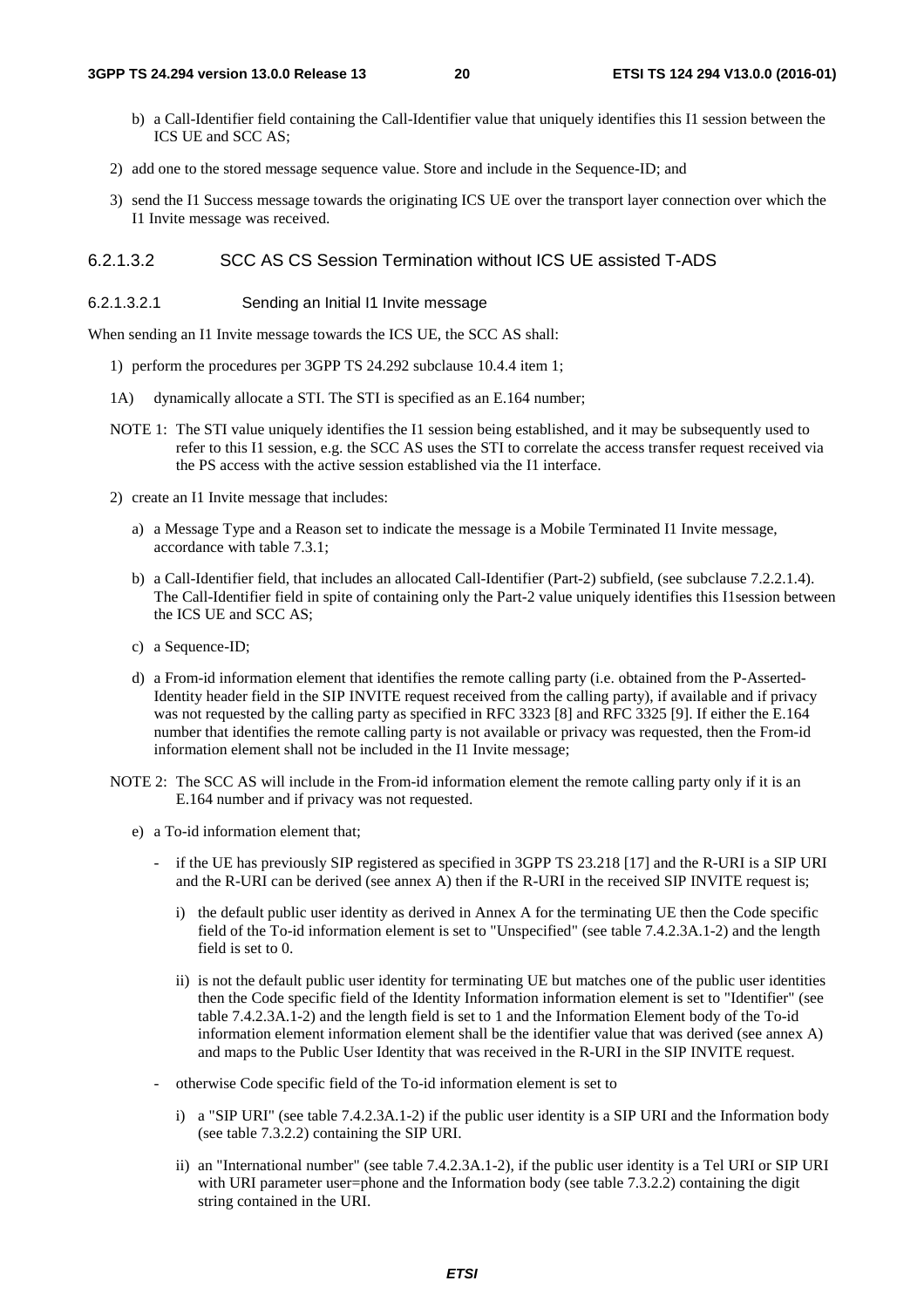b) a Call-Identifier field containing the Call-Identifier value that uniquely identifies this I1 session between the ICS UE and SCC AS;

2) add one to the stored message sequence value. Store and include in the Sequence-ID; and

3) send the I1 Success message towards the originating ICS UE over the transport layer connection over which the I1 Invite message was received.

#### 6.2.1.3.2 SCC AS CS Session Termination without ICS UE assisted T-ADS

##### 6.2.1.3.2.1 Sending an Initial I1 Invite message

When sending an I1 Invite message towards the ICS UE, the SCC AS shall:

1) perform the procedures per 3GPP TS 24.292 subclause 10.4.4 item 1;

1A) dynamically allocate a STI. The STI is specified as an E.164 number;

NOTE 1: The STI value uniquely identifies the I1 session being established, and it may be subsequently used to refer to this I1 session, e.g. the SCC AS uses the STI to correlate the access transfer request received via the PS access with the active session established via the I1 interface.

2) create an I1 Invite message that includes:

a) a Message Type and a Reason set to indicate the message is a Mobile Terminated I1 Invite message, accordance with table 7.3.1;

b) a Call-Identifier field, that includes an allocated Call-Identifier (Part-2) subfield, (see subclause 7.2.2.1.4). The Call-Identifier field in spite of containing only the Part-2 value uniquely identifies this I1session between the ICS UE and SCC AS;

c) a Sequence-ID;

d) a From-id information element that identifies the remote calling party (i.e. obtained from the P-Asserted-Identity header field in the SIP INVITE request received from the calling party), if available and if privacy was not requested by the calling party as specified in RFC 3323 [8] and RFC 3325 [9]. If either the E.164 number that identifies the remote calling party is not available or privacy was requested, then the From-id information element shall not be included in the I1 Invite message;

NOTE 2: The SCC AS will include in the From-id information element the remote calling party only if it is an E.164 number and if privacy was not requested.

e) a To-id information element that;

- if the UE has previously SIP registered as specified in 3GPP TS 23.218 [17] and the R-URI is a SIP URI and the R-URI can be derived (see annex A) then if the R-URI in the received SIP INVITE request is;

  i) the default public user identity as derived in Annex A for the terminating UE then the Code specific field of the To-id information element is set to "Unspecified" (see table 7.4.2.3A.1-2) and the length field is set to 0.

  ii) is not the default public user identity for terminating UE but matches one of the public user identities then the Code specific field of the Identity Information information element is set to "Identifier" (see table 7.4.2.3A.1-2) and the length field is set to 1 and the Information Element body of the To-id information element information element shall be the identifier value that was derived (see annex A) and maps to the Public User Identity that was received in the R-URI in the SIP INVITE request.

- otherwise Code specific field of the To-id information element is set to

  i) a "SIP URI" (see table 7.4.2.3A.1-2) if the public user identity is a SIP URI and the Information body (see table 7.3.2.2) containing the SIP URI.

  ii) an "International number" (see table 7.4.2.3A.1-2), if the public user identity is a Tel URI or SIP URI with URI parameter user=phone and the Information body (see table 7.3.2.2) containing the digit string contained in the URI.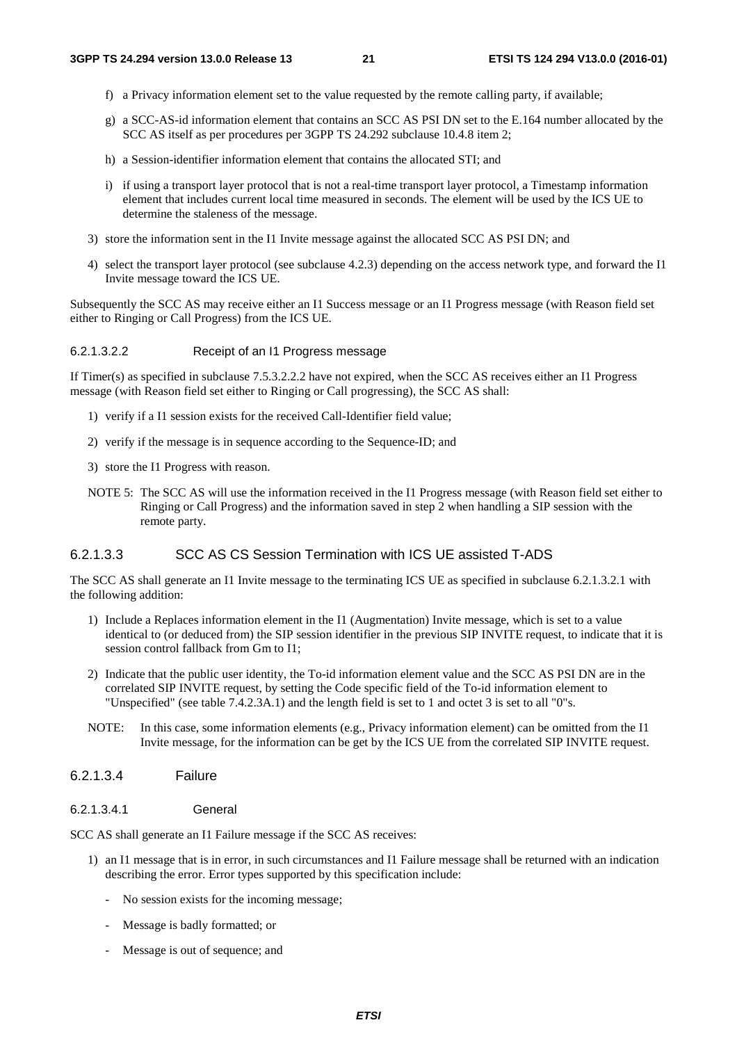f) a Privacy information element set to the value requested by the remote calling party, if available;

g) a SCC-AS-id information element that contains an SCC AS PSI DN set to the E.164 number allocated by the SCC AS itself as per procedures per 3GPP TS 24.292 subclause 10.4.8 item 2;

h) a Session-identifier information element that contains the allocated STI; and

i) if using a transport layer protocol that is not a real-time transport layer protocol, a Timestamp information element that includes current local time measured in seconds. The element will be used by the ICS UE to determine the staleness of the message.

3) store the information sent in the I1 Invite message against the allocated SCC AS PSI DN; and

4) select the transport layer protocol (see subclause 4.2.3) depending on the access network type, and forward the I1 Invite message toward the ICS UE.

Subsequently the SCC AS may receive either an I1 Success message or an I1 Progress message (with Reason field set either to Ringing or Call Progress) from the ICS UE.

##### 6.2.1.3.2.2 Receipt of an I1 Progress message

If Timer(s) as specified in subclause 7.5.3.2.2.2 have not expired, when the SCC AS receives either an I1 Progress message (with Reason field set either to Ringing or Call progressing), the SCC AS shall:

1) verify if a I1 session exists for the received Call-Identifier field value;

2) verify if the message is in sequence according to the Sequence-ID; and

3) store the I1 Progress with reason.

NOTE 5: The SCC AS will use the information received in the I1 Progress message (with Reason field set either to Ringing or Call Progress) and the information saved in step 2 when handling a SIP session with the remote party.

#### 6.2.1.3.3 SCC AS CS Session Termination with ICS UE assisted T-ADS

The SCC AS shall generate an I1 Invite message to the terminating ICS UE as specified in subclause 6.2.1.3.2.1 with the following addition:

1) Include a Replaces information element in the I1 (Augmentation) Invite message, which is set to a value identical to (or deduced from) the SIP session identifier in the previous SIP INVITE request, to indicate that it is session control fallback from Gm to I1;

2) Indicate that the public user identity, the To-id information element value and the SCC AS PSI DN are in the correlated SIP INVITE request, by setting the Code specific field of the To-id information element to "Unspecified" (see table 7.4.2.3A.1) and the length field is set to 1 and octet 3 is set to all "0"s.

NOTE: In this case, some information elements (e.g., Privacy information element) can be omitted from the I1 Invite message, for the information can be get by the ICS UE from the correlated SIP INVITE request.

#### 6.2.1.3.4 Failure

##### 6.2.1.3.4.1 General

SCC AS shall generate an I1 Failure message if the SCC AS receives:

1) an I1 message that is in error, in such circumstances and I1 Failure message shall be returned with an indication describing the error. Error types supported by this specification include:

   - No session exists for the incoming message;

   - Message is badly formatted; or

   - Message is out of sequence; and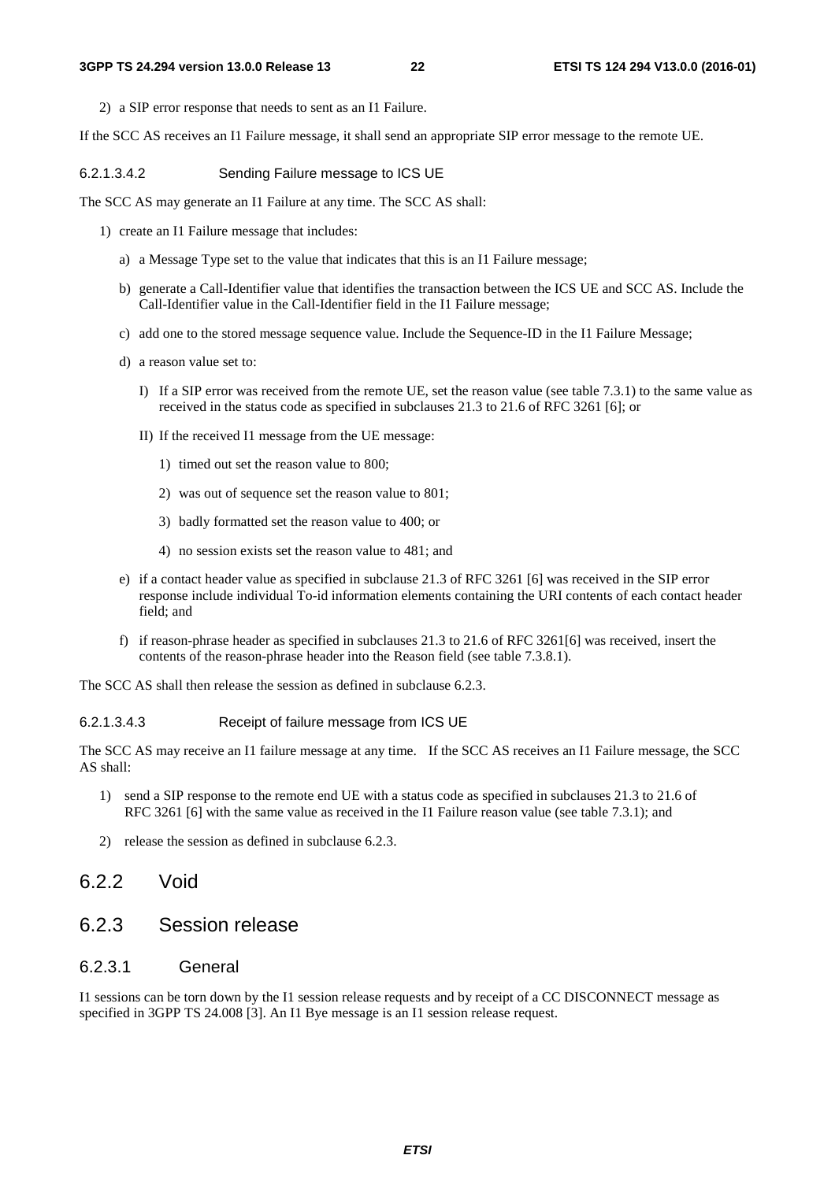2) a SIP error response that needs to sent as an I1 Failure.

If the SCC AS receives an I1 Failure message, it shall send an appropriate SIP error message to the remote UE.

#### 6.2.1.3.4.2 Sending Failure message to ICS UE

The SCC AS may generate an I1 Failure at any time. The SCC AS shall:

1) create an I1 Failure message that includes:

   a) a Message Type set to the value that indicates that this is an I1 Failure message;

   b) generate a Call-Identifier value that identifies the transaction between the ICS UE and SCC AS. Include the Call-Identifier value in the Call-Identifier field in the I1 Failure message;

   c) add one to the stored message sequence value. Include the Sequence-ID in the I1 Failure Message;

   d) a reason value set to:

      I) If a SIP error was received from the remote UE, set the reason value (see table 7.3.1) to the same value as received in the status code as specified in subclauses 21.3 to 21.6 of RFC 3261 [6]; or

      II) If the received I1 message from the UE message:

         1) timed out set the reason value to 800;

         2) was out of sequence set the reason value to 801;

         3) badly formatted set the reason value to 400; or

         4) no session exists set the reason value to 481; and

   e) if a contact header value as specified in subclause 21.3 of RFC 3261 [6] was received in the SIP error response include individual To-id information elements containing the URI contents of each contact header field; and

   f) if reason-phrase header as specified in subclauses 21.3 to 21.6 of RFC 3261[6] was received, insert the contents of the reason-phrase header into the Reason field (see table 7.3.8.1).

The SCC AS shall then release the session as defined in subclause 6.2.3.

#### 6.2.1.3.4.3 Receipt of failure message from ICS UE

The SCC AS may receive an I1 failure message at any time. If the SCC AS receives an I1 Failure message, the SCC AS shall:

1) send a SIP response to the remote end UE with a status code as specified in subclauses 21.3 to 21.6 of RFC 3261 [6] with the same value as received in the I1 Failure reason value (see table 7.3.1); and

2) release the session as defined in subclause 6.2.3.

## 6.2.2 Void

## 6.2.3 Session release

### 6.2.3.1 General

I1 sessions can be torn down by the I1 session release requests and by receipt of a CC DISCONNECT message as specified in 3GPP TS 24.008 [3]. An I1 Bye message is an I1 session release request.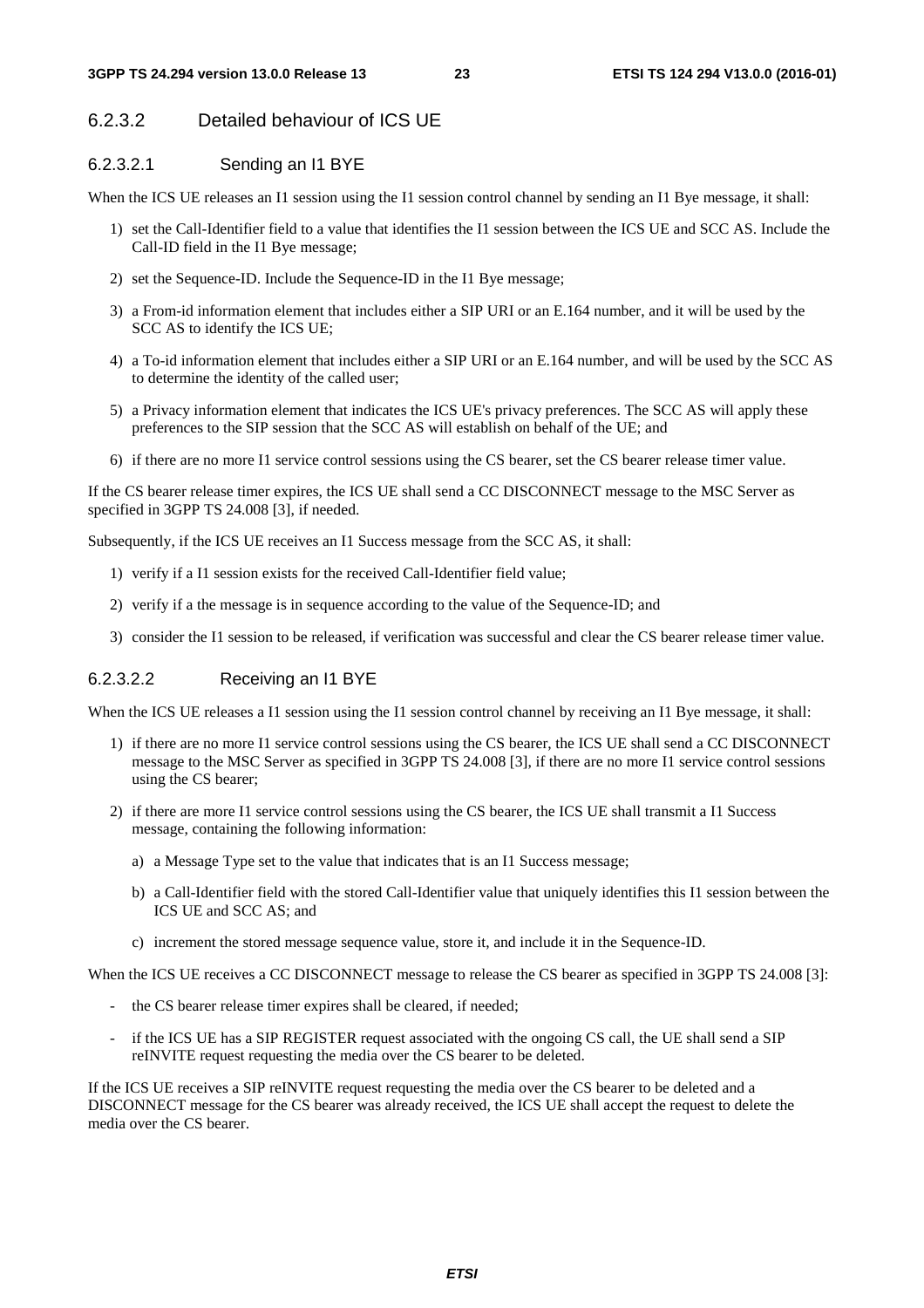### 6.2.3.2 Detailed behaviour of ICS UE

#### 6.2.3.2.1 Sending an I1 BYE

When the ICS UE releases an I1 session using the I1 session control channel by sending an I1 Bye message, it shall:

1) set the Call-Identifier field to a value that identifies the I1 session between the ICS UE and SCC AS. Include the Call-ID field in the I1 Bye message;
2) set the Sequence-ID. Include the Sequence-ID in the I1 Bye message;
3) a From-id information element that includes either a SIP URI or an E.164 number, and it will be used by the SCC AS to identify the ICS UE;
4) a To-id information element that includes either a SIP URI or an E.164 number, and will be used by the SCC AS to determine the identity of the called user;
5) a Privacy information element that indicates the ICS UE's privacy preferences. The SCC AS will apply these preferences to the SIP session that the SCC AS will establish on behalf of the UE; and
6) if there are no more I1 service control sessions using the CS bearer, set the CS bearer release timer value.

If the CS bearer release timer expires, the ICS UE shall send a CC DISCONNECT message to the MSC Server as specified in 3GPP TS 24.008 [3], if needed.

Subsequently, if the ICS UE receives an I1 Success message from the SCC AS, it shall:

1) verify if a I1 session exists for the received Call-Identifier field value;
2) verify if a the message is in sequence according to the value of the Sequence-ID; and
3) consider the I1 session to be released, if verification was successful and clear the CS bearer release timer value.

#### 6.2.3.2.2 Receiving an I1 BYE

When the ICS UE releases a I1 session using the I1 session control channel by receiving an I1 Bye message, it shall:

1) if there are no more I1 service control sessions using the CS bearer, the ICS UE shall send a CC DISCONNECT message to the MSC Server as specified in 3GPP TS 24.008 [3], if there are no more I1 service control sessions using the CS bearer;
2) if there are more I1 service control sessions using the CS bearer, the ICS UE shall transmit a I1 Success message, containing the following information:
   a) a Message Type set to the value that indicates that is an I1 Success message;
   b) a Call-Identifier field with the stored Call-Identifier value that uniquely identifies this I1 session between the ICS UE and SCC AS; and
   c) increment the stored message sequence value, store it, and include it in the Sequence-ID.

When the ICS UE receives a CC DISCONNECT message to release the CS bearer as specified in 3GPP TS 24.008 [3]:

- the CS bearer release timer expires shall be cleared, if needed;
- if the ICS UE has a SIP REGISTER request associated with the ongoing CS call, the UE shall send a SIP reINVITE request requesting the media over the CS bearer to be deleted.

If the ICS UE receives a SIP reINVITE request requesting the media over the CS bearer to be deleted and a DISCONNECT message for the CS bearer was already received, the ICS UE shall accept the request to delete the media over the CS bearer.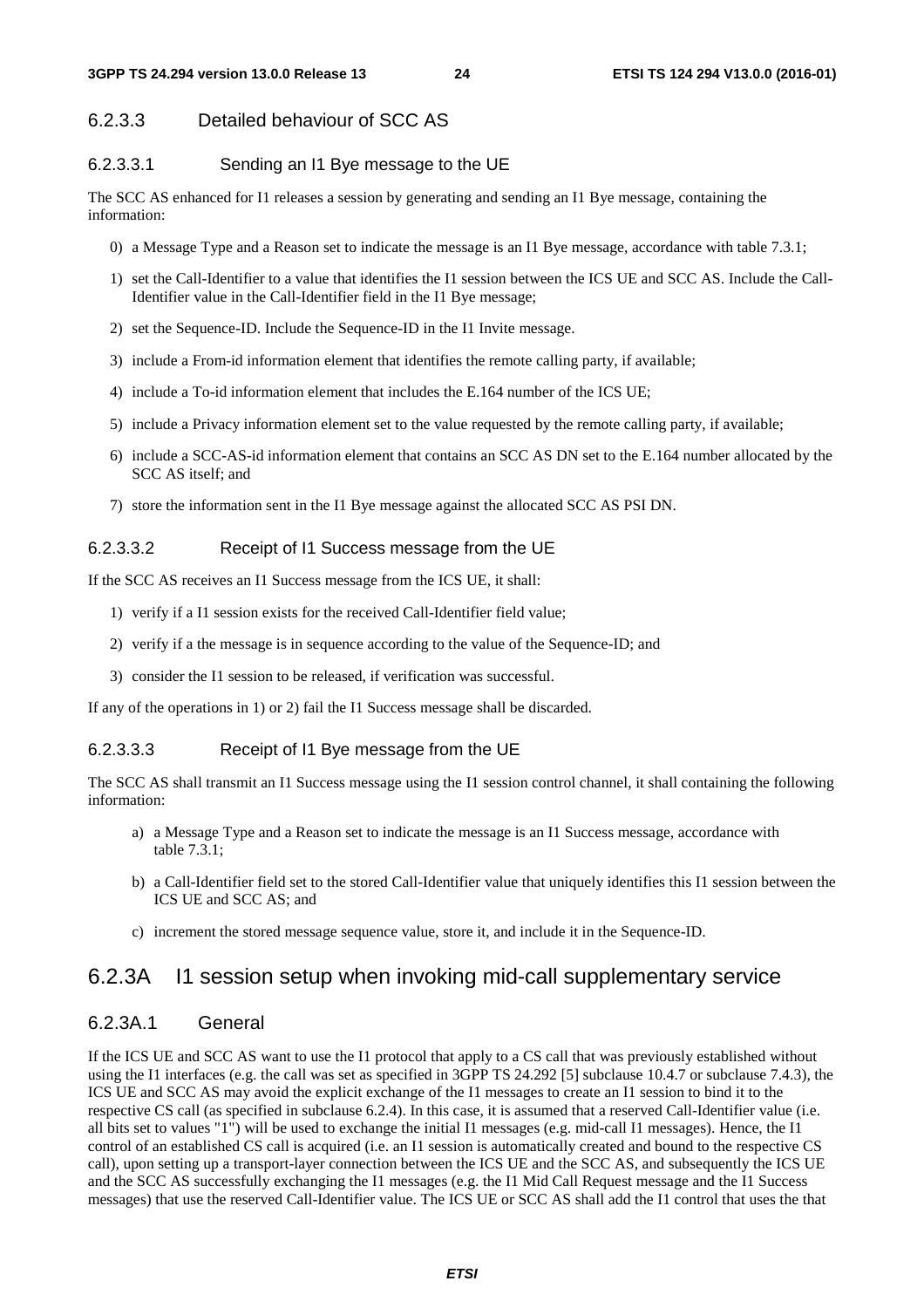#### 6.2.3.3 Detailed behaviour of SCC AS

##### 6.2.3.3.1 Sending an I1 Bye message to the UE

The SCC AS enhanced for I1 releases a session by generating and sending an I1 Bye message, containing the information:

0) a Message Type and a Reason set to indicate the message is an I1 Bye message, accordance with table 7.3.1;
1) set the Call-Identifier to a value that identifies the I1 session between the ICS UE and SCC AS. Include the Call-Identifier value in the Call-Identifier field in the I1 Bye message;
2) set the Sequence-ID. Include the Sequence-ID in the I1 Invite message.
3) include a From-id information element that identifies the remote calling party, if available;
4) include a To-id information element that includes the E.164 number of the ICS UE;
5) include a Privacy information element set to the value requested by the remote calling party, if available;
6) include a SCC-AS-id information element that contains an SCC AS DN set to the E.164 number allocated by the SCC AS itself; and
7) store the information sent in the I1 Bye message against the allocated SCC AS PSI DN.

##### 6.2.3.3.2 Receipt of I1 Success message from the UE

If the SCC AS receives an I1 Success message from the ICS UE, it shall:

1) verify if a I1 session exists for the received Call-Identifier field value;
2) verify if a the message is in sequence according to the value of the Sequence-ID; and
3) consider the I1 session to be released, if verification was successful.

If any of the operations in 1) or 2) fail the I1 Success message shall be discarded.

##### 6.2.3.3.3 Receipt of I1 Bye message from the UE

The SCC AS shall transmit an I1 Success message using the I1 session control channel, it shall containing the following information:

a) a Message Type and a Reason set to indicate the message is an I1 Success message, accordance with table 7.3.1;
b) a Call-Identifier field set to the stored Call-Identifier value that uniquely identifies this I1 session between the ICS UE and SCC AS; and
c) increment the stored message sequence value, store it, and include it in the Sequence-ID.

### 6.2.3A I1 session setup when invoking mid-call supplementary service

#### 6.2.3A.1 General

If the ICS UE and SCC AS want to use the I1 protocol that apply to a CS call that was previously established without using the I1 interfaces (e.g. the call was set as specified in 3GPP TS 24.292 [5] subclause 10.4.7 or subclause 7.4.3), the ICS UE and SCC AS may avoid the explicit exchange of the I1 messages to create an I1 session to bind it to the respective CS call (as specified in subclause 6.2.4). In this case, it is assumed that a reserved Call-Identifier value (i.e. all bits set to values "1") will be used to exchange the initial I1 messages (e.g. mid-call I1 messages). Hence, the I1 control of an established CS call is acquired (i.e. an I1 session is automatically created and bound to the respective CS call), upon setting up a transport-layer connection between the ICS UE and the SCC AS, and subsequently the ICS UE and the SCC AS successfully exchanging the I1 messages (e.g. the I1 Mid Call Request message and the I1 Success messages) that use the reserved Call-Identifier value. The ICS UE or SCC AS shall add the I1 control that uses the that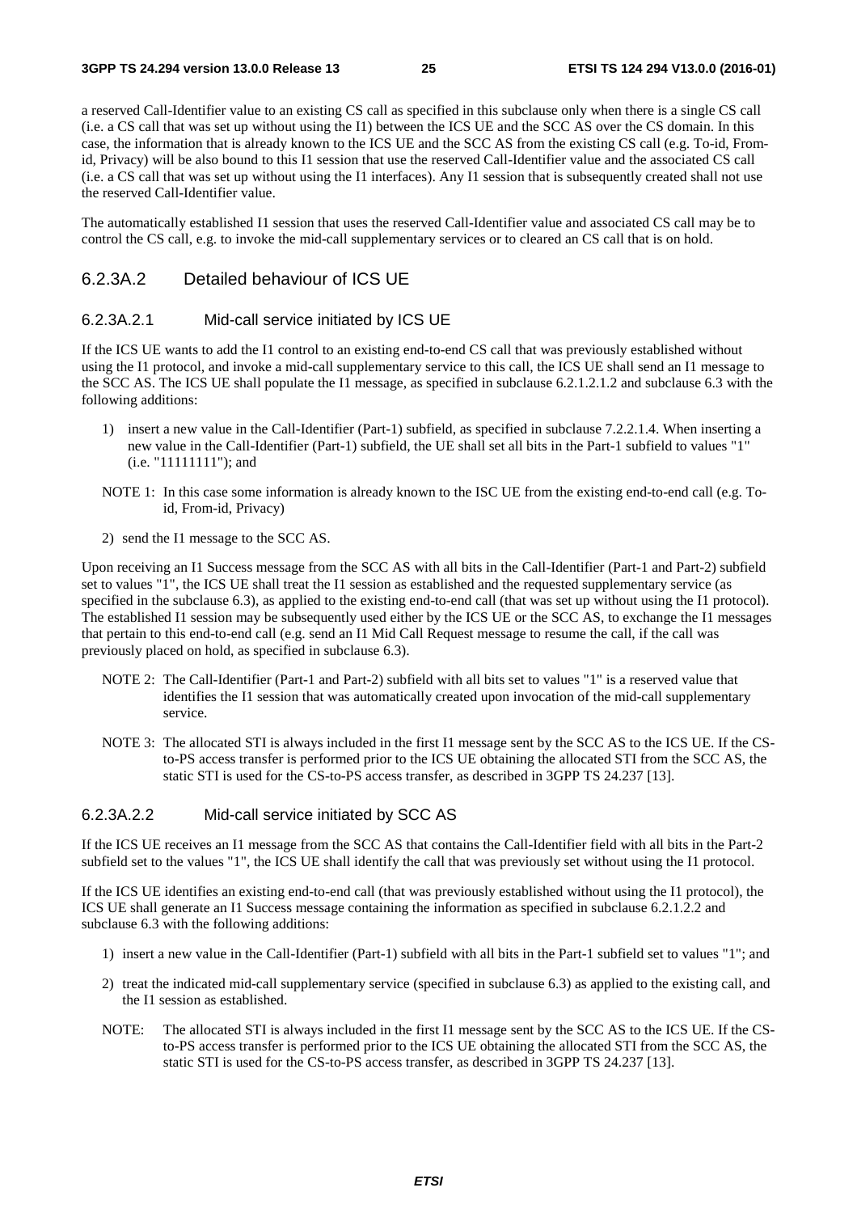a reserved Call-Identifier value to an existing CS call as specified in this subclause only when there is a single CS call (i.e. a CS call that was set up without using the I1) between the ICS UE and the SCC AS over the CS domain. In this case, the information that is already known to the ICS UE and the SCC AS from the existing CS call (e.g. To-id, From-id, Privacy) will be also bound to this I1 session that use the reserved Call-Identifier value and the associated CS call (i.e. a CS call that was set up without using the I1 interfaces). Any I1 session that is subsequently created shall not use the reserved Call-Identifier value.

The automatically established I1 session that uses the reserved Call-Identifier value and associated CS call may be to control the CS call, e.g. to invoke the mid-call supplementary services or to cleared an CS call that is on hold.

### 6.2.3A.2 Detailed behaviour of ICS UE

#### 6.2.3A.2.1 Mid-call service initiated by ICS UE

If the ICS UE wants to add the I1 control to an existing end-to-end CS call that was previously established without using the I1 protocol, and invoke a mid-call supplementary service to this call, the ICS UE shall send an I1 message to the SCC AS. The ICS UE shall populate the I1 message, as specified in subclause 6.2.1.2.1.2 and subclause 6.3 with the following additions:

1) insert a new value in the Call-Identifier (Part-1) subfield, as specified in subclause 7.2.2.1.4. When inserting a new value in the Call-Identifier (Part-1) subfield, the UE shall set all bits in the Part-1 subfield to values "1" (i.e. "11111111"); and

NOTE 1: In this case some information is already known to the ISC UE from the existing end-to-end call (e.g. To-id, From-id, Privacy)

2) send the I1 message to the SCC AS.

Upon receiving an I1 Success message from the SCC AS with all bits in the Call-Identifier (Part-1 and Part-2) subfield set to values "1", the ICS UE shall treat the I1 session as established and the requested supplementary service (as specified in the subclause 6.3), as applied to the existing end-to-end call (that was set up without using the I1 protocol). The established I1 session may be subsequently used either by the ICS UE or the SCC AS, to exchange the I1 messages that pertain to this end-to-end call (e.g. send an I1 Mid Call Request message to resume the call, if the call was previously placed on hold, as specified in subclause 6.3).

NOTE 2: The Call-Identifier (Part-1 and Part-2) subfield with all bits set to values "1" is a reserved value that identifies the I1 session that was automatically created upon invocation of the mid-call supplementary service.

NOTE 3: The allocated STI is always included in the first I1 message sent by the SCC AS to the ICS UE. If the CS-to-PS access transfer is performed prior to the ICS UE obtaining the allocated STI from the SCC AS, the static STI is used for the CS-to-PS access transfer, as described in 3GPP TS 24.237 [13].

#### 6.2.3A.2.2 Mid-call service initiated by SCC AS

If the ICS UE receives an I1 message from the SCC AS that contains the Call-Identifier field with all bits in the Part-2 subfield set to the values "1", the ICS UE shall identify the call that was previously set without using the I1 protocol.

If the ICS UE identifies an existing end-to-end call (that was previously established without using the I1 protocol), the ICS UE shall generate an I1 Success message containing the information as specified in subclause 6.2.1.2.2 and subclause 6.3 with the following additions:

1) insert a new value in the Call-Identifier (Part-1) subfield with all bits in the Part-1 subfield set to values "1"; and

2) treat the indicated mid-call supplementary service (specified in subclause 6.3) as applied to the existing call, and the I1 session as established.

NOTE: The allocated STI is always included in the first I1 message sent by the SCC AS to the ICS UE. If the CS-to-PS access transfer is performed prior to the ICS UE obtaining the allocated STI from the SCC AS, the static STI is used for the CS-to-PS access transfer, as described in 3GPP TS 24.237 [13].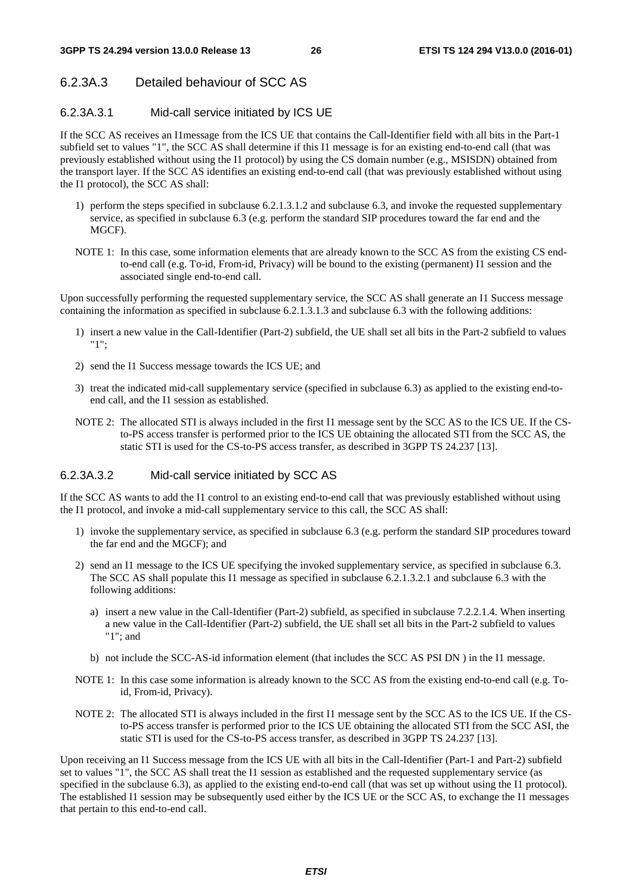### 6.2.3A.3 Detailed behaviour of SCC AS

#### 6.2.3A.3.1 Mid-call service initiated by ICS UE

If the SCC AS receives an I1message from the ICS UE that contains the Call-Identifier field with all bits in the Part-1 subfield set to values "1", the SCC AS shall determine if this I1 message is for an existing end-to-end call (that was previously established without using the I1 protocol) by using the CS domain number (e.g., MSISDN) obtained from the transport layer. If the SCC AS identifies an existing end-to-end call (that was previously established without using the I1 protocol), the SCC AS shall:

1) perform the steps specified in subclause 6.2.1.3.1.2 and subclause 6.3, and invoke the requested supplementary service, as specified in subclause 6.3 (e.g. perform the standard SIP procedures toward the far end and the MGCF).

NOTE 1: In this case, some information elements that are already known to the SCC AS from the existing CS end-to-end call (e.g. To-id, From-id, Privacy) will be bound to the existing (permanent) I1 session and the associated single end-to-end call.

Upon successfully performing the requested supplementary service, the SCC AS shall generate an I1 Success message containing the information as specified in subclause 6.2.1.3.1.3 and subclause 6.3 with the following additions:

1) insert a new value in the Call-Identifier (Part-2) subfield, the UE shall set all bits in the Part-2 subfield to values "1";

2) send the I1 Success message towards the ICS UE; and

3) treat the indicated mid-call supplementary service (specified in subclause 6.3) as applied to the existing end-to-end call, and the I1 session as established.

NOTE 2: The allocated STI is always included in the first I1 message sent by the SCC AS to the ICS UE. If the CS-to-PS access transfer is performed prior to the ICS UE obtaining the allocated STI from the SCC AS, the static STI is used for the CS-to-PS access transfer, as described in 3GPP TS 24.237 [13].

#### 6.2.3A.3.2 Mid-call service initiated by SCC AS

If the SCC AS wants to add the I1 control to an existing end-to-end call that was previously established without using the I1 protocol, and invoke a mid-call supplementary service to this call, the SCC AS shall:

1) invoke the supplementary service, as specified in subclause 6.3 (e.g. perform the standard SIP procedures toward the far end and the MGCF); and

2) send an I1 message to the ICS UE specifying the invoked supplementary service, as specified in subclause 6.3. The SCC AS shall populate this I1 message as specified in subclause 6.2.1.3.2.1 and subclause 6.3 with the following additions:

   a) insert a new value in the Call-Identifier (Part-2) subfield, as specified in subclause 7.2.2.1.4. When inserting a new value in the Call-Identifier (Part-2) subfield, the UE shall set all bits in the Part-2 subfield to values "1"; and

   b) not include the SCC-AS-id information element (that includes the SCC AS PSI DN ) in the I1 message.

NOTE 1: In this case some information is already known to the SCC AS from the existing end-to-end call (e.g. To-id, From-id, Privacy).

NOTE 2: The allocated STI is always included in the first I1 message sent by the SCC AS to the ICS UE. If the CS-to-PS access transfer is performed prior to the ICS UE obtaining the allocated STI from the SCC ASI, the static STI is used for the CS-to-PS access transfer, as described in 3GPP TS 24.237 [13].

Upon receiving an I1 Success message from the ICS UE with all bits in the Call-Identifier (Part-1 and Part-2) subfield set to values "1", the SCC AS shall treat the I1 session as established and the requested supplementary service (as specified in the subclause 6.3), as applied to the existing end-to-end call (that was set up without using the I1 protocol). The established I1 session may be subsequently used either by the ICS UE or the SCC AS, to exchange the I1 messages that pertain to this end-to-end call.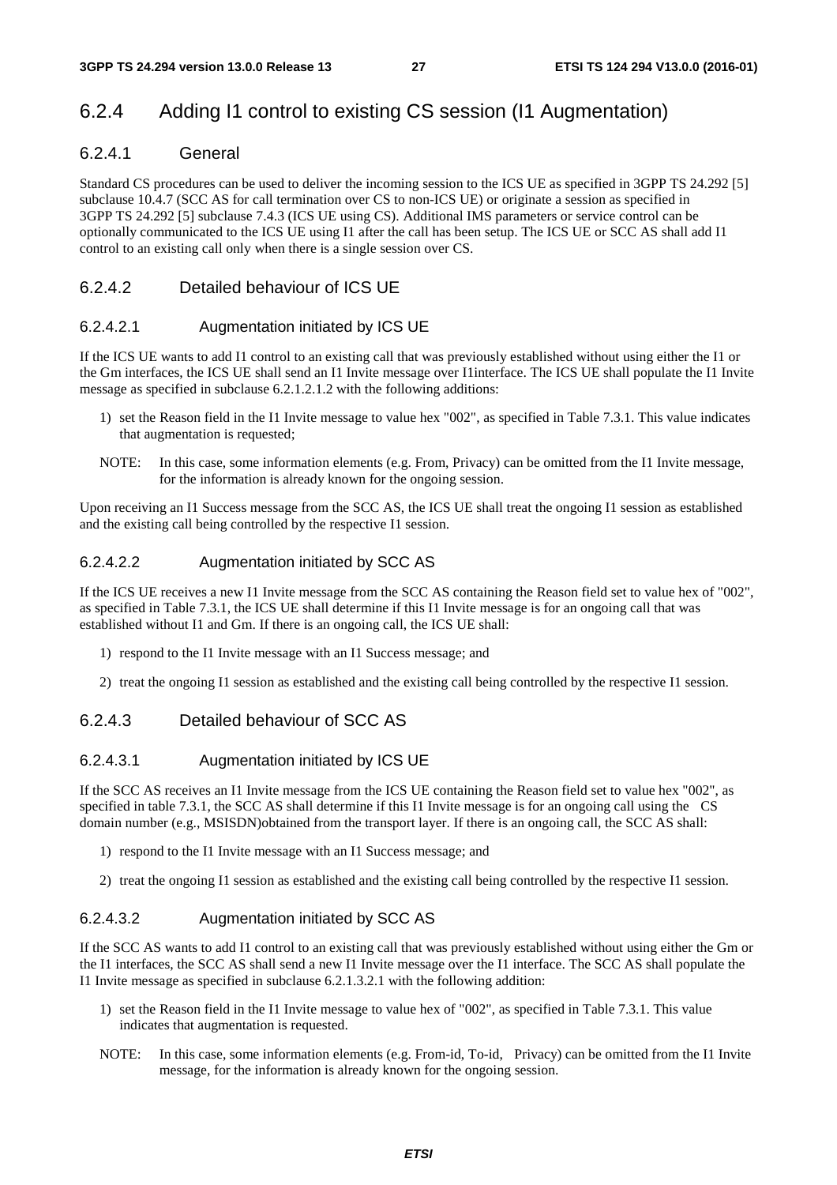## 6.2.4 Adding I1 control to existing CS session (I1 Augmentation)

### 6.2.4.1 General

Standard CS procedures can be used to deliver the incoming session to the ICS UE as specified in 3GPP TS 24.292 [5] subclause 10.4.7 (SCC AS for call termination over CS to non-ICS UE) or originate a session as specified in 3GPP TS 24.292 [5] subclause 7.4.3 (ICS UE using CS). Additional IMS parameters or service control can be optionally communicated to the ICS UE using I1 after the call has been setup. The ICS UE or SCC AS shall add I1 control to an existing call only when there is a single session over CS.

### 6.2.4.2 Detailed behaviour of ICS UE

#### 6.2.4.2.1 Augmentation initiated by ICS UE

If the ICS UE wants to add I1 control to an existing call that was previously established without using either the I1 or the Gm interfaces, the ICS UE shall send an I1 Invite message over I1interface. The ICS UE shall populate the I1 Invite message as specified in subclause 6.2.1.2.1.2 with the following additions:

1) set the Reason field in the I1 Invite message to value hex "002", as specified in Table 7.3.1. This value indicates that augmentation is requested;

NOTE: In this case, some information elements (e.g. From, Privacy) can be omitted from the I1 Invite message, for the information is already known for the ongoing session.

Upon receiving an I1 Success message from the SCC AS, the ICS UE shall treat the ongoing I1 session as established and the existing call being controlled by the respective I1 session.

#### 6.2.4.2.2 Augmentation initiated by SCC AS

If the ICS UE receives a new I1 Invite message from the SCC AS containing the Reason field set to value hex of "002", as specified in Table 7.3.1, the ICS UE shall determine if this I1 Invite message is for an ongoing call that was established without I1 and Gm. If there is an ongoing call, the ICS UE shall:

1) respond to the I1 Invite message with an I1 Success message; and

2) treat the ongoing I1 session as established and the existing call being controlled by the respective I1 session.

### 6.2.4.3 Detailed behaviour of SCC AS

#### 6.2.4.3.1 Augmentation initiated by ICS UE

If the SCC AS receives an I1 Invite message from the ICS UE containing the Reason field set to value hex "002", as specified in table 7.3.1, the SCC AS shall determine if this I1 Invite message is for an ongoing call using the CS domain number (e.g., MSISDN)obtained from the transport layer. If there is an ongoing call, the SCC AS shall:

1) respond to the I1 Invite message with an I1 Success message; and

2) treat the ongoing I1 session as established and the existing call being controlled by the respective I1 session.

#### 6.2.4.3.2 Augmentation initiated by SCC AS

If the SCC AS wants to add I1 control to an existing call that was previously established without using either the Gm or the I1 interfaces, the SCC AS shall send a new I1 Invite message over the I1 interface. The SCC AS shall populate the I1 Invite message as specified in subclause 6.2.1.3.2.1 with the following addition:

1) set the Reason field in the I1 Invite message to value hex of "002", as specified in Table 7.3.1. This value indicates that augmentation is requested.

NOTE: In this case, some information elements (e.g. From-id, To-id, Privacy) can be omitted from the I1 Invite message, for the information is already known for the ongoing session.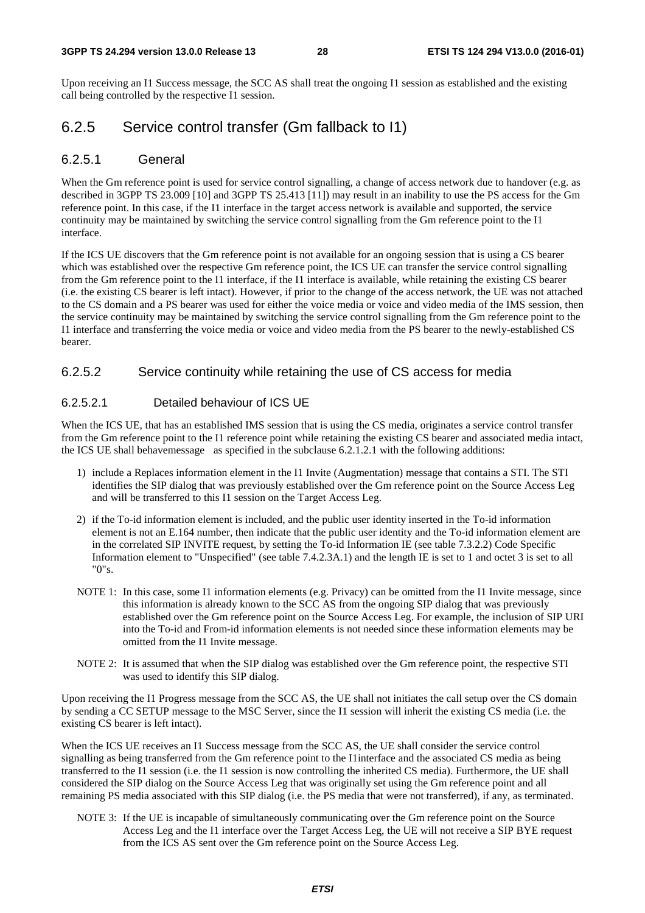Upon receiving an I1 Success message, the SCC AS shall treat the ongoing I1 session as established and the existing call being controlled by the respective I1 session.

## 6.2.5 Service control transfer (Gm fallback to I1)

### 6.2.5.1 General

When the Gm reference point is used for service control signalling, a change of access network due to handover (e.g. as described in 3GPP TS 23.009 [10] and 3GPP TS 25.413 [11]) may result in an inability to use the PS access for the Gm reference point. In this case, if the I1 interface in the target access network is available and supported, the service continuity may be maintained by switching the service control signalling from the Gm reference point to the I1 interface.

If the ICS UE discovers that the Gm reference point is not available for an ongoing session that is using a CS bearer which was established over the respective Gm reference point, the ICS UE can transfer the service control signalling from the Gm reference point to the I1 interface, if the I1 interface is available, while retaining the existing CS bearer (i.e. the existing CS bearer is left intact). However, if prior to the change of the access network, the UE was not attached to the CS domain and a PS bearer was used for either the voice media or voice and video media of the IMS session, then the service continuity may be maintained by switching the service control signalling from the Gm reference point to the I1 interface and transferring the voice media or voice and video media from the PS bearer to the newly-established CS bearer.

### 6.2.5.2 Service continuity while retaining the use of CS access for media

#### 6.2.5.2.1 Detailed behaviour of ICS UE

When the ICS UE, that has an established IMS session that is using the CS media, originates a service control transfer from the Gm reference point to the I1 reference point while retaining the existing CS bearer and associated media intact, the ICS UE shall behavemessage as specified in the subclause 6.2.1.2.1 with the following additions:

1) include a Replaces information element in the I1 Invite (Augmentation) message that contains a STI. The STI identifies the SIP dialog that was previously established over the Gm reference point on the Source Access Leg and will be transferred to this I1 session on the Target Access Leg.

2) if the To-id information element is included, and the public user identity inserted in the To-id information element is not an E.164 number, then indicate that the public user identity and the To-id information element are in the correlated SIP INVITE request, by setting the To-id Information IE (see table 7.3.2.2) Code Specific Information element to "Unspecified" (see table 7.4.2.3A.1) and the length IE is set to 1 and octet 3 is set to all "0"s.

NOTE 1: In this case, some I1 information elements (e.g. Privacy) can be omitted from the I1 Invite message, since this information is already known to the SCC AS from the ongoing SIP dialog that was previously established over the Gm reference point on the Source Access Leg. For example, the inclusion of SIP URI into the To-id and From-id information elements is not needed since these information elements may be omitted from the I1 Invite message.

NOTE 2: It is assumed that when the SIP dialog was established over the Gm reference point, the respective STI was used to identify this SIP dialog.

Upon receiving the I1 Progress message from the SCC AS, the UE shall not initiates the call setup over the CS domain by sending a CC SETUP message to the MSC Server, since the I1 session will inherit the existing CS media (i.e. the existing CS bearer is left intact).

When the ICS UE receives an I1 Success message from the SCC AS, the UE shall consider the service control signalling as being transferred from the Gm reference point to the I1interface and the associated CS media as being transferred to the I1 session (i.e. the I1 session is now controlling the inherited CS media). Furthermore, the UE shall considered the SIP dialog on the Source Access Leg that was originally set using the Gm reference point and all remaining PS media associated with this SIP dialog (i.e. the PS media that were not transferred), if any, as terminated.

NOTE 3: If the UE is incapable of simultaneously communicating over the Gm reference point on the Source Access Leg and the I1 interface over the Target Access Leg, the UE will not receive a SIP BYE request from the ICS AS sent over the Gm reference point on the Source Access Leg.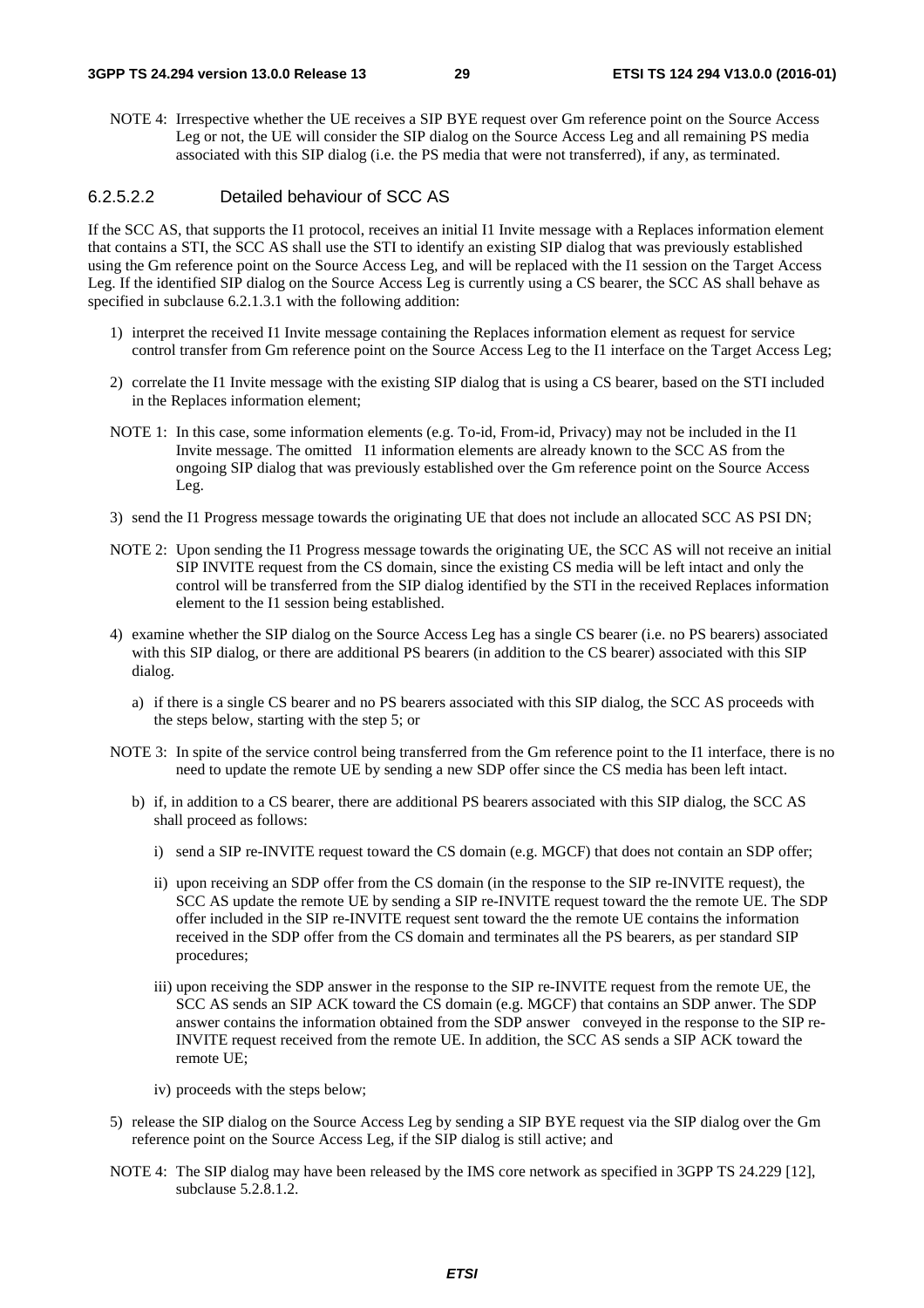NOTE 4: Irrespective whether the UE receives a SIP BYE request over Gm reference point on the Source Access Leg or not, the UE will consider the SIP dialog on the Source Access Leg and all remaining PS media associated with this SIP dialog (i.e. the PS media that were not transferred), if any, as terminated.

#### 6.2.5.2.2 Detailed behaviour of SCC AS

If the SCC AS, that supports the I1 protocol, receives an initial I1 Invite message with a Replaces information element that contains a STI, the SCC AS shall use the STI to identify an existing SIP dialog that was previously established using the Gm reference point on the Source Access Leg, and will be replaced with the I1 session on the Target Access Leg. If the identified SIP dialog on the Source Access Leg is currently using a CS bearer, the SCC AS shall behave as specified in subclause 6.2.1.3.1 with the following addition:

1) interpret the received I1 Invite message containing the Replaces information element as request for service control transfer from Gm reference point on the Source Access Leg to the I1 interface on the Target Access Leg;

2) correlate the I1 Invite message with the existing SIP dialog that is using a CS bearer, based on the STI included in the Replaces information element;

NOTE 1: In this case, some information elements (e.g. To-id, From-id, Privacy) may not be included in the I1 Invite message. The omitted I1 information elements are already known to the SCC AS from the ongoing SIP dialog that was previously established over the Gm reference point on the Source Access Leg.

3) send the I1 Progress message towards the originating UE that does not include an allocated SCC AS PSI DN;

NOTE 2: Upon sending the I1 Progress message towards the originating UE, the SCC AS will not receive an initial SIP INVITE request from the CS domain, since the existing CS media will be left intact and only the control will be transferred from the SIP dialog identified by the STI in the received Replaces information element to the I1 session being established.

4) examine whether the SIP dialog on the Source Access Leg has a single CS bearer (i.e. no PS bearers) associated with this SIP dialog, or there are additional PS bearers (in addition to the CS bearer) associated with this SIP dialog.

   a) if there is a single CS bearer and no PS bearers associated with this SIP dialog, the SCC AS proceeds with the steps below, starting with the step 5; or

NOTE 3: In spite of the service control being transferred from the Gm reference point to the I1 interface, there is no need to update the remote UE by sending a new SDP offer since the CS media has been left intact.

   b) if, in addition to a CS bearer, there are additional PS bearers associated with this SIP dialog, the SCC AS shall proceed as follows:

      i) send a SIP re-INVITE request toward the CS domain (e.g. MGCF) that does not contain an SDP offer;

      ii) upon receiving an SDP offer from the CS domain (in the response to the SIP re-INVITE request), the SCC AS update the remote UE by sending a SIP re-INVITE request toward the the remote UE. The SDP offer included in the SIP re-INVITE request sent toward the the remote UE contains the information received in the SDP offer from the CS domain and terminates all the PS bearers, as per standard SIP procedures;

      iii) upon receiving the SDP answer in the response to the SIP re-INVITE request from the remote UE, the SCC AS sends an SIP ACK toward the CS domain (e.g. MGCF) that contains an SDP anwer. The SDP answer contains the information obtained from the SDP answer conveyed in the response to the SIP re-INVITE request received from the remote UE. In addition, the SCC AS sends a SIP ACK toward the remote UE;

      iv) proceeds with the steps below;

5) release the SIP dialog on the Source Access Leg by sending a SIP BYE request via the SIP dialog over the Gm reference point on the Source Access Leg, if the SIP dialog is still active; and

NOTE 4: The SIP dialog may have been released by the IMS core network as specified in 3GPP TS 24.229 [12], subclause 5.2.8.1.2.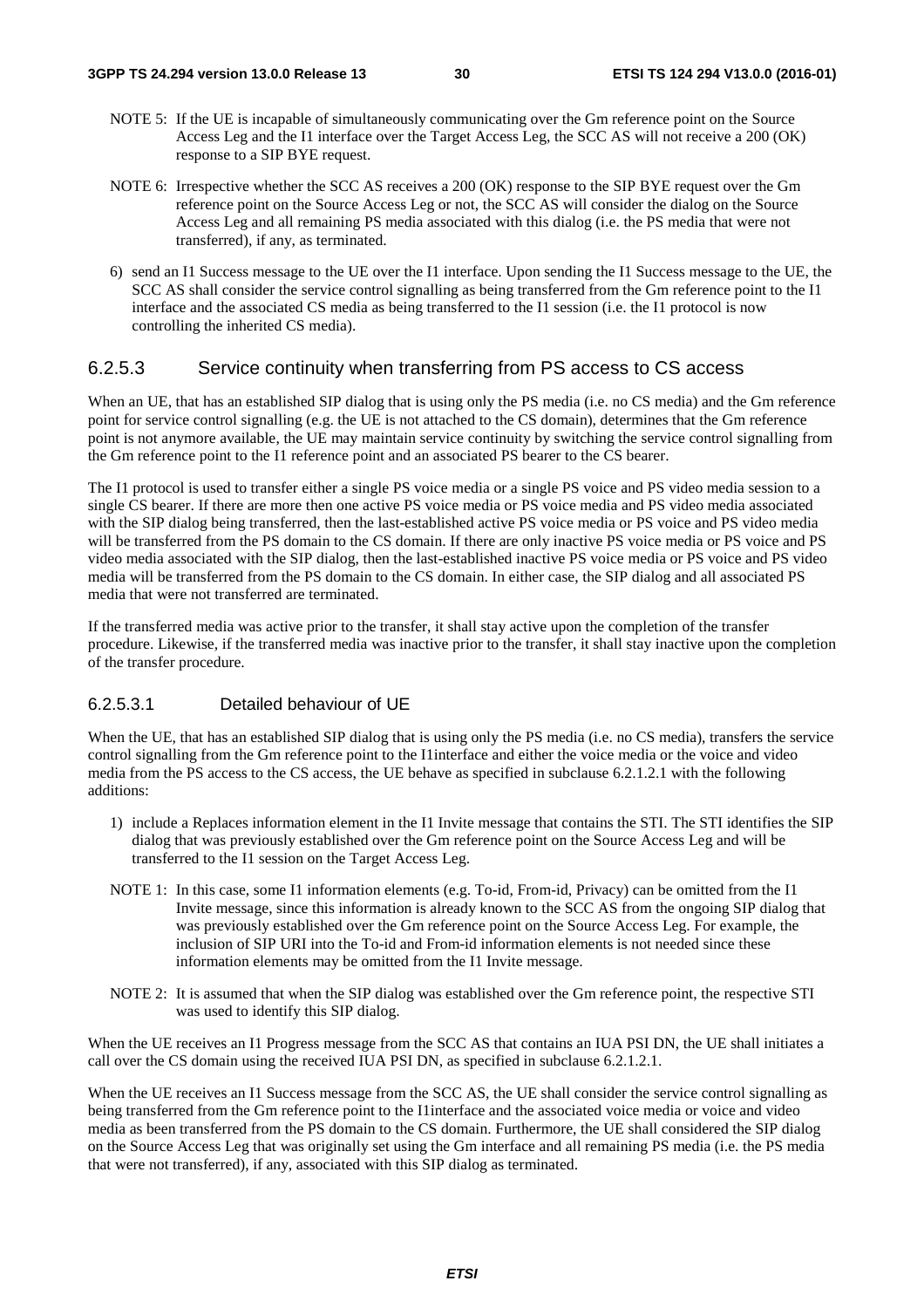NOTE 5: If the UE is incapable of simultaneously communicating over the Gm reference point on the Source Access Leg and the I1 interface over the Target Access Leg, the SCC AS will not receive a 200 (OK) response to a SIP BYE request.

NOTE 6: Irrespective whether the SCC AS receives a 200 (OK) response to the SIP BYE request over the Gm reference point on the Source Access Leg or not, the SCC AS will consider the dialog on the Source Access Leg and all remaining PS media associated with this dialog (i.e. the PS media that were not transferred), if any, as terminated.

6) send an I1 Success message to the UE over the I1 interface. Upon sending the I1 Success message to the UE, the SCC AS shall consider the service control signalling as being transferred from the Gm reference point to the I1 interface and the associated CS media as being transferred to the I1 session (i.e. the I1 protocol is now controlling the inherited CS media).

### 6.2.5.3 Service continuity when transferring from PS access to CS access

When an UE, that has an established SIP dialog that is using only the PS media (i.e. no CS media) and the Gm reference point for service control signalling (e.g. the UE is not attached to the CS domain), determines that the Gm reference point is not anymore available, the UE may maintain service continuity by switching the service control signalling from the Gm reference point to the I1 reference point and an associated PS bearer to the CS bearer.

The I1 protocol is used to transfer either a single PS voice media or a single PS voice and PS video media session to a single CS bearer. If there are more then one active PS voice media or PS voice media and PS video media associated with the SIP dialog being transferred, then the last-established active PS voice media or PS voice and PS video media will be transferred from the PS domain to the CS domain. If there are only inactive PS voice media or PS voice and PS video media associated with the SIP dialog, then the last-established inactive PS voice media or PS voice and PS video media will be transferred from the PS domain to the CS domain. In either case, the SIP dialog and all associated PS media that were not transferred are terminated.

If the transferred media was active prior to the transfer, it shall stay active upon the completion of the transfer procedure. Likewise, if the transferred media was inactive prior to the transfer, it shall stay inactive upon the completion of the transfer procedure.

#### 6.2.5.3.1 Detailed behaviour of UE

When the UE, that has an established SIP dialog that is using only the PS media (i.e. no CS media), transfers the service control signalling from the Gm reference point to the I1interface and either the voice media or the voice and video media from the PS access to the CS access, the UE behave as specified in subclause 6.2.1.2.1 with the following additions:

1) include a Replaces information element in the I1 Invite message that contains the STI. The STI identifies the SIP dialog that was previously established over the Gm reference point on the Source Access Leg and will be transferred to the I1 session on the Target Access Leg.

NOTE 1: In this case, some I1 information elements (e.g. To-id, From-id, Privacy) can be omitted from the I1 Invite message, since this information is already known to the SCC AS from the ongoing SIP dialog that was previously established over the Gm reference point on the Source Access Leg. For example, the inclusion of SIP URI into the To-id and From-id information elements is not needed since these information elements may be omitted from the I1 Invite message.

NOTE 2: It is assumed that when the SIP dialog was established over the Gm reference point, the respective STI was used to identify this SIP dialog.

When the UE receives an I1 Progress message from the SCC AS that contains an IUA PSI DN, the UE shall initiates a call over the CS domain using the received IUA PSI DN, as specified in subclause 6.2.1.2.1.

When the UE receives an I1 Success message from the SCC AS, the UE shall consider the service control signalling as being transferred from the Gm reference point to the I1interface and the associated voice media or voice and video media as been transferred from the PS domain to the CS domain. Furthermore, the UE shall considered the SIP dialog on the Source Access Leg that was originally set using the Gm interface and all remaining PS media (i.e. the PS media that were not transferred), if any, associated with this SIP dialog as terminated.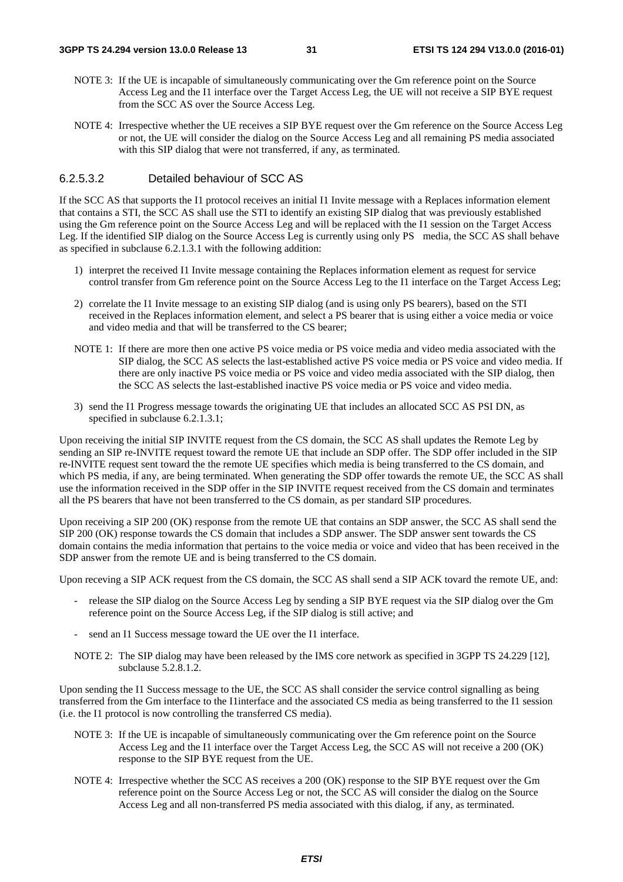NOTE 3: If the UE is incapable of simultaneously communicating over the Gm reference point on the Source Access Leg and the I1 interface over the Target Access Leg, the UE will not receive a SIP BYE request from the SCC AS over the Source Access Leg.

NOTE 4: Irrespective whether the UE receives a SIP BYE request over the Gm reference on the Source Access Leg or not, the UE will consider the dialog on the Source Access Leg and all remaining PS media associated with this SIP dialog that were not transferred, if any, as terminated.

#### 6.2.5.3.2 Detailed behaviour of SCC AS

If the SCC AS that supports the I1 protocol receives an initial I1 Invite message with a Replaces information element that contains a STI, the SCC AS shall use the STI to identify an existing SIP dialog that was previously established using the Gm reference point on the Source Access Leg and will be replaced with the I1 session on the Target Access Leg. If the identified SIP dialog on the Source Access Leg is currently using only PS media, the SCC AS shall behave as specified in subclause 6.2.1.3.1 with the following addition:

1) interpret the received I1 Invite message containing the Replaces information element as request for service control transfer from Gm reference point on the Source Access Leg to the I1 interface on the Target Access Leg;

2) correlate the I1 Invite message to an existing SIP dialog (and is using only PS bearers), based on the STI received in the Replaces information element, and select a PS bearer that is using either a voice media or voice and video media and that will be transferred to the CS bearer;

NOTE 1: If there are more then one active PS voice media or PS voice media and video media associated with the SIP dialog, the SCC AS selects the last-established active PS voice media or PS voice and video media. If there are only inactive PS voice media or PS voice and video media associated with the SIP dialog, then the SCC AS selects the last-established inactive PS voice media or PS voice and video media.

3) send the I1 Progress message towards the originating UE that includes an allocated SCC AS PSI DN, as specified in subclause 6.2.1.3.1;

Upon receiving the initial SIP INVITE request from the CS domain, the SCC AS shall updates the Remote Leg by sending an SIP re-INVITE request toward the remote UE that include an SDP offer. The SDP offer included in the SIP re-INVITE request sent toward the the remote UE specifies which media is being transferred to the CS domain, and which PS media, if any, are being terminated. When generating the SDP offer towards the remote UE, the SCC AS shall use the information received in the SDP offer in the SIP INVITE request received from the CS domain and terminates all the PS bearers that have not been transferred to the CS domain, as per standard SIP procedures.

Upon receiving a SIP 200 (OK) response from the remote UE that contains an SDP answer, the SCC AS shall send the SIP 200 (OK) response towards the CS domain that includes a SDP answer. The SDP answer sent towards the CS domain contains the media information that pertains to the voice media or voice and video that has been received in the SDP answer from the remote UE and is being transferred to the CS domain.

Upon receving a SIP ACK request from the CS domain, the SCC AS shall send a SIP ACK tovard the remote UE, and:

- release the SIP dialog on the Source Access Leg by sending a SIP BYE request via the SIP dialog over the Gm reference point on the Source Access Leg, if the SIP dialog is still active; and
- send an I1 Success message toward the UE over the I1 interface.

NOTE 2: The SIP dialog may have been released by the IMS core network as specified in 3GPP TS 24.229 [12], subclause 5.2.8.1.2.

Upon sending the I1 Success message to the UE, the SCC AS shall consider the service control signalling as being transferred from the Gm interface to the I1interface and the associated CS media as being transferred to the I1 session (i.e. the I1 protocol is now controlling the transferred CS media).

NOTE 3: If the UE is incapable of simultaneously communicating over the Gm reference point on the Source Access Leg and the I1 interface over the Target Access Leg, the SCC AS will not receive a 200 (OK) response to the SIP BYE request from the UE.

NOTE 4: Irrespective whether the SCC AS receives a 200 (OK) response to the SIP BYE request over the Gm reference point on the Source Access Leg or not, the SCC AS will consider the dialog on the Source Access Leg and all non-transferred PS media associated with this dialog, if any, as terminated.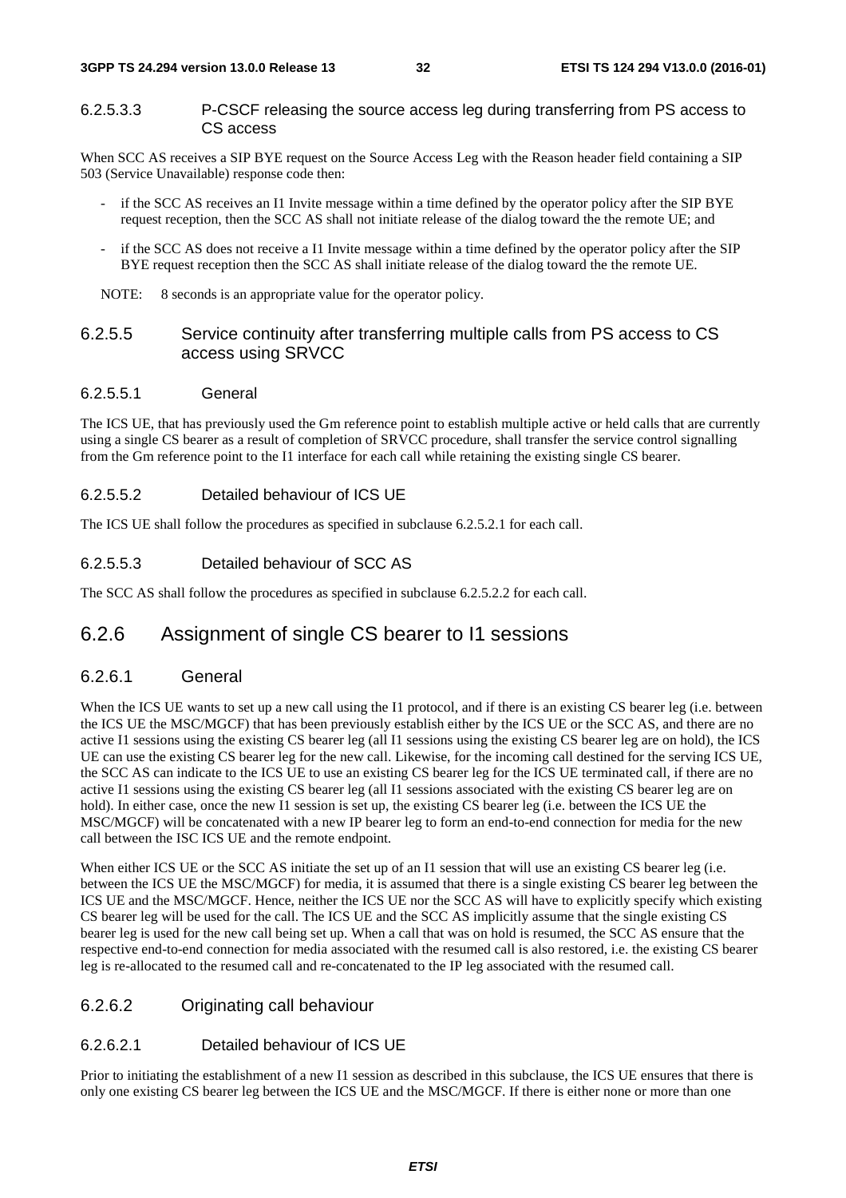#### 6.2.5.3.3 P-CSCF releasing the source access leg during transferring from PS access to CS access

When SCC AS receives a SIP BYE request on the Source Access Leg with the Reason header field containing a SIP 503 (Service Unavailable) response code then:

- if the SCC AS receives an I1 Invite message within a time defined by the operator policy after the SIP BYE request reception, then the SCC AS shall not initiate release of the dialog toward the the remote UE; and
- if the SCC AS does not receive a I1 Invite message within a time defined by the operator policy after the SIP BYE request reception then the SCC AS shall initiate release of the dialog toward the the remote UE.

NOTE: 8 seconds is an appropriate value for the operator policy.

### 6.2.5.5 Service continuity after transferring multiple calls from PS access to CS access using SRVCC

#### 6.2.5.5.1 General

The ICS UE, that has previously used the Gm reference point to establish multiple active or held calls that are currently using a single CS bearer as a result of completion of SRVCC procedure, shall transfer the service control signalling from the Gm reference point to the I1 interface for each call while retaining the existing single CS bearer.

#### 6.2.5.5.2 Detailed behaviour of ICS UE

The ICS UE shall follow the procedures as specified in subclause 6.2.5.2.1 for each call.

#### 6.2.5.5.3 Detailed behaviour of SCC AS

The SCC AS shall follow the procedures as specified in subclause 6.2.5.2.2 for each call.

## 6.2.6 Assignment of single CS bearer to I1 sessions

### 6.2.6.1 General

When the ICS UE wants to set up a new call using the I1 protocol, and if there is an existing CS bearer leg (i.e. between the ICS UE the MSC/MGCF) that has been previously establish either by the ICS UE or the SCC AS, and there are no active I1 sessions using the existing CS bearer leg (all I1 sessions using the existing CS bearer leg are on hold), the ICS UE can use the existing CS bearer leg for the new call. Likewise, for the incoming call destined for the serving ICS UE, the SCC AS can indicate to the ICS UE to use an existing CS bearer leg for the ICS UE terminated call, if there are no active I1 sessions using the existing CS bearer leg (all I1 sessions associated with the existing CS bearer leg are on hold). In either case, once the new I1 session is set up, the existing CS bearer leg (i.e. between the ICS UE the MSC/MGCF) will be concatenated with a new IP bearer leg to form an end-to-end connection for media for the new call between the ISC ICS UE and the remote endpoint.

When either ICS UE or the SCC AS initiate the set up of an I1 session that will use an existing CS bearer leg (i.e. between the ICS UE the MSC/MGCF) for media, it is assumed that there is a single existing CS bearer leg between the ICS UE and the MSC/MGCF. Hence, neither the ICS UE nor the SCC AS will have to explicitly specify which existing CS bearer leg will be used for the call. The ICS UE and the SCC AS implicitly assume that the single existing CS bearer leg is used for the new call being set up. When a call that was on hold is resumed, the SCC AS ensure that the respective end-to-end connection for media associated with the resumed call is also restored, i.e. the existing CS bearer leg is re-allocated to the resumed call and re-concatenated to the IP leg associated with the resumed call.

### 6.2.6.2 Originating call behaviour

#### 6.2.6.2.1 Detailed behaviour of ICS UE

Prior to initiating the establishment of a new I1 session as described in this subclause, the ICS UE ensures that there is only one existing CS bearer leg between the ICS UE and the MSC/MGCF. If there is either none or more than one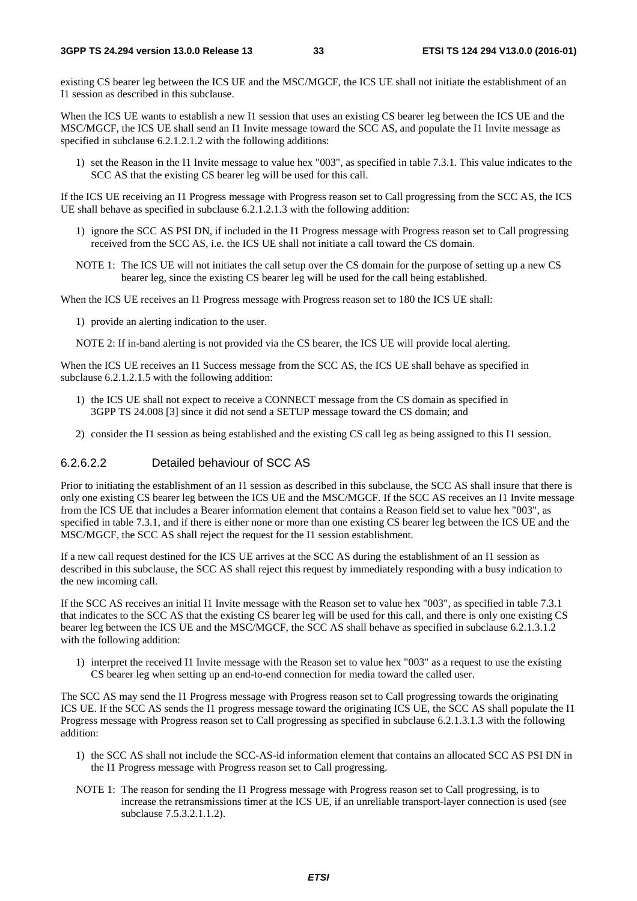existing CS bearer leg between the ICS UE and the MSC/MGCF, the ICS UE shall not initiate the establishment of an I1 session as described in this subclause.

When the ICS UE wants to establish a new I1 session that uses an existing CS bearer leg between the ICS UE and the MSC/MGCF, the ICS UE shall send an I1 Invite message toward the SCC AS, and populate the I1 Invite message as specified in subclause 6.2.1.2.1.2 with the following additions:

1) set the Reason in the I1 Invite message to value hex "003", as specified in table 7.3.1. This value indicates to the SCC AS that the existing CS bearer leg will be used for this call.

If the ICS UE receiving an I1 Progress message with Progress reason set to Call progressing from the SCC AS, the ICS UE shall behave as specified in subclause 6.2.1.2.1.3 with the following addition:

1) ignore the SCC AS PSI DN, if included in the I1 Progress message with Progress reason set to Call progressing received from the SCC AS, i.e. the ICS UE shall not initiate a call toward the CS domain.

NOTE 1: The ICS UE will not initiates the call setup over the CS domain for the purpose of setting up a new CS bearer leg, since the existing CS bearer leg will be used for the call being established.

When the ICS UE receives an I1 Progress message with Progress reason set to 180 the ICS UE shall:

1) provide an alerting indication to the user.

NOTE 2: If in-band alerting is not provided via the CS bearer, the ICS UE will provide local alerting.

When the ICS UE receives an I1 Success message from the SCC AS, the ICS UE shall behave as specified in subclause 6.2.1.2.1.5 with the following addition:

1) the ICS UE shall not expect to receive a CONNECT message from the CS domain as specified in 3GPP TS 24.008 [3] since it did not send a SETUP message toward the CS domain; and

2) consider the I1 session as being established and the existing CS call leg as being assigned to this I1 session.

#### 6.2.6.2.2 Detailed behaviour of SCC AS

Prior to initiating the establishment of an I1 session as described in this subclause, the SCC AS shall insure that there is only one existing CS bearer leg between the ICS UE and the MSC/MGCF. If the SCC AS receives an I1 Invite message from the ICS UE that includes a Bearer information element that contains a Reason field set to value hex "003", as specified in table 7.3.1, and if there is either none or more than one existing CS bearer leg between the ICS UE and the MSC/MGCF, the SCC AS shall reject the request for the I1 session establishment.

If a new call request destined for the ICS UE arrives at the SCC AS during the establishment of an I1 session as described in this subclause, the SCC AS shall reject this request by immediately responding with a busy indication to the new incoming call.

If the SCC AS receives an initial I1 Invite message with the Reason set to value hex "003", as specified in table 7.3.1 that indicates to the SCC AS that the existing CS bearer leg will be used for this call, and there is only one existing CS bearer leg between the ICS UE and the MSC/MGCF, the SCC AS shall behave as specified in subclause 6.2.1.3.1.2 with the following addition:

1) interpret the received I1 Invite message with the Reason set to value hex "003" as a request to use the existing CS bearer leg when setting up an end-to-end connection for media toward the called user.

The SCC AS may send the I1 Progress message with Progress reason set to Call progressing towards the originating ICS UE. If the SCC AS sends the I1 progress message toward the originating ICS UE, the SCC AS shall populate the I1 Progress message with Progress reason set to Call progressing as specified in subclause 6.2.1.3.1.3 with the following addition:

1) the SCC AS shall not include the SCC-AS-id information element that contains an allocated SCC AS PSI DN in the I1 Progress message with Progress reason set to Call progressing.

NOTE 1: The reason for sending the I1 Progress message with Progress reason set to Call progressing, is to increase the retransmissions timer at the ICS UE, if an unreliable transport-layer connection is used (see subclause 7.5.3.2.1.1.2).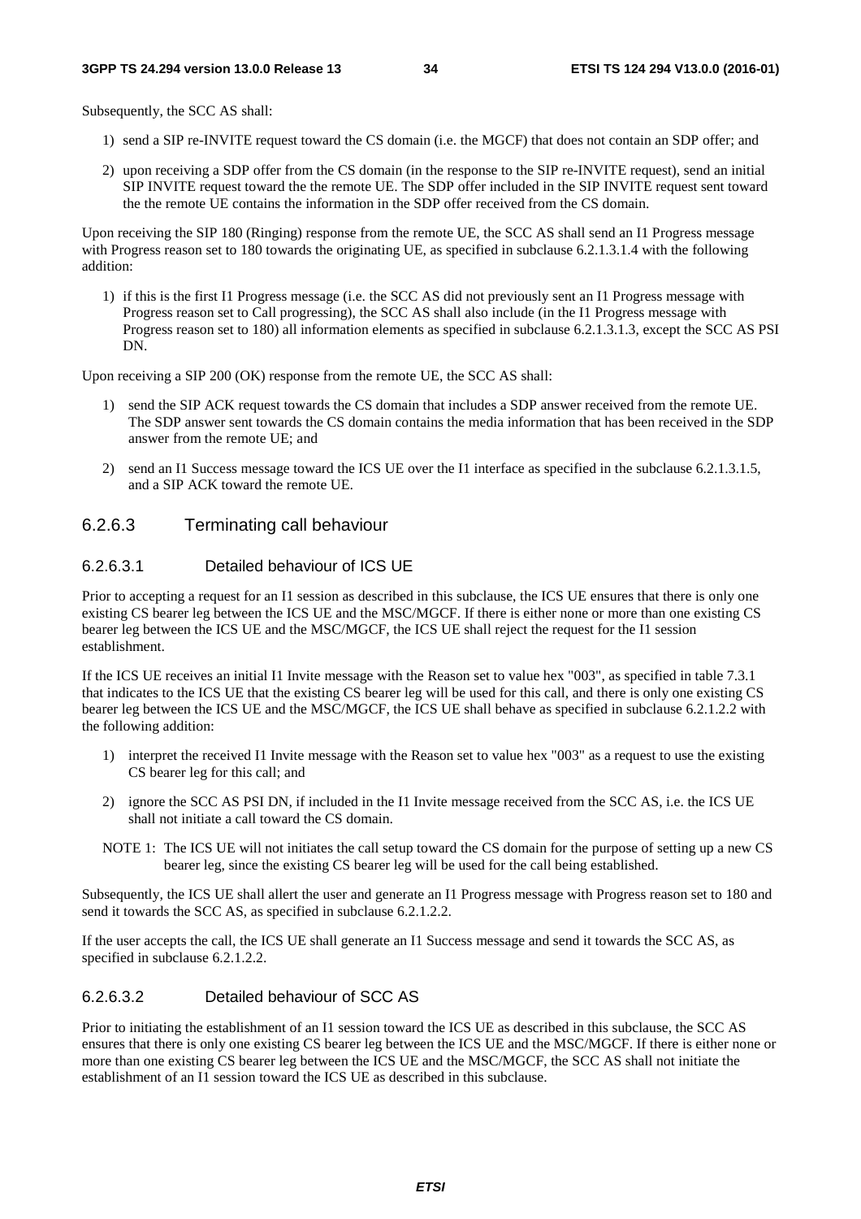Subsequently, the SCC AS shall:

1) send a SIP re-INVITE request toward the CS domain (i.e. the MGCF) that does not contain an SDP offer; and

2) upon receiving a SDP offer from the CS domain (in the response to the SIP re-INVITE request), send an initial SIP INVITE request toward the the remote UE. The SDP offer included in the SIP INVITE request sent toward the the remote UE contains the information in the SDP offer received from the CS domain.

Upon receiving the SIP 180 (Ringing) response from the remote UE, the SCC AS shall send an I1 Progress message with Progress reason set to 180 towards the originating UE, as specified in subclause 6.2.1.3.1.4 with the following addition:

1) if this is the first I1 Progress message (i.e. the SCC AS did not previously sent an I1 Progress message with Progress reason set to Call progressing), the SCC AS shall also include (in the I1 Progress message with Progress reason set to 180) all information elements as specified in subclause 6.2.1.3.1.3, except the SCC AS PSI DN.

Upon receiving a SIP 200 (OK) response from the remote UE, the SCC AS shall:

1) send the SIP ACK request towards the CS domain that includes a SDP answer received from the remote UE. The SDP answer sent towards the CS domain contains the media information that has been received in the SDP answer from the remote UE; and

2) send an I1 Success message toward the ICS UE over the I1 interface as specified in the subclause 6.2.1.3.1.5, and a SIP ACK toward the remote UE.

### 6.2.6.3 Terminating call behaviour

#### 6.2.6.3.1 Detailed behaviour of ICS UE

Prior to accepting a request for an I1 session as described in this subclause, the ICS UE ensures that there is only one existing CS bearer leg between the ICS UE and the MSC/MGCF. If there is either none or more than one existing CS bearer leg between the ICS UE and the MSC/MGCF, the ICS UE shall reject the request for the I1 session establishment.

If the ICS UE receives an initial I1 Invite message with the Reason set to value hex "003", as specified in table 7.3.1 that indicates to the ICS UE that the existing CS bearer leg will be used for this call, and there is only one existing CS bearer leg between the ICS UE and the MSC/MGCF, the ICS UE shall behave as specified in subclause 6.2.1.2.2 with the following addition:

1) interpret the received I1 Invite message with the Reason set to value hex "003" as a request to use the existing CS bearer leg for this call; and

2) ignore the SCC AS PSI DN, if included in the I1 Invite message received from the SCC AS, i.e. the ICS UE shall not initiate a call toward the CS domain.

NOTE 1: The ICS UE will not initiates the call setup toward the CS domain for the purpose of setting up a new CS bearer leg, since the existing CS bearer leg will be used for the call being established.

Subsequently, the ICS UE shall allert the user and generate an I1 Progress message with Progress reason set to 180 and send it towards the SCC AS, as specified in subclause 6.2.1.2.2.

If the user accepts the call, the ICS UE shall generate an I1 Success message and send it towards the SCC AS, as specified in subclause 6.2.1.2.2.

#### 6.2.6.3.2 Detailed behaviour of SCC AS

Prior to initiating the establishment of an I1 session toward the ICS UE as described in this subclause, the SCC AS ensures that there is only one existing CS bearer leg between the ICS UE and the MSC/MGCF. If there is either none or more than one existing CS bearer leg between the ICS UE and the MSC/MGCF, the SCC AS shall not initiate the establishment of an I1 session toward the ICS UE as described in this subclause.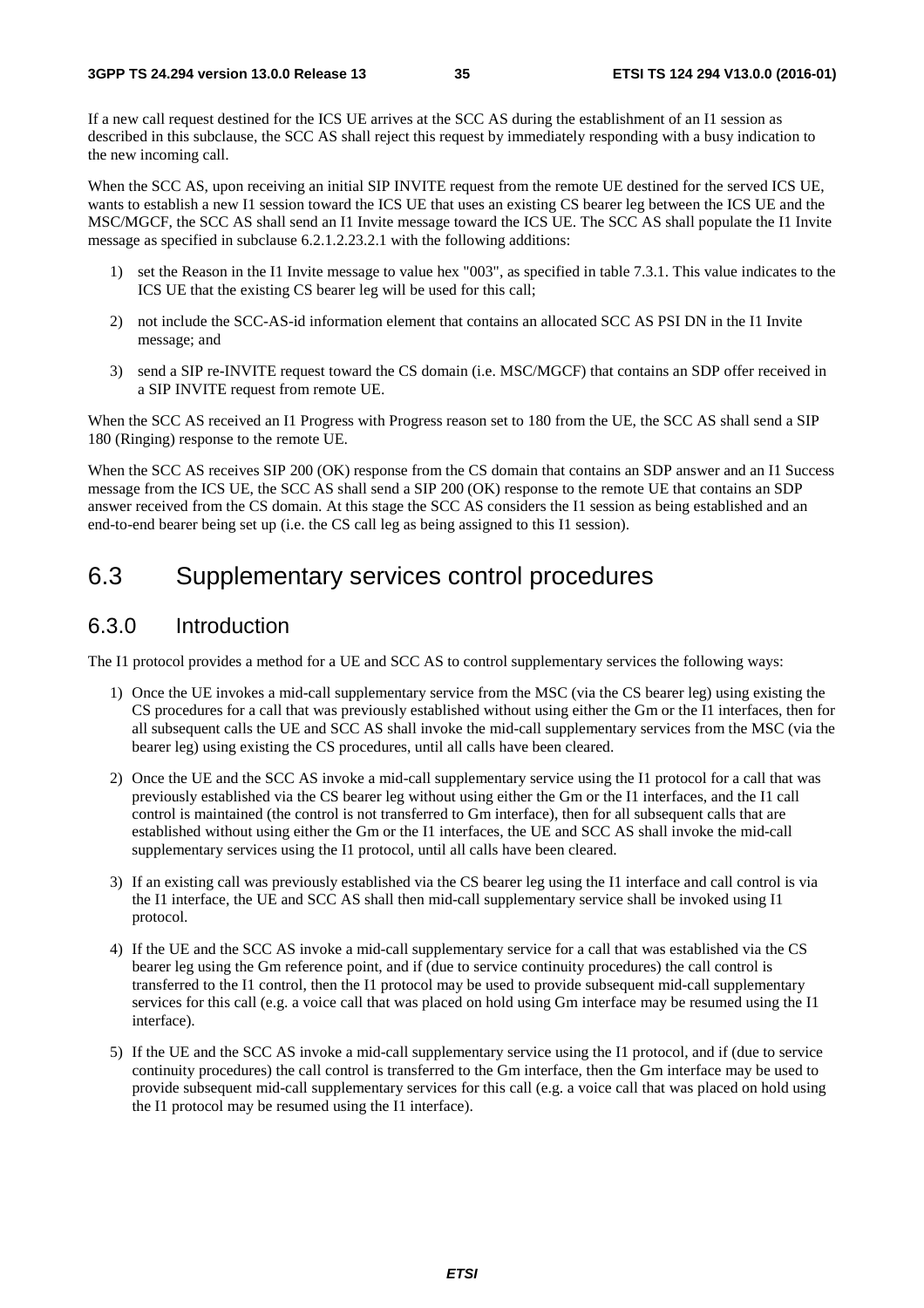If a new call request destined for the ICS UE arrives at the SCC AS during the establishment of an I1 session as described in this subclause, the SCC AS shall reject this request by immediately responding with a busy indication to the new incoming call.

When the SCC AS, upon receiving an initial SIP INVITE request from the remote UE destined for the served ICS UE, wants to establish a new I1 session toward the ICS UE that uses an existing CS bearer leg between the ICS UE and the MSC/MGCF, the SCC AS shall send an I1 Invite message toward the ICS UE. The SCC AS shall populate the I1 Invite message as specified in subclause 6.2.1.2.23.2.1 with the following additions:

1) set the Reason in the I1 Invite message to value hex "003", as specified in table 7.3.1. This value indicates to the ICS UE that the existing CS bearer leg will be used for this call;
2) not include the SCC-AS-id information element that contains an allocated SCC AS PSI DN in the I1 Invite message; and
3) send a SIP re-INVITE request toward the CS domain (i.e. MSC/MGCF) that contains an SDP offer received in a SIP INVITE request from remote UE.

When the SCC AS received an I1 Progress with Progress reason set to 180 from the UE, the SCC AS shall send a SIP 180 (Ringing) response to the remote UE.

When the SCC AS receives SIP 200 (OK) response from the CS domain that contains an SDP answer and an I1 Success message from the ICS UE, the SCC AS shall send a SIP 200 (OK) response to the remote UE that contains an SDP answer received from the CS domain. At this stage the SCC AS considers the I1 session as being established and an end-to-end bearer being set up (i.e. the CS call leg as being assigned to this I1 session).

# 6.3 Supplementary services control procedures

## 6.3.0 Introduction

The I1 protocol provides a method for a UE and SCC AS to control supplementary services the following ways:

1) Once the UE invokes a mid-call supplementary service from the MSC (via the CS bearer leg) using existing the CS procedures for a call that was previously established without using either the Gm or the I1 interfaces, then for all subsequent calls the UE and SCC AS shall invoke the mid-call supplementary services from the MSC (via the bearer leg) using existing the CS procedures, until all calls have been cleared.
2) Once the UE and the SCC AS invoke a mid-call supplementary service using the I1 protocol for a call that was previously established via the CS bearer leg without using either the Gm or the I1 interfaces, and the I1 call control is maintained (the control is not transferred to Gm interface), then for all subsequent calls that are established without using either the Gm or the I1 interfaces, the UE and SCC AS shall invoke the mid-call supplementary services using the I1 protocol, until all calls have been cleared.
3) If an existing call was previously established via the CS bearer leg using the I1 interface and call control is via the I1 interface, the UE and SCC AS shall then mid-call supplementary service shall be invoked using I1 protocol.
4) If the UE and the SCC AS invoke a mid-call supplementary service for a call that was established via the CS bearer leg using the Gm reference point, and if (due to service continuity procedures) the call control is transferred to the I1 control, then the I1 protocol may be used to provide subsequent mid-call supplementary services for this call (e.g. a voice call that was placed on hold using Gm interface may be resumed using the I1 interface).
5) If the UE and the SCC AS invoke a mid-call supplementary service using the I1 protocol, and if (due to service continuity procedures) the call control is transferred to the Gm interface, then the Gm interface may be used to provide subsequent mid-call supplementary services for this call (e.g. a voice call that was placed on hold using the I1 protocol may be resumed using the I1 interface).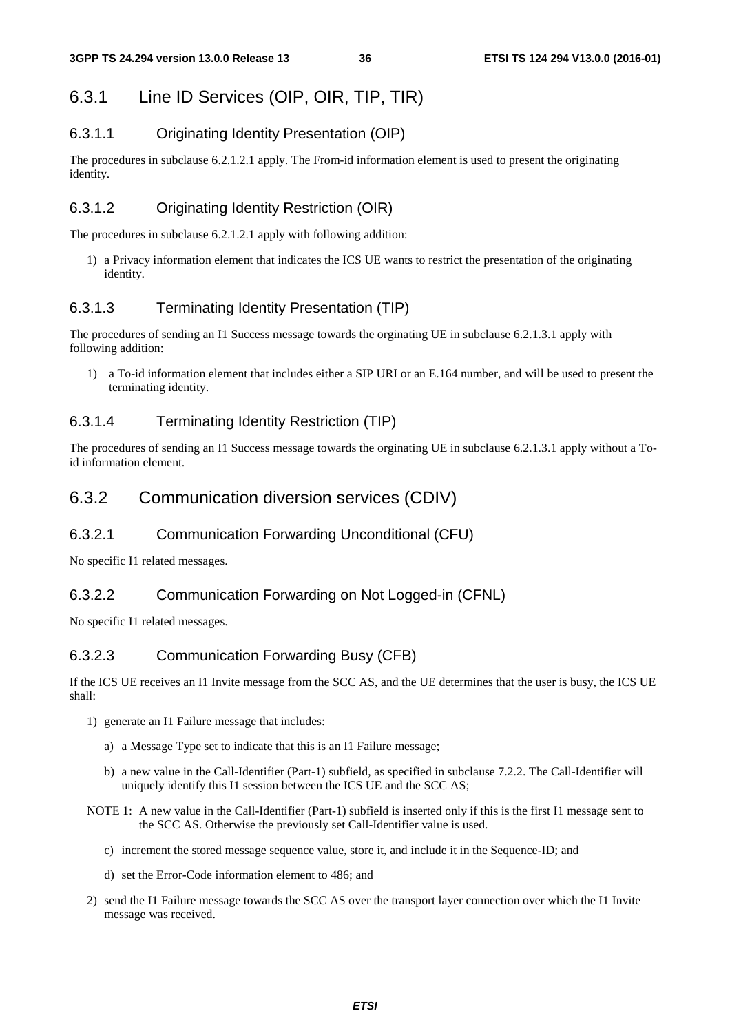## 6.3.1 Line ID Services (OIP, OIR, TIP, TIR)

### 6.3.1.1 Originating Identity Presentation (OIP)

The procedures in subclause 6.2.1.2.1 apply. The From-id information element is used to present the originating identity.

### 6.3.1.2 Originating Identity Restriction (OIR)

The procedures in subclause 6.2.1.2.1 apply with following addition:

1) a Privacy information element that indicates the ICS UE wants to restrict the presentation of the originating identity.

### 6.3.1.3 Terminating Identity Presentation (TIP)

The procedures of sending an I1 Success message towards the orginating UE in subclause 6.2.1.3.1 apply with following addition:

1) a To-id information element that includes either a SIP URI or an E.164 number, and will be used to present the terminating identity.

### 6.3.1.4 Terminating Identity Restriction (TIP)

The procedures of sending an I1 Success message towards the orginating UE in subclause 6.2.1.3.1 apply without a To-id information element.

## 6.3.2 Communication diversion services (CDIV)

### 6.3.2.1 Communication Forwarding Unconditional (CFU)

No specific I1 related messages.

### 6.3.2.2 Communication Forwarding on Not Logged-in (CFNL)

No specific I1 related messages.

### 6.3.2.3 Communication Forwarding Busy (CFB)

If the ICS UE receives an I1 Invite message from the SCC AS, and the UE determines that the user is busy, the ICS UE shall:

1) generate an I1 Failure message that includes:

   a) a Message Type set to indicate that this is an I1 Failure message;

   b) a new value in the Call-Identifier (Part-1) subfield, as specified in subclause 7.2.2. The Call-Identifier will uniquely identify this I1 session between the ICS UE and the SCC AS;

NOTE 1: A new value in the Call-Identifier (Part-1) subfield is inserted only if this is the first I1 message sent to the SCC AS. Otherwise the previously set Call-Identifier value is used.

   c) increment the stored message sequence value, store it, and include it in the Sequence-ID; and

   d) set the Error-Code information element to 486; and

2) send the I1 Failure message towards the SCC AS over the transport layer connection over which the I1 Invite message was received.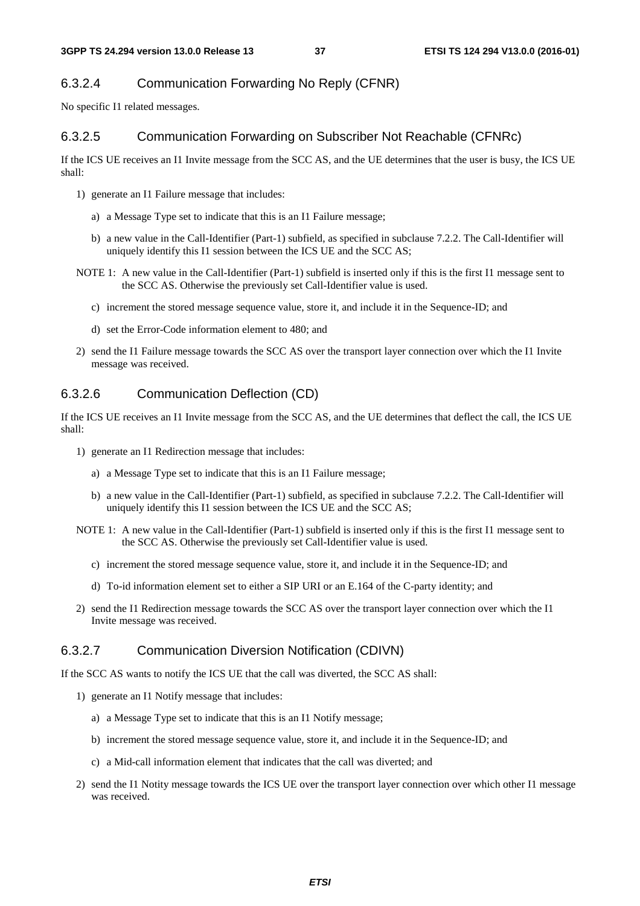### 6.3.2.4 Communication Forwarding No Reply (CFNR)

No specific I1 related messages.

### 6.3.2.5 Communication Forwarding on Subscriber Not Reachable (CFNRc)

If the ICS UE receives an I1 Invite message from the SCC AS, and the UE determines that the user is busy, the ICS UE shall:

1) generate an I1 Failure message that includes:

   a) a Message Type set to indicate that this is an I1 Failure message;

   b) a new value in the Call-Identifier (Part-1) subfield, as specified in subclause 7.2.2. The Call-Identifier will uniquely identify this I1 session between the ICS UE and the SCC AS;

NOTE 1: A new value in the Call-Identifier (Part-1) subfield is inserted only if this is the first I1 message sent to the SCC AS. Otherwise the previously set Call-Identifier value is used.

   c) increment the stored message sequence value, store it, and include it in the Sequence-ID; and

   d) set the Error-Code information element to 480; and

2) send the I1 Failure message towards the SCC AS over the transport layer connection over which the I1 Invite message was received.

### 6.3.2.6 Communication Deflection (CD)

If the ICS UE receives an I1 Invite message from the SCC AS, and the UE determines that deflect the call, the ICS UE shall:

1) generate an I1 Redirection message that includes:

   a) a Message Type set to indicate that this is an I1 Failure message;

   b) a new value in the Call-Identifier (Part-1) subfield, as specified in subclause 7.2.2. The Call-Identifier will uniquely identify this I1 session between the ICS UE and the SCC AS;

NOTE 1: A new value in the Call-Identifier (Part-1) subfield is inserted only if this is the first I1 message sent to the SCC AS. Otherwise the previously set Call-Identifier value is used.

   c) increment the stored message sequence value, store it, and include it in the Sequence-ID; and

   d) To-id information element set to either a SIP URI or an E.164 of the C-party identity; and

2) send the I1 Redirection message towards the SCC AS over the transport layer connection over which the I1 Invite message was received.

### 6.3.2.7 Communication Diversion Notification (CDIVN)

If the SCC AS wants to notify the ICS UE that the call was diverted, the SCC AS shall:

1) generate an I1 Notify message that includes:

   a) a Message Type set to indicate that this is an I1 Notify message;

   b) increment the stored message sequence value, store it, and include it in the Sequence-ID; and

   c) a Mid-call information element that indicates that the call was diverted; and

2) send the I1 Notity message towards the ICS UE over the transport layer connection over which other I1 message was received.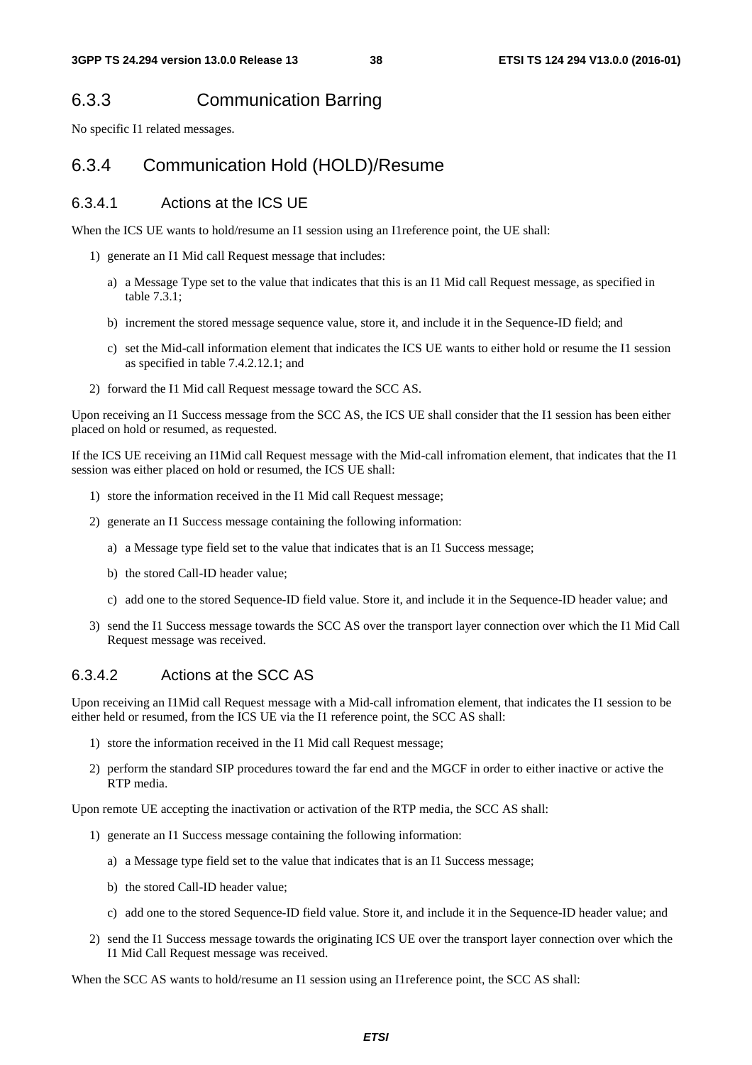### 6.3.3 Communication Barring

No specific I1 related messages.

### 6.3.4 Communication Hold (HOLD)/Resume

#### 6.3.4.1 Actions at the ICS UE

When the ICS UE wants to hold/resume an I1 session using an I1reference point, the UE shall:

1) generate an I1 Mid call Request message that includes:

   a) a Message Type set to the value that indicates that this is an I1 Mid call Request message, as specified in table 7.3.1;

   b) increment the stored message sequence value, store it, and include it in the Sequence-ID field; and

   c) set the Mid-call information element that indicates the ICS UE wants to either hold or resume the I1 session as specified in table 7.4.2.12.1; and

2) forward the I1 Mid call Request message toward the SCC AS.

Upon receiving an I1 Success message from the SCC AS, the ICS UE shall consider that the I1 session has been either placed on hold or resumed, as requested.

If the ICS UE receiving an I1Mid call Request message with the Mid-call infromation element, that indicates that the I1 session was either placed on hold or resumed, the ICS UE shall:

1) store the information received in the I1 Mid call Request message;

2) generate an I1 Success message containing the following information:

   a) a Message type field set to the value that indicates that is an I1 Success message;

   b) the stored Call-ID header value;

   c) add one to the stored Sequence-ID field value. Store it, and include it in the Sequence-ID header value; and

3) send the I1 Success message towards the SCC AS over the transport layer connection over which the I1 Mid Call Request message was received.

#### 6.3.4.2 Actions at the SCC AS

Upon receiving an I1Mid call Request message with a Mid-call infromation element, that indicates the I1 session to be either held or resumed, from the ICS UE via the I1 reference point, the SCC AS shall:

1) store the information received in the I1 Mid call Request message;

2) perform the standard SIP procedures toward the far end and the MGCF in order to either inactive or active the RTP media.

Upon remote UE accepting the inactivation or activation of the RTP media, the SCC AS shall:

1) generate an I1 Success message containing the following information:

   a) a Message type field set to the value that indicates that is an I1 Success message;

   b) the stored Call-ID header value;

   c) add one to the stored Sequence-ID field value. Store it, and include it in the Sequence-ID header value; and

2) send the I1 Success message towards the originating ICS UE over the transport layer connection over which the I1 Mid Call Request message was received.

When the SCC AS wants to hold/resume an I1 session using an I1reference point, the SCC AS shall: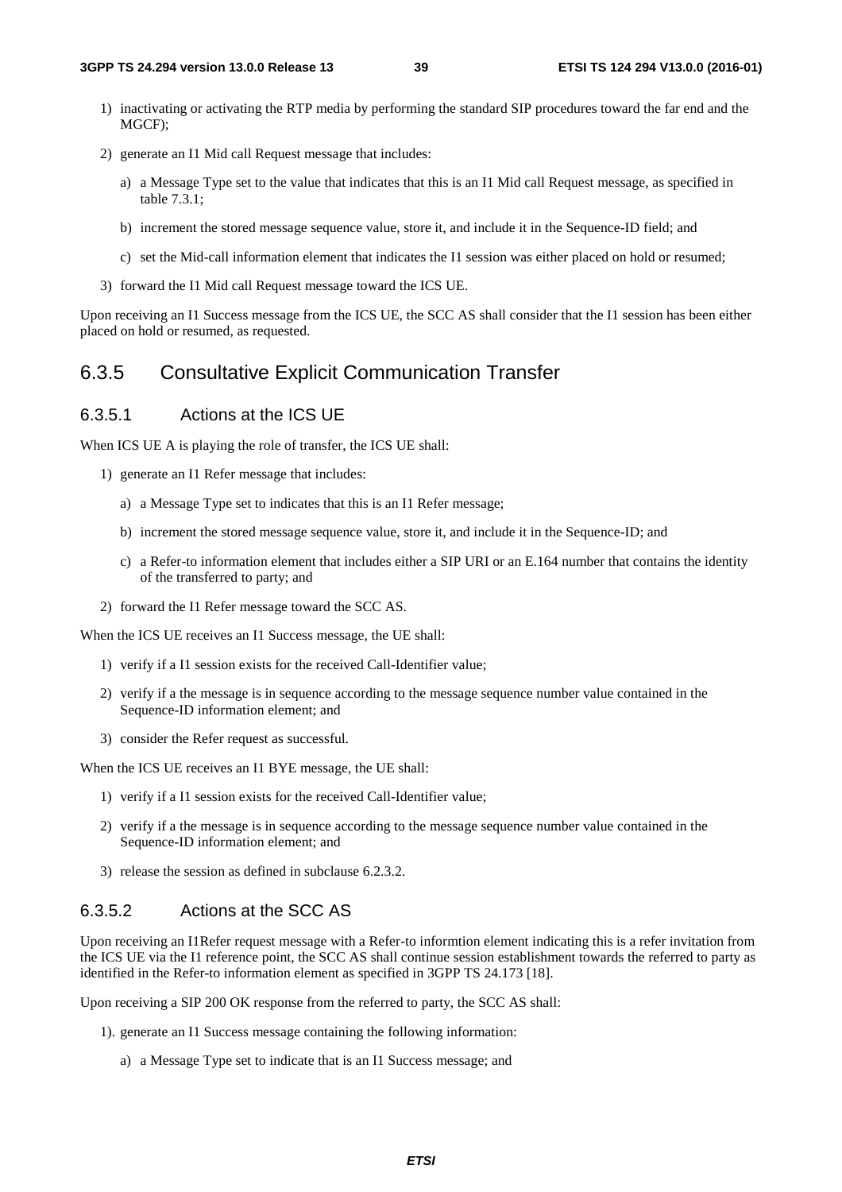1) inactivating or activating the RTP media by performing the standard SIP procedures toward the far end and the MGCF);

2) generate an I1 Mid call Request message that includes:

   a) a Message Type set to the value that indicates that this is an I1 Mid call Request message, as specified in table 7.3.1;

   b) increment the stored message sequence value, store it, and include it in the Sequence-ID field; and

   c) set the Mid-call information element that indicates the I1 session was either placed on hold or resumed;

3) forward the I1 Mid call Request message toward the ICS UE.

Upon receiving an I1 Success message from the ICS UE, the SCC AS shall consider that the I1 session has been either placed on hold or resumed, as requested.

## 6.3.5 Consultative Explicit Communication Transfer

### 6.3.5.1 Actions at the ICS UE

When ICS UE A is playing the role of transfer, the ICS UE shall:

1) generate an I1 Refer message that includes:

   a) a Message Type set to indicates that this is an I1 Refer message;

   b) increment the stored message sequence value, store it, and include it in the Sequence-ID; and

   c) a Refer-to information element that includes either a SIP URI or an E.164 number that contains the identity of the transferred to party; and

2) forward the I1 Refer message toward the SCC AS.

When the ICS UE receives an I1 Success message, the UE shall:

1) verify if a I1 session exists for the received Call-Identifier value;

2) verify if a the message is in sequence according to the message sequence number value contained in the Sequence-ID information element; and

3) consider the Refer request as successful.

When the ICS UE receives an I1 BYE message, the UE shall:

1) verify if a I1 session exists for the received Call-Identifier value;

2) verify if a the message is in sequence according to the message sequence number value contained in the Sequence-ID information element; and

3) release the session as defined in subclause 6.2.3.2.

### 6.3.5.2 Actions at the SCC AS

Upon receiving an I1Refer request message with a Refer-to informtion element indicating this is a refer invitation from the ICS UE via the I1 reference point, the SCC AS shall continue session establishment towards the referred to party as identified in the Refer-to information element as specified in 3GPP TS 24.173 [18].

Upon receiving a SIP 200 OK response from the referred to party, the SCC AS shall:

1). generate an I1 Success message containing the following information:

   a) a Message Type set to indicate that is an I1 Success message; and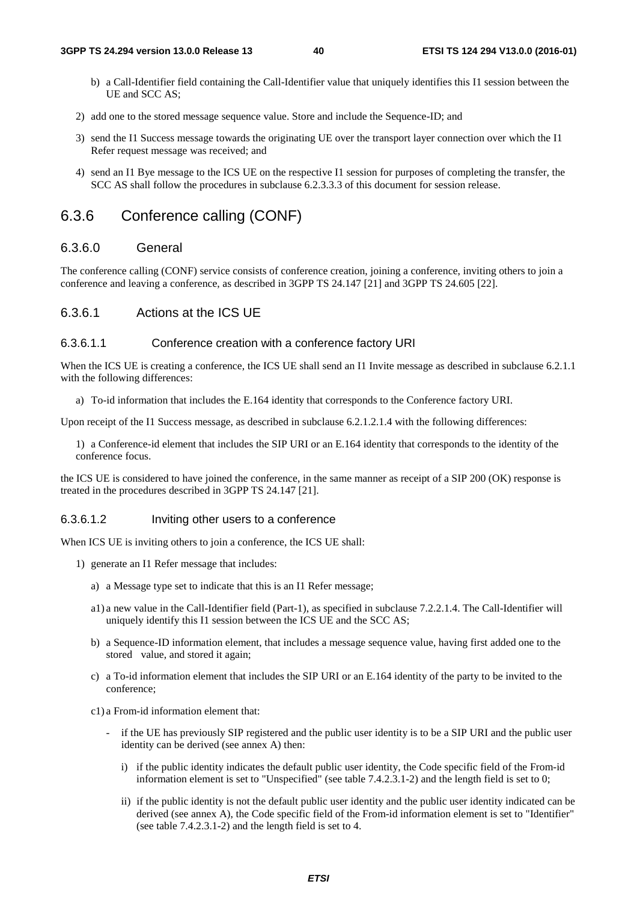b) a Call-Identifier field containing the Call-Identifier value that uniquely identifies this I1 session between the UE and SCC AS;

2) add one to the stored message sequence value. Store and include the Sequence-ID; and

3) send the I1 Success message towards the originating UE over the transport layer connection over which the I1 Refer request message was received; and

4) send an I1 Bye message to the ICS UE on the respective I1 session for purposes of completing the transfer, the SCC AS shall follow the procedures in subclause 6.2.3.3.3 of this document for session release.

## 6.3.6 Conference calling (CONF)

### 6.3.6.0 General

The conference calling (CONF) service consists of conference creation, joining a conference, inviting others to join a conference and leaving a conference, as described in 3GPP TS 24.147 [21] and 3GPP TS 24.605 [22].

### 6.3.6.1 Actions at the ICS UE

#### 6.3.6.1.1 Conference creation with a conference factory URI

When the ICS UE is creating a conference, the ICS UE shall send an I1 Invite message as described in subclause 6.2.1.1 with the following differences:

a) To-id information that includes the E.164 identity that corresponds to the Conference factory URI.

Upon receipt of the I1 Success message, as described in subclause 6.2.1.2.1.4 with the following differences:

1) a Conference-id element that includes the SIP URI or an E.164 identity that corresponds to the identity of the conference focus.

the ICS UE is considered to have joined the conference, in the same manner as receipt of a SIP 200 (OK) response is treated in the procedures described in 3GPP TS 24.147 [21].

#### 6.3.6.1.2 Inviting other users to a conference

When ICS UE is inviting others to join a conference, the ICS UE shall:

1) generate an I1 Refer message that includes:

   a) a Message type set to indicate that this is an I1 Refer message;

   a1) a new value in the Call-Identifier field (Part-1), as specified in subclause 7.2.2.1.4. The Call-Identifier will uniquely identify this I1 session between the ICS UE and the SCC AS;

   b) a Sequence-ID information element, that includes a message sequence value, having first added one to the stored value, and stored it again;

   c) a To-id information element that includes the SIP URI or an E.164 identity of the party to be invited to the conference;

   c1) a From-id information element that:

   - if the UE has previously SIP registered and the public user identity is to be a SIP URI and the public user identity can be derived (see annex A) then:

     i) if the public identity indicates the default public user identity, the Code specific field of the From-id information element is set to "Unspecified" (see table 7.4.2.3.1-2) and the length field is set to 0;

     ii) if the public identity is not the default public user identity and the public user identity indicated can be derived (see annex A), the Code specific field of the From-id information element is set to "Identifier" (see table 7.4.2.3.1-2) and the length field is set to 4.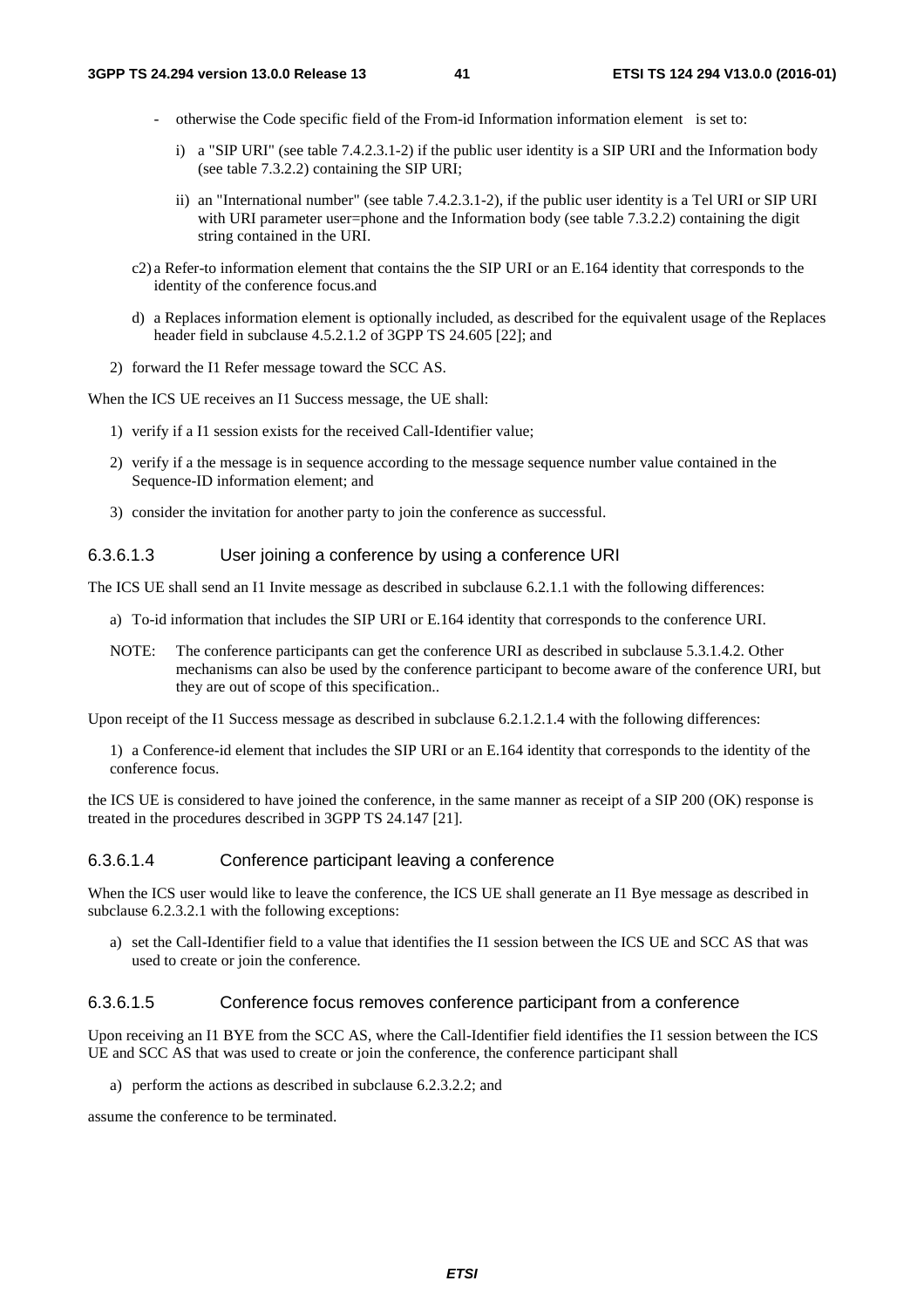- otherwise the Code specific field of the From-id Information information element is set to:

  i) a "SIP URI" (see table 7.4.2.3.1-2) if the public user identity is a SIP URI and the Information body (see table 7.3.2.2) containing the SIP URI;

  ii) an "International number" (see table 7.4.2.3.1-2), if the public user identity is a Tel URI or SIP URI with URI parameter user=phone and the Information body (see table 7.3.2.2) containing the digit string contained in the URI.

c2) a Refer-to information element that contains the the SIP URI or an E.164 identity that corresponds to the identity of the conference focus.and

d) a Replaces information element is optionally included, as described for the equivalent usage of the Replaces header field in subclause 4.5.2.1.2 of 3GPP TS 24.605 [22]; and

2) forward the I1 Refer message toward the SCC AS.

When the ICS UE receives an I1 Success message, the UE shall:

1) verify if a I1 session exists for the received Call-Identifier value;
2) verify if a the message is in sequence according to the message sequence number value contained in the Sequence-ID information element; and
3) consider the invitation for another party to join the conference as successful.

#### 6.3.6.1.3 User joining a conference by using a conference URI

The ICS UE shall send an I1 Invite message as described in subclause 6.2.1.1 with the following differences:

a) To-id information that includes the SIP URI or E.164 identity that corresponds to the conference URI.

NOTE: The conference participants can get the conference URI as described in subclause 5.3.1.4.2. Other mechanisms can also be used by the conference participant to become aware of the conference URI, but they are out of scope of this specification..

Upon receipt of the I1 Success message as described in subclause 6.2.1.2.1.4 with the following differences:

1) a Conference-id element that includes the SIP URI or an E.164 identity that corresponds to the identity of the conference focus.

the ICS UE is considered to have joined the conference, in the same manner as receipt of a SIP 200 (OK) response is treated in the procedures described in 3GPP TS 24.147 [21].

#### 6.3.6.1.4 Conference participant leaving a conference

When the ICS user would like to leave the conference, the ICS UE shall generate an I1 Bye message as described in subclause 6.2.3.2.1 with the following exceptions:

a) set the Call-Identifier field to a value that identifies the I1 session between the ICS UE and SCC AS that was used to create or join the conference.

#### 6.3.6.1.5 Conference focus removes conference participant from a conference

Upon receiving an I1 BYE from the SCC AS, where the Call-Identifier field identifies the I1 session between the ICS UE and SCC AS that was used to create or join the conference, the conference participant shall

a) perform the actions as described in subclause 6.2.3.2.2; and

assume the conference to be terminated.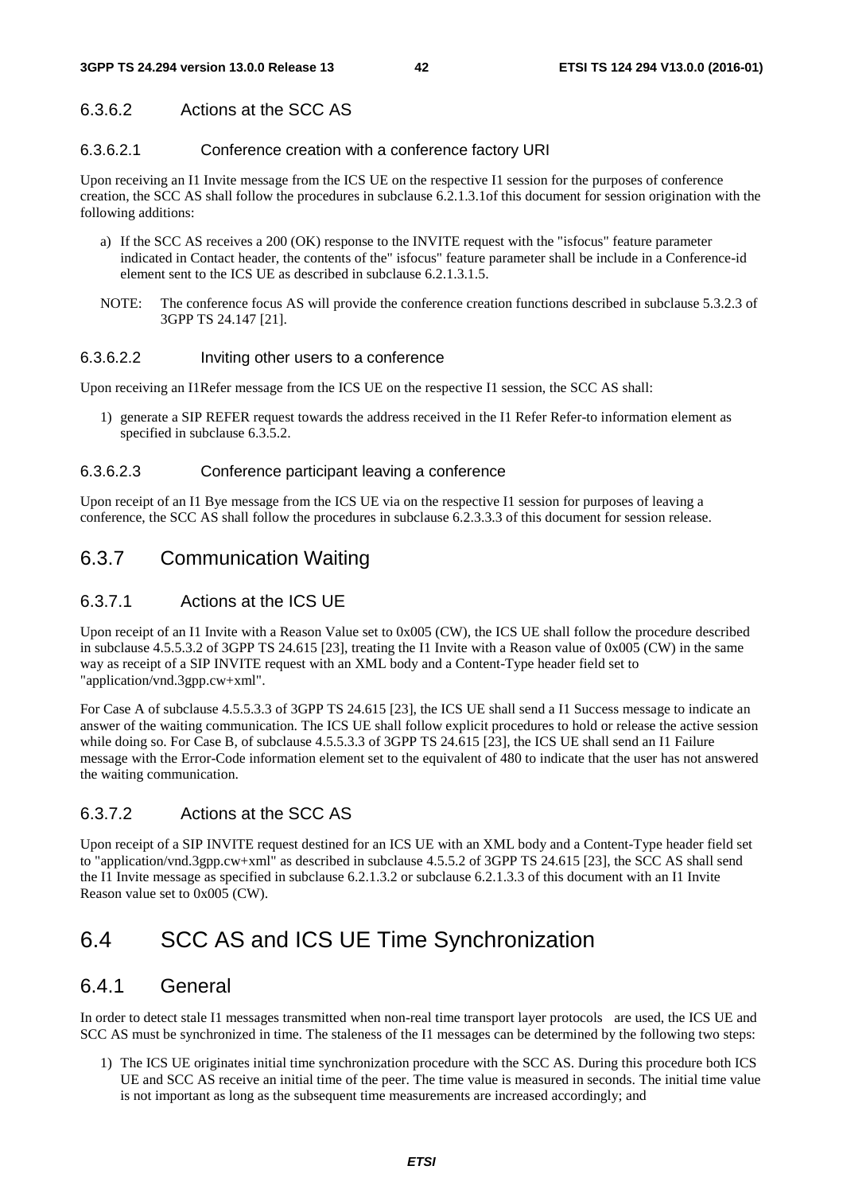#### 6.3.6.2 Actions at the SCC AS

##### 6.3.6.2.1 Conference creation with a conference factory URI

Upon receiving an I1 Invite message from the ICS UE on the respective I1 session for the purposes of conference creation, the SCC AS shall follow the procedures in subclause 6.2.1.3.1of this document for session origination with the following additions:

a) If the SCC AS receives a 200 (OK) response to the INVITE request with the "isfocus" feature parameter indicated in Contact header, the contents of the" isfocus" feature parameter shall be include in a Conference-id element sent to the ICS UE as described in subclause 6.2.1.3.1.5.

NOTE: The conference focus AS will provide the conference creation functions described in subclause 5.3.2.3 of 3GPP TS 24.147 [21].

##### 6.3.6.2.2 Inviting other users to a conference

Upon receiving an I1Refer message from the ICS UE on the respective I1 session, the SCC AS shall:

1) generate a SIP REFER request towards the address received in the I1 Refer Refer-to information element as specified in subclause 6.3.5.2.

##### 6.3.6.2.3 Conference participant leaving a conference

Upon receipt of an I1 Bye message from the ICS UE via on the respective I1 session for purposes of leaving a conference, the SCC AS shall follow the procedures in subclause 6.2.3.3.3 of this document for session release.

### 6.3.7 Communication Waiting

#### 6.3.7.1 Actions at the ICS UE

Upon receipt of an I1 Invite with a Reason Value set to 0x005 (CW), the ICS UE shall follow the procedure described in subclause 4.5.5.3.2 of 3GPP TS 24.615 [23], treating the I1 Invite with a Reason value of 0x005 (CW) in the same way as receipt of a SIP INVITE request with an XML body and a Content-Type header field set to "application/vnd.3gpp.cw+xml".

For Case A of subclause 4.5.5.3.3 of 3GPP TS 24.615 [23], the ICS UE shall send a I1 Success message to indicate an answer of the waiting communication. The ICS UE shall follow explicit procedures to hold or release the active session while doing so. For Case B, of subclause 4.5.5.3.3 of 3GPP TS 24.615 [23], the ICS UE shall send an I1 Failure message with the Error-Code information element set to the equivalent of 480 to indicate that the user has not answered the waiting communication.

#### 6.3.7.2 Actions at the SCC AS

Upon receipt of a SIP INVITE request destined for an ICS UE with an XML body and a Content-Type header field set to "application/vnd.3gpp.cw+xml" as described in subclause 4.5.5.2 of 3GPP TS 24.615 [23], the SCC AS shall send the I1 Invite message as specified in subclause 6.2.1.3.2 or subclause 6.2.1.3.3 of this document with an I1 Invite Reason value set to 0x005 (CW).

## 6.4 SCC AS and ICS UE Time Synchronization

### 6.4.1 General

In order to detect stale I1 messages transmitted when non-real time transport layer protocols are used, the ICS UE and SCC AS must be synchronized in time. The staleness of the I1 messages can be determined by the following two steps:

1) The ICS UE originates initial time synchronization procedure with the SCC AS. During this procedure both ICS UE and SCC AS receive an initial time of the peer. The time value is measured in seconds. The initial time value is not important as long as the subsequent time measurements are increased accordingly; and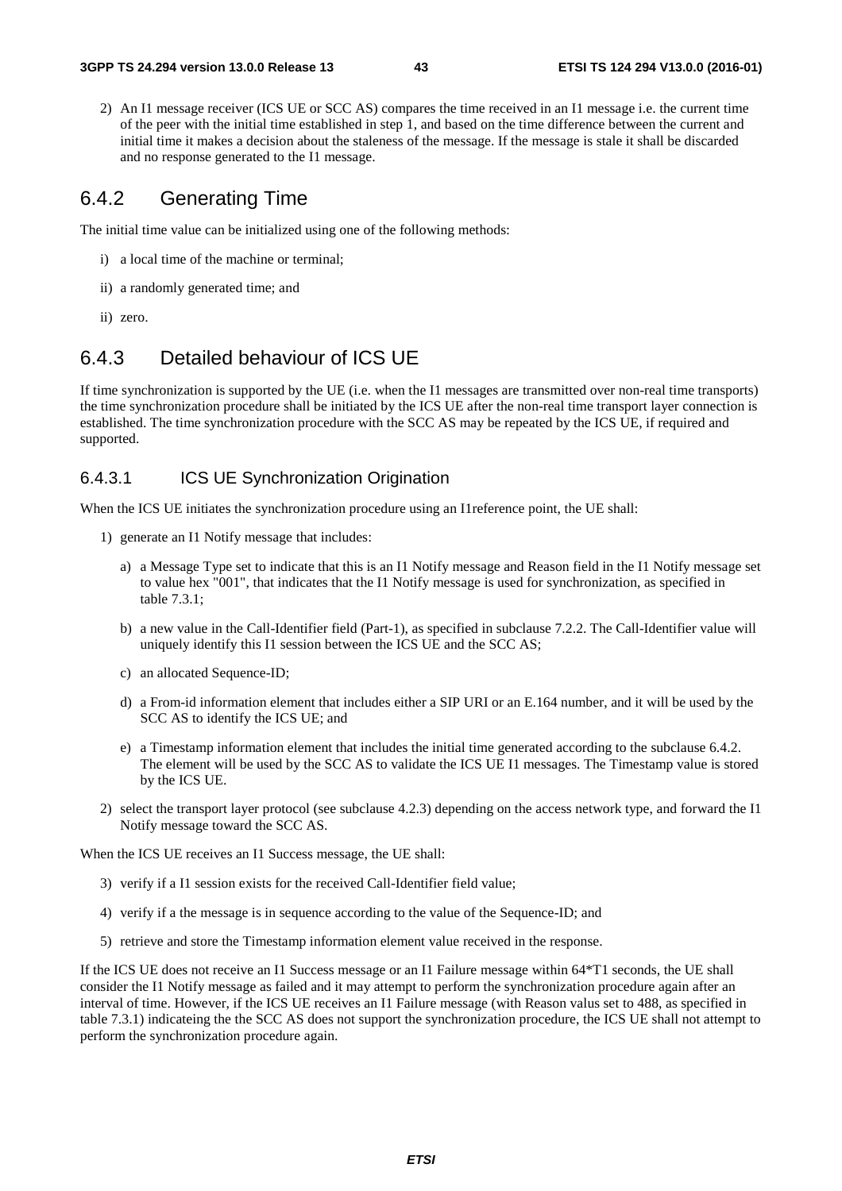2) An I1 message receiver (ICS UE or SCC AS) compares the time received in an I1 message i.e. the current time of the peer with the initial time established in step 1, and based on the time difference between the current and initial time it makes a decision about the staleness of the message. If the message is stale it shall be discarded and no response generated to the I1 message.

## 6.4.2 Generating Time

The initial time value can be initialized using one of the following methods:

i) a local time of the machine or terminal;

ii) a randomly generated time; and

ii) zero.

## 6.4.3 Detailed behaviour of ICS UE

If time synchronization is supported by the UE (i.e. when the I1 messages are transmitted over non-real time transports) the time synchronization procedure shall be initiated by the ICS UE after the non-real time transport layer connection is established. The time synchronization procedure with the SCC AS may be repeated by the ICS UE, if required and supported.

### 6.4.3.1 ICS UE Synchronization Origination

When the ICS UE initiates the synchronization procedure using an I1reference point, the UE shall:

1) generate an I1 Notify message that includes:

   a) a Message Type set to indicate that this is an I1 Notify message and Reason field in the I1 Notify message set to value hex "001", that indicates that the I1 Notify message is used for synchronization, as specified in table 7.3.1;

   b) a new value in the Call-Identifier field (Part-1), as specified in subclause 7.2.2. The Call-Identifier value will uniquely identify this I1 session between the ICS UE and the SCC AS;

   c) an allocated Sequence-ID;

   d) a From-id information element that includes either a SIP URI or an E.164 number, and it will be used by the SCC AS to identify the ICS UE; and

   e) a Timestamp information element that includes the initial time generated according to the subclause 6.4.2. The element will be used by the SCC AS to validate the ICS UE I1 messages. The Timestamp value is stored by the ICS UE.

2) select the transport layer protocol (see subclause 4.2.3) depending on the access network type, and forward the I1 Notify message toward the SCC AS.

When the ICS UE receives an I1 Success message, the UE shall:

3) verify if a I1 session exists for the received Call-Identifier field value;

4) verify if a the message is in sequence according to the value of the Sequence-ID; and

5) retrieve and store the Timestamp information element value received in the response.

If the ICS UE does not receive an I1 Success message or an I1 Failure message within 64*T1 seconds, the UE shall consider the I1 Notify message as failed and it may attempt to perform the synchronization procedure again after an interval of time. However, if the ICS UE receives an I1 Failure message (with Reason valus set to 488, as specified in table 7.3.1) indicateing the the SCC AS does not support the synchronization procedure, the ICS UE shall not attempt to perform the synchronization procedure again.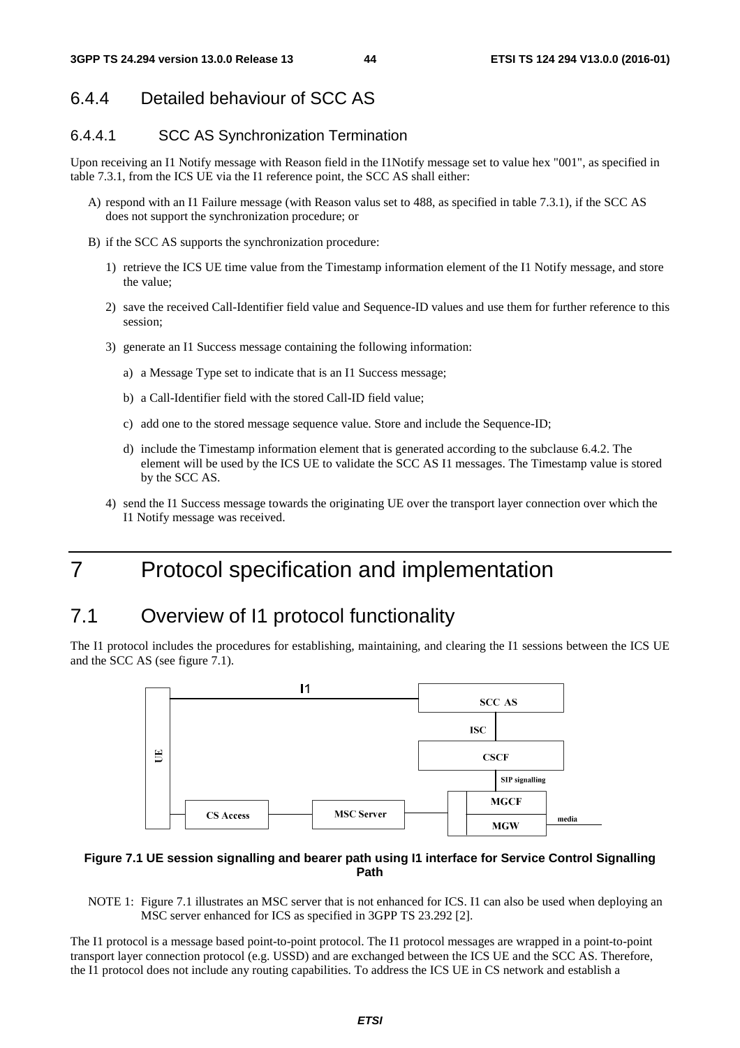### 6.4.4 Detailed behaviour of SCC AS

#### 6.4.4.1 SCC AS Synchronization Termination

Upon receiving an I1 Notify message with Reason field in the I1Notify message set to value hex "001", as specified in table 7.3.1, from the ICS UE via the I1 reference point, the SCC AS shall either:

A) respond with an I1 Failure message (with Reason valus set to 488, as specified in table 7.3.1), if the SCC AS does not support the synchronization procedure; or

B) if the SCC AS supports the synchronization procedure:

  1) retrieve the ICS UE time value from the Timestamp information element of the I1 Notify message, and store the value;

  2) save the received Call-Identifier field value and Sequence-ID values and use them for further reference to this session;

  3) generate an I1 Success message containing the following information:

    a) a Message Type set to indicate that is an I1 Success message;

    b) a Call-Identifier field with the stored Call-ID field value;

    c) add one to the stored message sequence value. Store and include the Sequence-ID;

    d) include the Timestamp information element that is generated according to the subclause 6.4.2. The element will be used by the ICS UE to validate the SCC AS I1 messages. The Timestamp value is stored by the SCC AS.

  4) send the I1 Success message towards the originating UE over the transport layer connection over which the I1 Notify message was received.

# 7 Protocol specification and implementation

## 7.1 Overview of I1 protocol functionality

The I1 protocol includes the procedures for establishing, maintaining, and clearing the I1 sessions between the ICS UE and the SCC AS (see figure 7.1).

I1
SCC AS
ISC
CSCF
SIP signalling
UE
CS Access
MSC Server
MGCF
MGW
media

**Figure 7.1 UE session signalling and bearer path using I1 interface for Service Control Signalling Path**

NOTE 1: Figure 7.1 illustrates an MSC server that is not enhanced for ICS. I1 can also be used when deploying an MSC server enhanced for ICS as specified in 3GPP TS 23.292 [2].

The I1 protocol is a message based point-to-point protocol. The I1 protocol messages are wrapped in a point-to-point transport layer connection protocol (e.g. USSD) and are exchanged between the ICS UE and the SCC AS. Therefore, the I1 protocol does not include any routing capabilities. To address the ICS UE in CS network and establish a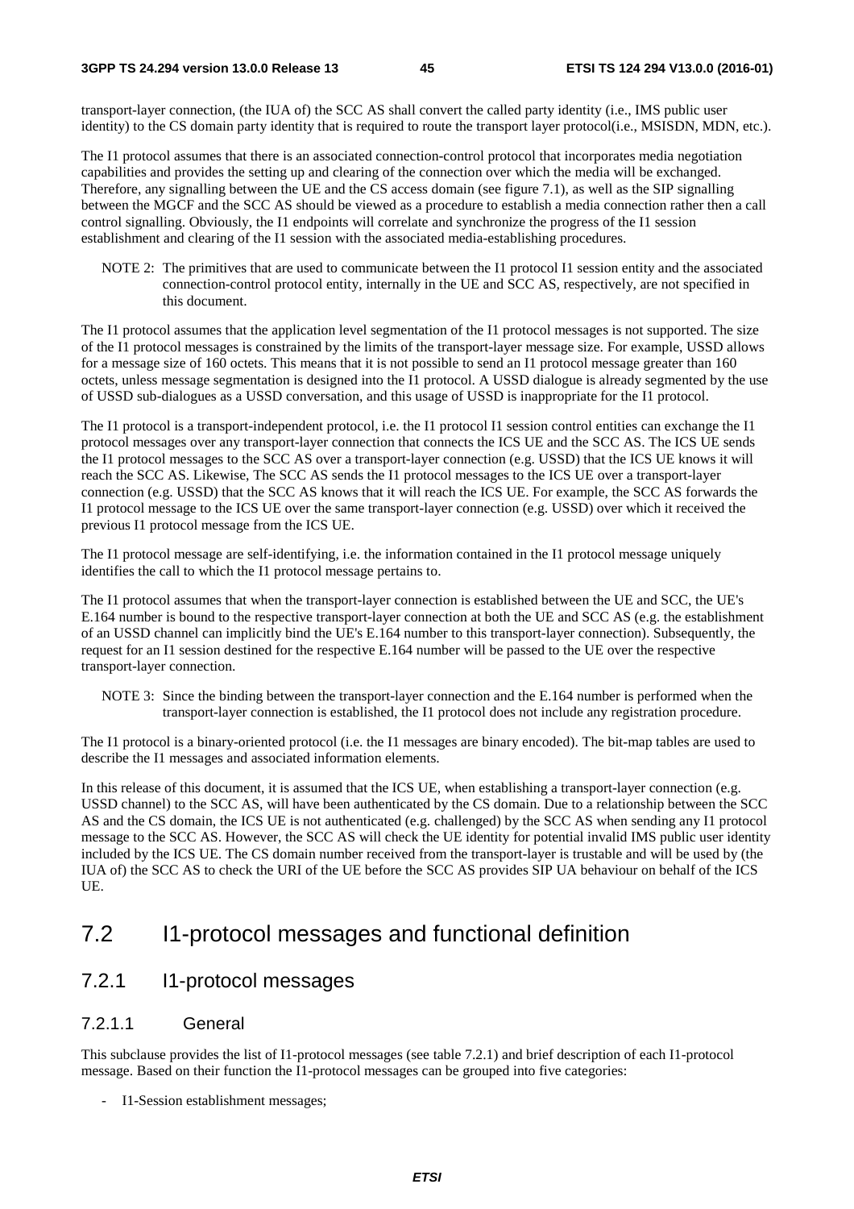transport-layer connection, (the IUA of) the SCC AS shall convert the called party identity (i.e., IMS public user identity) to the CS domain party identity that is required to route the transport layer protocol(i.e., MSISDN, MDN, etc.).

The I1 protocol assumes that there is an associated connection-control protocol that incorporates media negotiation capabilities and provides the setting up and clearing of the connection over which the media will be exchanged. Therefore, any signalling between the UE and the CS access domain (see figure 7.1), as well as the SIP signalling between the MGCF and the SCC AS should be viewed as a procedure to establish a media connection rather then a call control signalling. Obviously, the I1 endpoints will correlate and synchronize the progress of the I1 session establishment and clearing of the I1 session with the associated media-establishing procedures.

NOTE 2: The primitives that are used to communicate between the I1 protocol I1 session entity and the associated connection-control protocol entity, internally in the UE and SCC AS, respectively, are not specified in this document.

The I1 protocol assumes that the application level segmentation of the I1 protocol messages is not supported. The size of the I1 protocol messages is constrained by the limits of the transport-layer message size. For example, USSD allows for a message size of 160 octets. This means that it is not possible to send an I1 protocol message greater than 160 octets, unless message segmentation is designed into the I1 protocol. A USSD dialogue is already segmented by the use of USSD sub-dialogues as a USSD conversation, and this usage of USSD is inappropriate for the I1 protocol.

The I1 protocol is a transport-independent protocol, i.e. the I1 protocol I1 session control entities can exchange the I1 protocol messages over any transport-layer connection that connects the ICS UE and the SCC AS. The ICS UE sends the I1 protocol messages to the SCC AS over a transport-layer connection (e.g. USSD) that the ICS UE knows it will reach the SCC AS. Likewise, The SCC AS sends the I1 protocol messages to the ICS UE over a transport-layer connection (e.g. USSD) that the SCC AS knows that it will reach the ICS UE. For example, the SCC AS forwards the I1 protocol message to the ICS UE over the same transport-layer connection (e.g. USSD) over which it received the previous I1 protocol message from the ICS UE.

The I1 protocol message are self-identifying, i.e. the information contained in the I1 protocol message uniquely identifies the call to which the I1 protocol message pertains to.

The I1 protocol assumes that when the transport-layer connection is established between the UE and SCC, the UE's E.164 number is bound to the respective transport-layer connection at both the UE and SCC AS (e.g. the establishment of an USSD channel can implicitly bind the UE's E.164 number to this transport-layer connection). Subsequently, the request for an I1 session destined for the respective E.164 number will be passed to the UE over the respective transport-layer connection.

NOTE 3: Since the binding between the transport-layer connection and the E.164 number is performed when the transport-layer connection is established, the I1 protocol does not include any registration procedure.

The I1 protocol is a binary-oriented protocol (i.e. the I1 messages are binary encoded). The bit-map tables are used to describe the I1 messages and associated information elements.

In this release of this document, it is assumed that the ICS UE, when establishing a transport-layer connection (e.g. USSD channel) to the SCC AS, will have been authenticated by the CS domain. Due to a relationship between the SCC AS and the CS domain, the ICS UE is not authenticated (e.g. challenged) by the SCC AS when sending any I1 protocol message to the SCC AS. However, the SCC AS will check the UE identity for potential invalid IMS public user identity included by the ICS UE. The CS domain number received from the transport-layer is trustable and will be used by (the IUA of) the SCC AS to check the URI of the UE before the SCC AS provides SIP UA behaviour on behalf of the ICS UE.

## 7.2 I1-protocol messages and functional definition

### 7.2.1 I1-protocol messages

#### 7.2.1.1 General

This subclause provides the list of I1-protocol messages (see table 7.2.1) and brief description of each I1-protocol message. Based on their function the I1-protocol messages can be grouped into five categories:

- I1-Session establishment messages;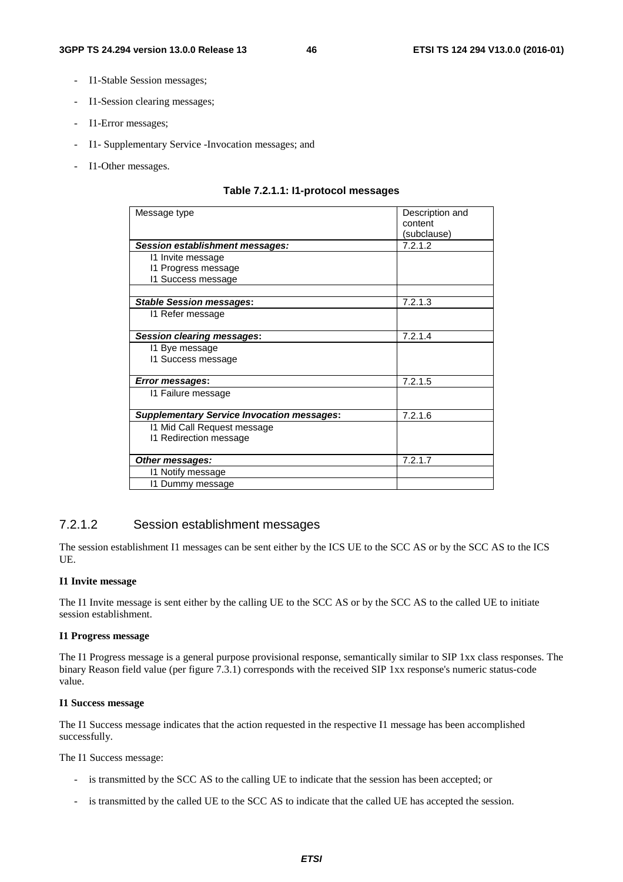- I1-Stable Session messages;
- I1-Session clearing messages;
- I1-Error messages;
- I1- Supplementary Service -Invocation messages; and
- I1-Other messages.

**Table 7.2.1.1: I1-protocol messages**

| Message type | Description and content (subclause) |
| --- | --- |
| ***Session establishment messages:*** | 7.2.1.2 |
| I1 Invite message<br>I1 Progress message<br>I1 Success message | |
| | |
| ***Stable Session messages*:** | 7.2.1.3 |
| I1 Refer message | |
| ***Session clearing messages*:** | 7.2.1.4 |
| I1 Bye message<br>I1 Success message | |
| ***Error messages*:** | 7.2.1.5 |
| I1 Failure message | |
| ***Supplementary Service Invocation messages*:** | 7.2.1.6 |
| I1 Mid Call Request message<br>I1 Redirection message | |
| ***Other messages:*** | 7.2.1.7 |
| I1 Notify message | |
| I1 Dummy message | |

### 7.2.1.2 Session establishment messages

The session establishment I1 messages can be sent either by the ICS UE to the SCC AS or by the SCC AS to the ICS UE.

**I1 Invite message**

The I1 Invite message is sent either by the calling UE to the SCC AS or by the SCC AS to the called UE to initiate session establishment.

**I1 Progress message**

The I1 Progress message is a general purpose provisional response, semantically similar to SIP 1xx class responses. The binary Reason field value (per figure 7.3.1) corresponds with the received SIP 1xx response's numeric status-code value.

**I1 Success message**

The I1 Success message indicates that the action requested in the respective I1 message has been accomplished successfully.

The I1 Success message:

- is transmitted by the SCC AS to the calling UE to indicate that the session has been accepted; or
- is transmitted by the called UE to the SCC AS to indicate that the called UE has accepted the session.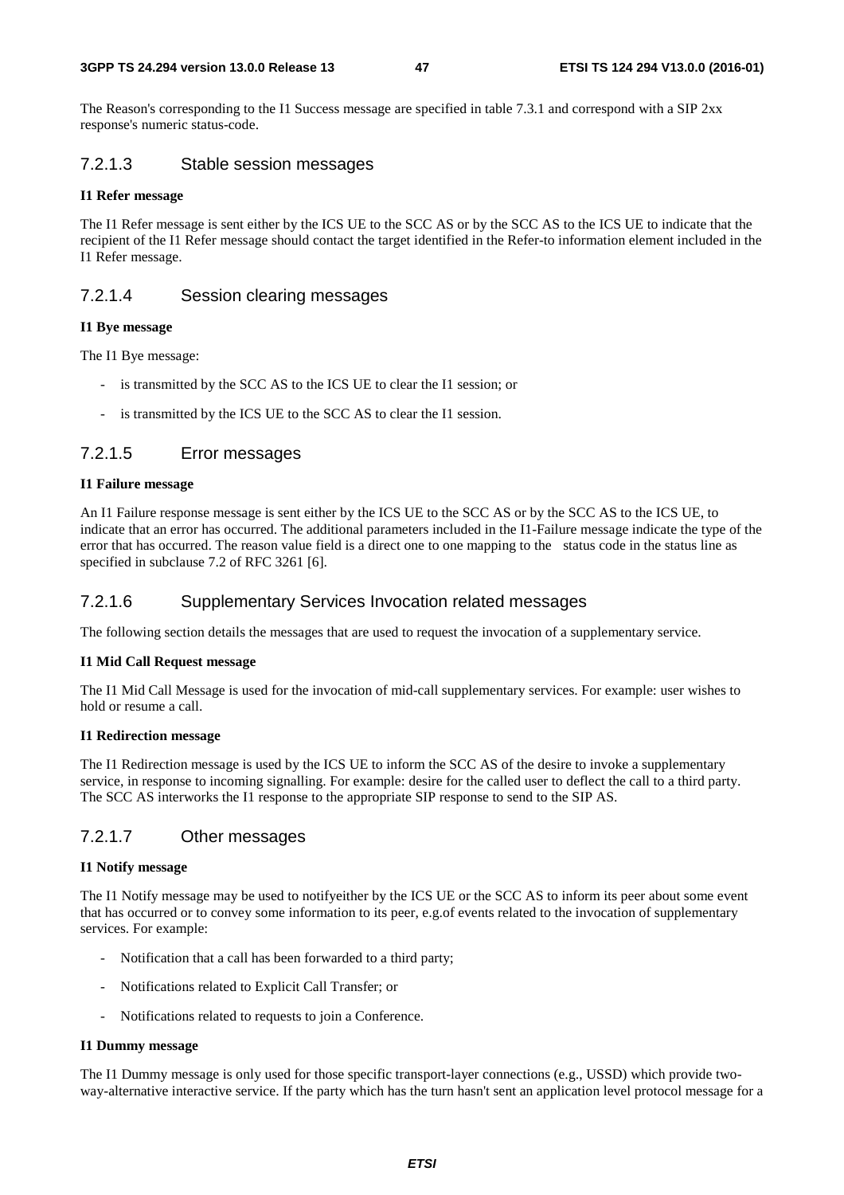The Reason's corresponding to the I1 Success message are specified in table 7.3.1 and correspond with a SIP 2xx response's numeric status-code.

### 7.2.1.3 Stable session messages

**I1 Refer message**

The I1 Refer message is sent either by the ICS UE to the SCC AS or by the SCC AS to the ICS UE to indicate that the recipient of the I1 Refer message should contact the target identified in the Refer-to information element included in the I1 Refer message.

### 7.2.1.4 Session clearing messages

**I1 Bye message**

The I1 Bye message:

- is transmitted by the SCC AS to the ICS UE to clear the I1 session; or
- is transmitted by the ICS UE to the SCC AS to clear the I1 session.

### 7.2.1.5 Error messages

**I1 Failure message**

An I1 Failure response message is sent either by the ICS UE to the SCC AS or by the SCC AS to the ICS UE, to indicate that an error has occurred. The additional parameters included in the I1-Failure message indicate the type of the error that has occurred. The reason value field is a direct one to one mapping to the status code in the status line as specified in subclause 7.2 of RFC 3261 [6].

### 7.2.1.6 Supplementary Services Invocation related messages

The following section details the messages that are used to request the invocation of a supplementary service.

**I1 Mid Call Request message**

The I1 Mid Call Message is used for the invocation of mid-call supplementary services. For example: user wishes to hold or resume a call.

**I1 Redirection message**

The I1 Redirection message is used by the ICS UE to inform the SCC AS of the desire to invoke a supplementary service, in response to incoming signalling. For example: desire for the called user to deflect the call to a third party. The SCC AS interworks the I1 response to the appropriate SIP response to send to the SIP AS.

### 7.2.1.7 Other messages

**I1 Notify message**

The I1 Notify message may be used to notifyeither by the ICS UE or the SCC AS to inform its peer about some event that has occurred or to convey some information to its peer, e.g.of events related to the invocation of supplementary services. For example:

- Notification that a call has been forwarded to a third party;
- Notifications related to Explicit Call Transfer; or
- Notifications related to requests to join a Conference.

**I1 Dummy message**

The I1 Dummy message is only used for those specific transport-layer connections (e.g., USSD) which provide two-way-alternative interactive service. If the party which has the turn hasn't sent an application level protocol message for a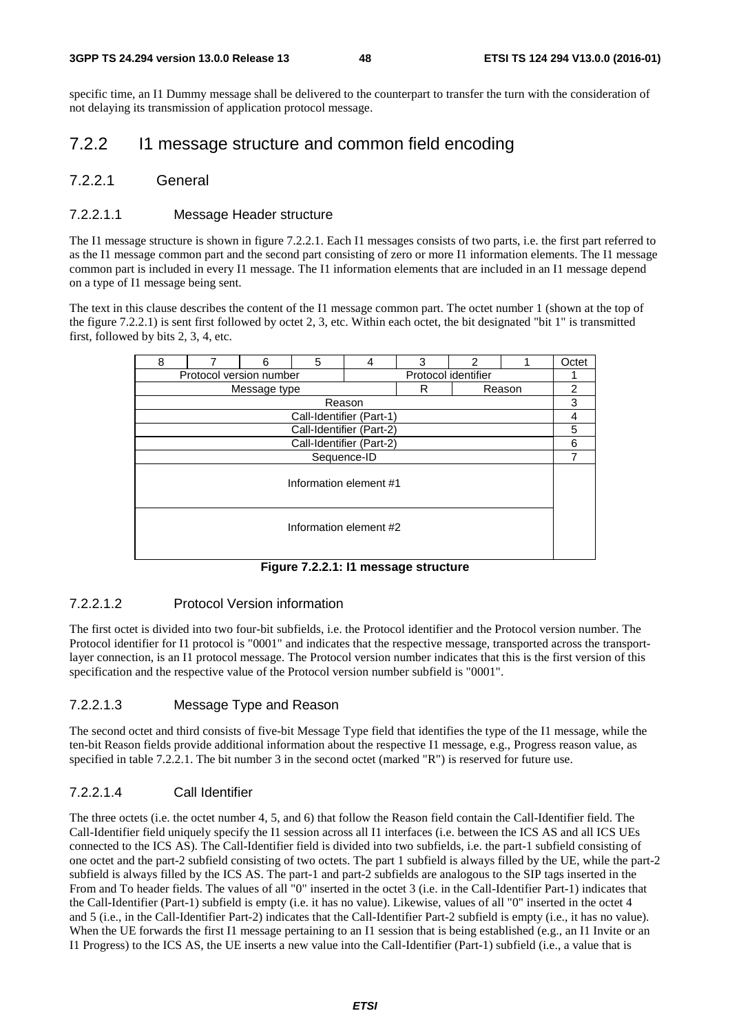specific time, an I1 Dummy message shall be delivered to the counterpart to transfer the turn with the consideration of not delaying its transmission of application protocol message.

## 7.2.2 I1 message structure and common field encoding

### 7.2.2.1 General

#### 7.2.2.1.1 Message Header structure

The I1 message structure is shown in figure 7.2.2.1. Each I1 messages consists of two parts, i.e. the first part referred to as the I1 message common part and the second part consisting of zero or more I1 information elements. The I1 message common part is included in every I1 message. The I1 information elements that are included in an I1 message depend on a type of I1 message being sent.

The text in this clause describes the content of the I1 message common part. The octet number 1 (shown at the top of the figure 7.2.2.1) is sent first followed by octet 2, 3, etc. Within each octet, the bit designated "bit 1" is transmitted first, followed by bits 2, 3, 4, etc.

| 8 | 7 | 6 | 5 | 4 | 3 | 2 | 1 | Octet |
|---|---|---|---|---|---|---|---|---|
| Protocol version number | | | | Protocol identifier | | | | 1 |
| Message type | | | | | R | Reason | | 2 |
| Reason | | | | | | | | 3 |
| Call-Identifier (Part-1) | | | | | | | | 4 |
| Call-Identifier (Part-2) | | | | | | | | 5 |
| Call-Identifier (Part-2) | | | | | | | | 6 |
| Sequence-ID | | | | | | | | 7 |
| Information element #1 | | | | | | | | |
| Information element #2 | | | | | | | | |

**Figure 7.2.2.1: I1 message structure**

#### 7.2.2.1.2 Protocol Version information

The first octet is divided into two four-bit subfields, i.e. the Protocol identifier and the Protocol version number. The Protocol identifier for I1 protocol is "0001" and indicates that the respective message, transported across the transport-layer connection, is an I1 protocol message. The Protocol version number indicates that this is the first version of this specification and the respective value of the Protocol version number subfield is "0001".

#### 7.2.2.1.3 Message Type and Reason

The second octet and third consists of five-bit Message Type field that identifies the type of the I1 message, while the ten-bit Reason fields provide additional information about the respective I1 message, e.g., Progress reason value, as specified in table 7.2.2.1. The bit number 3 in the second octet (marked "R") is reserved for future use.

#### 7.2.2.1.4 Call Identifier

The three octets (i.e. the octet number 4, 5, and 6) that follow the Reason field contain the Call-Identifier field. The Call-Identifier field uniquely specify the I1 session across all I1 interfaces (i.e. between the ICS AS and all ICS UEs connected to the ICS AS). The Call-Identifier field is divided into two subfields, i.e. the part-1 subfield consisting of one octet and the part-2 subfield consisting of two octets. The part 1 subfield is always filled by the UE, while the part-2 subfield is always filled by the ICS AS. The part-1 and part-2 subfields are analogous to the SIP tags inserted in the From and To header fields. The values of all "0" inserted in the octet 3 (i.e. in the Call-Identifier Part-1) indicates that the Call-Identifier (Part-1) subfield is empty (i.e. it has no value). Likewise, values of all "0" inserted in the octet 4 and 5 (i.e., in the Call-Identifier Part-2) indicates that the Call-Identifier Part-2 subfield is empty (i.e., it has no value). When the UE forwards the first I1 message pertaining to an I1 session that is being established (e.g., an I1 Invite or an I1 Progress) to the ICS AS, the UE inserts a new value into the Call-Identifier (Part-1) subfield (i.e., a value that is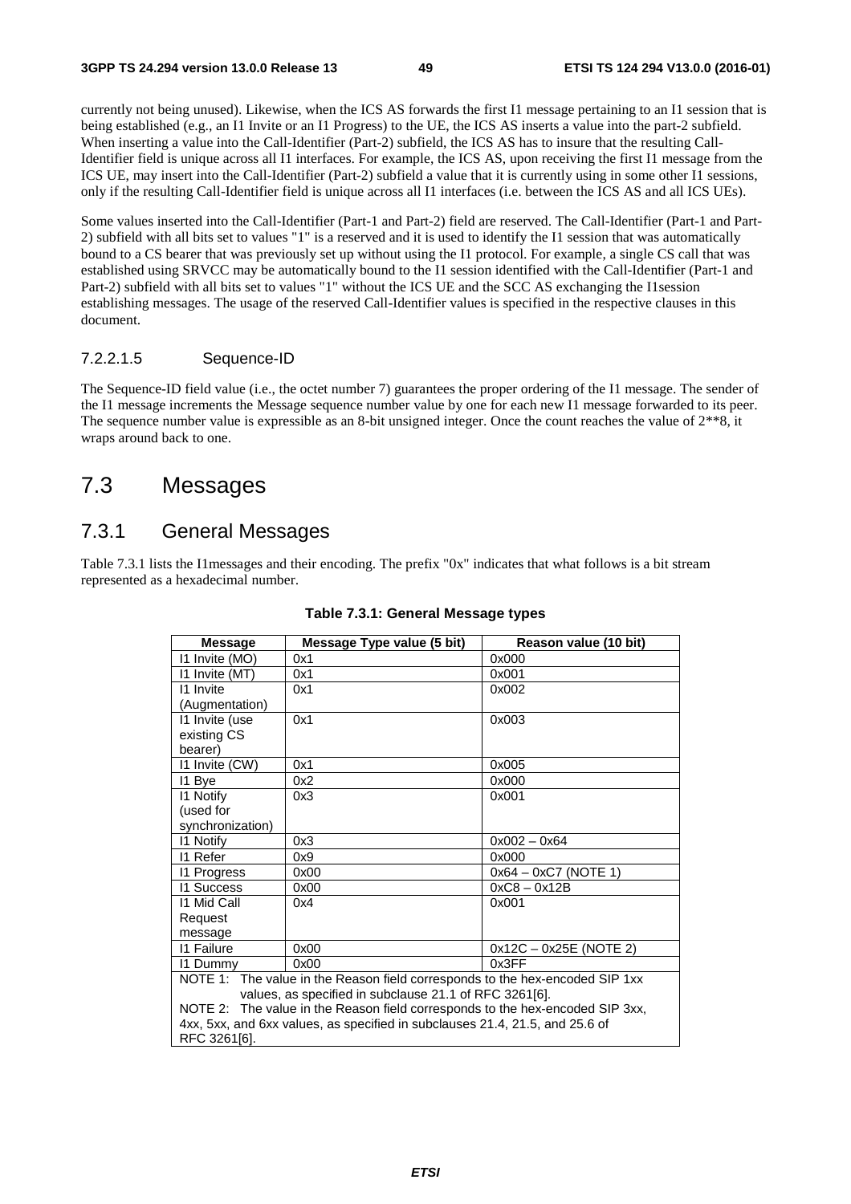currently not being unused). Likewise, when the ICS AS forwards the first I1 message pertaining to an I1 session that is being established (e.g., an I1 Invite or an I1 Progress) to the UE, the ICS AS inserts a value into the part-2 subfield. When inserting a value into the Call-Identifier (Part-2) subfield, the ICS AS has to insure that the resulting Call-Identifier field is unique across all I1 interfaces. For example, the ICS AS, upon receiving the first I1 message from the ICS UE, may insert into the Call-Identifier (Part-2) subfield a value that it is currently using in some other I1 sessions, only if the resulting Call-Identifier field is unique across all I1 interfaces (i.e. between the ICS AS and all ICS UEs).

Some values inserted into the Call-Identifier (Part-1 and Part-2) field are reserved. The Call-Identifier (Part-1 and Part-2) subfield with all bits set to values "1" is a reserved and it is used to identify the I1 session that was automatically bound to a CS bearer that was previously set up without using the I1 protocol. For example, a single CS call that was established using SRVCC may be automatically bound to the I1 session identified with the Call-Identifier (Part-1 and Part-2) subfield with all bits set to values "1" without the ICS UE and the SCC AS exchanging the I1session establishing messages. The usage of the reserved Call-Identifier values is specified in the respective clauses in this document.

#### 7.2.2.1.5 Sequence-ID

The Sequence-ID field value (i.e., the octet number 7) guarantees the proper ordering of the I1 message. The sender of the I1 message increments the Message sequence number value by one for each new I1 message forwarded to its peer. The sequence number value is expressible as an 8-bit unsigned integer. Once the count reaches the value of 2**8, it wraps around back to one.

## 7.3 Messages

### 7.3.1 General Messages

Table 7.3.1 lists the I1messages and their encoding. The prefix "0x" indicates that what follows is a bit stream represented as a hexadecimal number.

**Table 7.3.1: General Message types**

| Message | Message Type value (5 bit) | Reason value (10 bit) |
|---|---|---|
| I1 Invite (MO) | 0x1 | 0x000 |
| I1 Invite (MT) | 0x1 | 0x001 |
| I1 Invite (Augmentation) | 0x1 | 0x002 |
| I1 Invite (use existing CS bearer) | 0x1 | 0x003 |
| I1 Invite (CW) | 0x1 | 0x005 |
| I1 Bye | 0x2 | 0x000 |
| I1 Notify (used for synchronization) | 0x3 | 0x001 |
| I1 Notify | 0x3 | 0x002 – 0x64 |
| I1 Refer | 0x9 | 0x000 |
| I1 Progress | 0x00 | 0x64 – 0xC7 (NOTE 1) |
| I1 Success | 0x00 | 0xC8 – 0x12B |
| I1 Mid Call Request message | 0x4 | 0x001 |
| I1 Failure | 0x00 | 0x12C – 0x25E (NOTE 2) |
| I1 Dummy | 0x00 | 0x3FF |
| NOTE 1: The value in the Reason field corresponds to the hex-encoded SIP 1xx values, as specified in subclause 21.1 of RFC 3261[6]. NOTE 2: The value in the Reason field corresponds to the hex-encoded SIP 3xx, 4xx, 5xx, and 6xx values, as specified in subclauses 21.4, 21.5, and 25.6 of RFC 3261[6]. | | |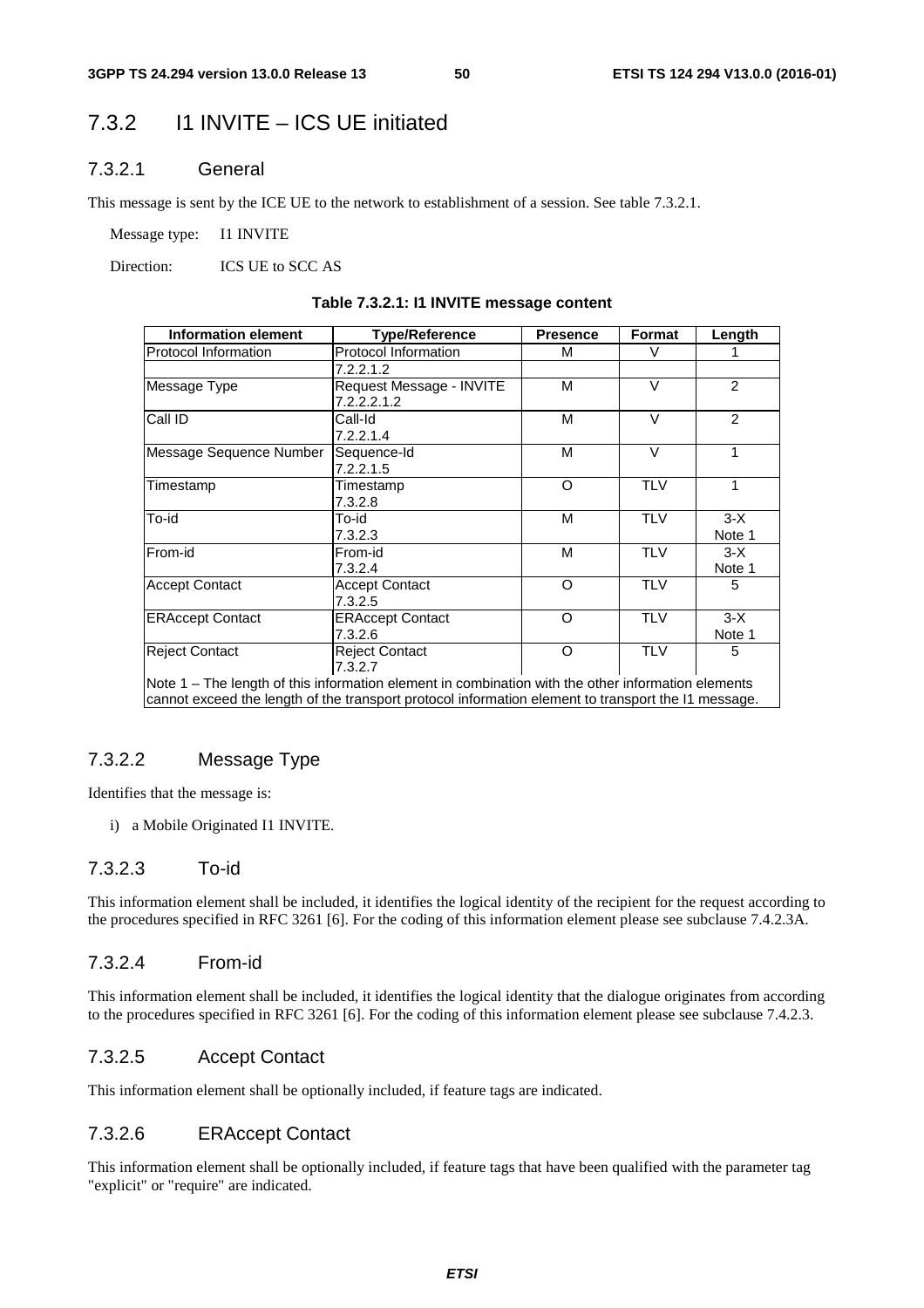## 7.3.2 I1 INVITE – ICS UE initiated

### 7.3.2.1 General

This message is sent by the ICE UE to the network to establishment of a session. See table 7.3.2.1.

Message type: I1 INVITE

Direction: ICS UE to SCC AS

**Table 7.3.2.1: I1 INVITE message content**

| Information element | Type/Reference | Presence | Format | Length |
|---|---|---|---|---|
| Protocol Information | Protocol Information | M | V | 1 |
| | 7.2.2.1.2 | | | |
| Message Type | Request Message - INVITE 7.2.2.2.1.2 | M | V | 2 |
| Call ID | Call-Id 7.2.2.1.4 | M | V | 2 |
| Message Sequence Number | Sequence-Id 7.2.2.1.5 | M | V | 1 |
| Timestamp | Timestamp 7.3.2.8 | O | TLV | 1 |
| To-id | To-id 7.3.2.3 | M | TLV | 3-X Note 1 |
| From-id | From-id 7.3.2.4 | M | TLV | 3-X Note 1 |
| Accept Contact | Accept Contact 7.3.2.5 | O | TLV | 5 |
| ERAccept Contact | ERAccept Contact 7.3.2.6 | O | TLV | 3-X Note 1 |
| Reject Contact | Reject Contact 7.3.2.7 | O | TLV | 5 |
| Note 1 – The length of this information element in combination with the other information elements cannot exceed the length of the transport protocol information element to transport the I1 message. | | | | |

### 7.3.2.2 Message Type

Identifies that the message is:

i) a Mobile Originated I1 INVITE.

### 7.3.2.3 To-id

This information element shall be included, it identifies the logical identity of the recipient for the request according to the procedures specified in RFC 3261 [6]. For the coding of this information element please see subclause 7.4.2.3A.

### 7.3.2.4 From-id

This information element shall be included, it identifies the logical identity that the dialogue originates from according to the procedures specified in RFC 3261 [6]. For the coding of this information element please see subclause 7.4.2.3.

### 7.3.2.5 Accept Contact

This information element shall be optionally included, if feature tags are indicated.

### 7.3.2.6 ERAccept Contact

This information element shall be optionally included, if feature tags that have been qualified with the parameter tag "explicit" or "require" are indicated.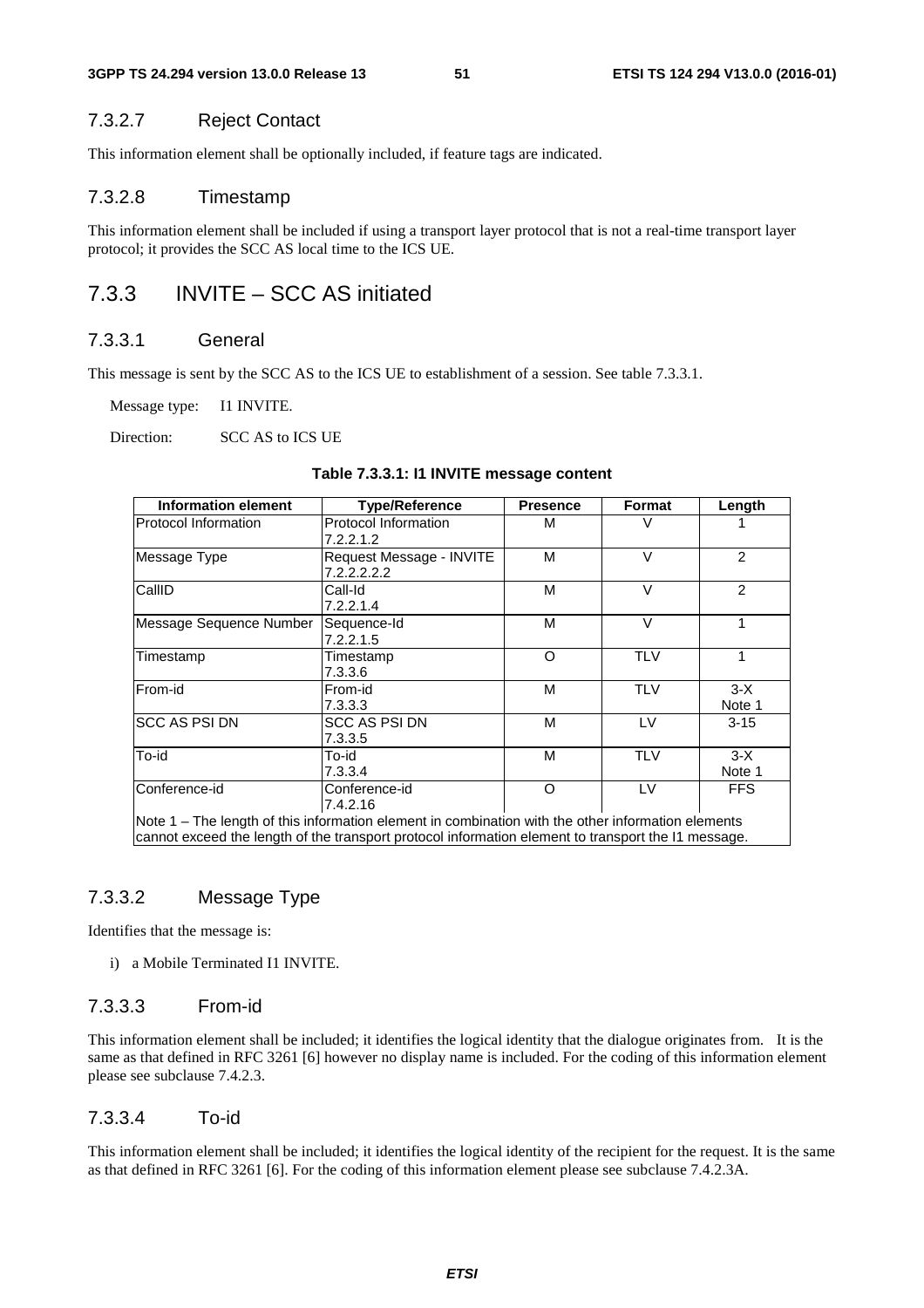#### 7.3.2.7 Reject Contact

This information element shall be optionally included, if feature tags are indicated.

#### 7.3.2.8 Timestamp

This information element shall be included if using a transport layer protocol that is not a real-time transport layer protocol; it provides the SCC AS local time to the ICS UE.

### 7.3.3 INVITE – SCC AS initiated

#### 7.3.3.1 General

This message is sent by the SCC AS to the ICS UE to establishment of a session. See table 7.3.3.1.

Message type: I1 INVITE.

Direction: SCC AS to ICS UE

**Table 7.3.3.1: I1 INVITE message content**

| Information element | Type/Reference | Presence | Format | Length |
|---|---|---|---|---|
| Protocol Information | Protocol Information 7.2.2.1.2 | M | V | 1 |
| Message Type | Request Message - INVITE 7.2.2.2.2.2 | M | V | 2 |
| CallID | Call-Id 7.2.2.1.4 | M | V | 2 |
| Message Sequence Number | Sequence-Id 7.2.2.1.5 | M | V | 1 |
| Timestamp | Timestamp 7.3.3.6 | O | TLV | 1 |
| From-id | From-id 7.3.3.3 | M | TLV | 3-X Note 1 |
| SCC AS PSI DN | SCC AS PSI DN 7.3.3.5 | M | LV | 3-15 |
| To-id | To-id 7.3.3.4 | M | TLV | 3-X Note 1 |
| Conference-id | Conference-id 7.4.2.16 | O | LV | FFS |
| Note 1 – The length of this information element in combination with the other information elements cannot exceed the length of the transport protocol information element to transport the I1 message. | | | | |

#### 7.3.3.2 Message Type

Identifies that the message is:

i) a Mobile Terminated I1 INVITE.

#### 7.3.3.3 From-id

This information element shall be included; it identifies the logical identity that the dialogue originates from. It is the same as that defined in RFC 3261 [6] however no display name is included. For the coding of this information element please see subclause 7.4.2.3.

#### 7.3.3.4 To-id

This information element shall be included; it identifies the logical identity of the recipient for the request. It is the same as that defined in RFC 3261 [6]. For the coding of this information element please see subclause 7.4.2.3A.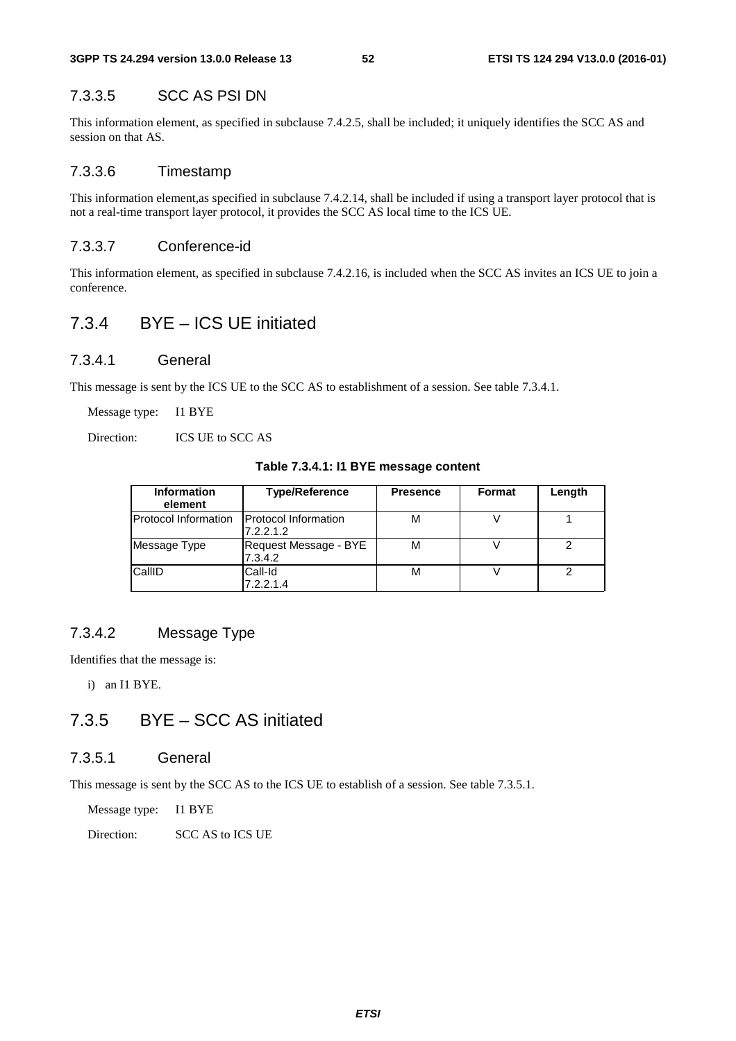#### 7.3.3.5 SCC AS PSI DN

This information element, as specified in subclause 7.4.2.5, shall be included; it uniquely identifies the SCC AS and session on that AS.

#### 7.3.3.6 Timestamp

This information element,as specified in subclause 7.4.2.14, shall be included if using a transport layer protocol that is not a real-time transport layer protocol, it provides the SCC AS local time to the ICS UE.

#### 7.3.3.7 Conference-id

This information element, as specified in subclause 7.4.2.16, is included when the SCC AS invites an ICS UE to join a conference.

### 7.3.4 BYE – ICS UE initiated

#### 7.3.4.1 General

This message is sent by the ICS UE to the SCC AS to establishment of a session. See table 7.3.4.1.

Message type: I1 BYE

Direction: ICS UE to SCC AS

**Table 7.3.4.1: I1 BYE message content**

| Information element | Type/Reference | Presence | Format | Length |
| --- | --- | --- | --- | --- |
| Protocol Information | Protocol Information 7.2.2.1.2 | M | V | 1 |
| Message Type | Request Message - BYE 7.3.4.2 | M | V | 2 |
| CallID | Call-Id 7.2.2.1.4 | M | V | 2 |

#### 7.3.4.2 Message Type

Identifies that the message is:

i) an I1 BYE.

### 7.3.5 BYE – SCC AS initiated

#### 7.3.5.1 General

This message is sent by the SCC AS to the ICS UE to establish of a session. See table 7.3.5.1.

Message type: I1 BYE

Direction: SCC AS to ICS UE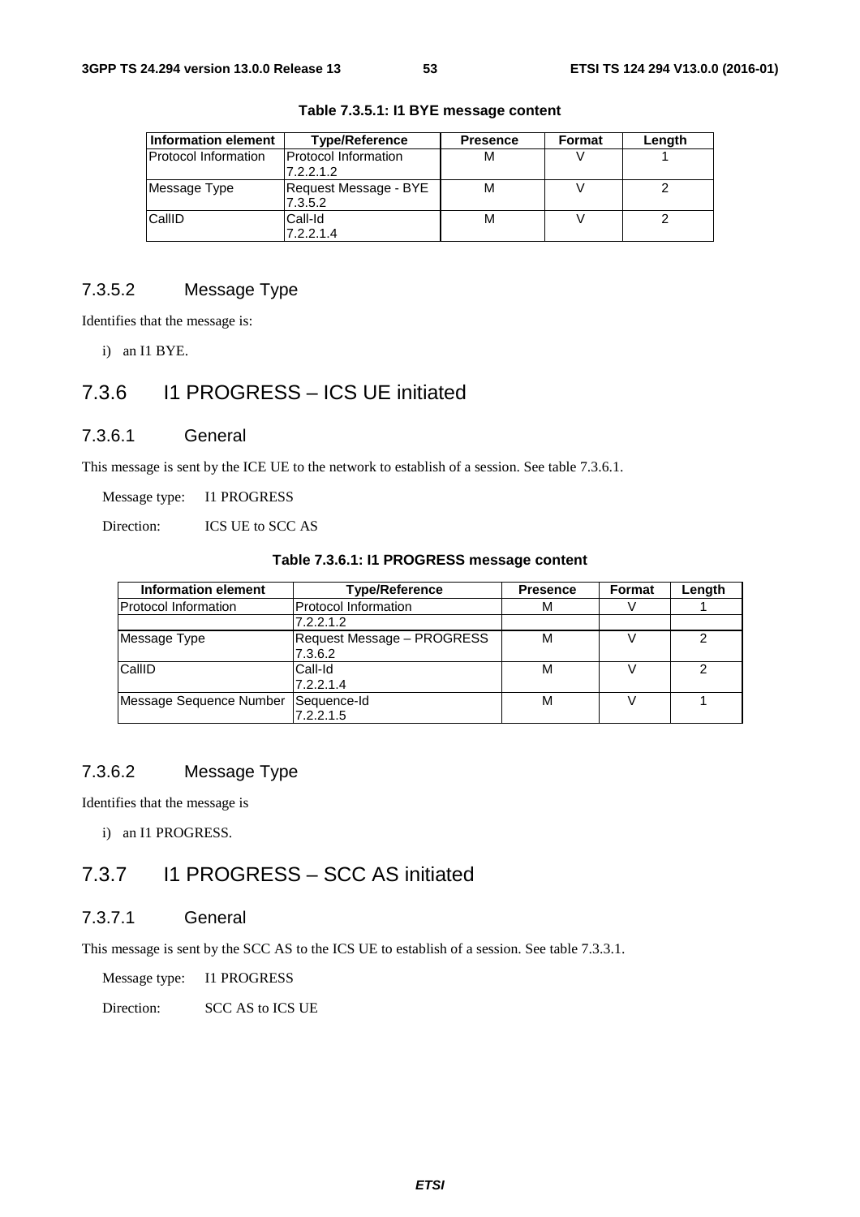**Table 7.3.5.1: I1 BYE message content**

| Information element | Type/Reference | Presence | Format | Length |
|---|---|---|---|---|
| Protocol Information | Protocol Information 7.2.2.1.2 | M | V | 1 |
| Message Type | Request Message - BYE 7.3.5.2 | M | V | 2 |
| CallID | Call-Id 7.2.2.1.4 | M | V | 2 |

### 7.3.5.2 Message Type

Identifies that the message is:

i) an I1 BYE.

## 7.3.6 I1 PROGRESS – ICS UE initiated

### 7.3.6.1 General

This message is sent by the ICE UE to the network to establish of a session. See table 7.3.6.1.

Message type: I1 PROGRESS

Direction: ICS UE to SCC AS

**Table 7.3.6.1: I1 PROGRESS message content**

| Information element | Type/Reference | Presence | Format | Length |
|---|---|---|---|---|
| Protocol Information | Protocol Information | M | V | 1 |
| | 7.2.2.1.2 | | | |
| Message Type | Request Message – PROGRESS 7.3.6.2 | M | V | 2 |
| CallID | Call-Id 7.2.2.1.4 | M | V | 2 |
| Message Sequence Number | Sequence-Id 7.2.2.1.5 | M | V | 1 |

### 7.3.6.2 Message Type

Identifies that the message is

i) an I1 PROGRESS.

## 7.3.7 I1 PROGRESS – SCC AS initiated

### 7.3.7.1 General

This message is sent by the SCC AS to the ICS UE to establish of a session. See table 7.3.3.1.

Message type: I1 PROGRESS

Direction: SCC AS to ICS UE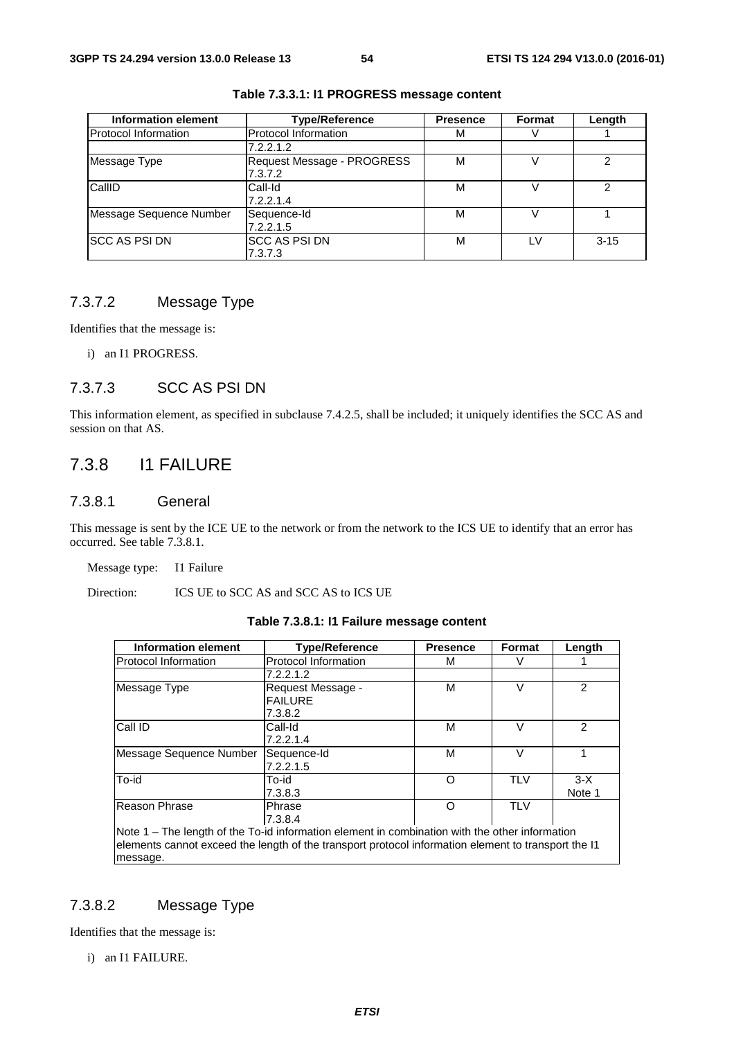Table 7.3.3.1: I1 PROGRESS message content

| Information element | Type/Reference | Presence | Format | Length |
|---|---|---|---|---|
| Protocol Information | Protocol Information | M | V | 1 |
| | 7.2.2.1.2 | | | |
| Message Type | Request Message - PROGRESS 7.3.7.2 | M | V | 2 |
| CallID | Call-Id 7.2.2.1.4 | M | V | 2 |
| Message Sequence Number | Sequence-Id 7.2.2.1.5 | M | V | 1 |
| SCC AS PSI DN | SCC AS PSI DN 7.3.7.3 | M | LV | 3-15 |

#### 7.3.7.2 Message Type

Identifies that the message is:

i) an I1 PROGRESS.

#### 7.3.7.3 SCC AS PSI DN

This information element, as specified in subclause 7.4.2.5, shall be included; it uniquely identifies the SCC AS and session on that AS.

### 7.3.8 I1 FAILURE

#### 7.3.8.1 General

This message is sent by the ICE UE to the network or from the network to the ICS UE to identify that an error has occurred. See table 7.3.8.1.

Message type: I1 Failure

Direction: ICS UE to SCC AS and SCC AS to ICS UE

Table 7.3.8.1: I1 Failure message content

| Information element | Type/Reference | Presence | Format | Length |
|---|---|---|---|---|
| Protocol Information | Protocol Information | M | V | 1 |
| | 7.2.2.1.2 | | | |
| Message Type | Request Message - FAILURE 7.3.8.2 | M | V | 2 |
| Call ID | Call-Id 7.2.2.1.4 | M | V | 2 |
| Message Sequence Number | Sequence-Id 7.2.2.1.5 | M | V | 1 |
| To-id | To-id 7.3.8.3 | O | TLV | 3-X Note 1 |
| Reason Phrase | Phrase 7.3.8.4 | O | TLV | |
| Note 1 – The length of the To-id information element in combination with the other information elements cannot exceed the length of the transport protocol information element to transport the I1 message. | | | | |

#### 7.3.8.2 Message Type

Identifies that the message is:

i) an I1 FAILURE.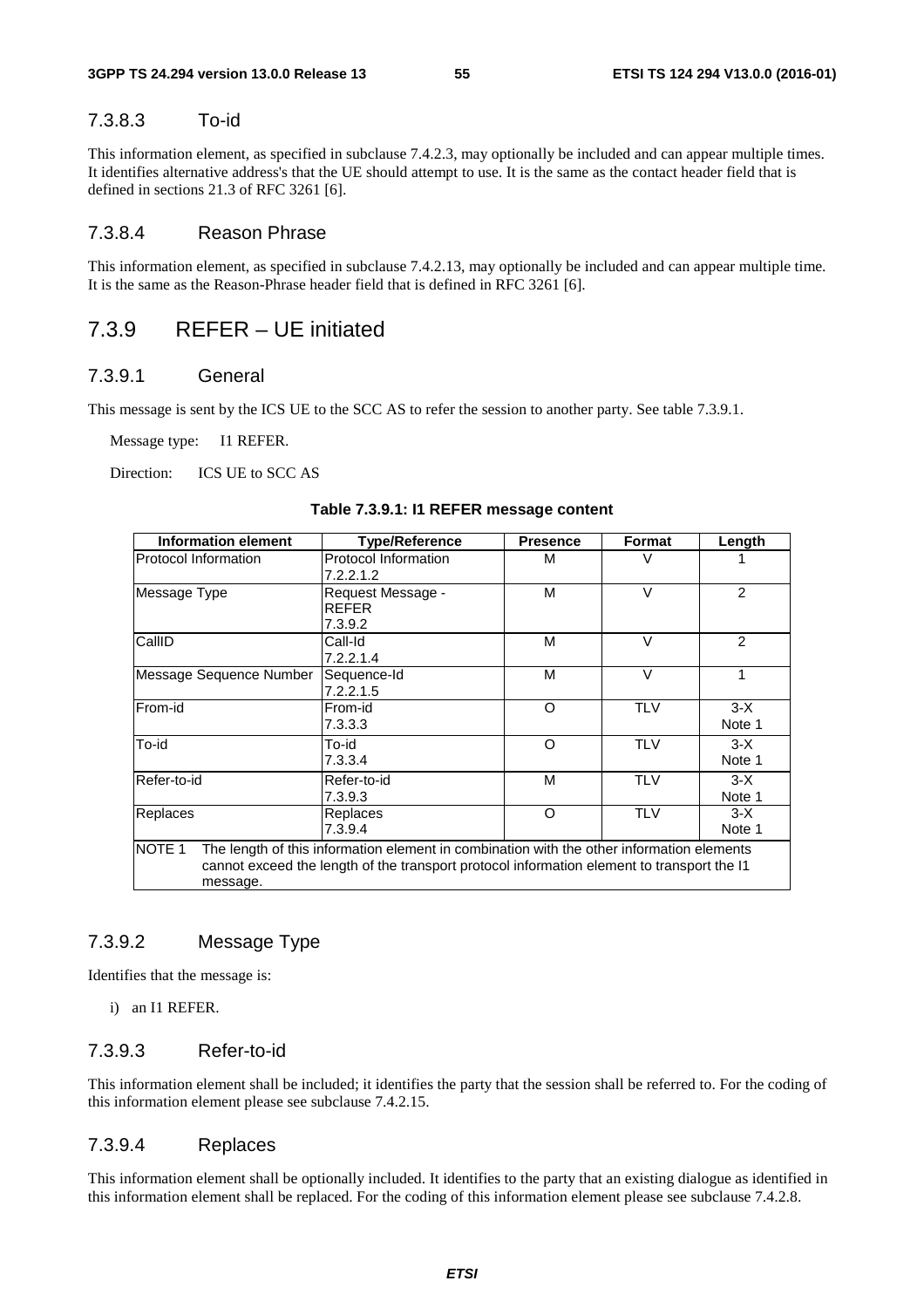#### 7.3.8.3 To-id

This information element, as specified in subclause 7.4.2.3, may optionally be included and can appear multiple times. It identifies alternative address's that the UE should attempt to use. It is the same as the contact header field that is defined in sections 21.3 of RFC 3261 [6].

#### 7.3.8.4 Reason Phrase

This information element, as specified in subclause 7.4.2.13, may optionally be included and can appear multiple time. It is the same as the Reason-Phrase header field that is defined in RFC 3261 [6].

### 7.3.9 REFER – UE initiated

#### 7.3.9.1 General

This message is sent by the ICS UE to the SCC AS to refer the session to another party. See table 7.3.9.1.

Message type: I1 REFER.

Direction: ICS UE to SCC AS

**Table 7.3.9.1: I1 REFER message content**

| Information element | Type/Reference | Presence | Format | Length |
|---|---|---|---|---|
| Protocol Information | Protocol Information 7.2.2.1.2 | M | V | 1 |
| Message Type | Request Message - REFER 7.3.9.2 | M | V | 2 |
| CallID | Call-Id 7.2.2.1.4 | M | V | 2 |
| Message Sequence Number | Sequence-Id 7.2.2.1.5 | M | V | 1 |
| From-id | From-id 7.3.3.3 | O | TLV | 3-X Note 1 |
| To-id | To-id 7.3.3.4 | O | TLV | 3-X Note 1 |
| Refer-to-id | Refer-to-id 7.3.9.3 | M | TLV | 3-X Note 1 |
| Replaces | Replaces 7.3.9.4 | O | TLV | 3-X Note 1 |
| NOTE 1 The length of this information element in combination with the other information elements cannot exceed the length of the transport protocol information element to transport the I1 message. | | | | |

#### 7.3.9.2 Message Type

Identifies that the message is:

i) an I1 REFER.

#### 7.3.9.3 Refer-to-id

This information element shall be included; it identifies the party that the session shall be referred to. For the coding of this information element please see subclause 7.4.2.15.

#### 7.3.9.4 Replaces

This information element shall be optionally included. It identifies to the party that an existing dialogue as identified in this information element shall be replaced. For the coding of this information element please see subclause 7.4.2.8.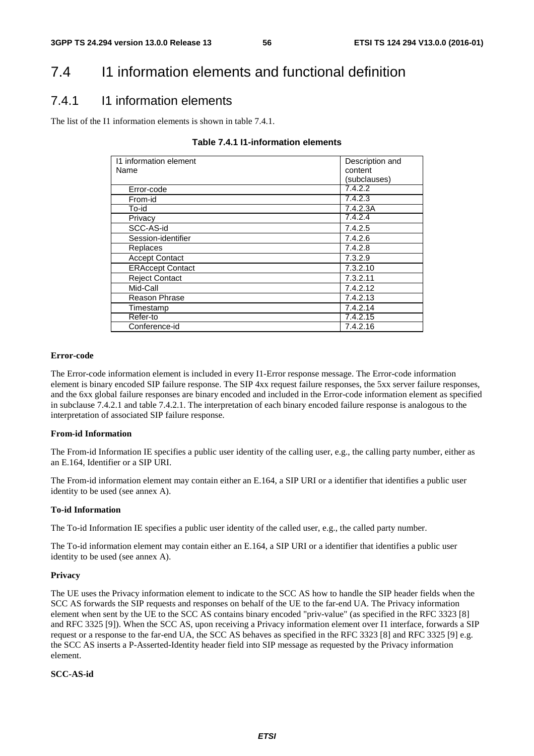# 7.4 I1 information elements and functional definition

## 7.4.1 I1 information elements

The list of the I1 information elements is shown in table 7.4.1.

**Table 7.4.1 I1-information elements**

| I1 information element Name | Description and content (subclauses) |
|---|---|
| Error-code | 7.4.2.2 |
| From-id | 7.4.2.3 |
| To-id | 7.4.2.3A |
| Privacy | 7.4.2.4 |
| SCC-AS-id | 7.4.2.5 |
| Session-identifier | 7.4.2.6 |
| Replaces | 7.4.2.8 |
| Accept Contact | 7.3.2.9 |
| ERAccept Contact | 7.3.2.10 |
| Reject Contact | 7.3.2.11 |
| Mid-Call | 7.4.2.12 |
| Reason Phrase | 7.4.2.13 |
| Timestamp | 7.4.2.14 |
| Refer-to | 7.4.2.15 |
| Conference-id | 7.4.2.16 |

**Error-code**

The Error-code information element is included in every I1-Error response message. The Error-code information element is binary encoded SIP failure response. The SIP 4xx request failure responses, the 5xx server failure responses, and the 6xx global failure responses are binary encoded and included in the Error-code information element as specified in subclause 7.4.2.1 and table 7.4.2.1. The interpretation of each binary encoded failure response is analogous to the interpretation of associated SIP failure response.

**From-id Information**

The From-id Information IE specifies a public user identity of the calling user, e.g., the calling party number, either as an E.164, Identifier or a SIP URI.

The From-id information element may contain either an E.164, a SIP URI or a identifier that identifies a public user identity to be used (see annex A).

**To-id Information**

The To-id Information IE specifies a public user identity of the called user, e.g., the called party number.

The To-id information element may contain either an E.164, a SIP URI or a identifier that identifies a public user identity to be used (see annex A).

**Privacy**

The UE uses the Privacy information element to indicate to the SCC AS how to handle the SIP header fields when the SCC AS forwards the SIP requests and responses on behalf of the UE to the far-end UA. The Privacy information element when sent by the UE to the SCC AS contains binary encoded "priv-value" (as specified in the RFC 3323 [8] and RFC 3325 [9]). When the SCC AS, upon receiving a Privacy information element over I1 interface, forwards a SIP request or a response to the far-end UA, the SCC AS behaves as specified in the RFC 3323 [8] and RFC 3325 [9] e.g. the SCC AS inserts a P-Asserted-Identity header field into SIP message as requested by the Privacy information element.

**SCC-AS-id**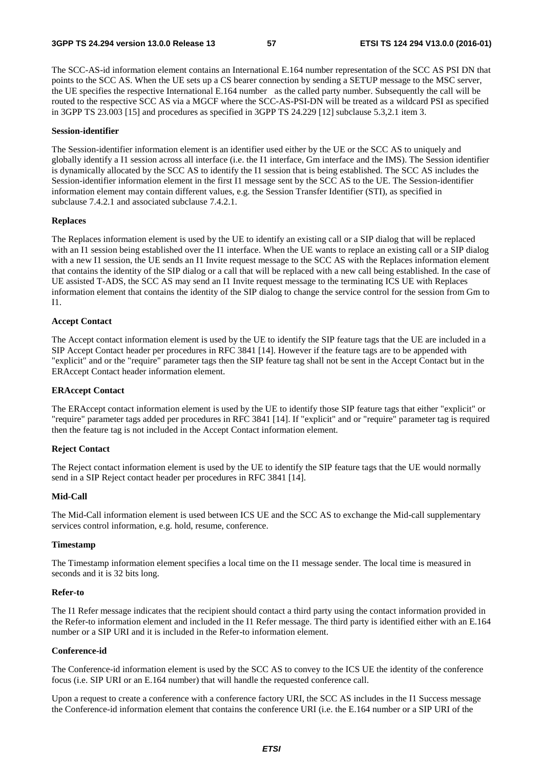The SCC-AS-id information element contains an International E.164 number representation of the SCC AS PSI DN that points to the SCC AS. When the UE sets up a CS bearer connection by sending a SETUP message to the MSC server, the UE specifies the respective International E.164 number   as the called party number. Subsequently the call will be routed to the respective SCC AS via a MGCF where the SCC-AS-PSI-DN will be treated as a wildcard PSI as specified in 3GPP TS 23.003 [15] and procedures as specified in 3GPP TS 24.229 [12] subclause 5.3,2.1 item 3.

**Session-identifier**

The Session-identifier information element is an identifier used either by the UE or the SCC AS to uniquely and globally identify a I1 session across all interface (i.e. the I1 interface, Gm interface and the IMS). The Session identifier is dynamically allocated by the SCC AS to identify the I1 session that is being established. The SCC AS includes the Session-identifier information element in the first I1 message sent by the SCC AS to the UE. The Session-identifier information element may contain different values, e.g. the Session Transfer Identifier (STI), as specified in subclause 7.4.2.1 and associated subclause 7.4.2.1.

**Replaces**

The Replaces information element is used by the UE to identify an existing call or a SIP dialog that will be replaced with an I1 session being established over the I1 interface. When the UE wants to replace an existing call or a SIP dialog with a new I1 session, the UE sends an I1 Invite request message to the SCC AS with the Replaces information element that contains the identity of the SIP dialog or a call that will be replaced with a new call being established. In the case of UE assisted T-ADS, the SCC AS may send an I1 Invite request message to the terminating ICS UE with Replaces information element that contains the identity of the SIP dialog to change the service control for the session from Gm to I1.

**Accept Contact**

The Accept contact information element is used by the UE to identify the SIP feature tags that the UE are included in a SIP Accept Contact header per procedures in RFC 3841 [14]. However if the feature tags are to be appended with "explicit" and or the "require" parameter tags then the SIP feature tag shall not be sent in the Accept Contact but in the ERAccept Contact header information element.

**ERAccept Contact**

The ERAccept contact information element is used by the UE to identify those SIP feature tags that either "explicit" or "require" parameter tags added per procedures in RFC 3841 [14]. If "explicit" and or "require" parameter tag is required then the feature tag is not included in the Accept Contact information element.

**Reject Contact**

The Reject contact information element is used by the UE to identify the SIP feature tags that the UE would normally send in a SIP Reject contact header per procedures in RFC 3841 [14].

**Mid-Call**

The Mid-Call information element is used between ICS UE and the SCC AS to exchange the Mid-call supplementary services control information, e.g. hold, resume, conference.

**Timestamp**

The Timestamp information element specifies a local time on the I1 message sender. The local time is measured in seconds and it is 32 bits long.

**Refer-to**

The I1 Refer message indicates that the recipient should contact a third party using the contact information provided in the Refer-to information element and included in the I1 Refer message. The third party is identified either with an E.164 number or a SIP URI and it is included in the Refer-to information element.

**Conference-id**

The Conference-id information element is used by the SCC AS to convey to the ICS UE the identity of the conference focus (i.e. SIP URI or an E.164 number) that will handle the requested conference call.

Upon a request to create a conference with a conference factory URI, the SCC AS includes in the I1 Success message the Conference-id information element that contains the conference URI (i.e. the E.164 number or a SIP URI of the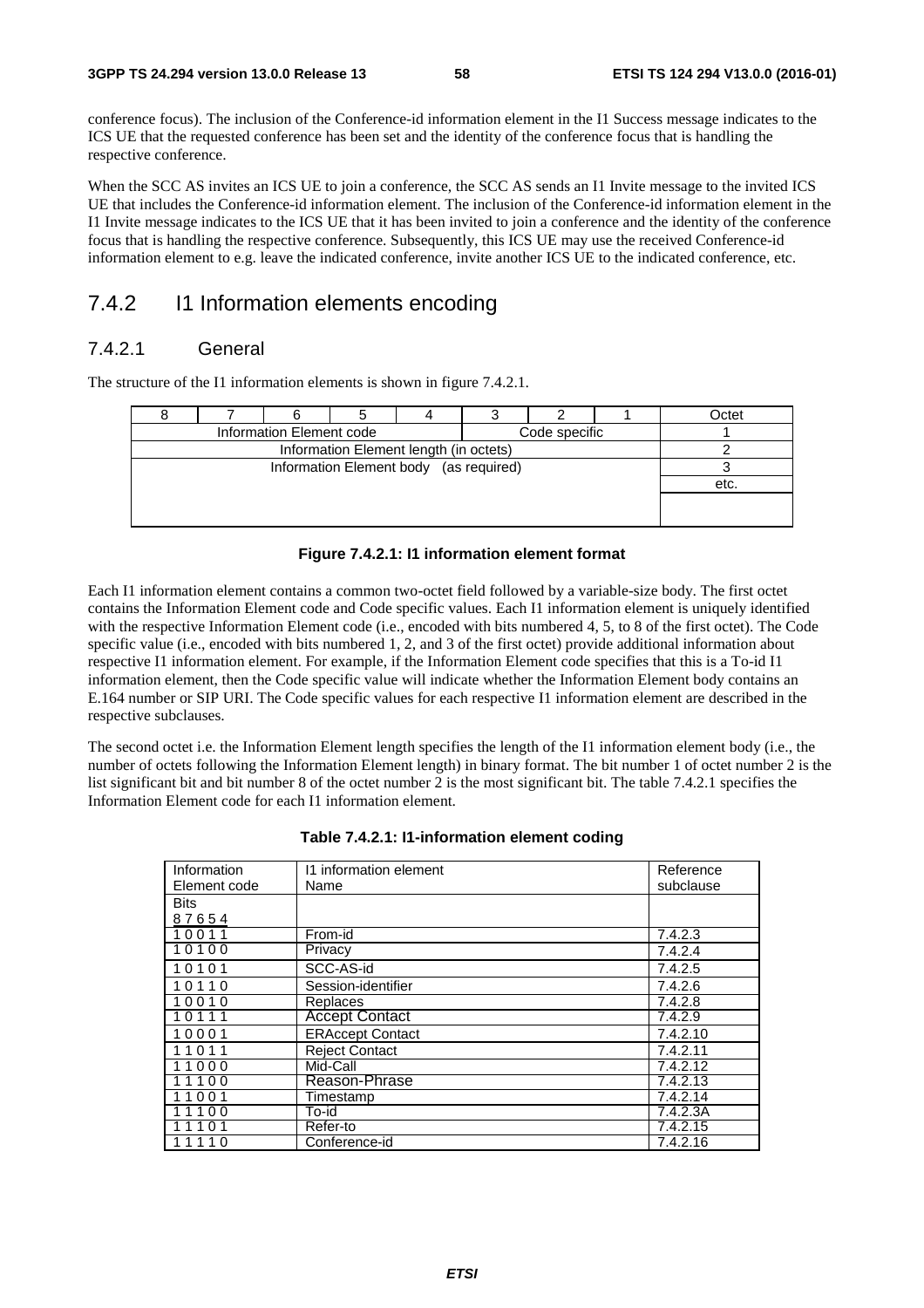conference focus). The inclusion of the Conference-id information element in the I1 Success message indicates to the ICS UE that the requested conference has been set and the identity of the conference focus that is handling the respective conference.

When the SCC AS invites an ICS UE to join a conference, the SCC AS sends an I1 Invite message to the invited ICS UE that includes the Conference-id information element. The inclusion of the Conference-id information element in the I1 Invite message indicates to the ICS UE that it has been invited to join a conference and the identity of the conference focus that is handling the respective conference. Subsequently, this ICS UE may use the received Conference-id information element to e.g. leave the indicated conference, invite another ICS UE to the indicated conference, etc.

## 7.4.2 I1 Information elements encoding

### 7.4.2.1 General

The structure of the I1 information elements is shown in figure 7.4.2.1.

| 8 | 7 | 6 | 5 | 4 | 3 | 2 | 1 | Octet |
|---|---|---|---|---|---|---|---|---|
| Information Element code | | | | | Code specific | | | 1 |
| Information Element length (in octets) | | | | | | | | 2 |
| Information Element body (as required) | | | | | | | | 3 |
| | | | | | | | | etc. |
| | | | | | | | | |

**Figure 7.4.2.1: I1 information element format**

Each I1 information element contains a common two-octet field followed by a variable-size body. The first octet contains the Information Element code and Code specific values. Each I1 information element is uniquely identified with the respective Information Element code (i.e., encoded with bits numbered 4, 5, to 8 of the first octet). The Code specific value (i.e., encoded with bits numbered 1, 2, and 3 of the first octet) provide additional information about respective I1 information element. For example, if the Information Element code specifies that this is a To-id I1 information element, then the Code specific value will indicate whether the Information Element body contains an E.164 number or SIP URI. The Code specific values for each respective I1 information element are described in the respective subclauses.

The second octet i.e. the Information Element length specifies the length of the I1 information element body (i.e., the number of octets following the Information Element length) in binary format. The bit number 1 of octet number 2 is the list significant bit and bit number 8 of the octet number 2 is the most significant bit. The table 7.4.2.1 specifies the Information Element code for each I1 information element.

**Table 7.4.2.1: I1-information element coding**

| Information Element code | I1 information element Name | Reference subclause |
|---|---|---|
| Bits<br>8 7 6 5 4 | | |
| 1 0 0 1 1 | From-id | 7.4.2.3 |
| 1 0 1 0 0 | Privacy | 7.4.2.4 |
| 1 0 1 0 1 | SCC-AS-id | 7.4.2.5 |
| 1 0 1 1 0 | Session-identifier | 7.4.2.6 |
| 1 0 0 1 0 | Replaces | 7.4.2.8 |
| 1 0 1 1 1 | Accept Contact | 7.4.2.9 |
| 1 0 0 0 1 | ERAccept Contact | 7.4.2.10 |
| 1 1 0 1 1 | Reject Contact | 7.4.2.11 |
| 1 1 0 0 0 | Mid-Call | 7.4.2.12 |
| 1 1 1 0 0 | Reason-Phrase | 7.4.2.13 |
| 1 1 0 0 1 | Timestamp | 7.4.2.14 |
| 1 1 1 0 0 | To-id | 7.4.2.3A |
| 1 1 1 0 1 | Refer-to | 7.4.2.15 |
| 1 1 1 1 0 | Conference-id | 7.4.2.16 |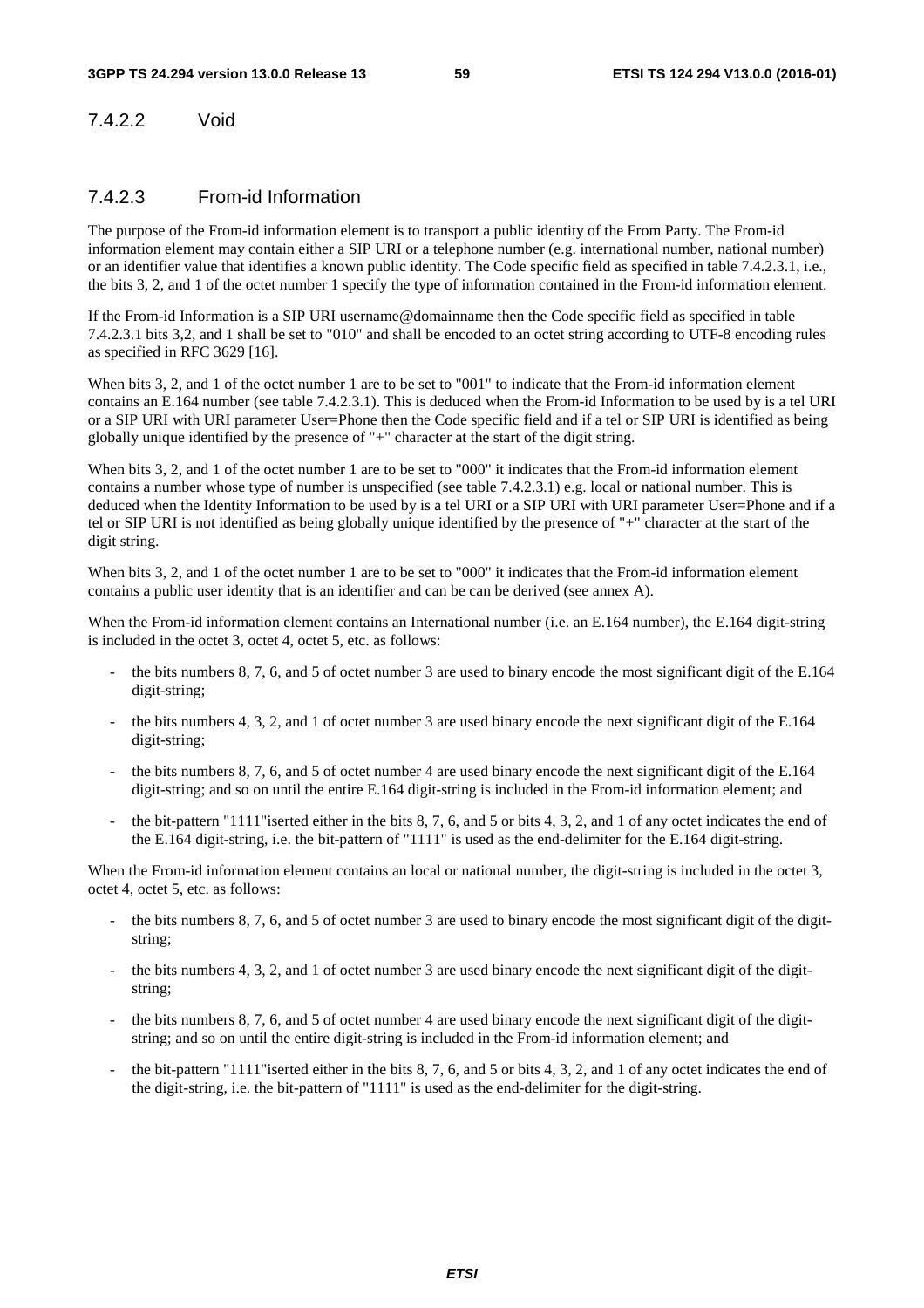#### 7.4.2.2 Void

#### 7.4.2.3 From-id Information

The purpose of the From-id information element is to transport a public identity of the From Party. The From-id information element may contain either a SIP URI or a telephone number (e.g. international number, national number) or an identifier value that identifies a known public identity. The Code specific field as specified in table 7.4.2.3.1, i.e., the bits 3, 2, and 1 of the octet number 1 specify the type of information contained in the From-id information element.

If the From-id Information is a SIP URI username@domainname then the Code specific field as specified in table 7.4.2.3.1 bits 3,2, and 1 shall be set to "010" and shall be encoded to an octet string according to UTF-8 encoding rules as specified in RFC 3629 [16].

When bits 3, 2, and 1 of the octet number 1 are to be set to "001" to indicate that the From-id information element contains an E.164 number (see table 7.4.2.3.1). This is deduced when the From-id Information to be used by is a tel URI or a SIP URI with URI parameter User=Phone then the Code specific field and if a tel or SIP URI is identified as being globally unique identified by the presence of "+" character at the start of the digit string.

When bits 3, 2, and 1 of the octet number 1 are to be set to "000" it indicates that the From-id information element contains a number whose type of number is unspecified (see table 7.4.2.3.1) e.g. local or national number. This is deduced when the Identity Information to be used by is a tel URI or a SIP URI with URI parameter User=Phone and if a tel or SIP URI is not identified as being globally unique identified by the presence of "+" character at the start of the digit string.

When bits 3, 2, and 1 of the octet number 1 are to be set to "000" it indicates that the From-id information element contains a public user identity that is an identifier and can be can be derived (see annex A).

When the From-id information element contains an International number (i.e. an E.164 number), the E.164 digit-string is included in the octet 3, octet 4, octet 5, etc. as follows:

- the bits numbers 8, 7, 6, and 5 of octet number 3 are used to binary encode the most significant digit of the E.164 digit-string;
- the bits numbers 4, 3, 2, and 1 of octet number 3 are used binary encode the next significant digit of the E.164 digit-string;
- the bits numbers 8, 7, 6, and 5 of octet number 4 are used binary encode the next significant digit of the E.164 digit-string; and so on until the entire E.164 digit-string is included in the From-id information element; and
- the bit-pattern "1111"iserted either in the bits 8, 7, 6, and 5 or bits 4, 3, 2, and 1 of any octet indicates the end of the E.164 digit-string, i.e. the bit-pattern of "1111" is used as the end-delimiter for the E.164 digit-string.

When the From-id information element contains an local or national number, the digit-string is included in the octet 3, octet 4, octet 5, etc. as follows:

- the bits numbers 8, 7, 6, and 5 of octet number 3 are used to binary encode the most significant digit of the digit-string;
- the bits numbers 4, 3, 2, and 1 of octet number 3 are used binary encode the next significant digit of the digit-string;
- the bits numbers 8, 7, 6, and 5 of octet number 4 are used binary encode the next significant digit of the digit-string; and so on until the entire digit-string is included in the From-id information element; and
- the bit-pattern "1111"iserted either in the bits 8, 7, 6, and 5 or bits 4, 3, 2, and 1 of any octet indicates the end of the digit-string, i.e. the bit-pattern of "1111" is used as the end-delimiter for the digit-string.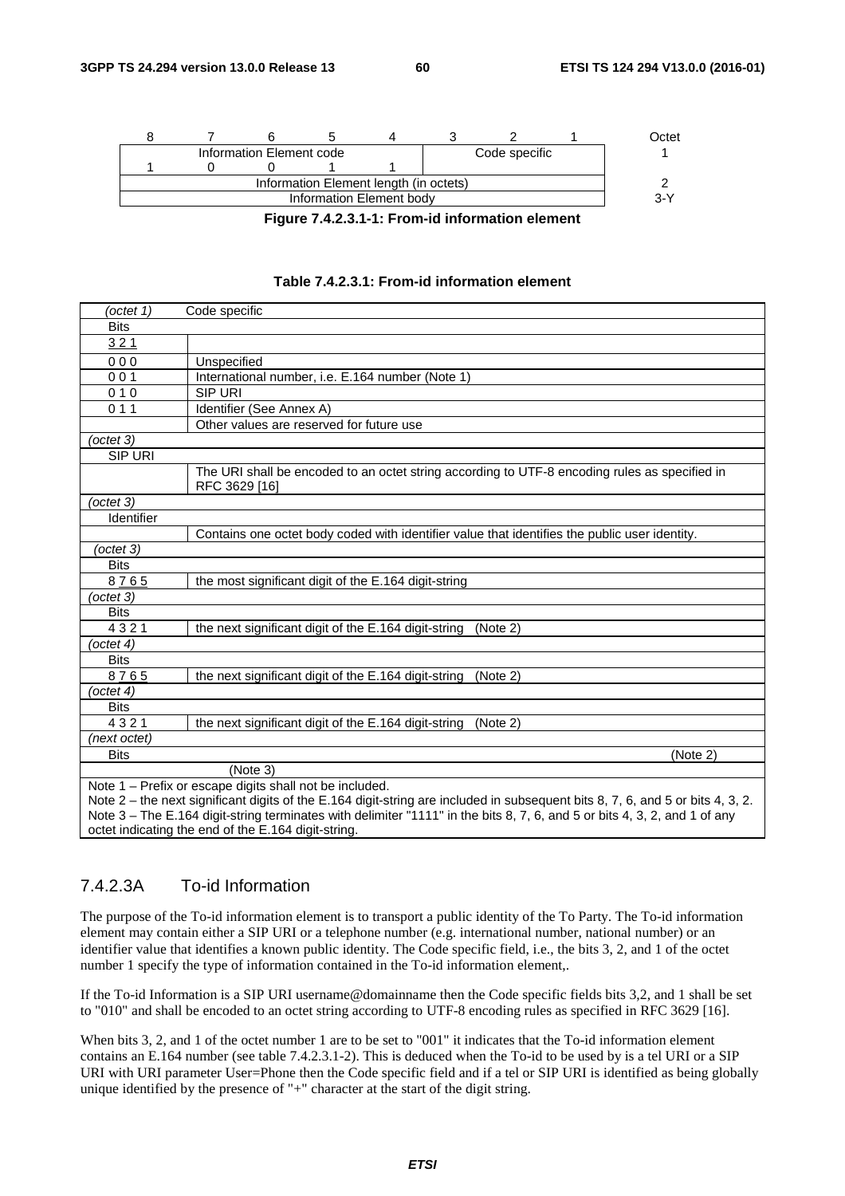| 8 | 7 | 6 | 5 | 4 | 3 | 2 | 1 | Octet |
|---|---|---|---|---|---|---|---|---|
| Information Element code | | | | | Code specific | | | 1 |
| 1 | 0 | 0 | 1 | 1 | | | | |
| Information Element length (in octets) | | | | | | | | 2 |
| Information Element body | | | | | | | | 3-Y |

**Figure 7.4.2.3.1-1: From-id information element**

**Table 7.4.2.3.1: From-id information element**

| | |
|---|---|
| *(octet 1)* | Code specific |
| Bits | |
| 3 2 1 | |
| 0 0 0 | Unspecified |
| 0 0 1 | International number, i.e. E.164 number (Note 1) |
| 0 1 0 | SIP URI |
| 0 1 1 | Identifier (See Annex A) |
| | Other values are reserved for future use |
| *(octet 3)* | |
| SIP URI | |
| | The URI shall be encoded to an octet string according to UTF-8 encoding rules as specified in RFC 3629 [16] |
| *(octet 3)* | |
| Identifier | |
| | Contains one octet body coded with identifier value that identifies the public user identity. |
| *(octet 3)* | |
| Bits | |
| 8 7 6 5 | the most significant digit of the E.164 digit-string |
| *(octet 3)* | |
| Bits | |
| 4 3 2 1 | the next significant digit of the E.164 digit-string (Note 2) |
| *(octet 4)* | |
| Bits | |
| 8 7 6 5 | the next significant digit of the E.164 digit-string (Note 2) |
| *(octet 4)* | |
| Bits | |
| 4 3 2 1 | the next significant digit of the E.164 digit-string (Note 2) |
| *(next octet)* | |
| Bits | (Note 2) |
| (Note 3) | |
| Note 1 – Prefix or escape digits shall not be included.<br>Note 2 – the next significant digits of the E.164 digit-string are included in subsequent bits 8, 7, 6, and 5 or bits 4, 3, 2.<br>Note 3 – The E.164 digit-string terminates with delimiter "1111" in the bits 8, 7, 6, and 5 or bits 4, 3, 2, and 1 of any octet indicating the end of the E.164 digit-string. | |

### 7.4.2.3A To-id Information

The purpose of the To-id information element is to transport a public identity of the To Party. The To-id information element may contain either a SIP URI or a telephone number (e.g. international number, national number) or an identifier value that identifies a known public identity. The Code specific field, i.e., the bits 3, 2, and 1 of the octet number 1 specify the type of information contained in the To-id information element,.

If the To-id Information is a SIP URI username@domainname then the Code specific fields bits 3,2, and 1 shall be set to "010" and shall be encoded to an octet string according to UTF-8 encoding rules as specified in RFC 3629 [16].

When bits 3, 2, and 1 of the octet number 1 are to be set to "001" it indicates that the To-id information element contains an E.164 number (see table 7.4.2.3.1-2). This is deduced when the To-id to be used by is a tel URI or a SIP URI with URI parameter User=Phone then the Code specific field and if a tel or SIP URI is identified as being globally unique identified by the presence of "+" character at the start of the digit string.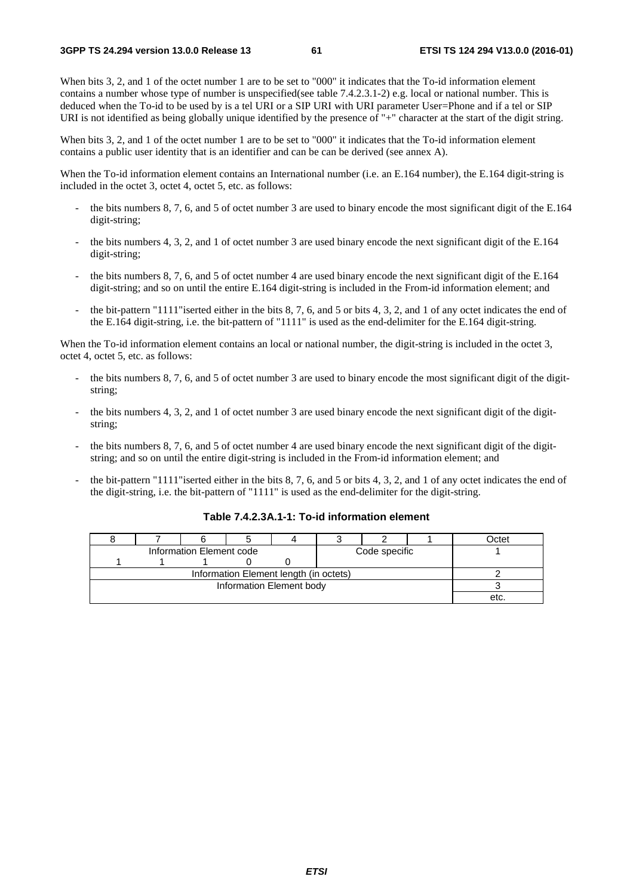When bits 3, 2, and 1 of the octet number 1 are to be set to "000" it indicates that the To-id information element contains a number whose type of number is unspecified(see table 7.4.2.3.1-2) e.g. local or national number. This is deduced when the To-id to be used by is a tel URI or a SIP URI with URI parameter User=Phone and if a tel or SIP URI is not identified as being globally unique identified by the presence of "+" character at the start of the digit string.

When bits 3, 2, and 1 of the octet number 1 are to be set to "000" it indicates that the To-id information element contains a public user identity that is an identifier and can be can be derived (see annex A).

When the To-id information element contains an International number (i.e. an E.164 number), the E.164 digit-string is included in the octet 3, octet 4, octet 5, etc. as follows:

- the bits numbers 8, 7, 6, and 5 of octet number 3 are used to binary encode the most significant digit of the E.164 digit-string;
- the bits numbers 4, 3, 2, and 1 of octet number 3 are used binary encode the next significant digit of the E.164 digit-string;
- the bits numbers 8, 7, 6, and 5 of octet number 4 are used binary encode the next significant digit of the E.164 digit-string; and so on until the entire E.164 digit-string is included in the From-id information element; and
- the bit-pattern "1111"iserted either in the bits 8, 7, 6, and 5 or bits 4, 3, 2, and 1 of any octet indicates the end of the E.164 digit-string, i.e. the bit-pattern of "1111" is used as the end-delimiter for the E.164 digit-string.

When the To-id information element contains an local or national number, the digit-string is included in the octet 3, octet 4, octet 5, etc. as follows:

- the bits numbers 8, 7, 6, and 5 of octet number 3 are used to binary encode the most significant digit of the digit-string;
- the bits numbers 4, 3, 2, and 1 of octet number 3 are used binary encode the next significant digit of the digit-string;
- the bits numbers 8, 7, 6, and 5 of octet number 4 are used binary encode the next significant digit of the digit-string; and so on until the entire digit-string is included in the From-id information element; and
- the bit-pattern "1111"iserted either in the bits 8, 7, 6, and 5 or bits 4, 3, 2, and 1 of any octet indicates the end of the digit-string, i.e. the bit-pattern of "1111" is used as the end-delimiter for the digit-string.

**Table 7.4.2.3A.1-1: To-id information element**

| 8 | 7 | 6 | 5 | 4 | 3 | 2 | 1 | Octet |
|---|---|---|---|---|---|---|---|---|
| Information Element code | | | | | Code specific | | | 1 |
| 1 | 1 | 1 | 0 | 0 | | | | |
| Information Element length (in octets) | | | | | | | | 2 |
| Information Element body | | | | | | | | 3 |
| | | | | | | | | etc. |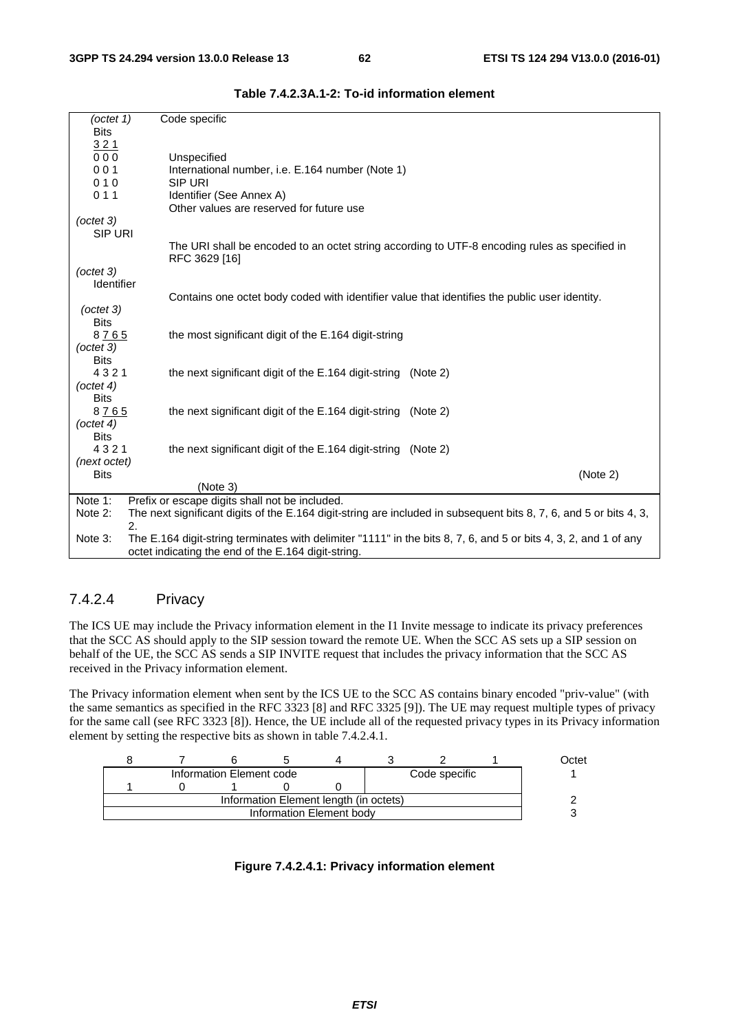**Table 7.4.2.3A.1-2: To-id information element**

| | |
|---|---|
| *(octet 1)* | Code specific |
| Bits | |
| 3 2 1 | |
| 0 0 0 | Unspecified |
| 0 0 1 | International number, i.e. E.164 number (Note 1) |
| 0 1 0 | SIP URI |
| 0 1 1 | Identifier (See Annex A) |
| | Other values are reserved for future use |
| *(octet 3)* | |
| SIP URI | |
| | The URI shall be encoded to an octet string according to UTF-8 encoding rules as specified in RFC 3629 [16] |
| *(octet 3)* | |
| Identifier | |
| | Contains one octet body coded with identifier value that identifies the public user identity. |
| *(octet 3)* | |
| Bits | |
| 8 7 6 5 | the most significant digit of the E.164 digit-string |
| *(octet 3)* | |
| Bits | |
| 4 3 2 1 | the next significant digit of the E.164 digit-string (Note 2) |
| *(octet 4)* | |
| Bits | |
| 8 7 6 5 | the next significant digit of the E.164 digit-string (Note 2) |
| *(octet 4)* | |
| Bits | |
| 4 3 2 1 | the next significant digit of the E.164 digit-string (Note 2) |
| *(next octet)* | |
| Bits | (Note 2) |
| | (Note 3) |
| Note 1: | Prefix or escape digits shall not be included. |
| Note 2: | The next significant digits of the E.164 digit-string are included in subsequent bits 8, 7, 6, and 5 or bits 4, 3, 2. |
| Note 3: | The E.164 digit-string terminates with delimiter "1111" in the bits 8, 7, 6, and 5 or bits 4, 3, 2, and 1 of any octet indicating the end of the E.164 digit-string. |

### 7.4.2.4 Privacy

The ICS UE may include the Privacy information element in the I1 Invite message to indicate its privacy preferences that the SCC AS should apply to the SIP session toward the remote UE. When the SCC AS sets up a SIP session on behalf of the UE, the SCC AS sends a SIP INVITE request that includes the privacy information that the SCC AS received in the Privacy information element.

The Privacy information element when sent by the ICS UE to the SCC AS contains binary encoded "priv-value" (with the same semantics as specified in the RFC 3323 [8] and RFC 3325 [9]). The UE may request multiple types of privacy for the same call (see RFC 3323 [8]). Hence, the UE include all of the requested privacy types in its Privacy information element by setting the respective bits as shown in table 7.4.2.4.1.

| 8 | 7 | 6 | 5 | 4 | 3 | 2 | 1 | Octet |
|---|---|---|---|---|---|---|---|---|
| Information Element code | | | | | Code specific | | | 1 |
| 1 | 0 | 1 | 0 | 0 | | | | |
| Information Element length (in octets) | | | | | | | | 2 |
| Information Element body | | | | | | | | 3 |

**Figure 7.4.2.4.1: Privacy information element**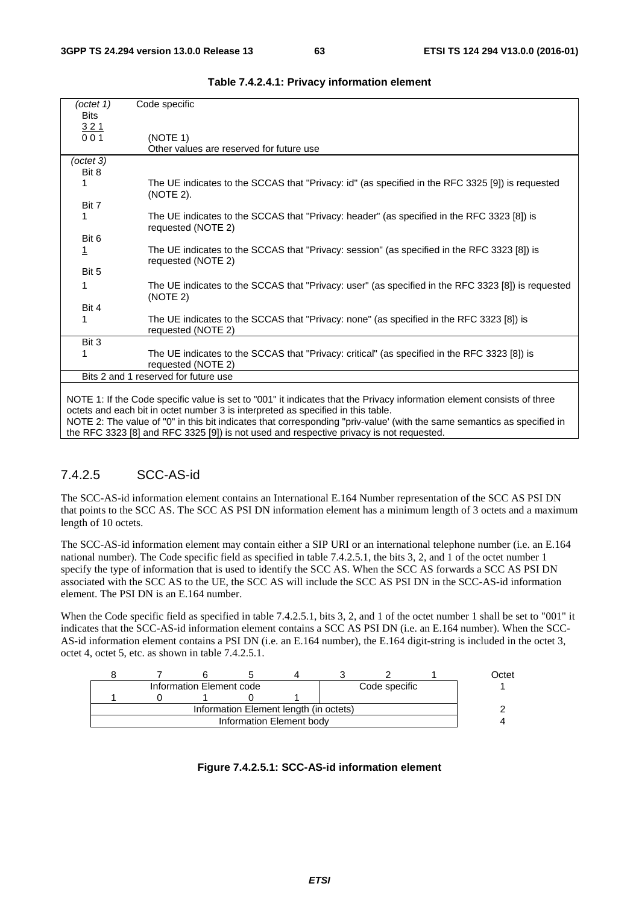**Table 7.4.2.4.1: Privacy information element**

| | |
|---|---|
| *(octet 1)*<br>Bits<br>3 2 1<br>0 0 1 | Code specific<br><br><br><br>(NOTE 1)<br>Other values are reserved for future use |
| *(octet 3)*<br>Bit 8<br>1 | <br><br>The UE indicates to the SCCAS that "Privacy: id" (as specified in the RFC 3325 [9]) is requested (NOTE 2). |
| Bit 7<br>1 | <br>The UE indicates to the SCCAS that "Privacy: header" (as specified in the RFC 3323 [8]) is requested (NOTE 2) |
| Bit 6<br>1 | <br>The UE indicates to the SCCAS that "Privacy: session" (as specified in the RFC 3323 [8]) is requested (NOTE 2) |
| Bit 5<br>1 | <br>The UE indicates to the SCCAS that "Privacy: user" (as specified in the RFC 3323 [8]) is requested (NOTE 2) |
| Bit 4<br>1 | <br>The UE indicates to the SCCAS that "Privacy: none" (as specified in the RFC 3323 [8]) is requested (NOTE 2) |
| Bit 3<br>1 | <br>The UE indicates to the SCCAS that "Privacy: critical" (as specified in the RFC 3323 [8]) is requested (NOTE 2) |
| Bits 2 and 1 reserved for future use | |
| NOTE 1: If the Code specific value is set to "001" it indicates that the Privacy information element consists of three octets and each bit in octet number 3 is interpreted as specified in this table.<br>NOTE 2: The value of "0" in this bit indicates that corresponding "priv-value' (with the same semantics as specified in the RFC 3323 [8] and RFC 3325 [9]) is not used and respective privacy is not requested. | |

### 7.4.2.5 SCC-AS-id

The SCC-AS-id information element contains an International E.164 Number representation of the SCC AS PSI DN that points to the SCC AS. The SCC AS PSI DN information element has a minimum length of 3 octets and a maximum length of 10 octets.

The SCC-AS-id information element may contain either a SIP URI or an international telephone number (i.e. an E.164 national number). The Code specific field as specified in table 7.4.2.5.1, the bits 3, 2, and 1 of the octet number 1 specify the type of information that is used to identify the SCC AS. When the SCC AS forwards a SCC AS PSI DN associated with the SCC AS to the UE, the SCC AS will include the SCC AS PSI DN in the SCC-AS-id information element. The PSI DN is an E.164 number.

When the Code specific field as specified in table 7.4.2.5.1, bits 3, 2, and 1 of the octet number 1 shall be set to "001" it indicates that the SCC-AS-id information element contains a SCC AS PSI DN (i.e. an E.164 number). When the SCC-AS-id information element contains a PSI DN (i.e. an E.164 number), the E.164 digit-string is included in the octet 3, octet 4, octet 5, etc. as shown in table 7.4.2.5.1.

| 8 | 7 | 6 | 5 | 4 | 3 | 2 | 1 | Octet |
|---|---|---|---|---|---|---|---|---|
| Information Element code | | | | | Code specific | | | 1 |
| 1 | 0 | 1 | 0 | 1 | | | | |
| Information Element length (in octets) | | | | | | | | 2 |
| Information Element body | | | | | | | | 4 |

**Figure 7.4.2.5.1: SCC-AS-id information element**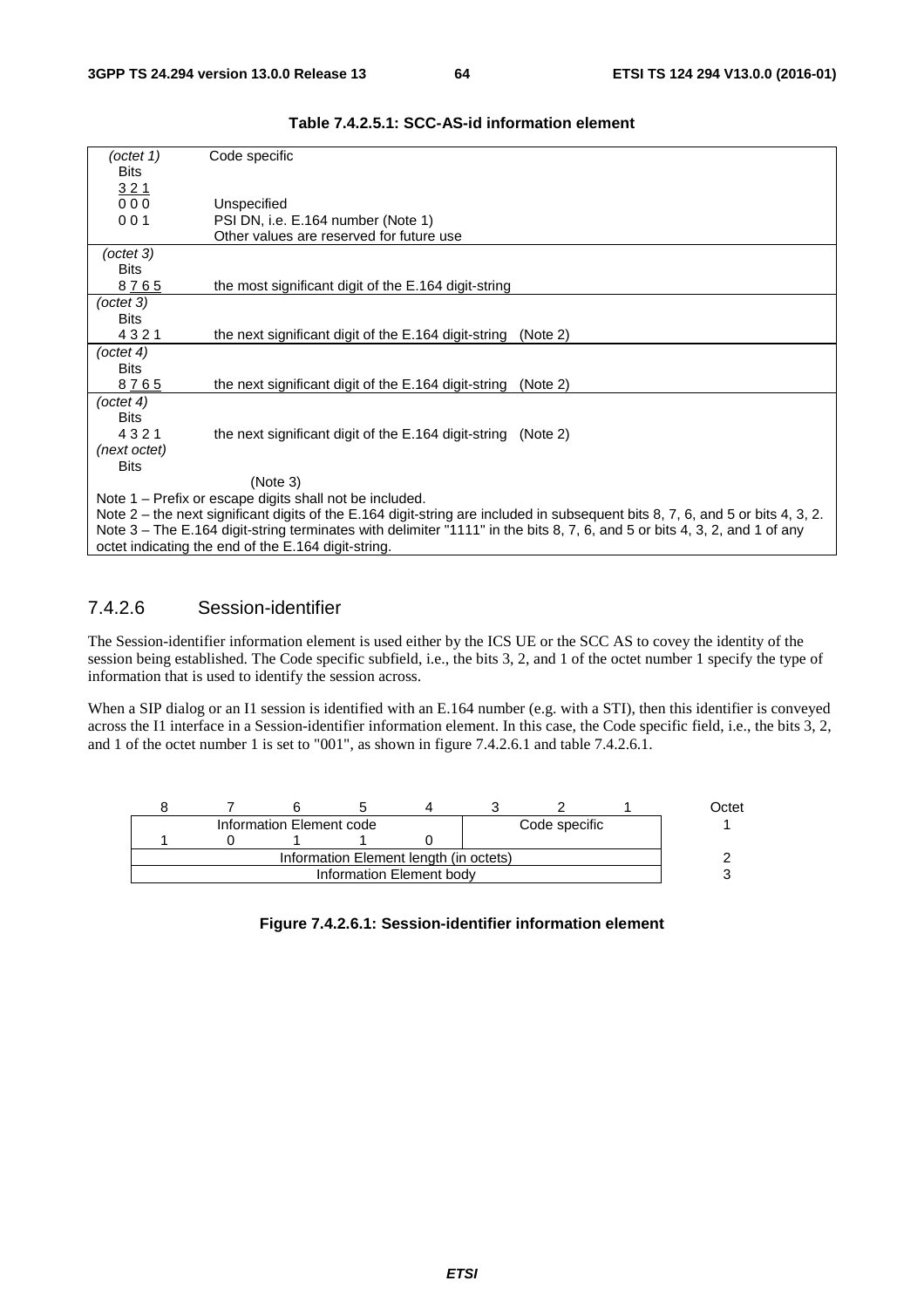**Table 7.4.2.5.1: SCC-AS-id information element**

| | |
|---|---|
| *(octet 1)* Bits 3 2 1 | Code specific |
| 0 0 0 | Unspecified |
| 0 0 1 | PSI DN, i.e. E.164 number (Note 1) |
| | Other values are reserved for future use |
| *(octet 3)* Bits 8 7 6 5 | the most significant digit of the E.164 digit-string |
| *(octet 3)* Bits 4 3 2 1 | the next significant digit of the E.164 digit-string (Note 2) |
| *(octet 4)* Bits 8 7 6 5 | the next significant digit of the E.164 digit-string (Note 2) |
| *(octet 4)* Bits 4 3 2 1 | the next significant digit of the E.164 digit-string (Note 2) |
| *(next octet)* Bits | (Note 3) |

Note 1 – Prefix or escape digits shall not be included.
Note 2 – the next significant digits of the E.164 digit-string are included in subsequent bits 8, 7, 6, and 5 or bits 4, 3, 2.
Note 3 – The E.164 digit-string terminates with delimiter "1111" in the bits 8, 7, 6, and 5 or bits 4, 3, 2, and 1 of any octet indicating the end of the E.164 digit-string.

### 7.4.2.6 Session-identifier

The Session-identifier information element is used either by the ICS UE or the SCC AS to covey the identity of the session being established. The Code specific subfield, i.e., the bits 3, 2, and 1 of the octet number 1 specify the type of information that is used to identify the session across.

When a SIP dialog or an I1 session is identified with an E.164 number (e.g. with a STI), then this identifier is conveyed across the I1 interface in a Session-identifier information element. In this case, the Code specific field, i.e., the bits 3, 2, and 1 of the octet number 1 is set to "001", as shown in figure 7.4.2.6.1 and table 7.4.2.6.1.

| 8 | 7 | 6 | 5 | 4 | 3 | 2 | 1 | Octet |
|---|---|---|---|---|---|---|---|---|
| Information Element code | | | | | Code specific | | | 1 |
| 1 | 0 | 1 | 1 | 0 | | | | |
| Information Element length (in octets) | | | | | | | | 2 |
| Information Element body | | | | | | | | 3 |

**Figure 7.4.2.6.1: Session-identifier information element**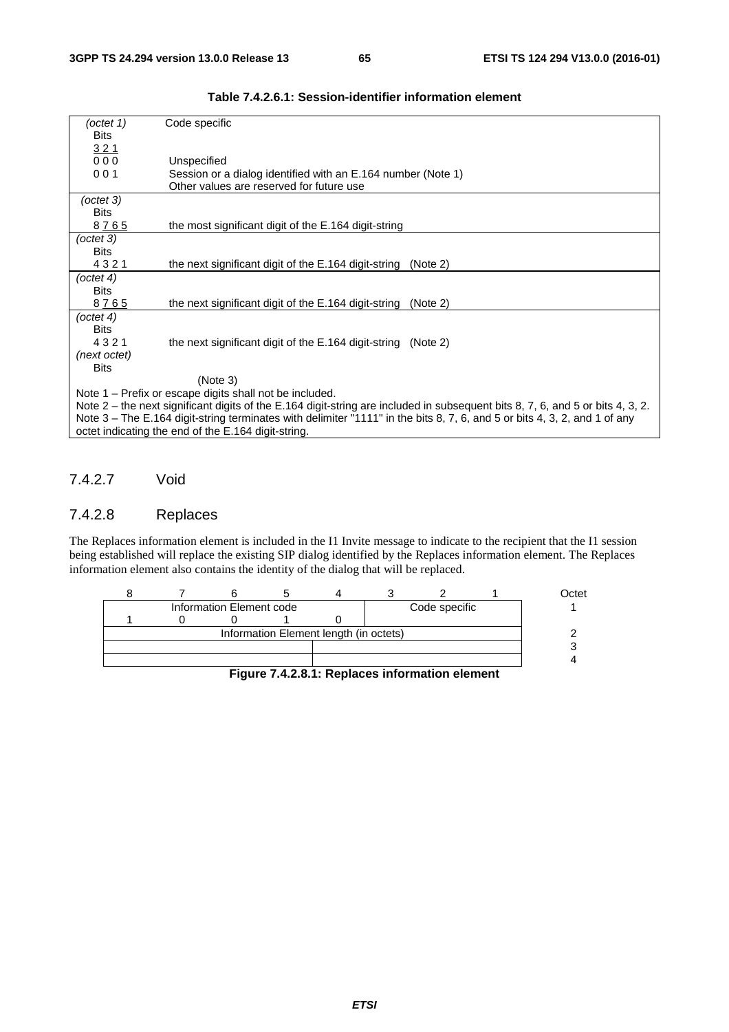**Table 7.4.2.6.1: Session-identifier information element**

| | |
|---|---|
| *(octet 1)* Bits 3 2 1 | Code specific |
| 0 0 0 | Unspecified |
| 0 0 1 | Session or a dialog identified with an E.164 number (Note 1) |
| | Other values are reserved for future use |
| *(octet 3)* Bits 8 7 6 5 | the most significant digit of the E.164 digit-string |
| *(octet 3)* Bits 4 3 2 1 | the next significant digit of the E.164 digit-string (Note 2) |
| *(octet 4)* Bits 8 7 6 5 | the next significant digit of the E.164 digit-string (Note 2) |
| *(octet 4)* Bits 4 3 2 1 | the next significant digit of the E.164 digit-string (Note 2) |
| *(next octet)* Bits | (Note 3) |
| Note 1 – Prefix or escape digits shall not be included. | |
| Note 2 – the next significant digits of the E.164 digit-string are included in subsequent bits 8, 7, 6, and 5 or bits 4, 3, 2. | |
| Note 3 – The E.164 digit-string terminates with delimiter "1111" in the bits 8, 7, 6, and 5 or bits 4, 3, 2, and 1 of any octet indicating the end of the E.164 digit-string. | |

### 7.4.2.7 Void

### 7.4.2.8 Replaces

The Replaces information element is included in the I1 Invite message to indicate to the recipient that the I1 session being established will replace the existing SIP dialog identified by the Replaces information element. The Replaces information element also contains the identity of the dialog that will be replaced.

| 8 | 7 | 6 | 5 | 4 | 3 | 2 | 1 | Octet |
|---|---|---|---|---|---|---|---|---|
| Information Element code | | | | | Code specific | | | 1 |
| 1 | 0 | 0 | 1 | 0 | | | | |
| Information Element length (in octets) | | | | | | | | 2 |
| | | | | | | | | 3 |
| | | | | | | | | 4 |

**Figure 7.4.2.8.1: Replaces information element**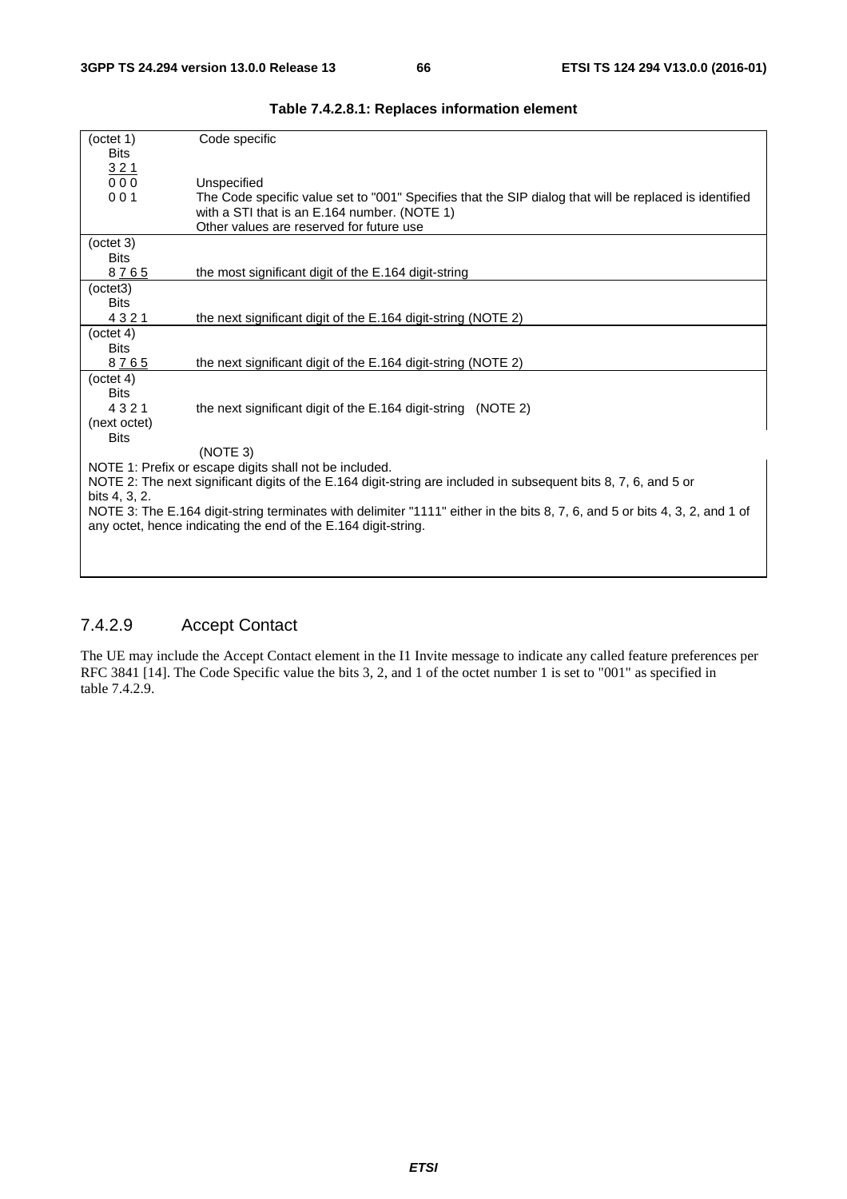**Table 7.4.2.8.1: Replaces information element**

| | |
|---|---|
| (octet 1)<br>Bits<br>3 2 1 | Code specific |
| 0 0 0 | Unspecified |
| 0 0 1 | The Code specific value set to "001" Specifies that the SIP dialog that will be replaced is identified with a STI that is an E.164 number. (NOTE 1)<br>Other values are reserved for future use |
| (octet 3)<br>Bits<br>8 7 6 5 | the most significant digit of the E.164 digit-string |
| (octet3)<br>Bits<br>4 3 2 1 | the next significant digit of the E.164 digit-string (NOTE 2) |
| (octet 4)<br>Bits<br>8 7 6 5 | the next significant digit of the E.164 digit-string (NOTE 2) |
| (octet 4)<br>Bits<br>4 3 2 1 | the next significant digit of the E.164 digit-string (NOTE 2) |
| (next octet)<br>Bits | (NOTE 3) |
| NOTE 1: Prefix or escape digits shall not be included.<br>NOTE 2: The next significant digits of the E.164 digit-string are included in subsequent bits 8, 7, 6, and 5 or bits 4, 3, 2.<br>NOTE 3: The E.164 digit-string terminates with delimiter "1111" either in the bits 8, 7, 6, and 5 or bits 4, 3, 2, and 1 of any octet, hence indicating the end of the E.164 digit-string. | |

### 7.4.2.9 Accept Contact

The UE may include the Accept Contact element in the I1 Invite message to indicate any called feature preferences per RFC 3841 [14]. The Code Specific value the bits 3, 2, and 1 of the octet number 1 is set to "001" as specified in table 7.4.2.9.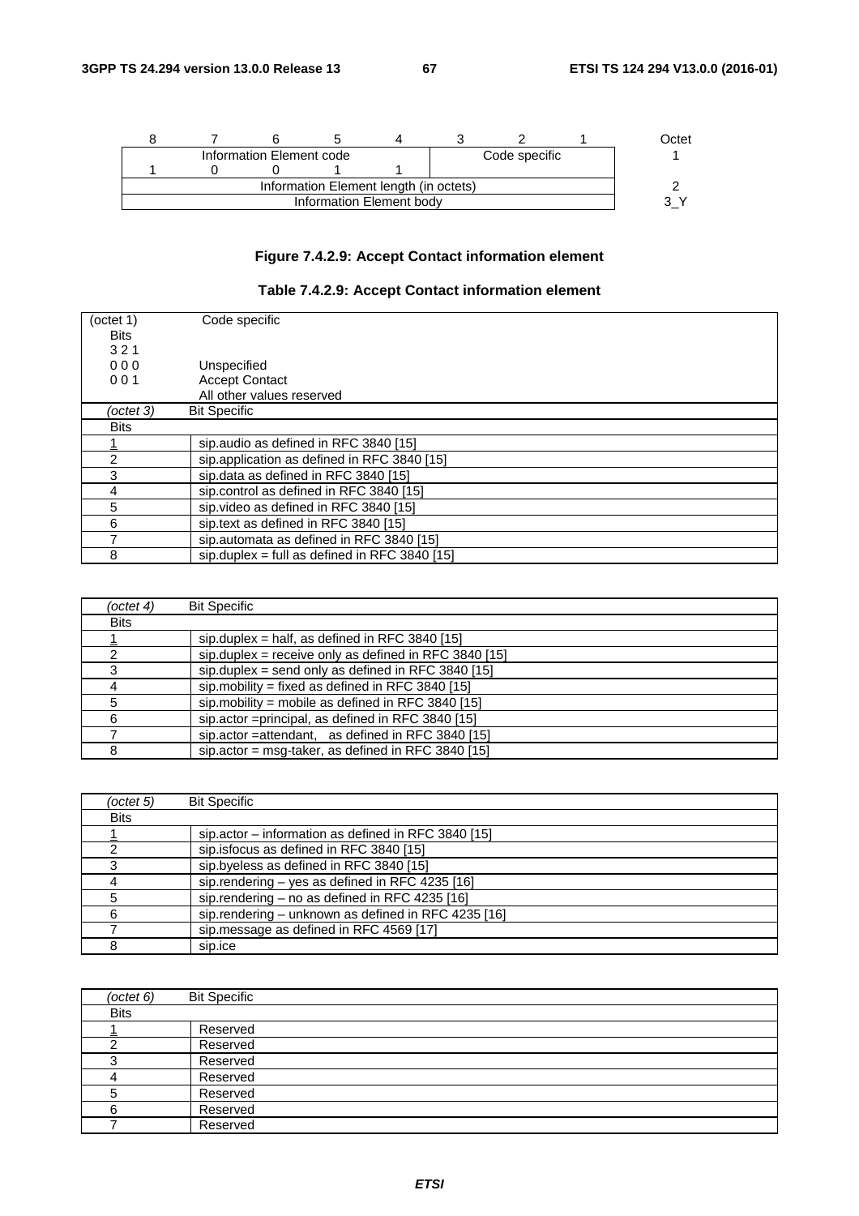| 8 | 7 | 6 | 5 | 4 | 3 | 2 | 1 | Octet |
|---|---|---|---|---|---|---|---|---|
| Information Element code | | | | | Code specific | | | 1 |
| 1 | 0 | 0 | 1 | 1 | | | | |
| Information Element length (in octets) | | | | | | | | 2 |
| Information Element body | | | | | | | | 3_Y |

**Figure 7.4.2.9: Accept Contact information element**

**Table 7.4.2.9: Accept Contact information element**

| (octet 1) Bits 3 2 1 | Code specific |
|---|---|
| 0 0 0 | Unspecified |
| 0 0 1 | Accept Contact |
| | All other values reserved |

| *(octet 3)* | Bit Specific |
|---|---|
| Bits | |
| 1 | sip.audio as defined in RFC 3840 [15] |
| 2 | sip.application as defined in RFC 3840 [15] |
| 3 | sip.data as defined in RFC 3840 [15] |
| 4 | sip.control as defined in RFC 3840 [15] |
| 5 | sip.video as defined in RFC 3840 [15] |
| 6 | sip.text as defined in RFC 3840 [15] |
| 7 | sip.automata as defined in RFC 3840 [15] |
| 8 | sip.duplex = full as defined in RFC 3840 [15] |

| *(octet 4)* | Bit Specific |
|---|---|
| Bits | |
| 1 | sip.duplex = half, as defined in RFC 3840 [15] |
| 2 | sip.duplex = receive only as defined in RFC 3840 [15] |
| 3 | sip.duplex = send only as defined in RFC 3840 [15] |
| 4 | sip.mobility = fixed as defined in RFC 3840 [15] |
| 5 | sip.mobility = mobile as defined in RFC 3840 [15] |
| 6 | sip.actor =principal, as defined in RFC 3840 [15] |
| 7 | sip.actor =attendant, as defined in RFC 3840 [15] |
| 8 | sip.actor = msg-taker, as defined in RFC 3840 [15] |

| *(octet 5)* | Bit Specific |
|---|---|
| Bits | |
| 1 | sip.actor – information as defined in RFC 3840 [15] |
| 2 | sip.isfocus as defined in RFC 3840 [15] |
| 3 | sip.byeless as defined in RFC 3840 [15] |
| 4 | sip.rendering – yes as defined in RFC 4235 [16] |
| 5 | sip.rendering – no as defined in RFC 4235 [16] |
| 6 | sip.rendering – unknown as defined in RFC 4235 [16] |
| 7 | sip.message as defined in RFC 4569 [17] |
| 8 | sip.ice |

| *(octet 6)* | Bit Specific |
|---|---|
| Bits | |
| 1 | Reserved |
| 2 | Reserved |
| 3 | Reserved |
| 4 | Reserved |
| 5 | Reserved |
| 6 | Reserved |
| 7 | Reserved |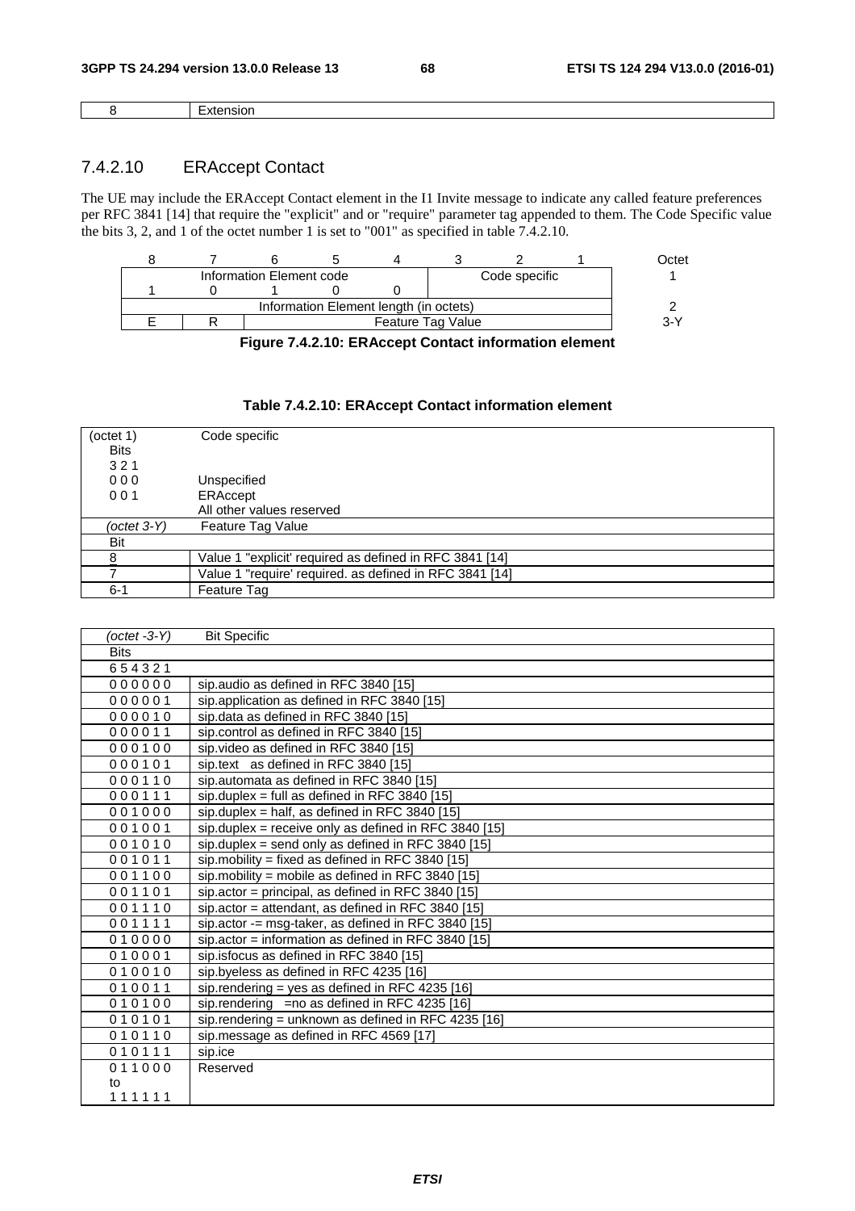| | |
|---|---|
| 8 | Extension |

### 7.4.2.10 ERAccept Contact

The UE may include the ERAccept Contact element in the I1 Invite message to indicate any called feature preferences per RFC 3841 [14] that require the "explicit" and or "require" parameter tag appended to them. The Code Specific value the bits 3, 2, and 1 of the octet number 1 is set to "001" as specified in table 7.4.2.10.

| 8 | 7 | 6 | 5 | 4 | 3 | 2 | 1 | Octet |
|---|---|---|---|---|---|---|---|---|
| Information Element code | | | | | Code specific | | | 1 |
| 1 | 0 | 1 | 0 | 0 | | | | |
| Information Element length (in octets) | | | | | | | | 2 |
| E | R | Feature Tag Value | | | | | | 3-Y |

**Figure 7.4.2.10: ERAccept Contact information element**

**Table 7.4.2.10: ERAccept Contact information element**

| | |
|---|---|
| (octet 1)<br>Bits<br>3 2 1 | Code specific |
| 0 0 0 | Unspecified |
| 0 0 1 | ERAccept |
| | All other values reserved |
| *(octet 3-Y)* | Feature Tag Value |
| Bit | |
| 8 | Value 1 "explicit' required as defined in RFC 3841 [14] |
| 7 | Value 1 "require' required. as defined in RFC 3841 [14] |
| 6-1 | Feature Tag |

| *(octet -3-Y)* | Bit Specific |
|---|---|
| Bits | |
| 6 5 4 3 2 1 | |
| 0 0 0 0 0 0 | sip.audio as defined in RFC 3840 [15] |
| 0 0 0 0 0 1 | sip.application as defined in RFC 3840 [15] |
| 0 0 0 0 1 0 | sip.data as defined in RFC 3840 [15] |
| 0 0 0 0 1 1 | sip.control as defined in RFC 3840 [15] |
| 0 0 0 1 0 0 | sip.video as defined in RFC 3840 [15] |
| 0 0 0 1 0 1 | sip.text as defined in RFC 3840 [15] |
| 0 0 0 1 1 0 | sip.automata as defined in RFC 3840 [15] |
| 0 0 0 1 1 1 | sip.duplex = full as defined in RFC 3840 [15] |
| 0 0 1 0 0 0 | sip.duplex = half, as defined in RFC 3840 [15] |
| 0 0 1 0 0 1 | sip.duplex = receive only as defined in RFC 3840 [15] |
| 0 0 1 0 1 0 | sip.duplex = send only as defined in RFC 3840 [15] |
| 0 0 1 0 1 1 | sip.mobility = fixed as defined in RFC 3840 [15] |
| 0 0 1 1 0 0 | sip.mobility = mobile as defined in RFC 3840 [15] |
| 0 0 1 1 0 1 | sip.actor = principal, as defined in RFC 3840 [15] |
| 0 0 1 1 1 0 | sip.actor = attendant, as defined in RFC 3840 [15] |
| 0 0 1 1 1 1 | sip.actor -= msg-taker, as defined in RFC 3840 [15] |
| 0 1 0 0 0 0 | sip.actor = information as defined in RFC 3840 [15] |
| 0 1 0 0 0 1 | sip.isfocus as defined in RFC 3840 [15] |
| 0 1 0 0 1 0 | sip.byeless as defined in RFC 4235 [16] |
| 0 1 0 0 1 1 | sip.rendering = yes as defined in RFC 4235 [16] |
| 0 1 0 1 0 0 | sip.rendering =no as defined in RFC 4235 [16] |
| 0 1 0 1 0 1 | sip.rendering = unknown as defined in RFC 4235 [16] |
| 0 1 0 1 1 0 | sip.message as defined in RFC 4569 [17] |
| 0 1 0 1 1 1 | sip.ice |
| 0 1 1 0 0 0<br>to<br>1 1 1 1 1 1 | Reserved |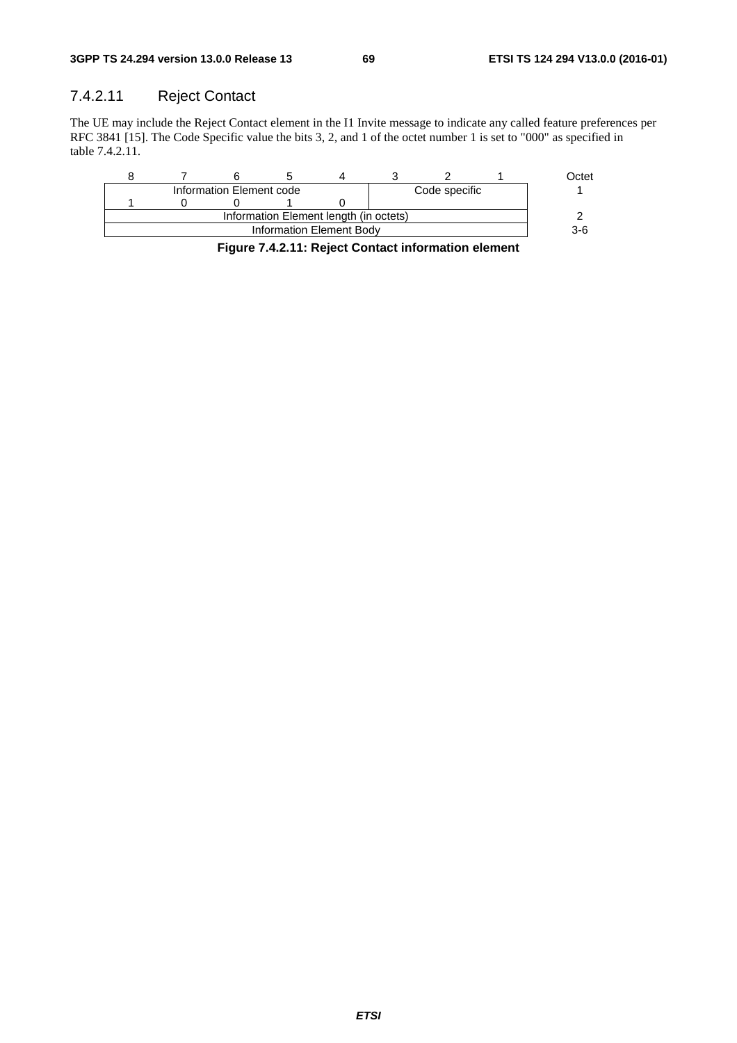### 7.4.2.11 Reject Contact

The UE may include the Reject Contact element in the I1 Invite message to indicate any called feature preferences per RFC 3841 [15]. The Code Specific value the bits 3, 2, and 1 of the octet number 1 is set to "000" as specified in table 7.4.2.11.

| 8 | 7 | 6 | 5 | 4 | 3 | 2 | 1 | Octet |
|---|---|---|---|---|---|---|---|---|
| Information Element code | | | | | Code specific | | | 1 |
| 1 | 0 | 0 | 1 | 0 | | | | |
| Information Element length (in octets) | | | | | | | | 2 |
| Information Element Body | | | | | | | | 3-6 |

**Figure 7.4.2.11: Reject Contact information element**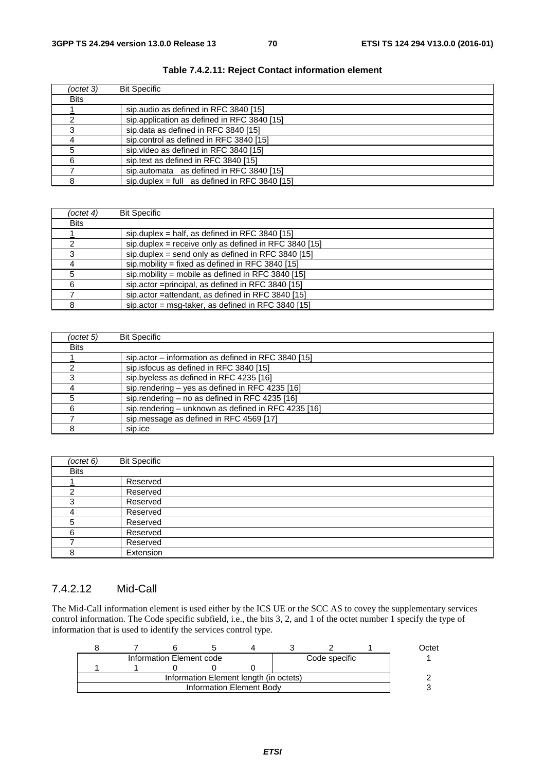**Table 7.4.2.11: Reject Contact information element**

| *(octet 3)* | Bit Specific |
|---|---|
| Bits | |
| 1 | sip.audio as defined in RFC 3840 [15] |
| 2 | sip.application as defined in RFC 3840 [15] |
| 3 | sip.data as defined in RFC 3840 [15] |
| 4 | sip.control as defined in RFC 3840 [15] |
| 5 | sip.video as defined in RFC 3840 [15] |
| 6 | sip.text as defined in RFC 3840 [15] |
| 7 | sip.automata as defined in RFC 3840 [15] |
| 8 | sip.duplex = full as defined in RFC 3840 [15] |

| *(octet 4)* | Bit Specific |
|---|---|
| Bits | |
| 1 | sip.duplex = half, as defined in RFC 3840 [15] |
| 2 | sip.duplex = receive only as defined in RFC 3840 [15] |
| 3 | sip.duplex = send only as defined in RFC 3840 [15] |
| 4 | sip.mobility = fixed as defined in RFC 3840 [15] |
| 5 | sip.mobility = mobile as defined in RFC 3840 [15] |
| 6 | sip.actor =principal, as defined in RFC 3840 [15] |
| 7 | sip.actor =attendant, as defined in RFC 3840 [15] |
| 8 | sip.actor = msg-taker, as defined in RFC 3840 [15] |

| *(octet 5)* | Bit Specific |
|---|---|
| Bits | |
| 1 | sip.actor – information as defined in RFC 3840 [15] |
| 2 | sip.isfocus as defined in RFC 3840 [15] |
| 3 | sip.byeless as defined in RFC 4235 [16] |
| 4 | sip.rendering – yes as defined in RFC 4235 [16] |
| 5 | sip.rendering – no as defined in RFC 4235 [16] |
| 6 | sip.rendering – unknown as defined in RFC 4235 [16] |
| 7 | sip.message as defined in RFC 4569 [17] |
| 8 | sip.ice |

| *(octet 6)* | Bit Specific |
|---|---|
| Bits | |
| 1 | Reserved |
| 2 | Reserved |
| 3 | Reserved |
| 4 | Reserved |
| 5 | Reserved |
| 6 | Reserved |
| 7 | Reserved |
| 8 | Extension |

### 7.4.2.12 Mid-Call

The Mid-Call information element is used either by the ICS UE or the SCC AS to covey the supplementary services control information. The Code specific subfield, i.e., the bits 3, 2, and 1 of the octet number 1 specify the type of information that is used to identify the services control type.

| 8 | 7 | 6 | 5 | 4 | 3 | 2 | 1 | Octet |
|---|---|---|---|---|---|---|---|---|
| Information Element code | | | | | Code specific | | | 1 |
| 1 | 1 | 0 | 0 | 0 | | | | |
| Information Element length (in octets) | | | | | | | | 2 |
| Information Element Body | | | | | | | | 3 |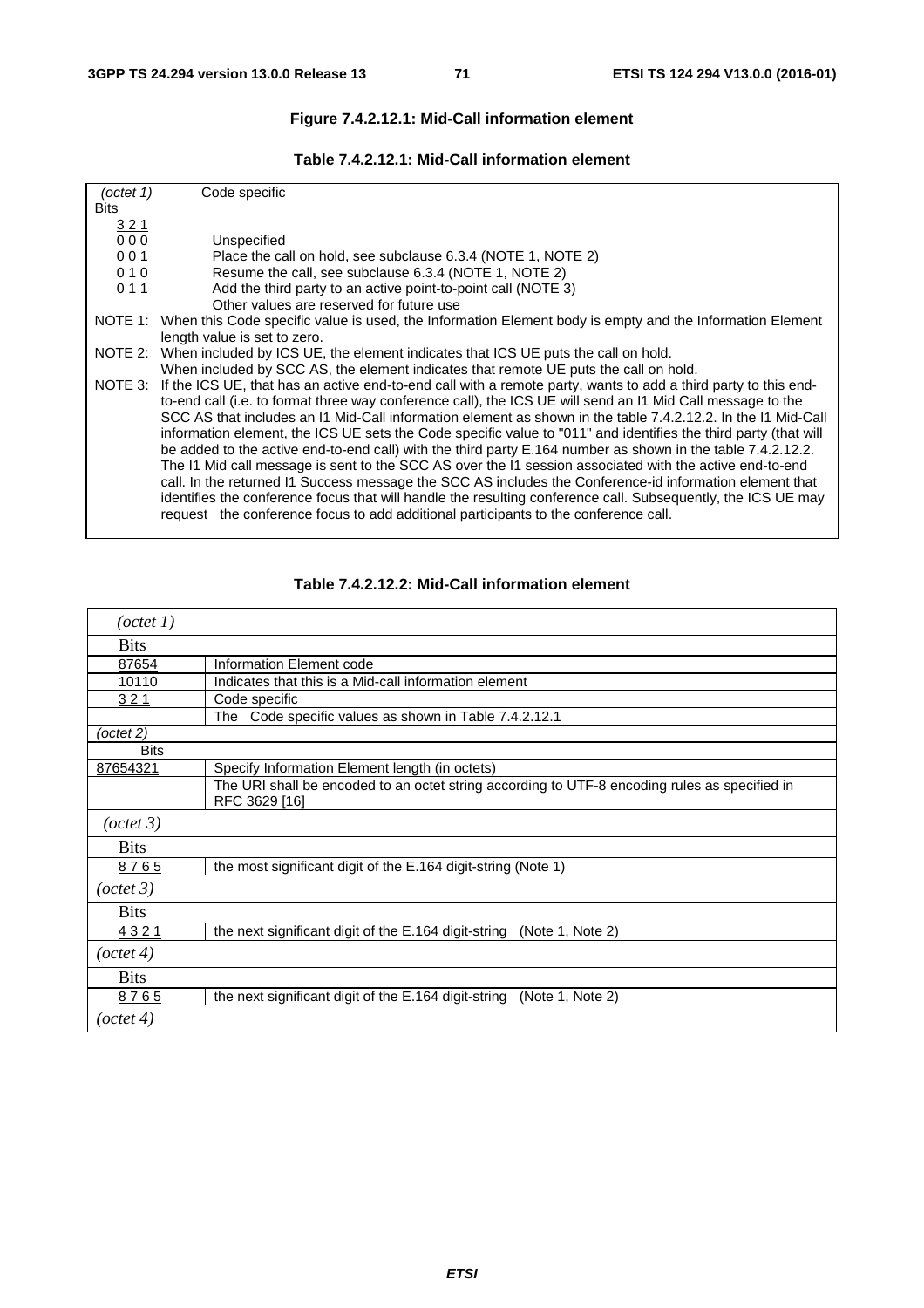**Figure 7.4.2.12.1: Mid-Call information element**

**Table 7.4.2.12.1: Mid-Call information element**

| | |
|---|---|
| *(octet 1)* | Code specific |
| Bits | |
| 3 2 1 | |
| 0 0 0 | Unspecified |
| 0 0 1 | Place the call on hold, see subclause 6.3.4 (NOTE 1, NOTE 2) |
| 0 1 0 | Resume the call, see subclause 6.3.4 (NOTE 1, NOTE 2) |
| 0 1 1 | Add the third party to an active point-to-point call (NOTE 3) |
| | Other values are reserved for future use |
| NOTE 1: | When this Code specific value is used, the Information Element body is empty and the Information Element length value is set to zero. |
| NOTE 2: | When included by ICS UE, the element indicates that ICS UE puts the call on hold. When included by SCC AS, the element indicates that remote UE puts the call on hold. |
| NOTE 3: | If the ICS UE, that has an active end-to-end call with a remote party, wants to add a third party to this end-to-end call (i.e. to format three way conference call), the ICS UE will send an I1 Mid Call message to the SCC AS that includes an I1 Mid-Call information element as shown in the table 7.4.2.12.2. In the I1 Mid-Call information element, the ICS UE sets the Code specific value to "011" and identifies the third party (that will be added to the active end-to-end call) with the third party E.164 number as shown in the table 7.4.2.12.2. The I1 Mid call message is sent to the SCC AS over the I1 session associated with the active end-to-end call. In the returned I1 Success message the SCC AS includes the Conference-id information element that identifies the conference focus that will handle the resulting conference call. Subsequently, the ICS UE may request the conference focus to add additional participants to the conference call. |

**Table 7.4.2.12.2: Mid-Call information element**

| | |
|---|---|
| *(octet 1)* | |
| Bits | |
| 87654 | Information Element code |
| 10110 | Indicates that this is a Mid-call information element |
| 3 2 1 | Code specific |
| | The Code specific values as shown in Table 7.4.2.12.1 |
| *(octet 2)* | |
| Bits | |
| 87654321 | Specify Information Element length (in octets) |
| | The URI shall be encoded to an octet string according to UTF-8 encoding rules as specified in RFC 3629 [16] |
| *(octet 3)* | |
| Bits | |
| 8 7 6 5 | the most significant digit of the E.164 digit-string (Note 1) |
| *(octet 3)* | |
| Bits | |
| 4 3 2 1 | the next significant digit of the E.164 digit-string (Note 1, Note 2) |
| *(octet 4)* | |
| Bits | |
| 8 7 6 5 | the next significant digit of the E.164 digit-string (Note 1, Note 2) |
| *(octet 4)* | |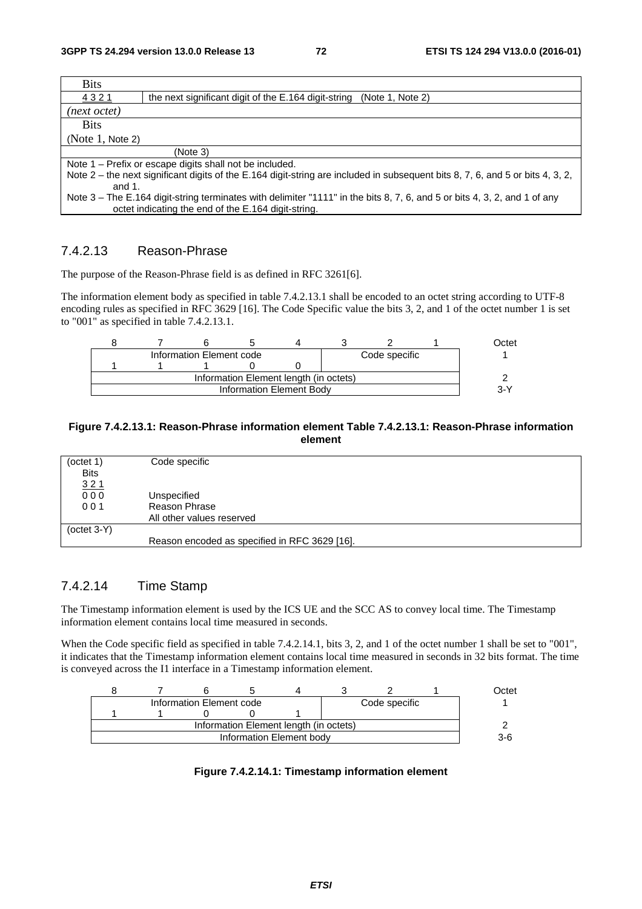| | |
|---|---|
| Bits | |
| 4 3 2 1 | the next significant digit of the E.164 digit-string (Note 1, Note 2) |
| *(next octet)* | |
| Bits | |
| (Note 1, Note 2) | |
| (Note 3) | |
| Note 1 – Prefix or escape digits shall not be included.<br>Note 2 – the next significant digits of the E.164 digit-string are included in subsequent bits 8, 7, 6, and 5 or bits 4, 3, 2, and 1.<br>Note 3 – The E.164 digit-string terminates with delimiter "1111" in the bits 8, 7, 6, and 5 or bits 4, 3, 2, and 1 of any octet indicating the end of the E.164 digit-string. | |

### 7.4.2.13 Reason-Phrase

The purpose of the Reason-Phrase field is as defined in RFC 3261[6].

The information element body as specified in table 7.4.2.13.1 shall be encoded to an octet string according to UTF-8 encoding rules as specified in RFC 3629 [16]. The Code Specific value the bits 3, 2, and 1 of the octet number 1 is set to "001" as specified in table 7.4.2.13.1.

| 8 | 7 | 6 | 5 | 4 | 3 | 2 | 1 | Octet |
|---|---|---|---|---|---|---|---|---|
| Information Element code | | | | | Code specific | | | 1 |
| 1 | 1 | 1 | 0 | 0 | | | | |
| Information Element length (in octets) | | | | | | | | 2 |
| Information Element Body | | | | | | | | 3-Y |

**Figure 7.4.2.13.1: Reason-Phrase information element Table 7.4.2.13.1: Reason-Phrase information element**

| | |
|---|---|
| (octet 1)<br>Bits<br>3 2 1 | Code specific |
| 0 0 0 | Unspecified |
| 0 0 1 | Reason Phrase |
| | All other values reserved |
| (octet 3-Y) | |
| | Reason encoded as specified in RFC 3629 [16]. |

### 7.4.2.14 Time Stamp

The Timestamp information element is used by the ICS UE and the SCC AS to convey local time. The Timestamp information element contains local time measured in seconds.

When the Code specific field as specified in table 7.4.2.14.1, bits 3, 2, and 1 of the octet number 1 shall be set to "001", it indicates that the Timestamp information element contains local time measured in seconds in 32 bits format. The time is conveyed across the I1 interface in a Timestamp information element.

| 8 | 7 | 6 | 5 | 4 | 3 | 2 | 1 | Octet |
|---|---|---|---|---|---|---|---|---|
| Information Element code | | | | | Code specific | | | 1 |
| 1 | 1 | 0 | 0 | 1 | | | | |
| Information Element length (in octets) | | | | | | | | 2 |
| Information Element body | | | | | | | | 3-6 |

**Figure 7.4.2.14.1: Timestamp information element**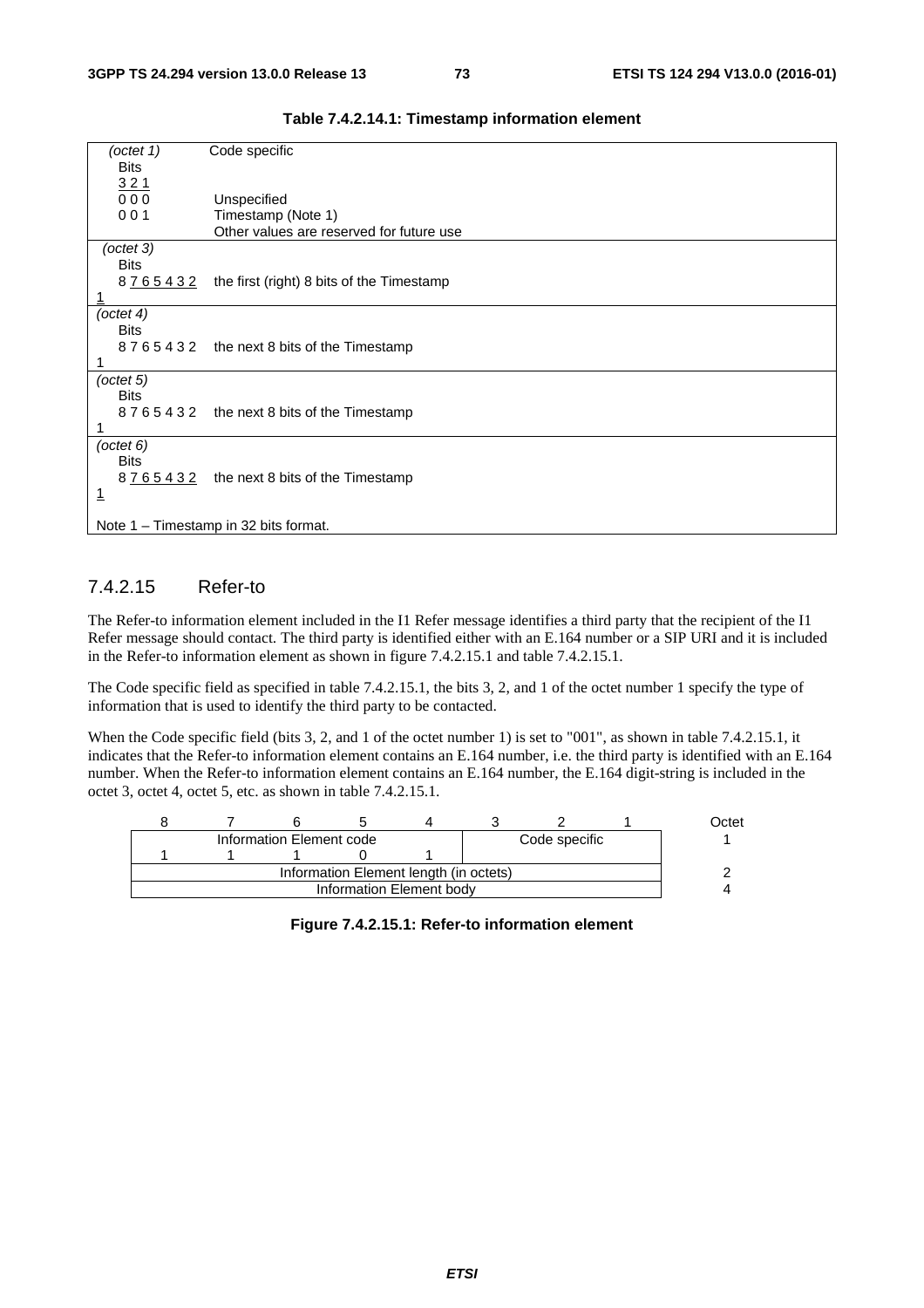**Table 7.4.2.14.1: Timestamp information element**

| | |
|---|---|
| *(octet 1)* Bits 3 2 1 | Code specific |
| 0 0 0 | Unspecified |
| 0 0 1 | Timestamp (Note 1) |
| | Other values are reserved for future use |
| *(octet 3)* Bits 8 7 6 5 4 3 2 1 | the first (right) 8 bits of the Timestamp |
| *(octet 4)* Bits 8 7 6 5 4 3 2 1 | the next 8 bits of the Timestamp |
| *(octet 5)* Bits 8 7 6 5 4 3 2 1 | the next 8 bits of the Timestamp |
| *(octet 6)* Bits 8 7 6 5 4 3 2 1 | the next 8 bits of the Timestamp |
| Note 1 – Timestamp in 32 bits format. | |

### 7.4.2.15 Refer-to

The Refer-to information element included in the I1 Refer message identifies a third party that the recipient of the I1 Refer message should contact. The third party is identified either with an E.164 number or a SIP URI and it is included in the Refer-to information element as shown in figure 7.4.2.15.1 and table 7.4.2.15.1.

The Code specific field as specified in table 7.4.2.15.1, the bits 3, 2, and 1 of the octet number 1 specify the type of information that is used to identify the third party to be contacted.

When the Code specific field (bits 3, 2, and 1 of the octet number 1) is set to "001", as shown in table 7.4.2.15.1, it indicates that the Refer-to information element contains an E.164 number, i.e. the third party is identified with an E.164 number. When the Refer-to information element contains an E.164 number, the E.164 digit-string is included in the octet 3, octet 4, octet 5, etc. as shown in table 7.4.2.15.1.

| 8 | 7 | 6 | 5 | 4 | 3 | 2 | 1 | Octet |
|---|---|---|---|---|---|---|---|---|
| Information Element code | | | | | Code specific | | | 1 |
| 1 | 1 | 0 | 1 | | | | | |
| Information Element length (in octets) | | | | | | | | 2 |
| Information Element body | | | | | | | | 4 |

**Figure 7.4.2.15.1: Refer-to information element**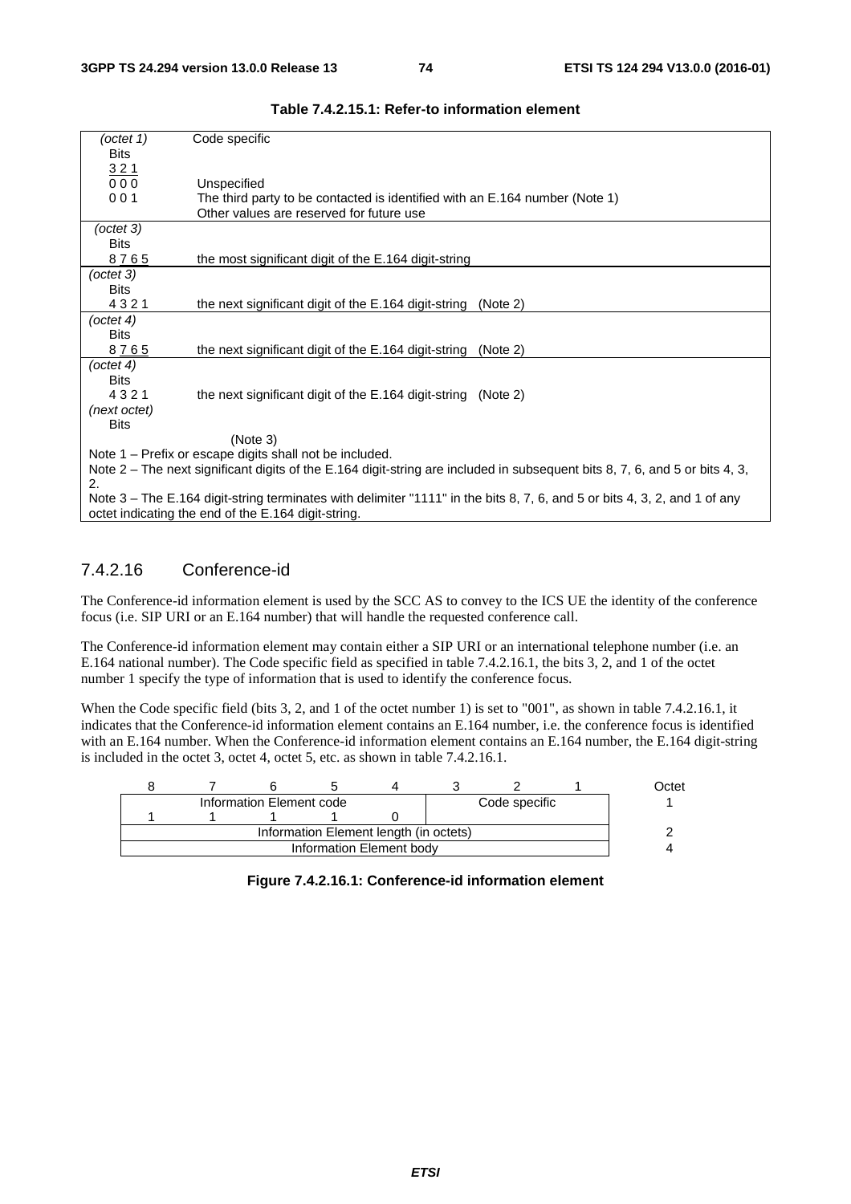**Table 7.4.2.15.1: Refer-to information element**

| | |
|---|---|
| *(octet 1)* | Code specific |
| Bits | |
| 3 2 1 | |
| 0 0 0 | Unspecified |
| 0 0 1 | The third party to be contacted is identified with an E.164 number (Note 1) |
| | Other values are reserved for future use |
| *(octet 3)* | |
| Bits | |
| 8 7 6 5 | the most significant digit of the E.164 digit-string |
| *(octet 3)* | |
| Bits | |
| 4 3 2 1 | the next significant digit of the E.164 digit-string (Note 2) |
| *(octet 4)* | |
| Bits | |
| 8 7 6 5 | the next significant digit of the E.164 digit-string (Note 2) |
| *(octet 4)* | |
| Bits | |
| 4 3 2 1 | the next significant digit of the E.164 digit-string (Note 2) |
| *(next octet)* | |
| Bits | |
| | (Note 3) |
| Note 1 – Prefix or escape digits shall not be included. | |
| Note 2 – The next significant digits of the E.164 digit-string are included in subsequent bits 8, 7, 6, and 5 or bits 4, 3, 2. | |
| Note 3 – The E.164 digit-string terminates with delimiter "1111" in the bits 8, 7, 6, and 5 or bits 4, 3, 2, and 1 of any octet indicating the end of the E.164 digit-string. | |

### 7.4.2.16 Conference-id

The Conference-id information element is used by the SCC AS to convey to the ICS UE the identity of the conference focus (i.e. SIP URI or an E.164 number) that will handle the requested conference call.

The Conference-id information element may contain either a SIP URI or an international telephone number (i.e. an E.164 national number). The Code specific field as specified in table 7.4.2.16.1, the bits 3, 2, and 1 of the octet number 1 specify the type of information that is used to identify the conference focus.

When the Code specific field (bits 3, 2, and 1 of the octet number 1) is set to "001", as shown in table 7.4.2.16.1, it indicates that the Conference-id information element contains an E.164 number, i.e. the conference focus is identified with an E.164 number. When the Conference-id information element contains an E.164 number, the E.164 digit-string is included in the octet 3, octet 4, octet 5, etc. as shown in table 7.4.2.16.1.

| 8 | 7 | 6 | 5 | 4 | 3 | 2 | 1 | Octet |
|---|---|---|---|---|---|---|---|---|
| Information Element code | | | | | Code specific | | | 1 |
| 1 | 1 | 1 | 1 | 0 | | | | |
| Information Element length (in octets) | | | | | | | | 2 |
| Information Element body | | | | | | | | 4 |

**Figure 7.4.2.16.1: Conference-id information element**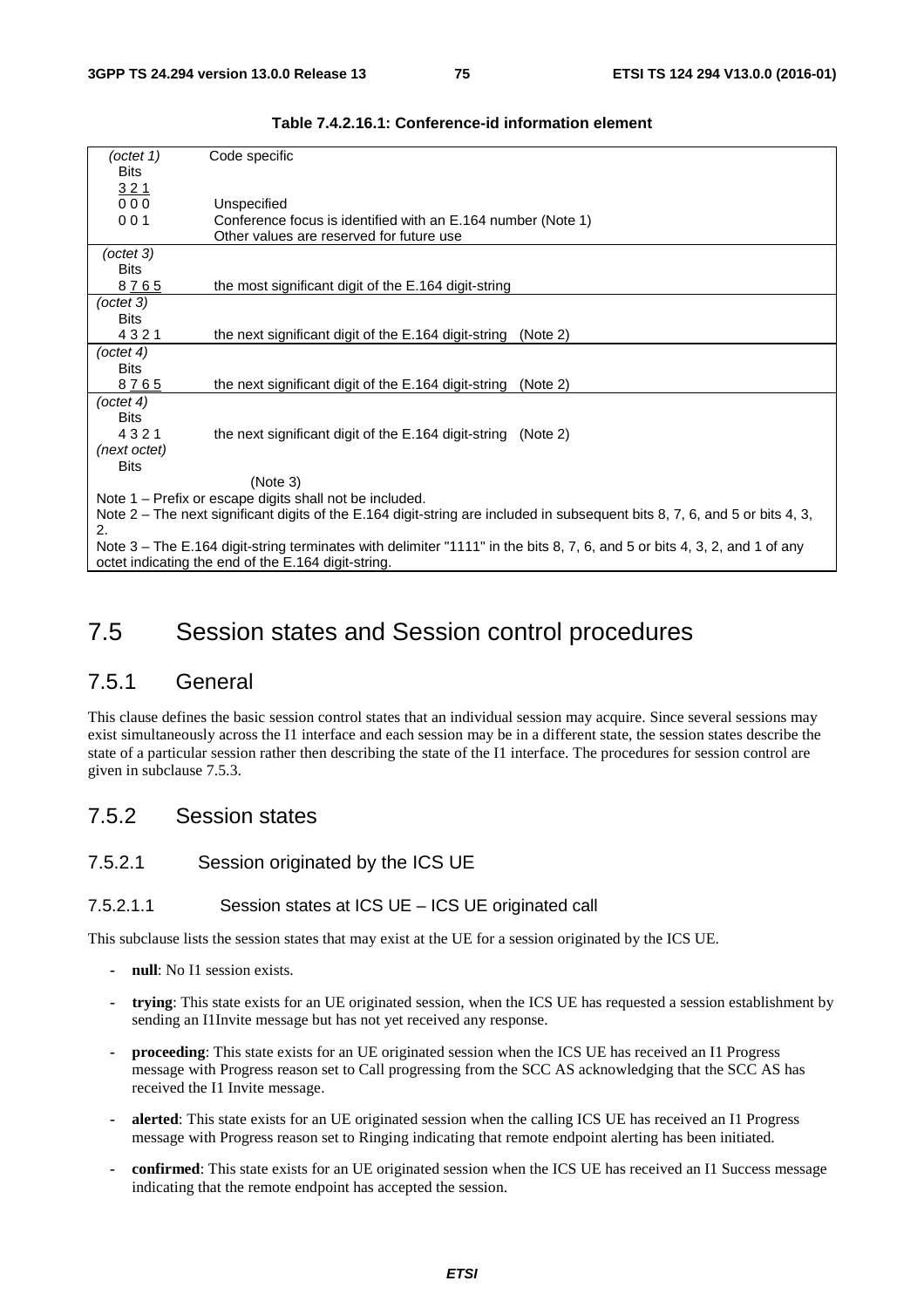**Table 7.4.2.16.1: Conference-id information element**

| | |
|---|---|
| *(octet 1)*<br>Bits<br>3 2 1<br>0 0 0<br>0 0 1 | Code specific<br><br><br>Unspecified<br>Conference focus is identified with an E.164 number (Note 1)<br>Other values are reserved for future use |
| *(octet 3)*<br>Bits<br>8 7 6 5 | <br><br>the most significant digit of the E.164 digit-string |
| *(octet 3)*<br>Bits<br>4 3 2 1 | <br><br>the next significant digit of the E.164 digit-string (Note 2) |
| *(octet 4)*<br>Bits<br>8 7 6 5 | <br><br>the next significant digit of the E.164 digit-string (Note 2) |
| *(octet 4)*<br>Bits<br>4 3 2 1<br>*(next octet)*<br>Bits | <br><br>the next significant digit of the E.164 digit-string (Note 2)<br><br><br>(Note 3) |
| Note 1 – Prefix or escape digits shall not be included.<br>Note 2 – The next significant digits of the E.164 digit-string are included in subsequent bits 8, 7, 6, and 5 or bits 4, 3, 2.<br>Note 3 – The E.164 digit-string terminates with delimiter "1111" in the bits 8, 7, 6, and 5 or bits 4, 3, 2, and 1 of any octet indicating the end of the E.164 digit-string. | |

# 7.5 Session states and Session control procedures

## 7.5.1 General

This clause defines the basic session control states that an individual session may acquire. Since several sessions may exist simultaneously across the I1 interface and each session may be in a different state, the session states describe the state of a particular session rather then describing the state of the I1 interface. The procedures for session control are given in subclause 7.5.3.

## 7.5.2 Session states

### 7.5.2.1 Session originated by the ICS UE

#### 7.5.2.1.1 Session states at ICS UE – ICS UE originated call

This subclause lists the session states that may exist at the UE for a session originated by the ICS UE.

- **null**: No I1 session exists.
- **trying**: This state exists for an UE originated session, when the ICS UE has requested a session establishment by sending an I1Invite message but has not yet received any response.
- **proceeding**: This state exists for an UE originated session when the ICS UE has received an I1 Progress message with Progress reason set to Call progressing from the SCC AS acknowledging that the SCC AS has received the I1 Invite message.
- **alerted**: This state exists for an UE originated session when the calling ICS UE has received an I1 Progress message with Progress reason set to Ringing indicating that remote endpoint alerting has been initiated.
- **confirmed**: This state exists for an UE originated session when the ICS UE has received an I1 Success message indicating that the remote endpoint has accepted the session.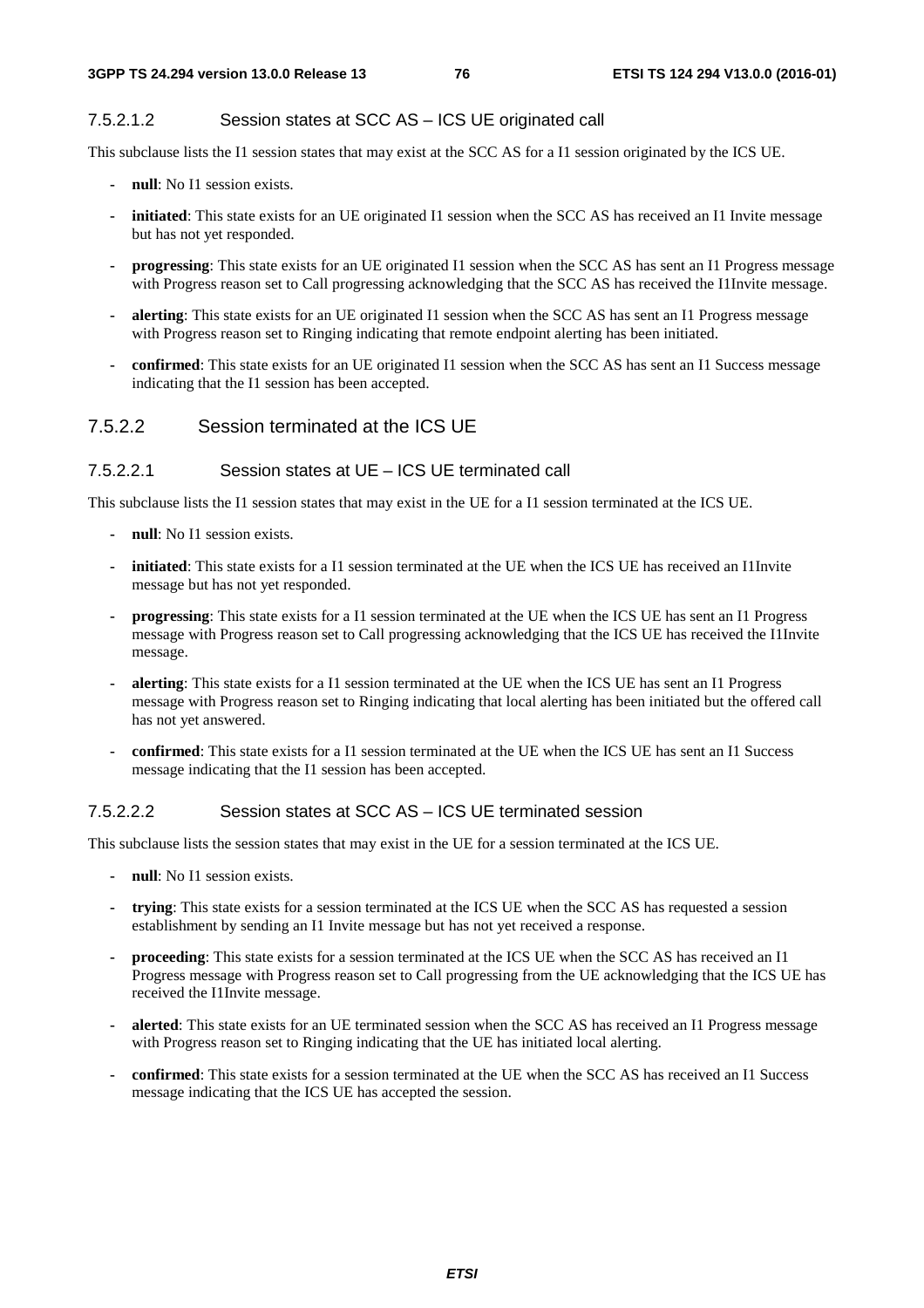#### 7.5.2.1.2 Session states at SCC AS – ICS UE originated call

This subclause lists the I1 session states that may exist at the SCC AS for a I1 session originated by the ICS UE.

- **null**: No I1 session exists.
- **initiated**: This state exists for an UE originated I1 session when the SCC AS has received an I1 Invite message but has not yet responded.
- **progressing**: This state exists for an UE originated I1 session when the SCC AS has sent an I1 Progress message with Progress reason set to Call progressing acknowledging that the SCC AS has received the I1Invite message.
- **alerting**: This state exists for an UE originated I1 session when the SCC AS has sent an I1 Progress message with Progress reason set to Ringing indicating that remote endpoint alerting has been initiated.
- **confirmed**: This state exists for an UE originated I1 session when the SCC AS has sent an I1 Success message indicating that the I1 session has been accepted.

### 7.5.2.2 Session terminated at the ICS UE

#### 7.5.2.2.1 Session states at UE – ICS UE terminated call

This subclause lists the I1 session states that may exist in the UE for a I1 session terminated at the ICS UE.

- **null**: No I1 session exists.
- **initiated**: This state exists for a I1 session terminated at the UE when the ICS UE has received an I1Invite message but has not yet responded.
- **progressing**: This state exists for a I1 session terminated at the UE when the ICS UE has sent an I1 Progress message with Progress reason set to Call progressing acknowledging that the ICS UE has received the I1Invite message.
- **alerting**: This state exists for a I1 session terminated at the UE when the ICS UE has sent an I1 Progress message with Progress reason set to Ringing indicating that local alerting has been initiated but the offered call has not yet answered.
- **confirmed**: This state exists for a I1 session terminated at the UE when the ICS UE has sent an I1 Success message indicating that the I1 session has been accepted.

#### 7.5.2.2.2 Session states at SCC AS – ICS UE terminated session

This subclause lists the session states that may exist in the UE for a session terminated at the ICS UE.

- **null**: No I1 session exists.
- **trying**: This state exists for a session terminated at the ICS UE when the SCC AS has requested a session establishment by sending an I1 Invite message but has not yet received a response.
- **proceeding**: This state exists for a session terminated at the ICS UE when the SCC AS has received an I1 Progress message with Progress reason set to Call progressing from the UE acknowledging that the ICS UE has received the I1Invite message.
- **alerted**: This state exists for an UE terminated session when the SCC AS has received an I1 Progress message with Progress reason set to Ringing indicating that the UE has initiated local alerting.
- **confirmed**: This state exists for a session terminated at the UE when the SCC AS has received an I1 Success message indicating that the ICS UE has accepted the session.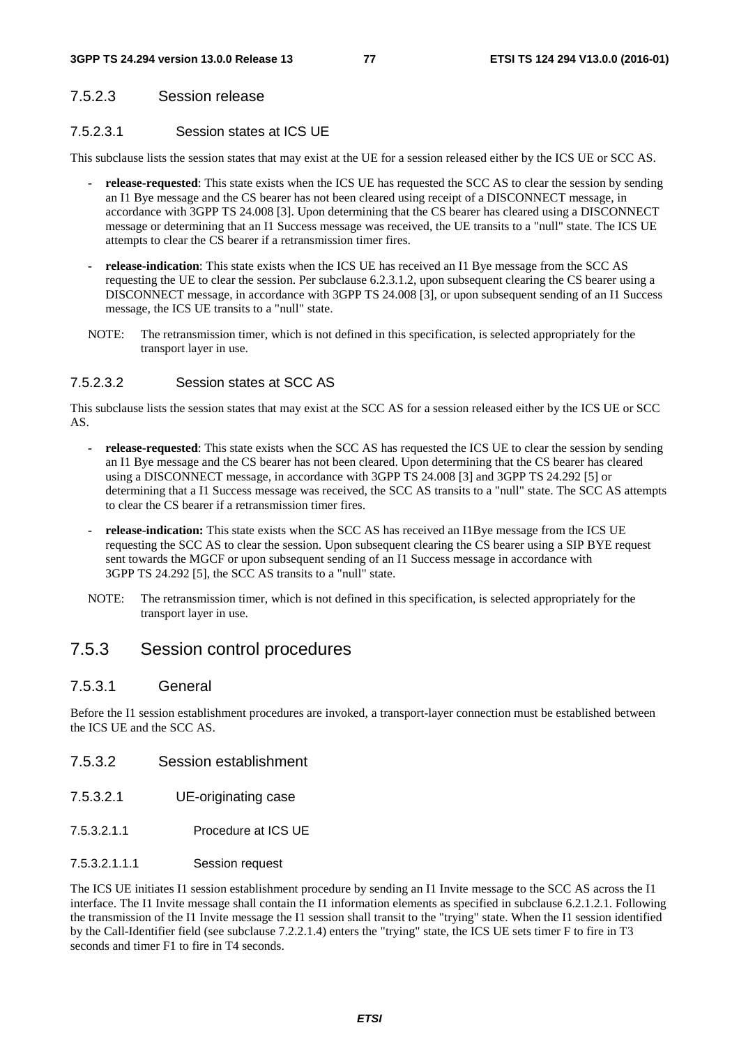#### 7.5.2.3 Session release

##### 7.5.2.3.1 Session states at ICS UE

This subclause lists the session states that may exist at the UE for a session released either by the ICS UE or SCC AS.

- **release-requested**: This state exists when the ICS UE has requested the SCC AS to clear the session by sending an I1 Bye message and the CS bearer has not been cleared using receipt of a DISCONNECT message, in accordance with 3GPP TS 24.008 [3]. Upon determining that the CS bearer has cleared using a DISCONNECT message or determining that an I1 Success message was received, the UE transits to a "null" state. The ICS UE attempts to clear the CS bearer if a retransmission timer fires.
- **release-indication**: This state exists when the ICS UE has received an I1 Bye message from the SCC AS requesting the UE to clear the session. Per subclause 6.2.3.1.2, upon subsequent clearing the CS bearer using a DISCONNECT message, in accordance with 3GPP TS 24.008 [3], or upon subsequent sending of an I1 Success message, the ICS UE transits to a "null" state.

NOTE: The retransmission timer, which is not defined in this specification, is selected appropriately for the transport layer in use.

##### 7.5.2.3.2 Session states at SCC AS

This subclause lists the session states that may exist at the SCC AS for a session released either by the ICS UE or SCC AS.

- **release-requested**: This state exists when the SCC AS has requested the ICS UE to clear the session by sending an I1 Bye message and the CS bearer has not been cleared. Upon determining that the CS bearer has cleared using a DISCONNECT message, in accordance with 3GPP TS 24.008 [3] and 3GPP TS 24.292 [5] or determining that a I1 Success message was received, the SCC AS transits to a "null" state. The SCC AS attempts to clear the CS bearer if a retransmission timer fires.
- **release-indication:** This state exists when the SCC AS has received an I1Bye message from the ICS UE requesting the SCC AS to clear the session. Upon subsequent clearing the CS bearer using a SIP BYE request sent towards the MGCF or upon subsequent sending of an I1 Success message in accordance with 3GPP TS 24.292 [5], the SCC AS transits to a "null" state.

NOTE: The retransmission timer, which is not defined in this specification, is selected appropriately for the transport layer in use.

## 7.5.3 Session control procedures

### 7.5.3.1 General

Before the I1 session establishment procedures are invoked, a transport-layer connection must be established between the ICS UE and the SCC AS.

### 7.5.3.2 Session establishment

#### 7.5.3.2.1 UE-originating case

##### 7.5.3.2.1.1 Procedure at ICS UE

###### 7.5.3.2.1.1.1 Session request

The ICS UE initiates I1 session establishment procedure by sending an I1 Invite message to the SCC AS across the I1 interface. The I1 Invite message shall contain the I1 information elements as specified in subclause 6.2.1.2.1. Following the transmission of the I1 Invite message the I1 session shall transit to the "trying" state. When the I1 session identified by the Call-Identifier field (see subclause 7.2.2.1.4) enters the "trying" state, the ICS UE sets timer F to fire in T3 seconds and timer F1 to fire in T4 seconds.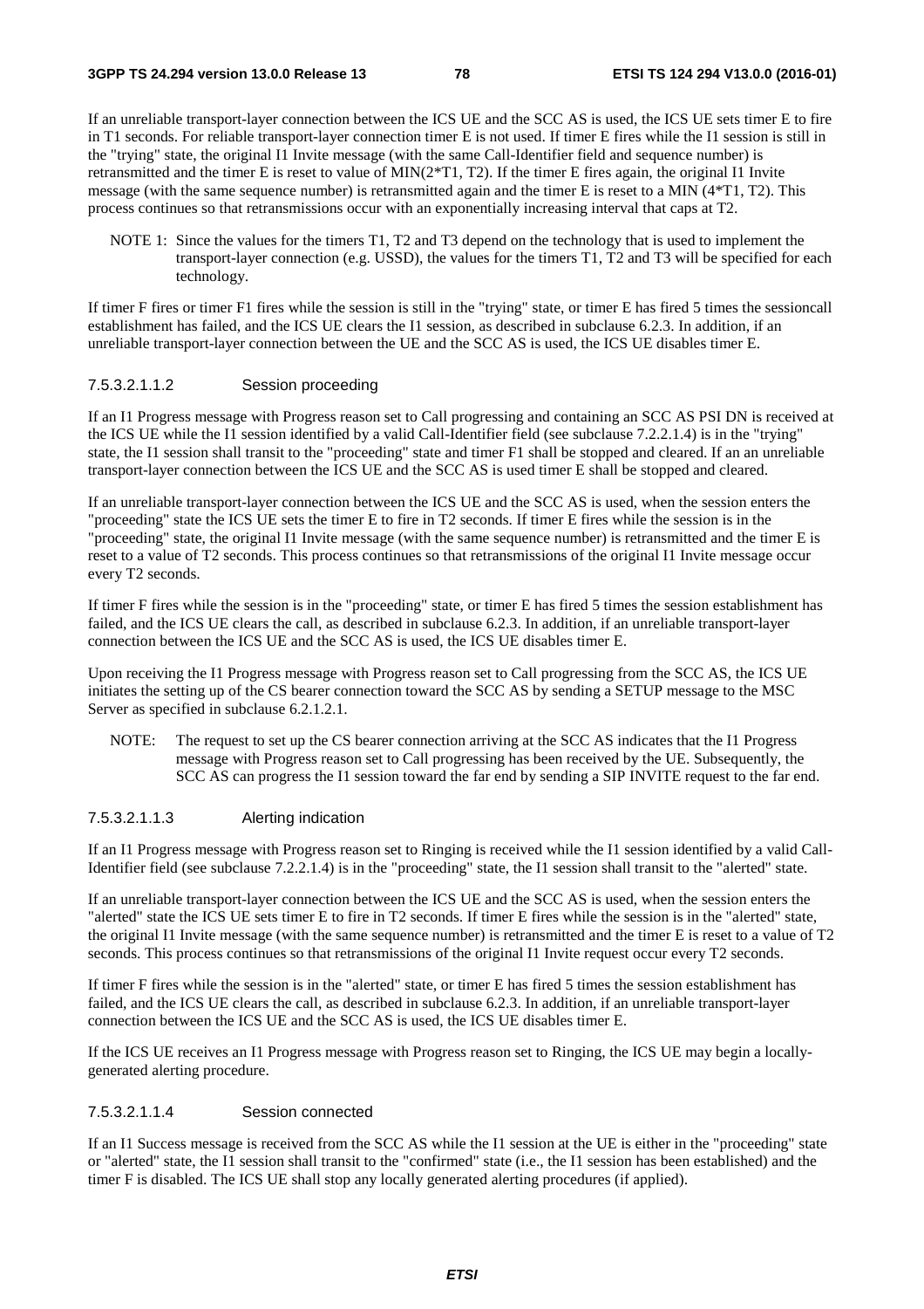If an unreliable transport-layer connection between the ICS UE and the SCC AS is used, the ICS UE sets timer E to fire in T1 seconds. For reliable transport-layer connection timer E is not used. If timer E fires while the I1 session is still in the "trying" state, the original I1 Invite message (with the same Call-Identifier field and sequence number) is retransmitted and the timer E is reset to value of MIN(2*T1, T2). If the timer E fires again, the original I1 Invite message (with the same sequence number) is retransmitted again and the timer E is reset to a MIN (4*T1, T2). This process continues so that retransmissions occur with an exponentially increasing interval that caps at T2.

NOTE 1: Since the values for the timers T1, T2 and T3 depend on the technology that is used to implement the transport-layer connection (e.g. USSD), the values for the timers T1, T2 and T3 will be specified for each technology.

If timer F fires or timer F1 fires while the session is still in the "trying" state, or timer E has fired 5 times the sessioncall establishment has failed, and the ICS UE clears the I1 session, as described in subclause 6.2.3. In addition, if an unreliable transport-layer connection between the UE and the SCC AS is used, the ICS UE disables timer E.

#### 7.5.3.2.1.1.2 Session proceeding

If an I1 Progress message with Progress reason set to Call progressing and containing an SCC AS PSI DN is received at the ICS UE while the I1 session identified by a valid Call-Identifier field (see subclause 7.2.2.1.4) is in the "trying" state, the I1 session shall transit to the "proceeding" state and timer F1 shall be stopped and cleared. If an an unreliable transport-layer connection between the ICS UE and the SCC AS is used timer E shall be stopped and cleared.

If an unreliable transport-layer connection between the ICS UE and the SCC AS is used, when the session enters the "proceeding" state the ICS UE sets the timer E to fire in T2 seconds. If timer E fires while the session is in the "proceeding" state, the original I1 Invite message (with the same sequence number) is retransmitted and the timer E is reset to a value of T2 seconds. This process continues so that retransmissions of the original I1 Invite message occur every T2 seconds.

If timer F fires while the session is in the "proceeding" state, or timer E has fired 5 times the session establishment has failed, and the ICS UE clears the call, as described in subclause 6.2.3. In addition, if an unreliable transport-layer connection between the ICS UE and the SCC AS is used, the ICS UE disables timer E.

Upon receiving the I1 Progress message with Progress reason set to Call progressing from the SCC AS, the ICS UE initiates the setting up of the CS bearer connection toward the SCC AS by sending a SETUP message to the MSC Server as specified in subclause 6.2.1.2.1.

NOTE: The request to set up the CS bearer connection arriving at the SCC AS indicates that the I1 Progress message with Progress reason set to Call progressing has been received by the UE. Subsequently, the SCC AS can progress the I1 session toward the far end by sending a SIP INVITE request to the far end.

#### 7.5.3.2.1.1.3 Alerting indication

If an I1 Progress message with Progress reason set to Ringing is received while the I1 session identified by a valid Call-Identifier field (see subclause 7.2.2.1.4) is in the "proceeding" state, the I1 session shall transit to the "alerted" state.

If an unreliable transport-layer connection between the ICS UE and the SCC AS is used, when the session enters the "alerted" state the ICS UE sets timer E to fire in T2 seconds. If timer E fires while the session is in the "alerted" state, the original I1 Invite message (with the same sequence number) is retransmitted and the timer E is reset to a value of T2 seconds. This process continues so that retransmissions of the original I1 Invite request occur every T2 seconds.

If timer F fires while the session is in the "alerted" state, or timer E has fired 5 times the session establishment has failed, and the ICS UE clears the call, as described in subclause 6.2.3. In addition, if an unreliable transport-layer connection between the ICS UE and the SCC AS is used, the ICS UE disables timer E.

If the ICS UE receives an I1 Progress message with Progress reason set to Ringing, the ICS UE may begin a locally-generated alerting procedure.

#### 7.5.3.2.1.1.4 Session connected

If an I1 Success message is received from the SCC AS while the I1 session at the UE is either in the "proceeding" state or "alerted" state, the I1 session shall transit to the "confirmed" state (i.e., the I1 session has been established) and the timer F is disabled. The ICS UE shall stop any locally generated alerting procedures (if applied).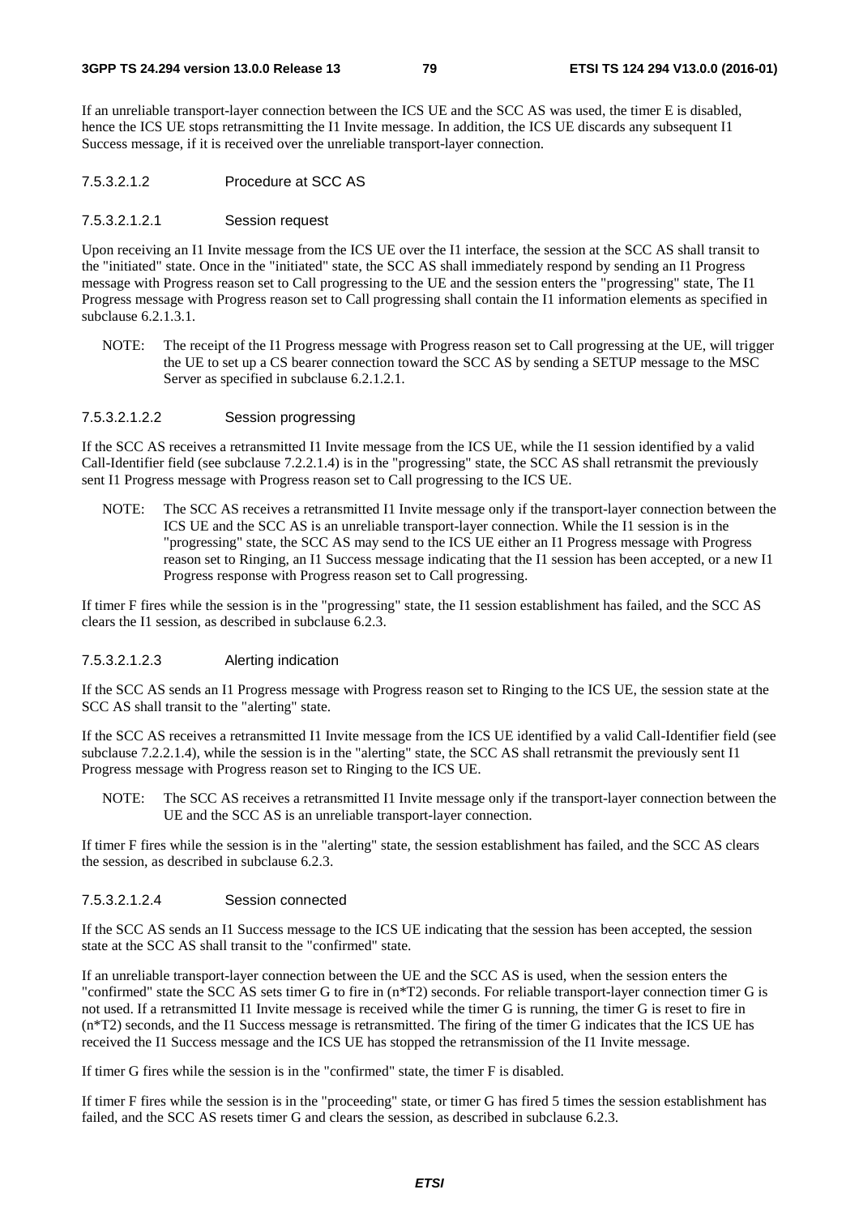If an unreliable transport-layer connection between the ICS UE and the SCC AS was used, the timer E is disabled, hence the ICS UE stops retransmitting the I1 Invite message. In addition, the ICS UE discards any subsequent I1 Success message, if it is received over the unreliable transport-layer connection.

###### 7.5.3.2.1.2 Procedure at SCC AS

###### 7.5.3.2.1.2.1 Session request

Upon receiving an I1 Invite message from the ICS UE over the I1 interface, the session at the SCC AS shall transit to the "initiated" state. Once in the "initiated" state, the SCC AS shall immediately respond by sending an I1 Progress message with Progress reason set to Call progressing to the UE and the session enters the "progressing" state, The I1 Progress message with Progress reason set to Call progressing shall contain the I1 information elements as specified in subclause 6.2.1.3.1.

NOTE: The receipt of the I1 Progress message with Progress reason set to Call progressing at the UE, will trigger the UE to set up a CS bearer connection toward the SCC AS by sending a SETUP message to the MSC Server as specified in subclause 6.2.1.2.1.

###### 7.5.3.2.1.2.2 Session progressing

If the SCC AS receives a retransmitted I1 Invite message from the ICS UE, while the I1 session identified by a valid Call-Identifier field (see subclause 7.2.2.1.4) is in the "progressing" state, the SCC AS shall retransmit the previously sent I1 Progress message with Progress reason set to Call progressing to the ICS UE.

NOTE: The SCC AS receives a retransmitted I1 Invite message only if the transport-layer connection between the ICS UE and the SCC AS is an unreliable transport-layer connection. While the I1 session is in the "progressing" state, the SCC AS may send to the ICS UE either an I1 Progress message with Progress reason set to Ringing, an I1 Success message indicating that the I1 session has been accepted, or a new I1 Progress response with Progress reason set to Call progressing.

If timer F fires while the session is in the "progressing" state, the I1 session establishment has failed, and the SCC AS clears the I1 session, as described in subclause 6.2.3.

###### 7.5.3.2.1.2.3 Alerting indication

If the SCC AS sends an I1 Progress message with Progress reason set to Ringing to the ICS UE, the session state at the SCC AS shall transit to the "alerting" state.

If the SCC AS receives a retransmitted I1 Invite message from the ICS UE identified by a valid Call-Identifier field (see subclause 7.2.2.1.4), while the session is in the "alerting" state, the SCC AS shall retransmit the previously sent I1 Progress message with Progress reason set to Ringing to the ICS UE.

NOTE: The SCC AS receives a retransmitted I1 Invite message only if the transport-layer connection between the UE and the SCC AS is an unreliable transport-layer connection.

If timer F fires while the session is in the "alerting" state, the session establishment has failed, and the SCC AS clears the session, as described in subclause 6.2.3.

###### 7.5.3.2.1.2.4 Session connected

If the SCC AS sends an I1 Success message to the ICS UE indicating that the session has been accepted, the session state at the SCC AS shall transit to the "confirmed" state.

If an unreliable transport-layer connection between the UE and the SCC AS is used, when the session enters the "confirmed" state the SCC AS sets timer G to fire in (n*T2) seconds. For reliable transport-layer connection timer G is not used. If a retransmitted I1 Invite message is received while the timer G is running, the timer G is reset to fire in (n*T2) seconds, and the I1 Success message is retransmitted. The firing of the timer G indicates that the ICS UE has received the I1 Success message and the ICS UE has stopped the retransmission of the I1 Invite message.

If timer G fires while the session is in the "confirmed" state, the timer F is disabled.

If timer F fires while the session is in the "proceeding" state, or timer G has fired 5 times the session establishment has failed, and the SCC AS resets timer G and clears the session, as described in subclause 6.2.3.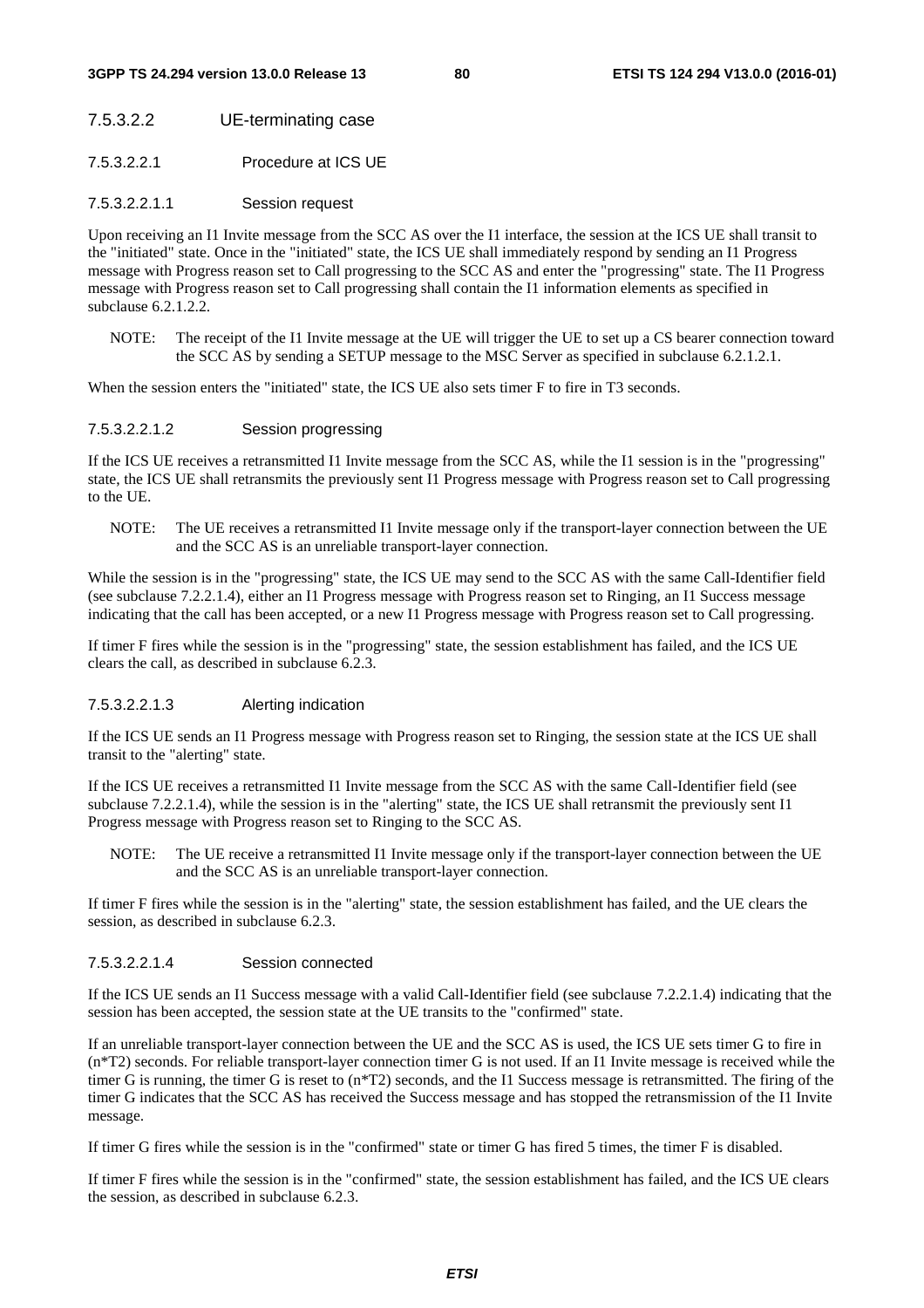#### 7.5.3.2.2 UE-terminating case

##### 7.5.3.2.2.1 Procedure at ICS UE

###### 7.5.3.2.2.1.1 Session request

Upon receiving an I1 Invite message from the SCC AS over the I1 interface, the session at the ICS UE shall transit to the "initiated" state. Once in the "initiated" state, the ICS UE shall immediately respond by sending an I1 Progress message with Progress reason set to Call progressing to the SCC AS and enter the "progressing" state. The I1 Progress message with Progress reason set to Call progressing shall contain the I1 information elements as specified in subclause 6.2.1.2.2.

NOTE: The receipt of the I1 Invite message at the UE will trigger the UE to set up a CS bearer connection toward the SCC AS by sending a SETUP message to the MSC Server as specified in subclause 6.2.1.2.1.

When the session enters the "initiated" state, the ICS UE also sets timer F to fire in T3 seconds.

###### 7.5.3.2.2.1.2 Session progressing

If the ICS UE receives a retransmitted I1 Invite message from the SCC AS, while the I1 session is in the "progressing" state, the ICS UE shall retransmits the previously sent I1 Progress message with Progress reason set to Call progressing to the UE.

NOTE: The UE receives a retransmitted I1 Invite message only if the transport-layer connection between the UE and the SCC AS is an unreliable transport-layer connection.

While the session is in the "progressing" state, the ICS UE may send to the SCC AS with the same Call-Identifier field (see subclause 7.2.2.1.4), either an I1 Progress message with Progress reason set to Ringing, an I1 Success message indicating that the call has been accepted, or a new I1 Progress message with Progress reason set to Call progressing.

If timer F fires while the session is in the "progressing" state, the session establishment has failed, and the ICS UE clears the call, as described in subclause 6.2.3.

###### 7.5.3.2.2.1.3 Alerting indication

If the ICS UE sends an I1 Progress message with Progress reason set to Ringing, the session state at the ICS UE shall transit to the "alerting" state.

If the ICS UE receives a retransmitted I1 Invite message from the SCC AS with the same Call-Identifier field (see subclause 7.2.2.1.4), while the session is in the "alerting" state, the ICS UE shall retransmit the previously sent I1 Progress message with Progress reason set to Ringing to the SCC AS.

NOTE: The UE receive a retransmitted I1 Invite message only if the transport-layer connection between the UE and the SCC AS is an unreliable transport-layer connection.

If timer F fires while the session is in the "alerting" state, the session establishment has failed, and the UE clears the session, as described in subclause 6.2.3.

###### 7.5.3.2.2.1.4 Session connected

If the ICS UE sends an I1 Success message with a valid Call-Identifier field (see subclause 7.2.2.1.4) indicating that the session has been accepted, the session state at the UE transits to the "confirmed" state.

If an unreliable transport-layer connection between the UE and the SCC AS is used, the ICS UE sets timer G to fire in (n*T2) seconds. For reliable transport-layer connection timer G is not used. If an I1 Invite message is received while the timer G is running, the timer G is reset to (n*T2) seconds, and the I1 Success message is retransmitted. The firing of the timer G indicates that the SCC AS has received the Success message and has stopped the retransmission of the I1 Invite message.

If timer G fires while the session is in the "confirmed" state or timer G has fired 5 times, the timer F is disabled.

If timer F fires while the session is in the "confirmed" state, the session establishment has failed, and the ICS UE clears the session, as described in subclause 6.2.3.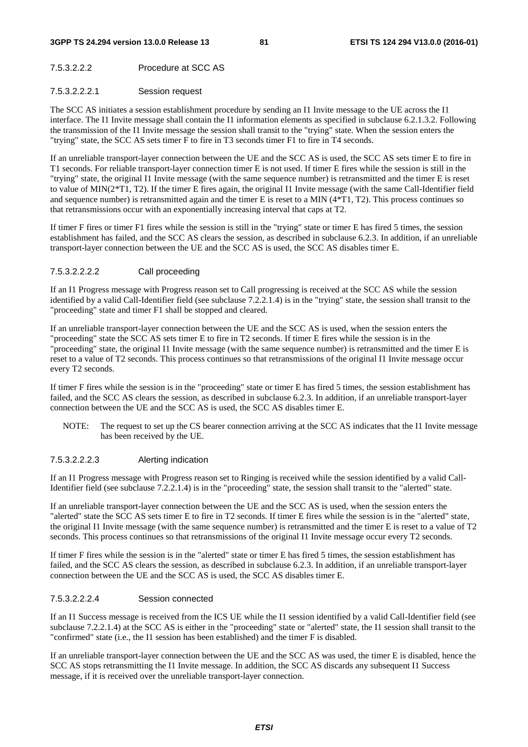#### 7.5.3.2.2.2 Procedure at SCC AS

##### 7.5.3.2.2.2.1 Session request

The SCC AS initiates a session establishment procedure by sending an I1 Invite message to the UE across the I1 interface. The I1 Invite message shall contain the I1 information elements as specified in subclause 6.2.1.3.2. Following the transmission of the I1 Invite message the session shall transit to the "trying" state. When the session enters the "trying" state, the SCC AS sets timer F to fire in T3 seconds timer F1 to fire in T4 seconds.

If an unreliable transport-layer connection between the UE and the SCC AS is used, the SCC AS sets timer E to fire in T1 seconds. For reliable transport-layer connection timer E is not used. If timer E fires while the session is still in the "trying" state, the original I1 Invite message (with the same sequence number) is retransmitted and the timer E is reset to value of MIN(2*T1, T2). If the timer E fires again, the original I1 Invite message (with the same Call-Identifier field and sequence number) is retransmitted again and the timer E is reset to a MIN (4*T1, T2). This process continues so that retransmissions occur with an exponentially increasing interval that caps at T2.

If timer F fires or timer F1 fires while the session is still in the "trying" state or timer E has fired 5 times, the session establishment has failed, and the SCC AS clears the session, as described in subclause 6.2.3. In addition, if an unreliable transport-layer connection between the UE and the SCC AS is used, the SCC AS disables timer E.

##### 7.5.3.2.2.2.2 Call proceeding

If an I1 Progress message with Progress reason set to Call progressing is received at the SCC AS while the session identified by a valid Call-Identifier field (see subclause 7.2.2.1.4) is in the "trying" state, the session shall transit to the "proceeding" state and timer F1 shall be stopped and cleared.

If an unreliable transport-layer connection between the UE and the SCC AS is used, when the session enters the "proceeding" state the SCC AS sets timer E to fire in T2 seconds. If timer E fires while the session is in the "proceeding" state, the original I1 Invite message (with the same sequence number) is retransmitted and the timer E is reset to a value of T2 seconds. This process continues so that retransmissions of the original I1 Invite message occur every T2 seconds.

If timer F fires while the session is in the "proceeding" state or timer E has fired 5 times, the session establishment has failed, and the SCC AS clears the session, as described in subclause 6.2.3. In addition, if an unreliable transport-layer connection between the UE and the SCC AS is used, the SCC AS disables timer E.

NOTE: The request to set up the CS bearer connection arriving at the SCC AS indicates that the I1 Invite message has been received by the UE.

##### 7.5.3.2.2.2.3 Alerting indication

If an I1 Progress message with Progress reason set to Ringing is received while the session identified by a valid Call-Identifier field (see subclause 7.2.2.1.4) is in the "proceeding" state, the session shall transit to the "alerted" state.

If an unreliable transport-layer connection between the UE and the SCC AS is used, when the session enters the "alerted" state the SCC AS sets timer E to fire in T2 seconds. If timer E fires while the session is in the "alerted" state, the original I1 Invite message (with the same sequence number) is retransmitted and the timer E is reset to a value of T2 seconds. This process continues so that retransmissions of the original I1 Invite message occur every T2 seconds.

If timer F fires while the session is in the "alerted" state or timer E has fired 5 times, the session establishment has failed, and the SCC AS clears the session, as described in subclause 6.2.3. In addition, if an unreliable transport-layer connection between the UE and the SCC AS is used, the SCC AS disables timer E.

##### 7.5.3.2.2.2.4 Session connected

If an I1 Success message is received from the ICS UE while the I1 session identified by a valid Call-Identifier field (see subclause 7.2.2.1.4) at the SCC AS is either in the "proceeding" state or "alerted" state, the I1 session shall transit to the "confirmed" state (i.e., the I1 session has been established) and the timer F is disabled.

If an unreliable transport-layer connection between the UE and the SCC AS was used, the timer E is disabled, hence the SCC AS stops retransmitting the I1 Invite message. In addition, the SCC AS discards any subsequent I1 Success message, if it is received over the unreliable transport-layer connection.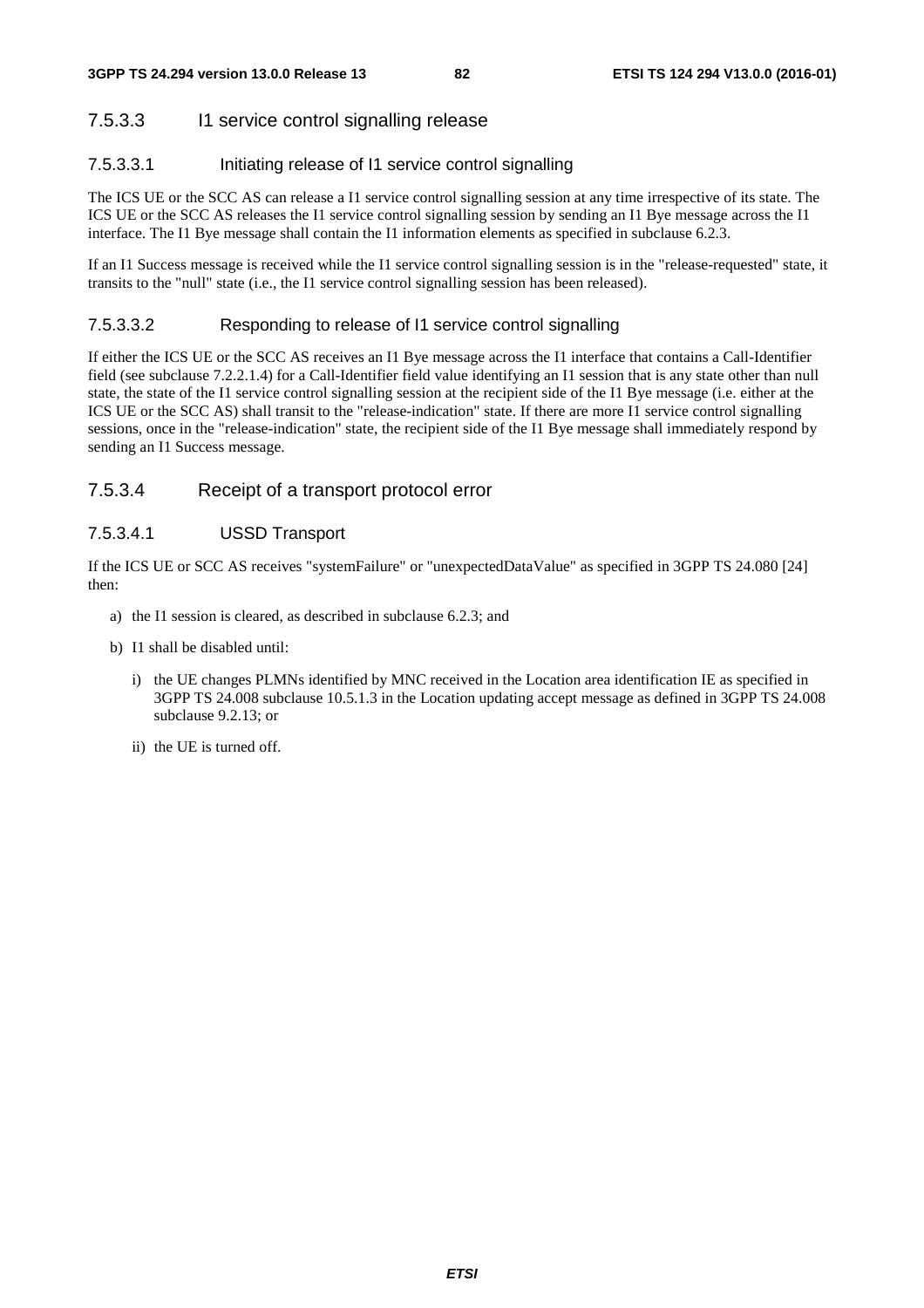### 7.5.3.3 I1 service control signalling release

#### 7.5.3.3.1 Initiating release of I1 service control signalling

The ICS UE or the SCC AS can release a I1 service control signalling session at any time irrespective of its state. The ICS UE or the SCC AS releases the I1 service control signalling session by sending an I1 Bye message across the I1 interface. The I1 Bye message shall contain the I1 information elements as specified in subclause 6.2.3.

If an I1 Success message is received while the I1 service control signalling session is in the "release-requested" state, it transits to the "null" state (i.e., the I1 service control signalling session has been released).

#### 7.5.3.3.2 Responding to release of I1 service control signalling

If either the ICS UE or the SCC AS receives an I1 Bye message across the I1 interface that contains a Call-Identifier field (see subclause 7.2.2.1.4) for a Call-Identifier field value identifying an I1 session that is any state other than null state, the state of the I1 service control signalling session at the recipient side of the I1 Bye message (i.e. either at the ICS UE or the SCC AS) shall transit to the "release-indication" state. If there are more I1 service control signalling sessions, once in the "release-indication" state, the recipient side of the I1 Bye message shall immediately respond by sending an I1 Success message.

### 7.5.3.4 Receipt of a transport protocol error

#### 7.5.3.4.1 USSD Transport

If the ICS UE or SCC AS receives "systemFailure" or "unexpectedDataValue" as specified in 3GPP TS 24.080 [24] then:

a) the I1 session is cleared, as described in subclause 6.2.3; and

b) I1 shall be disabled until:

   i) the UE changes PLMNs identified by MNC received in the Location area identification IE as specified in 3GPP TS 24.008 subclause 10.5.1.3 in the Location updating accept message as defined in 3GPP TS 24.008 subclause 9.2.13; or

   ii) the UE is turned off.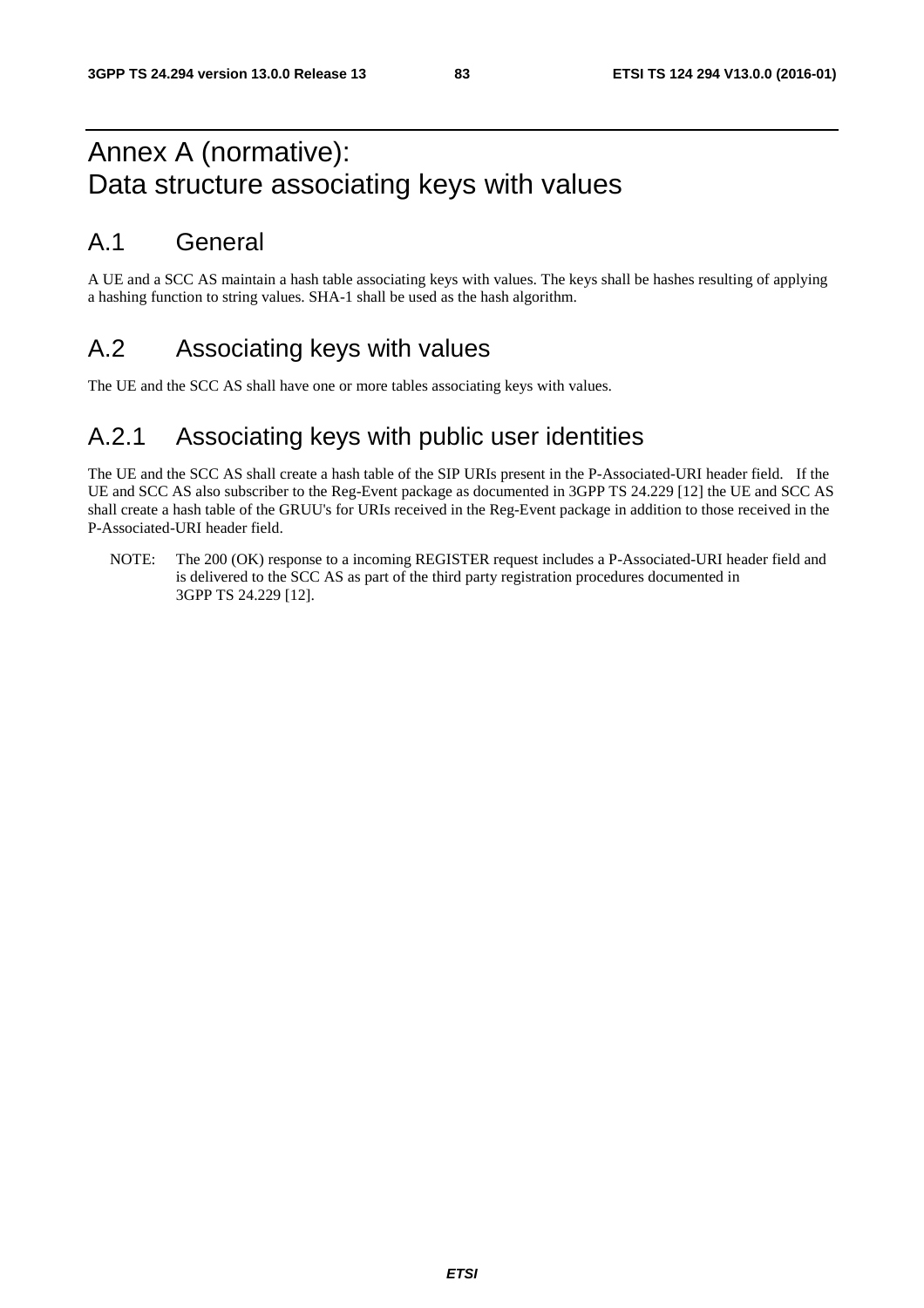# Annex A (normative): Data structure associating keys with values

## A.1 General

A UE and a SCC AS maintain a hash table associating keys with values. The keys shall be hashes resulting of applying a hashing function to string values. SHA-1 shall be used as the hash algorithm.

## A.2 Associating keys with values

The UE and the SCC AS shall have one or more tables associating keys with values.

### A.2.1 Associating keys with public user identities

The UE and the SCC AS shall create a hash table of the SIP URIs present in the P-Associated-URI header field. If the UE and SCC AS also subscriber to the Reg-Event package as documented in 3GPP TS 24.229 [12] the UE and SCC AS shall create a hash table of the GRUU's for URIs received in the Reg-Event package in addition to those received in the P-Associated-URI header field.

NOTE: The 200 (OK) response to a incoming REGISTER request includes a P-Associated-URI header field and is delivered to the SCC AS as part of the third party registration procedures documented in 3GPP TS 24.229 [12].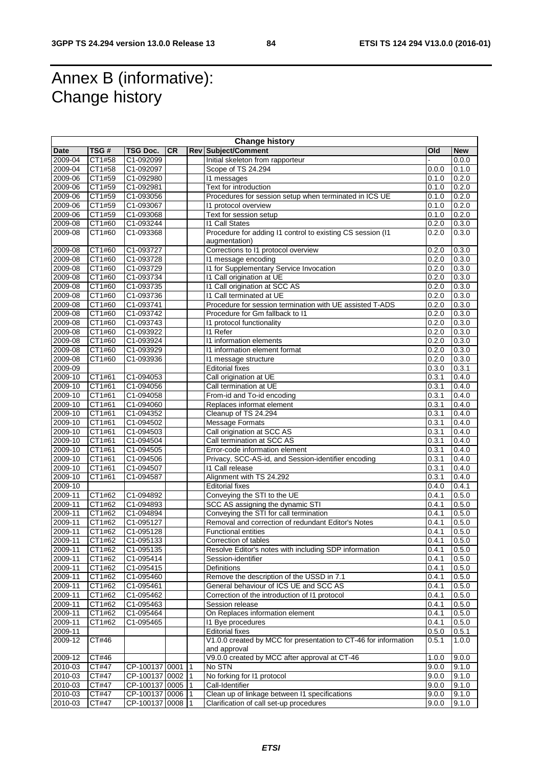# Annex B (informative): Change history

| Change history | | | | | | | |
|---|---|---|---|---|---|---|---|
| **Date** | **TSG #** | **TSG Doc.** | **CR** | **Rev** | **Subject/Comment** | **Old** | **New** |
| 2009-04 | CT1#58 | C1-092099 | | | Initial skeleton from rapporteur | - | 0.0.0 |
| 2009-04 | CT1#58 | C1-092097 | | | Scope of TS 24.294 | 0.0.0 | 0.1.0 |
| 2009-06 | CT1#59 | C1-092980 | | | I1 messages | 0.1.0 | 0.2.0 |
| 2009-06 | CT1#59 | C1-092981 | | | Text for introduction | 0.1.0 | 0.2.0 |
| 2009-06 | CT1#59 | C1-093056 | | | Procedures for session setup when terminated in ICS UE | 0.1.0 | 0.2.0 |
| 2009-06 | CT1#59 | C1-093067 | | | I1 protocol overview | 0.1.0 | 0.2.0 |
| 2009-06 | CT1#59 | C1-093068 | | | Text for session setup | 0.1.0 | 0.2.0 |
| 2009-08 | CT1#60 | C1-093244 | | | I1 Call States | 0.2.0 | 0.3.0 |
| 2009-08 | CT1#60 | C1-093368 | | | Procedure for adding I1 control to existing CS session (I1 augmentation) | 0.2.0 | 0.3.0 |
| 2009-08 | CT1#60 | C1-093727 | | | Corrections to I1 protocol overview | 0.2.0 | 0.3.0 |
| 2009-08 | CT1#60 | C1-093728 | | | I1 message encoding | 0.2.0 | 0.3.0 |
| 2009-08 | CT1#60 | C1-093729 | | | I1 for Supplementary Service Invocation | 0.2.0 | 0.3.0 |
| 2009-08 | CT1#60 | C1-093734 | | | I1 Call origination at UE | 0.2.0 | 0.3.0 |
| 2009-08 | CT1#60 | C1-093735 | | | I1 Call origination at SCC AS | 0.2.0 | 0.3.0 |
| 2009-08 | CT1#60 | C1-093736 | | | I1 Call terminated at UE | 0.2.0 | 0.3.0 |
| 2009-08 | CT1#60 | C1-093741 | | | Procedure for session termination with UE assisted T-ADS | 0.2.0 | 0.3.0 |
| 2009-08 | CT1#60 | C1-093742 | | | Procedure for Gm fallback to I1 | 0.2.0 | 0.3.0 |
| 2009-08 | CT1#60 | C1-093743 | | | I1 protocol functionality | 0.2.0 | 0.3.0 |
| 2009-08 | CT1#60 | C1-093922 | | | I1 Refer | 0.2.0 | 0.3.0 |
| 2009-08 | CT1#60 | C1-093924 | | | I1 information elements | 0.2.0 | 0.3.0 |
| 2009-08 | CT1#60 | C1-093929 | | | I1 information element format | 0.2.0 | 0.3.0 |
| 2009-08 | CT1#60 | C1-093936 | | | I1 message structure | 0.2.0 | 0.3.0 |
| 2009-09 | | | | | Editorial fixes | 0.3.0 | 0.3.1 |
| 2009-10 | CT1#61 | C1-094053 | | | Call origination at UE | 0.3.1 | 0.4.0 |
| 2009-10 | CT1#61 | C1-094056 | | | Call termination at UE | 0.3.1 | 0.4.0 |
| 2009-10 | CT1#61 | C1-094058 | | | From-id and To-id encoding | 0.3.1 | 0.4.0 |
| 2009-10 | CT1#61 | C1-094060 | | | Replaces informat element | 0.3.1 | 0.4.0 |
| 2009-10 | CT1#61 | C1-094352 | | | Cleanup of TS 24.294 | 0.3.1 | 0.4.0 |
| 2009-10 | CT1#61 | C1-094502 | | | Message Formats | 0.3.1 | 0.4.0 |
| 2009-10 | CT1#61 | C1-094503 | | | Call origination at SCC AS | 0.3.1 | 0.4.0 |
| 2009-10 | CT1#61 | C1-094504 | | | Call termination at SCC AS | 0.3.1 | 0.4.0 |
| 2009-10 | CT1#61 | C1-094505 | | | Error-code information element | 0.3.1 | 0.4.0 |
| 2009-10 | CT1#61 | C1-094506 | | | Privacy, SCC-AS-id, and Session-identifier encoding | 0.3.1 | 0.4.0 |
| 2009-10 | CT1#61 | C1-094507 | | | I1 Call release | 0.3.1 | 0.4.0 |
| 2009-10 | CT1#61 | C1-094587 | | | Alignment with TS 24.292 | 0.3.1 | 0.4.0 |
| 2009-10 | | | | | Editorial fixes | 0.4.0 | 0.4.1 |
| 2009-11 | CT1#62 | C1-094892 | | | Conveying the STI to the UE | 0.4.1 | 0.5.0 |
| 2009-11 | CT1#62 | C1-094893 | | | SCC AS assigning the dynamic STI | 0.4.1 | 0.5.0 |
| 2009-11 | CT1#62 | C1-094894 | | | Conveying the STI for call termination | 0.4.1 | 0.5.0 |
| 2009-11 | CT1#62 | C1-095127 | | | Removal and correction of redundant Editor's Notes | 0.4.1 | 0.5.0 |
| 2009-11 | CT1#62 | C1-095128 | | | Functional entities | 0.4.1 | 0.5.0 |
| 2009-11 | CT1#62 | C1-095133 | | | Correction of tables | 0.4.1 | 0.5.0 |
| 2009-11 | CT1#62 | C1-095135 | | | Resolve Editor's notes with including SDP information | 0.4.1 | 0.5.0 |
| 2009-11 | CT1#62 | C1-095414 | | | Session-identifier | 0.4.1 | 0.5.0 |
| 2009-11 | CT1#62 | C1-095415 | | | Definitions | 0.4.1 | 0.5.0 |
| 2009-11 | CT1#62 | C1-095460 | | | Remove the description of the USSD in 7.1 | 0.4.1 | 0.5.0 |
| 2009-11 | CT1#62 | C1-095461 | | | General behaviour of ICS UE and SCC AS | 0.4.1 | 0.5.0 |
| 2009-11 | CT1#62 | C1-095462 | | | Correction of the introduction of I1 protocol | 0.4.1 | 0.5.0 |
| 2009-11 | CT1#62 | C1-095463 | | | Session release | 0.4.1 | 0.5.0 |
| 2009-11 | CT1#62 | C1-095464 | | | On Replaces information element | 0.4.1 | 0.5.0 |
| 2009-11 | CT1#62 | C1-095465 | | | I1 Bye procedures | 0.4.1 | 0.5.0 |
| 2009-11 | | | | | Editorial fixes | 0.5.0 | 0.5.1 |
| 2009-12 | CT#46 | | | | V1.0.0 created by MCC for presentation to CT-46 for information and approval | 0.5.1 | 1.0.0 |
| 2009-12 | CT#46 | | | | V9.0.0 created by MCC after approval at CT-46 | 1.0.0 | 9.0.0 |
| 2010-03 | CT#47 | CP-100137 | 0001 | 1 | No STN | 9.0.0 | 9.1.0 |
| 2010-03 | CT#47 | CP-100137 | 0002 | 1 | No forking for I1 protocol | 9.0.0 | 9.1.0 |
| 2010-03 | CT#47 | CP-100137 | 0005 | 1 | Call-Identifier | 9.0.0 | 9.1.0 |
| 2010-03 | CT#47 | CP-100137 | 0006 | 1 | Clean up of linkage between I1 specifications | 9.0.0 | 9.1.0 |
| 2010-03 | CT#47 | CP-100137 | 0008 | 1 | Clarification of call set-up procedures | 9.0.0 | 9.1.0 |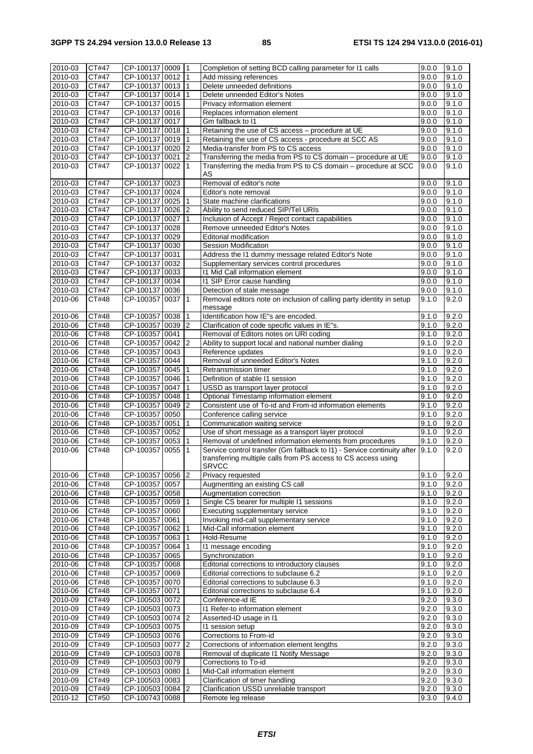| | | | | | | | |
|---|---|---|---|---|---|---|---|
| 2010-03 | CT#47 | CP-100137 | 0009 | 1 | Completion of setting BCD calling parameter for I1 calls | 9.0.0 | 9.1.0 |
| 2010-03 | CT#47 | CP-100137 | 0012 | 1 | Add missing references | 9.0.0 | 9.1.0 |
| 2010-03 | CT#47 | CP-100137 | 0013 | 1 | Delete unneeded definitions | 9.0.0 | 9.1.0 |
| 2010-03 | CT#47 | CP-100137 | 0014 | 1 | Delete unneeded Editor's Notes | 9.0.0 | 9.1.0 |
| 2010-03 | CT#47 | CP-100137 | 0015 | | Privacy information element | 9.0.0 | 9.1.0 |
| 2010-03 | CT#47 | CP-100137 | 0016 | | Replaces information element | 9.0.0 | 9.1.0 |
| 2010-03 | CT#47 | CP-100137 | 0017 | | Gm fallback to I1 | 9.0.0 | 9.1.0 |
| 2010-03 | CT#47 | CP-100137 | 0018 | 1 | Retaining the use of CS access – procedure at UE | 9.0.0 | 9.1.0 |
| 2010-03 | CT#47 | CP-100137 | 0019 | 1 | Retaining the use of CS access - procedure at SCC AS | 9.0.0 | 9.1.0 |
| 2010-03 | CT#47 | CP-100137 | 0020 | 2 | Media-transfer from PS to CS access | 9.0.0 | 9.1.0 |
| 2010-03 | CT#47 | CP-100137 | 0021 | 2 | Transferring the media from PS to CS domain – procedure at UE | 9.0.0 | 9.1.0 |
| 2010-03 | CT#47 | CP-100137 | 0022 | 1 | Transferring the media from PS to CS domain – procedure at SCC AS | 9.0.0 | 9.1.0 |
| 2010-03 | CT#47 | CP-100137 | 0023 | | Removal of editor's note | 9.0.0 | 9.1.0 |
| 2010-03 | CT#47 | CP-100137 | 0024 | | Editor's note removal | 9.0.0 | 9.1.0 |
| 2010-03 | CT#47 | CP-100137 | 0025 | 1 | State machine clarifications | 9.0.0 | 9.1.0 |
| 2010-03 | CT#47 | CP-100137 | 0026 | 2 | Ability to send reduced SIP/Tel URIs | 9.0.0 | 9.1.0 |
| 2010-03 | CT#47 | CP-100137 | 0027 | 1 | Inclusion of Accept / Reject contact capabilities | 9.0.0 | 9.1.0 |
| 2010-03 | CT#47 | CP-100137 | 0028 | | Remove unneeded Editor's Notes | 9.0.0 | 9.1.0 |
| 2010-03 | CT#47 | CP-100137 | 0029 | | Editorial modification | 9.0.0 | 9.1.0 |
| 2010-03 | CT#47 | CP-100137 | 0030 | | Session Modification | 9.0.0 | 9.1.0 |
| 2010-03 | CT#47 | CP-100137 | 0031 | | Address the I1 dummy message related Editor's Note | 9.0.0 | 9.1.0 |
| 2010-03 | CT#47 | CP-100137 | 0032 | | Supplementary services control procedures | 9.0.0 | 9.1.0 |
| 2010-03 | CT#47 | CP-100137 | 0033 | | I1 Mid Call information element | 9.0.0 | 9.1.0 |
| 2010-03 | CT#47 | CP-100137 | 0034 | | I1 SIP Error cause handling | 9.0.0 | 9.1.0 |
| 2010-03 | CT#47 | CP-100137 | 0036 | | Detection of stale message | 9.0.0 | 9.1.0 |
| 2010-06 | CT#48 | CP-100357 | 0037 | 1 | Removal editors note on inclusion of calling party identity in setup message | 9.1.0 | 9.2.0 |
| 2010-06 | CT#48 | CP-100357 | 0038 | 1 | Identification how IE"s are encoded. | 9.1.0 | 9.2.0 |
| 2010-06 | CT#48 | CP-100357 | 0039 | 2 | Clarification of code specific values in IE"s. | 9.1.0 | 9.2.0 |
| 2010-06 | CT#48 | CP-100357 | 0041 | | Removal of Editors notes on URI coding | 9.1.0 | 9.2.0 |
| 2010-06 | CT#48 | CP-100357 | 0042 | 2 | Ability to support local and national number dialing | 9.1.0 | 9.2.0 |
| 2010-06 | CT#48 | CP-100357 | 0043 | | Reference updates | 9.1.0 | 9.2.0 |
| 2010-06 | CT#48 | CP-100357 | 0044 | | Removal of unneeded Editor's Notes | 9.1.0 | 9.2.0 |
| 2010-06 | CT#48 | CP-100357 | 0045 | 1 | Retransmission timer | 9.1.0 | 9.2.0 |
| 2010-06 | CT#48 | CP-100357 | 0046 | 1 | Definition of stable I1 session | 9.1.0 | 9.2.0 |
| 2010-06 | CT#48 | CP-100357 | 0047 | 1 | USSD as transport layer protocol | 9.1.0 | 9.2.0 |
| 2010-06 | CT#48 | CP-100357 | 0048 | 1 | Optional Timestamp information element | 9.1.0 | 9.2.0 |
| 2010-06 | CT#48 | CP-100357 | 0049 | 2 | Consistent use of To-id and From-id information elements | 9.1.0 | 9.2.0 |
| 2010-06 | CT#48 | CP-100357 | 0050 | | Conference calling service | 9.1.0 | 9.2.0 |
| 2010-06 | CT#48 | CP-100357 | 0051 | 1 | Communication waiting service | 9.1.0 | 9.2.0 |
| 2010-06 | CT#48 | CP-100357 | 0052 | | Use of short message as a transport layer protocol | 9.1.0 | 9.2.0 |
| 2010-06 | CT#48 | CP-100357 | 0053 | 1 | Removal of undefined information elements from procedures | 9.1.0 | 9.2.0 |
| 2010-06 | CT#48 | CP-100357 | 0055 | 1 | Service control transfer (Gm fallback to I1) - Service continuity after transferring multiple calls from PS access to CS access using SRVCC | 9.1.0 | 9.2.0 |
| 2010-06 | CT#48 | CP-100357 | 0056 | 2 | Privacy requested | 9.1.0 | 9.2.0 |
| 2010-06 | CT#48 | CP-100357 | 0057 | | Augmentting an existing CS call | 9.1.0 | 9.2.0 |
| 2010-06 | CT#48 | CP-100357 | 0058 | | Augmentation correction | 9.1.0 | 9.2.0 |
| 2010-06 | CT#48 | CP-100357 | 0059 | 1 | Single CS bearer for multiple I1 sessions | 9.1.0 | 9.2.0 |
| 2010-06 | CT#48 | CP-100357 | 0060 | | Executing supplementary service | 9.1.0 | 9.2.0 |
| 2010-06 | CT#48 | CP-100357 | 0061 | | Invoking mid-call supplementary service | 9.1.0 | 9.2.0 |
| 2010-06 | CT#48 | CP-100357 | 0062 | 1 | Mid-Call information element | 9.1.0 | 9.2.0 |
| 2010-06 | CT#48 | CP-100357 | 0063 | 1 | Hold-Resume | 9.1.0 | 9.2.0 |
| 2010-06 | CT#48 | CP-100357 | 0064 | 1 | I1 message encoding | 9.1.0 | 9.2.0 |
| 2010-06 | CT#48 | CP-100357 | 0065 | | Synchronization | 9.1.0 | 9.2.0 |
| 2010-06 | CT#48 | CP-100357 | 0068 | | Editorial corrections to introductory clauses | 9.1.0 | 9.2.0 |
| 2010-06 | CT#48 | CP-100357 | 0069 | | Editorial corrections to subclause 6.2 | 9.1.0 | 9.2.0 |
| 2010-06 | CT#48 | CP-100357 | 0070 | | Editorial corrections to subclause 6.3 | 9.1.0 | 9.2.0 |
| 2010-06 | CT#48 | CP-100357 | 0071 | | Editorial corrections to subclause 6.4 | 9.1.0 | 9.2.0 |
| 2010-09 | CT#49 | CP-100503 | 0072 | | Conference-id IE | 9.2.0 | 9.3.0 |
| 2010-09 | CT#49 | CP-100503 | 0073 | | I1 Refer-to information element | 9.2.0 | 9.3.0 |
| 2010-09 | CT#49 | CP-100503 | 0074 | 2 | Asserted-ID usage in I1 | 9.2.0 | 9.3.0 |
| 2010-09 | CT#49 | CP-100503 | 0075 | | I1 session setup | 9.2.0 | 9.3.0 |
| 2010-09 | CT#49 | CP-100503 | 0076 | | Corrections to From-id | 9.2.0 | 9.3.0 |
| 2010-09 | CT#49 | CP-100503 | 0077 | 2 | Corrections of information element lengths | 9.2.0 | 9.3.0 |
| 2010-09 | CT#49 | CP-100503 | 0078 | | Removal of duplicate I1 Notify Message | 9.2.0 | 9.3.0 |
| 2010-09 | CT#49 | CP-100503 | 0079 | | Corrections to To-id | 9.2.0 | 9.3.0 |
| 2010-09 | CT#49 | CP-100503 | 0080 | 1 | Mid-Call information element | 9.2.0 | 9.3.0 |
| 2010-09 | CT#49 | CP-100503 | 0083 | | Clarification of timer handling | 9.2.0 | 9.3.0 |
| 2010-09 | CT#49 | CP-100503 | 0084 | 2 | Clarification USSD unreliable transport | 9.2.0 | 9.3.0 |
| 2010-12 | CT#50 | CP-100743 | 0088 | | Remote leg release | 9.3.0 | 9.4.0 |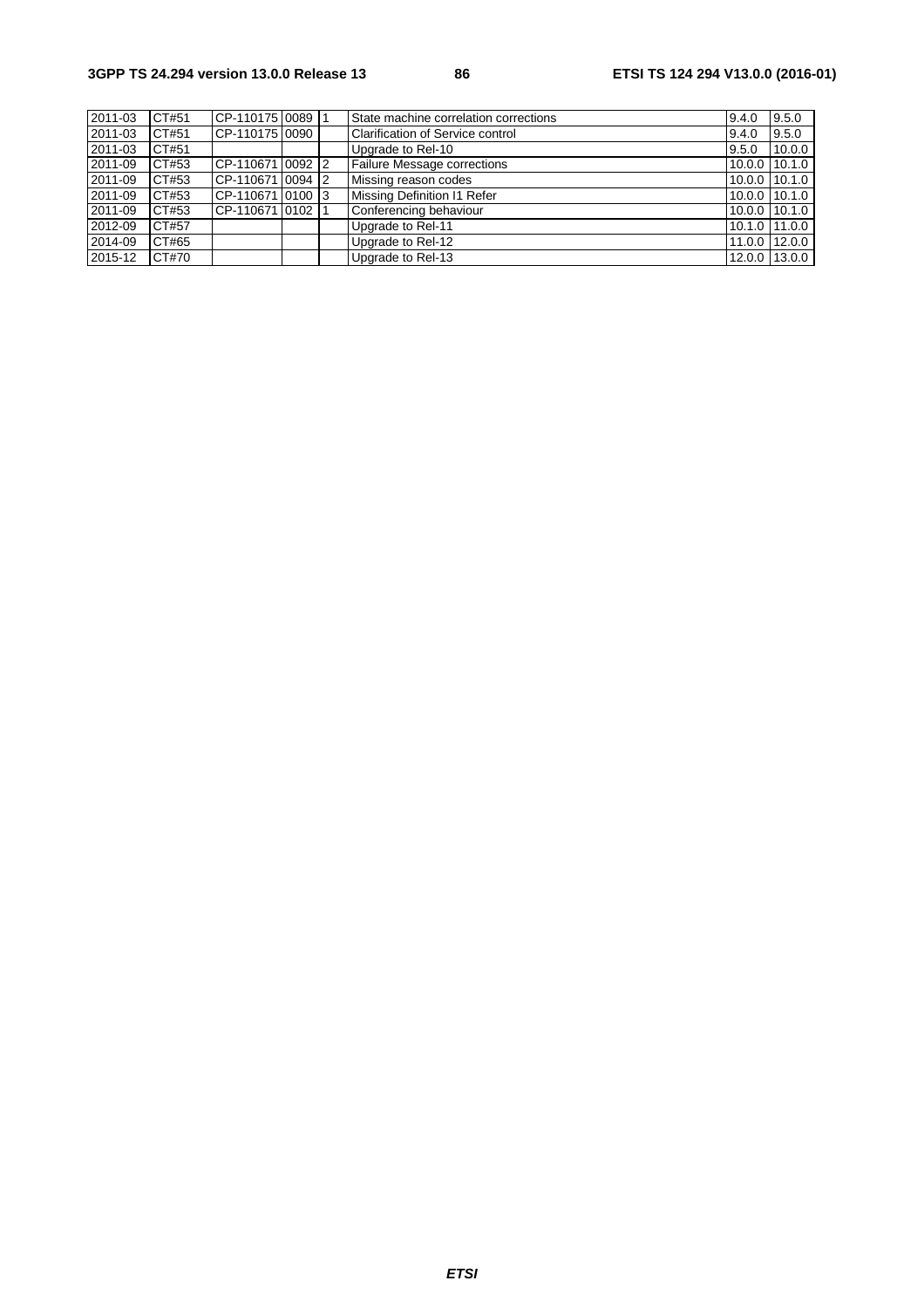| | | | | | | | |
|---|---|---|---|---|---|---|---|
| 2011-03 | CT#51 | CP-110175 | 0089 | 1 | State machine correlation corrections | 9.4.0 | 9.5.0 |
| 2011-03 | CT#51 | CP-110175 | 0090 | | Clarification of Service control | 9.4.0 | 9.5.0 |
| 2011-03 | CT#51 | | | | Upgrade to Rel-10 | 9.5.0 | 10.0.0 |
| 2011-09 | CT#53 | CP-110671 | 0092 | 2 | Failure Message corrections | 10.0.0 | 10.1.0 |
| 2011-09 | CT#53 | CP-110671 | 0094 | 2 | Missing reason codes | 10.0.0 | 10.1.0 |
| 2011-09 | CT#53 | CP-110671 | 0100 | 3 | Missing Definition I1 Refer | 10.0.0 | 10.1.0 |
| 2011-09 | CT#53 | CP-110671 | 0102 | 1 | Conferencing behaviour | 10.0.0 | 10.1.0 |
| 2012-09 | CT#57 | | | | Upgrade to Rel-11 | 10.1.0 | 11.0.0 |
| 2014-09 | CT#65 | | | | Upgrade to Rel-12 | 11.0.0 | 12.0.0 |
| 2015-12 | CT#70 | | | | Upgrade to Rel-13 | 12.0.0 | 13.0.0 |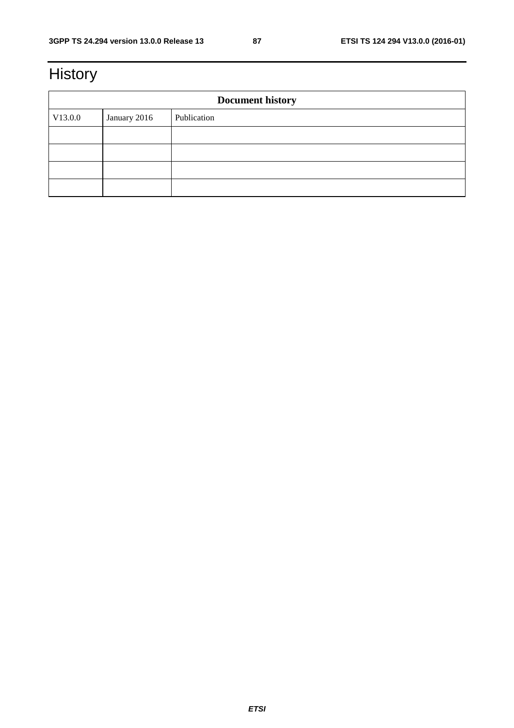# History

| Document history | | |
|---|---|---|
| V13.0.0 | January 2016 | Publication |
| | | |
| | | |
| | | |
| | | |